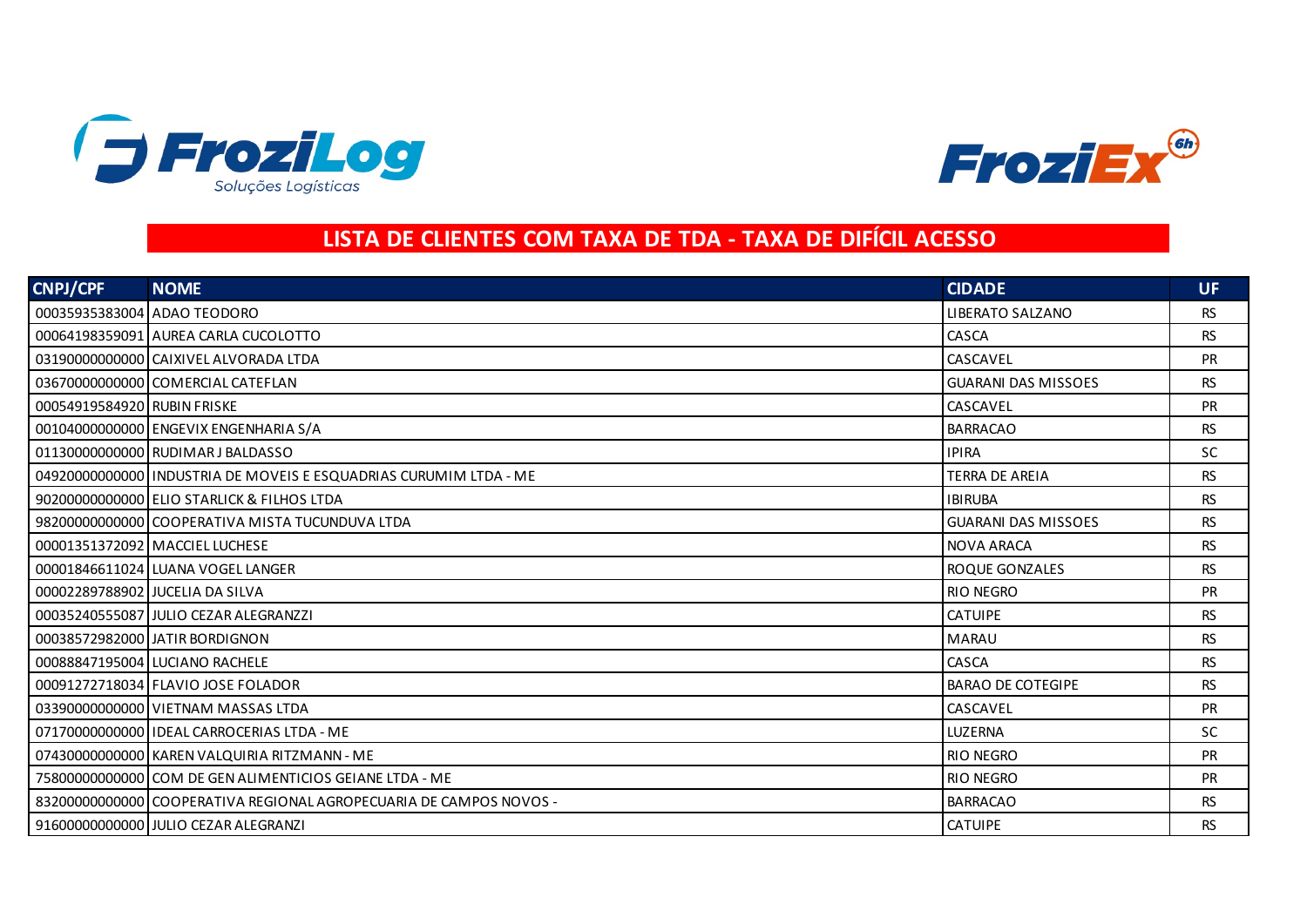# LISTA DE CLIENTES COM TAXA DE TDA - TAXA DE DIFÍCIL ACESSO

| CNPJ/CPF | NOME | CIDADE | UF |
|---|---|---|---|
| 00035935383004 | ADAO TEODORO | LIBERATO SALZANO | RS |
| 00064198359091 | AUREA CARLA CUCOLOTTO | CASCA | RS |
| 03190000000000 | CAIXIVEL ALVORADA LTDA | CASCAVEL | PR |
| 03670000000000 | COMERCIAL CATEFLAN | GUARANI DAS MISSOES | RS |
| 00054919584920 | RUBIN FRISKE | CASCAVEL | PR |
| 00104000000000 | ENGEVIX ENGENHARIA S/A | BARRACAO | RS |
| 01130000000000 | RUDIMAR J BALDASSO | IPIRA | SC |
| 04920000000000 | INDUSTRIA DE MOVEIS E ESQUADRIAS CURUMIM LTDA - ME | TERRA DE AREIA | RS |
| 90200000000000 | ELIO STARLICK & FILHOS LTDA | IBIRUBA | RS |
| 98200000000000 | COOPERATIVA MISTA TUCUNDUVA LTDA | GUARANI DAS MISSOES | RS |
| 00001351372092 | MACCIEL LUCHESE | NOVA ARACA | RS |
| 00001846611024 | LUANA VOGEL LANGER | ROQUE GONZALES | RS |
| 00002289788902 | JUCELIA DA SILVA | RIO NEGRO | PR |
| 00035240555087 | JULIO CEZAR ALEGRANZZI | CATUIPE | RS |
| 00038572982000 | JATIR BORDIGNON | MARAU | RS |
| 00088847195004 | LUCIANO RACHELE | CASCA | RS |
| 00091272718034 | FLAVIO JOSE FOLADOR | BARAO DE COTEGIPE | RS |
| 03390000000000 | VIETNAM MASSAS LTDA | CASCAVEL | PR |
| 07170000000000 | IDEAL CARROCERIAS LTDA - ME | LUZERNA | SC |
| 07430000000000 | KAREN VALQUIRIA RITZMANN - ME | RIO NEGRO | PR |
| 75800000000000 | COM DE GEN ALIMENTICIOS GEIANE LTDA - ME | RIO NEGRO | PR |
| 83200000000000 | COOPERATIVA REGIONAL AGROPECUARIA DE CAMPOS NOVOS - | BARRACAO | RS |
| 91600000000000 | JULIO CEZAR ALEGRANZI | CATUIPE | RS |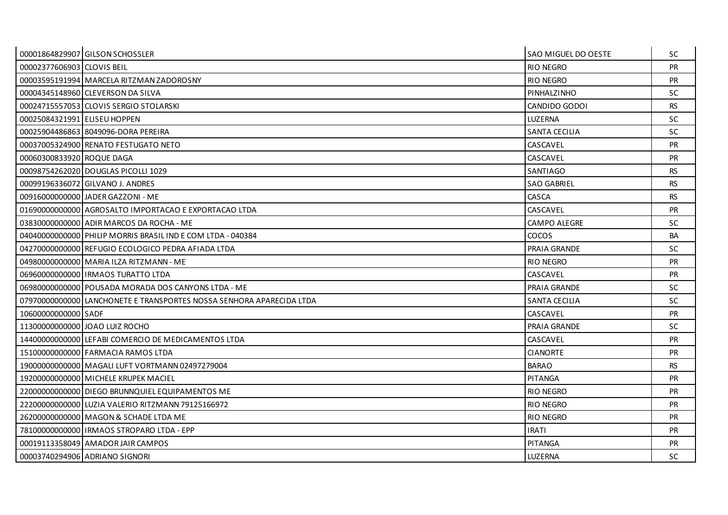| | | | |
|---|---|---|---|
| 00001864829907 | GILSON SCHOSSLER | SAO MIGUEL DO OESTE | SC |
| 00002377606903 | CLOVIS BEIL | RIO NEGRO | PR |
| 00003595191994 | MARCELA RITZMAN ZADOROSNY | RIO NEGRO | PR |
| 00004345148960 | CLEVERSON DA SILVA | PINHALZINHO | SC |
| 00024715557053 | CLOVIS SERGIO STOLARSKI | CANDIDO GODOI | RS |
| 00025084321991 | ELISEU HOPPEN | LUZERNA | SC |
| 00025904486863 | 8049096-DORA PEREIRA | SANTA CECILIA | SC |
| 00037005324900 | RENATO FESTUGATO NETO | CASCAVEL | PR |
| 00060300833920 | ROQUE DAGA | CASCAVEL | PR |
| 00098754262020 | DOUGLAS PICOLLI 1029 | SANTIAGO | RS |
| 00099196336072 | GILVANO J. ANDRES | SAO GABRIEL | RS |
| 00916000000000 | JADER GAZZONI - ME | CASCA | RS |
| 01690000000000 | AGROSALTO IMPORTACAO E EXPORTACAO LTDA | CASCAVEL | PR |
| 03830000000000 | ADIR MARCOS DA ROCHA - ME | CAMPO ALEGRE | SC |
| 04040000000000 | PHILIP MORRIS BRASIL IND E COM LTDA - 040384 | COCOS | BA |
| 04270000000000 | REFUGIO ECOLOGICO PEDRA AFIADA LTDA | PRAIA GRANDE | SC |
| 04980000000000 | MARIA ILZA RITZMANN - ME | RIO NEGRO | PR |
| 06960000000000 | IRMAOS TURATTO LTDA | CASCAVEL | PR |
| 06980000000000 | POUSADA MORADA DOS CANYONS LTDA - ME | PRAIA GRANDE | SC |
| 07970000000000 | LANCHONETE E TRANSPORTES NOSSA SENHORA APARECIDA LTDA | SANTA CECILIA | SC |
| 10600000000000 | SADF | CASCAVEL | PR |
| 11300000000000 | JOAO LUIZ ROCHO | PRAIA GRANDE | SC |
| 14400000000000 | LEFABI COMERCIO DE MEDICAMENTOS LTDA | CASCAVEL | PR |
| 15100000000000 | FARMACIA RAMOS LTDA | CIANORTE | PR |
| 19000000000000 | MAGALI LUFT VORTMANN 02497279004 | BARAO | RS |
| 19200000000000 | MICHELE KRUPEK MACIEL | PITANGA | PR |
| 22000000000000 | DIEGO BRUNNQUIEL EQUIPAMENTOS ME | RIO NEGRO | PR |
| 22200000000000 | LUZIA VALERIO RITZMANN 79125166972 | RIO NEGRO | PR |
| 26200000000000 | MAGON & SCHADE LTDA ME | RIO NEGRO | PR |
| 78100000000000 | IRMAOS STROPARO LTDA - EPP | IRATI | PR |
| 00019113358049 | AMADOR JAIR CAMPOS | PITANGA | PR |
| 00003740294906 | ADRIANO SIGNORI | LUZERNA | SC |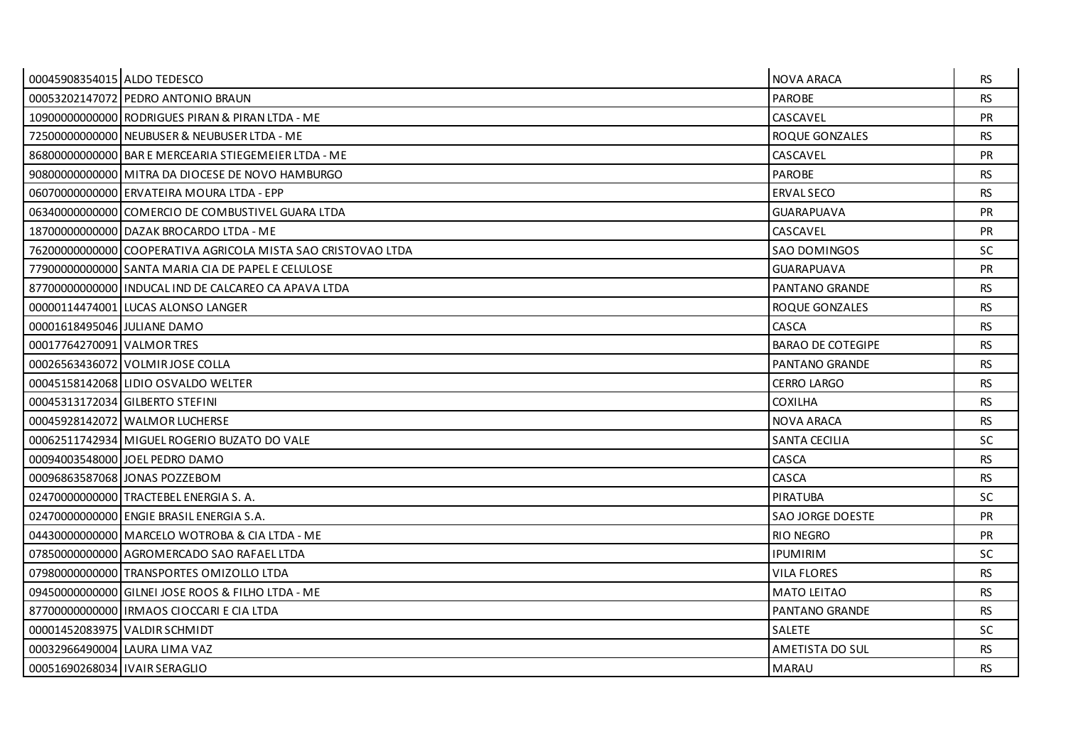| | | | |
|---|---|---|---|
| 00045908354015 | ALDO TEDESCO | NOVA ARACA | RS |
| 00053202147072 | PEDRO ANTONIO BRAUN | PAROBE | RS |
| 10900000000000 | RODRIGUES PIRAN & PIRAN LTDA - ME | CASCAVEL | PR |
| 72500000000000 | NEUBUSER & NEUBUSER LTDA - ME | ROQUE GONZALES | RS |
| 86800000000000 | BAR E MERCEARIA STIEGEMEIER LTDA - ME | CASCAVEL | PR |
| 90800000000000 | MITRA DA DIOCESE DE NOVO HAMBURGO | PAROBE | RS |
| 06070000000000 | ERVATEIRA MOURA LTDA - EPP | ERVAL SECO | RS |
| 06340000000000 | COMERCIO DE COMBUSTIVEL GUARA LTDA | GUARAPUAVA | PR |
| 18700000000000 | DAZAK BROCARDO LTDA - ME | CASCAVEL | PR |
| 76200000000000 | COOPERATIVA AGRICOLA MISTA SAO CRISTOVAO LTDA | SAO DOMINGOS | SC |
| 77900000000000 | SANTA MARIA CIA DE PAPEL E CELULOSE | GUARAPUAVA | PR |
| 87700000000000 | INDUCAL IND DE CALCAREO CA APAVA LTDA | PANTANO GRANDE | RS |
| 00000114474001 | LUCAS ALONSO LANGER | ROQUE GONZALES | RS |
| 00001618495046 | JULIANE DAMO | CASCA | RS |
| 00017764270091 | VALMOR TRES | BARAO DE COTEGIPE | RS |
| 00026563436072 | VOLMIR JOSE COLLA | PANTANO GRANDE | RS |
| 00045158142068 | LIDIO OSVALDO WELTER | CERRO LARGO | RS |
| 00045313172034 | GILBERTO STEFINI | COXILHA | RS |
| 00045928142072 | WALMOR LUCHERSE | NOVA ARACA | RS |
| 00062511742934 | MIGUEL ROGERIO BUZATO DO VALE | SANTA CECILIA | SC |
| 00094003548000 | JOEL PEDRO DAMO | CASCA | RS |
| 00096863587068 | JONAS POZZEBOM | CASCA | RS |
| 02470000000000 | TRACTEBEL ENERGIA S. A. | PIRATUBA | SC |
| 02470000000000 | ENGIE BRASIL ENERGIA S.A. | SAO JORGE DOESTE | PR |
| 04430000000000 | MARCELO WOTROBA & CIA LTDA - ME | RIO NEGRO | PR |
| 07850000000000 | AGROMERCADO SAO RAFAEL LTDA | IPUMIRIM | SC |
| 07980000000000 | TRANSPORTES OMIZOLLO LTDA | VILA FLORES | RS |
| 09450000000000 | GILNEI JOSE ROOS & FILHO LTDA - ME | MATO LEITAO | RS |
| 87700000000000 | IRMAOS CIOCCARI E CIA LTDA | PANTANO GRANDE | RS |
| 00001452083975 | VALDIR SCHMIDT | SALETE | SC |
| 00032966490004 | LAURA LIMA VAZ | AMETISTA DO SUL | RS |
| 00051690268034 | IVAIR SERAGLIO | MARAU | RS |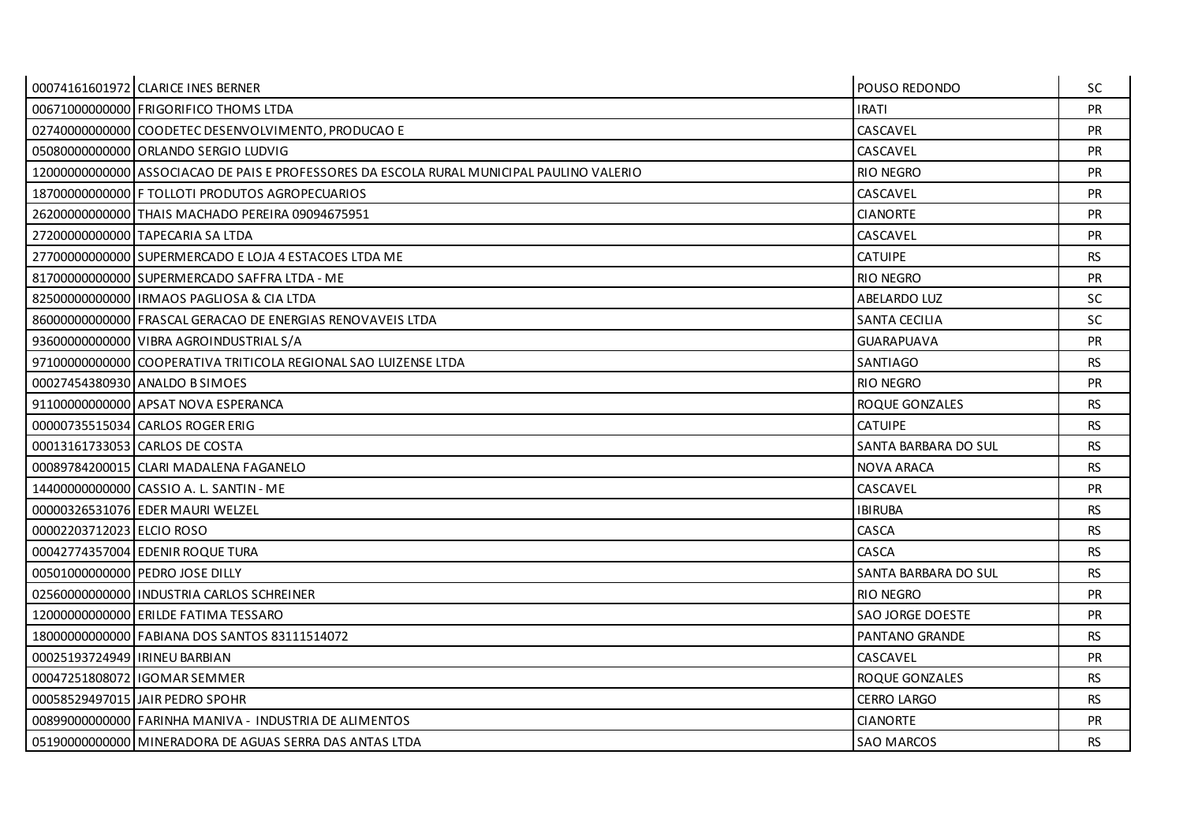| | | | |
|---|---|---|---|
| 00074161601972 | CLARICE INES BERNER | POUSO REDONDO | SC |
| 00671000000000 | FRIGORIFICO THOMS LTDA | IRATI | PR |
| 02740000000000 | COODETEC DESENVOLVIMENTO, PRODUCAO E | CASCAVEL | PR |
| 05080000000000 | ORLANDO SERGIO LUDVIG | CASCAVEL | PR |
| 12000000000000 | ASSOCIACAO DE PAIS E PROFESSORES DA ESCOLA RURAL MUNICIPAL PAULINO VALERIO | RIO NEGRO | PR |
| 18700000000000 | F TOLLOTI PRODUTOS AGROPECUARIOS | CASCAVEL | PR |
| 26200000000000 | THAIS MACHADO PEREIRA 09094675951 | CIANORTE | PR |
| 27200000000000 | TAPECARIA SA LTDA | CASCAVEL | PR |
| 27700000000000 | SUPERMERCADO E LOJA 4 ESTACOES LTDA ME | CATUIPE | RS |
| 81700000000000 | SUPERMERCADO SAFFRA LTDA - ME | RIO NEGRO | PR |
| 82500000000000 | IRMAOS PAGLIOSA & CIA LTDA | ABELARDO LUZ | SC |
| 86000000000000 | FRASCAL GERACAO DE ENERGIAS RENOVAVEIS LTDA | SANTA CECILIA | SC |
| 93600000000000 | VIBRA AGROINDUSTRIAL S/A | GUARAPUAVA | PR |
| 97100000000000 | COOPERATIVA TRITICOLA REGIONAL SAO LUIZENSE LTDA | SANTIAGO | RS |
| 00027454380930 | ANALDO B SIMOES | RIO NEGRO | PR |
| 91100000000000 | APSAT NOVA ESPERANCA | ROQUE GONZALES | RS |
| 00000735515034 | CARLOS ROGER ERIG | CATUIPE | RS |
| 00013161733053 | CARLOS DE COSTA | SANTA BARBARA DO SUL | RS |
| 00089784200015 | CLARI MADALENA FAGANELO | NOVA ARACA | RS |
| 14400000000000 | CASSIO A. L. SANTIN - ME | CASCAVEL | PR |
| 00000326531076 | EDER MAURI WELZEL | IBIRUBA | RS |
| 00002203712023 | ELCIO ROSO | CASCA | RS |
| 00042774357004 | EDENIR ROQUE TURA | CASCA | RS |
| 00501000000000 | PEDRO JOSE DILLY | SANTA BARBARA DO SUL | RS |
| 02560000000000 | INDUSTRIA CARLOS SCHREINER | RIO NEGRO | PR |
| 12000000000000 | ERILDE FATIMA TESSARO | SAO JORGE DOESTE | PR |
| 18000000000000 | FABIANA DOS SANTOS 83111514072 | PANTANO GRANDE | RS |
| 00025193724949 | IRINEU BARBIAN | CASCAVEL | PR |
| 00047251808072 | IGOMAR SEMMER | ROQUE GONZALES | RS |
| 00058529497015 | JAIR PEDRO SPOHR | CERRO LARGO | RS |
| 00899000000000 | FARINHA MANIVA - INDUSTRIA DE ALIMENTOS | CIANORTE | PR |
| 05190000000000 | MINERADORA DE AGUAS SERRA DAS ANTAS LTDA | SAO MARCOS | RS |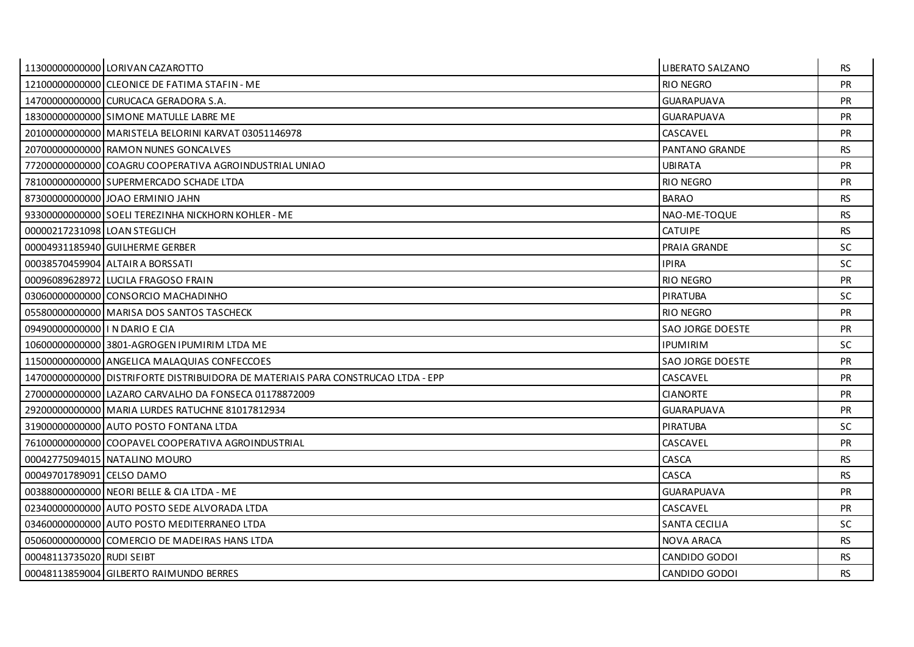| | | | |
|---|---|---|---|
| 11300000000000 | LORIVAN CAZAROTTO | LIBERATO SALZANO | RS |
| 12100000000000 | CLEONICE DE FATIMA STAFIN - ME | RIO NEGRO | PR |
| 14700000000000 | CURUCACA GERADORA S.A. | GUARAPUAVA | PR |
| 18300000000000 | SIMONE MATULLE LABRE ME | GUARAPUAVA | PR |
| 20100000000000 | MARISTELA BELORINI KARVAT 03051146978 | CASCAVEL | PR |
| 20700000000000 | RAMON NUNES GONCALVES | PANTANO GRANDE | RS |
| 77200000000000 | COAGRU COOPERATIVA AGROINDUSTRIAL UNIAO | UBIRATA | PR |
| 78100000000000 | SUPERMERCADO SCHADE LTDA | RIO NEGRO | PR |
| 87300000000000 | JOAO ERMINIO JAHN | BARAO | RS |
| 93300000000000 | SOELI TEREZINHA NICKHORN KOHLER - ME | NAO-ME-TOQUE | RS |
| 00000217231098 | LOAN STEGLICH | CATUIPE | RS |
| 00004931185940 | GUILHERME GERBER | PRAIA GRANDE | SC |
| 00038570459904 | ALTAIR A BORSSATI | IPIRA | SC |
| 00096089628972 | LUCILA FRAGOSO FRAIN | RIO NEGRO | PR |
| 03060000000000 | CONSORCIO MACHADINHO | PIRATUBA | SC |
| 05580000000000 | MARISA DOS SANTOS TASCHECK | RIO NEGRO | PR |
| 09490000000000 | I N DARIO E CIA | SAO JORGE DOESTE | PR |
| 10600000000000 | 3801-AGROGEN IPUMIRIM LTDA ME | IPUMIRIM | SC |
| 11500000000000 | ANGELICA MALAQUIAS CONFECCOES | SAO JORGE DOESTE | PR |
| 14700000000000 | DISTRIFORTE DISTRIBUIDORA DE MATERIAIS PARA CONSTRUCAO LTDA - EPP | CASCAVEL | PR |
| 27000000000000 | LAZARO CARVALHO DA FONSECA 01178872009 | CIANORTE | PR |
| 29200000000000 | MARIA LURDES RATUCHNE 81017812934 | GUARAPUAVA | PR |
| 31900000000000 | AUTO POSTO FONTANA LTDA | PIRATUBA | SC |
| 76100000000000 | COOPAVEL COOPERATIVA AGROINDUSTRIAL | CASCAVEL | PR |
| 00042775094015 | NATALINO MOURO | CASCA | RS |
| 00049701789091 | CELSO DAMO | CASCA | RS |
| 00388000000000 | NEORI BELLE & CIA LTDA - ME | GUARAPUAVA | PR |
| 02340000000000 | AUTO POSTO SEDE ALVORADA LTDA | CASCAVEL | PR |
| 03460000000000 | AUTO POSTO MEDITERRANEO LTDA | SANTA CECILIA | SC |
| 05060000000000 | COMERCIO DE MADEIRAS HANS LTDA | NOVA ARACA | RS |
| 00048113735020 | RUDI SEIBT | CANDIDO GODOI | RS |
| 00048113859004 | GILBERTO RAIMUNDO BERRES | CANDIDO GODOI | RS |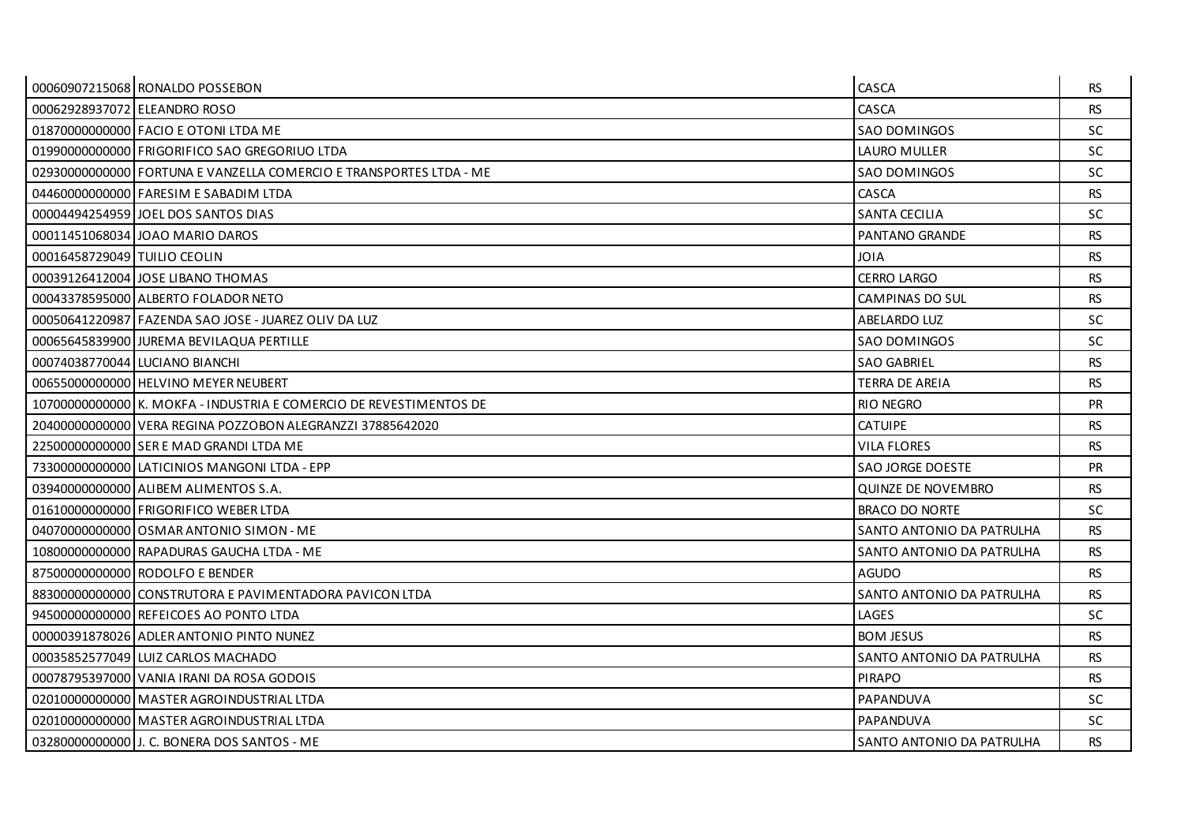| | | | |
|---|---|---|---|
| 00060907215068 | RONALDO POSSEBON | CASCA | RS |
| 00062928937072 | ELEANDRO ROSO | CASCA | RS |
| 01870000000000 | FACIO E OTONI LTDA ME | SAO DOMINGOS | SC |
| 01990000000000 | FRIGORIFICO SAO GREGORIUO LTDA | LAURO MULLER | SC |
| 02930000000000 | FORTUNA E VANZELLA COMERCIO E TRANSPORTES LTDA - ME | SAO DOMINGOS | SC |
| 04460000000000 | FARESIM E SABADIM LTDA | CASCA | RS |
| 00004494254959 | JOEL DOS SANTOS DIAS | SANTA CECILIA | SC |
| 00011451068034 | JOAO MARIO DAROS | PANTANO GRANDE | RS |
| 00016458729049 | TUILIO CEOLIN | JOIA | RS |
| 00039126412004 | JOSE LIBANO THOMAS | CERRO LARGO | RS |
| 00043378595000 | ALBERTO FOLADOR NETO | CAMPINAS DO SUL | RS |
| 00050641220987 | FAZENDA SAO JOSE - JUAREZ OLIV DA LUZ | ABELARDO LUZ | SC |
| 00065645839900 | JUREMA BEVILAQUA PERTILLE | SAO DOMINGOS | SC |
| 00074038770044 | LUCIANO BIANCHI | SAO GABRIEL | RS |
| 00655000000000 | HELVINO MEYER NEUBERT | TERRA DE AREIA | RS |
| 10700000000000 | K. MOKFA - INDUSTRIA E COMERCIO DE REVESTIMENTOS DE | RIO NEGRO | PR |
| 20400000000000 | VERA REGINA POZZOBON ALEGRANZZI 37885642020 | CATUIPE | RS |
| 22500000000000 | SER E MAD GRANDI LTDA ME | VILA FLORES | RS |
| 73300000000000 | LATICINIOS MANGONI LTDA - EPP | SAO JORGE DOESTE | PR |
| 03940000000000 | ALIBEM ALIMENTOS S.A. | QUINZE DE NOVEMBRO | RS |
| 01610000000000 | FRIGORIFICO WEBER LTDA | BRACO DO NORTE | SC |
| 04070000000000 | OSMAR ANTONIO SIMON - ME | SANTO ANTONIO DA PATRULHA | RS |
| 10800000000000 | RAPADURAS GAUCHA LTDA - ME | SANTO ANTONIO DA PATRULHA | RS |
| 87500000000000 | RODOLFO E BENDER | AGUDO | RS |
| 88300000000000 | CONSTRUTORA E PAVIMENTADORA PAVICON LTDA | SANTO ANTONIO DA PATRULHA | RS |
| 94500000000000 | REFEICOES AO PONTO LTDA | LAGES | SC |
| 00000391878026 | ADLER ANTONIO PINTO NUNEZ | BOM JESUS | RS |
| 00035852577049 | LUIZ CARLOS MACHADO | SANTO ANTONIO DA PATRULHA | RS |
| 00078795397000 | VANIA IRANI DA ROSA GODOIS | PIRAPO | RS |
| 02010000000000 | MASTER AGROINDUSTRIAL LTDA | PAPANDUVA | SC |
| 02010000000000 | MASTER AGROINDUSTRIAL LTDA | PAPANDUVA | SC |
| 03280000000000 | J. C. BONERA DOS SANTOS - ME | SANTO ANTONIO DA PATRULHA | RS |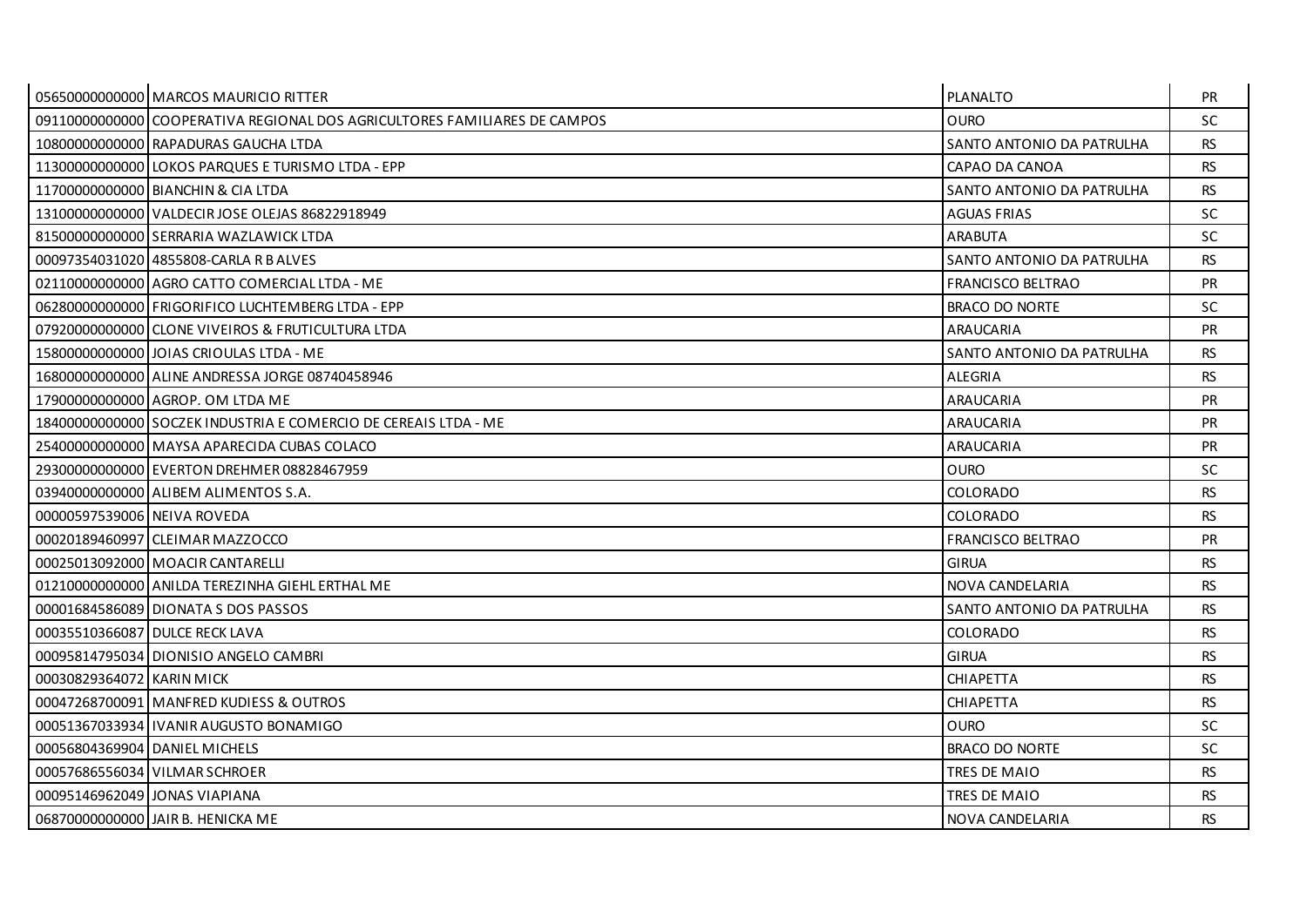| | | | |
|---|---|---|---|
| 05650000000000 | MARCOS MAURICIO RITTER | PLANALTO | PR |
| 09110000000000 | COOPERATIVA REGIONAL DOS AGRICULTORES FAMILIARES DE CAMPOS | OURO | SC |
| 10800000000000 | RAPADURAS GAUCHA LTDA | SANTO ANTONIO DA PATRULHA | RS |
| 11300000000000 | LOKOS PARQUES E TURISMO LTDA - EPP | CAPAO DA CANOA | RS |
| 11700000000000 | BIANCHIN & CIA LTDA | SANTO ANTONIO DA PATRULHA | RS |
| 13100000000000 | VALDECIR JOSE OLEJAS 86822918949 | AGUAS FRIAS | SC |
| 81500000000000 | SERRARIA WAZLAWICK LTDA | ARABUTA | SC |
| 00097354031020 | 4855808-CARLA R B ALVES | SANTO ANTONIO DA PATRULHA | RS |
| 02110000000000 | AGRO CATTO COMERCIAL LTDA - ME | FRANCISCO BELTRAO | PR |
| 06280000000000 | FRIGORIFICO LUCHTEMBERG LTDA - EPP | BRACO DO NORTE | SC |
| 07920000000000 | CLONE VIVEIROS & FRUTICULTURA LTDA | ARAUCARIA | PR |
| 15800000000000 | JOIAS CRIOULAS LTDA - ME | SANTO ANTONIO DA PATRULHA | RS |
| 16800000000000 | ALINE ANDRESSA JORGE 08740458946 | ALEGRIA | RS |
| 17900000000000 | AGROP. OM LTDA ME | ARAUCARIA | PR |
| 18400000000000 | SOCZEK INDUSTRIA E COMERCIO DE CEREAIS LTDA - ME | ARAUCARIA | PR |
| 25400000000000 | MAYSA APARECIDA CUBAS COLACO | ARAUCARIA | PR |
| 29300000000000 | EVERTON DREHMER 08828467959 | OURO | SC |
| 03940000000000 | ALIBEM ALIMENTOS S.A. | COLORADO | RS |
| 00000597539006 | NEIVA ROVEDA | COLORADO | RS |
| 00020189460997 | CLEIMAR MAZZOCCO | FRANCISCO BELTRAO | PR |
| 00025013092000 | MOACIR CANTARELLI | GIRUA | RS |
| 01210000000000 | ANILDA TEREZINHA GIEHL ERTHAL ME | NOVA CANDELARIA | RS |
| 00001684586089 | DIONATA S DOS PASSOS | SANTO ANTONIO DA PATRULHA | RS |
| 00035510366087 | DULCE RECK LAVA | COLORADO | RS |
| 00095814795034 | DIONISIO ANGELO CAMBRI | GIRUA | RS |
| 00030829364072 | KARIN MICK | CHIAPETTA | RS |
| 00047268700091 | MANFRED KUDIESS & OUTROS | CHIAPETTA | RS |
| 00051367033934 | IVANIR AUGUSTO BONAMIGO | OURO | SC |
| 00056804369904 | DANIEL MICHELS | BRACO DO NORTE | SC |
| 00057686556034 | VILMAR SCHROER | TRES DE MAIO | RS |
| 00095146962049 | JONAS VIAPIANA | TRES DE MAIO | RS |
| 06870000000000 | JAIR B. HENICKA ME | NOVA CANDELARIA | RS |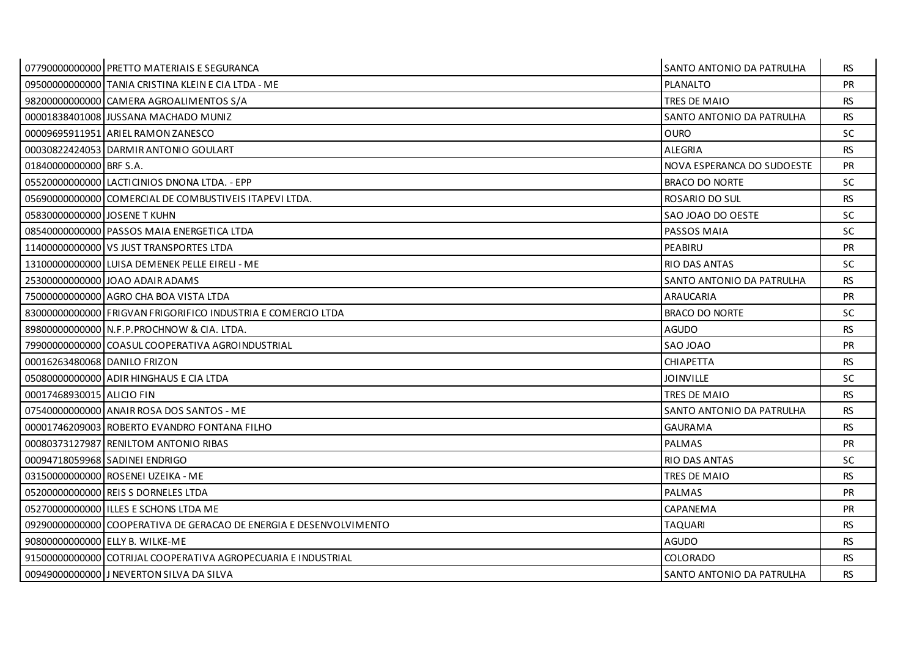| | | | |
|---|---|---|---|
| 07790000000000 | PRETTO MATERIAIS E SEGURANCA | SANTO ANTONIO DA PATRULHA | RS |
| 09500000000000 | TANIA CRISTINA KLEIN E CIA LTDA - ME | PLANALTO | PR |
| 98200000000000 | CAMERA AGROALIMENTOS S/A | TRES DE MAIO | RS |
| 00001838401008 | JUSSANA MACHADO MUNIZ | SANTO ANTONIO DA PATRULHA | RS |
| 00009695911951 | ARIEL RAMON ZANESCO | OURO | SC |
| 00030822424053 | DARMIR ANTONIO GOULART | ALEGRIA | RS |
| 01840000000000 | BRF S.A. | NOVA ESPERANCA DO SUDOESTE | PR |
| 05520000000000 | LACTICINIOS DNONA LTDA. - EPP | BRACO DO NORTE | SC |
| 05690000000000 | COMERCIAL DE COMBUSTIVEIS ITAPEVI LTDA. | ROSARIO DO SUL | RS |
| 05830000000000 | JOSENE T KUHN | SAO JOAO DO OESTE | SC |
| 08540000000000 | PASSOS MAIA ENERGETICA LTDA | PASSOS MAIA | SC |
| 11400000000000 | VS JUST TRANSPORTES LTDA | PEABIRU | PR |
| 13100000000000 | LUISA DEMENEK PELLE EIRELI - ME | RIO DAS ANTAS | SC |
| 25300000000000 | JOAO ADAIR ADAMS | SANTO ANTONIO DA PATRULHA | RS |
| 75000000000000 | AGRO CHA BOA VISTA LTDA | ARAUCARIA | PR |
| 83000000000000 | FRIGVAN FRIGORIFICO INDUSTRIA E COMERCIO LTDA | BRACO DO NORTE | SC |
| 89800000000000 | N.F.P.PROCHNOW & CIA. LTDA. | AGUDO | RS |
| 79900000000000 | COASUL COOPERATIVA AGROINDUSTRIAL | SAO JOAO | PR |
| 00016263480068 | DANILO FRIZON | CHIAPETTA | RS |
| 05080000000000 | ADIR HINGHAUS E CIA LTDA | JOINVILLE | SC |
| 00017468930015 | ALICIO FIN | TRES DE MAIO | RS |
| 07540000000000 | ANAIR ROSA DOS SANTOS - ME | SANTO ANTONIO DA PATRULHA | RS |
| 00001746209003 | ROBERTO EVANDRO FONTANA FILHO | GAURAMA | RS |
| 00080373127987 | RENILTOM ANTONIO RIBAS | PALMAS | PR |
| 00094718059968 | SADINEI ENDRIGO | RIO DAS ANTAS | SC |
| 03150000000000 | ROSENEI UZEIKA - ME | TRES DE MAIO | RS |
| 05200000000000 | REIS S DORNELES LTDA | PALMAS | PR |
| 05270000000000 | ILLES E SCHONS LTDA ME | CAPANEMA | PR |
| 09290000000000 | COOPERATIVA DE GERACAO DE ENERGIA E DESENVOLVIMENTO | TAQUARI | RS |
| 90800000000000 | ELLY B. WILKE-ME | AGUDO | RS |
| 91500000000000 | COTRIJAL COOPERATIVA AGROPECUARIA E INDUSTRIAL | COLORADO | RS |
| 00949000000000 | J NEVERTON SILVA DA SILVA | SANTO ANTONIO DA PATRULHA | RS |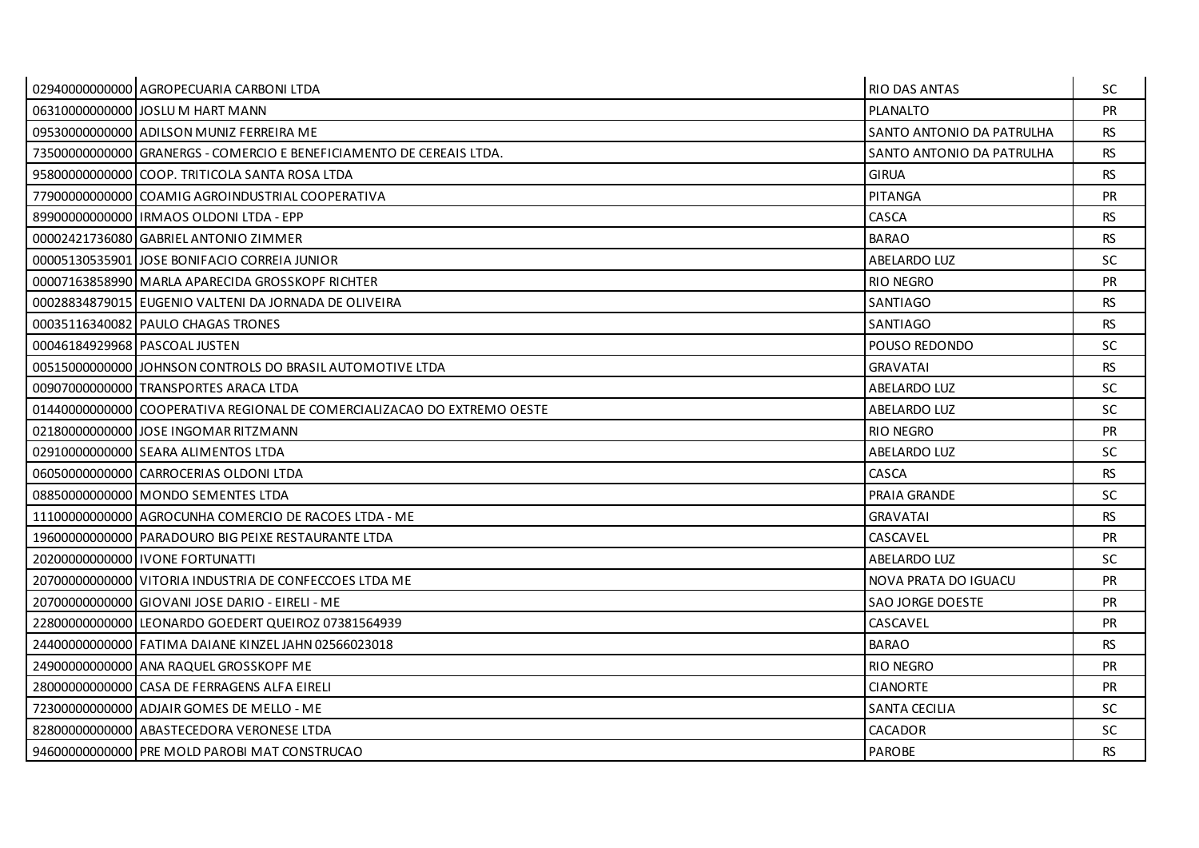| | | | |
|---|---|---|---|
| 02940000000000 | AGROPECUARIA CARBONI LTDA | RIO DAS ANTAS | SC |
| 06310000000000 | JOSLU M HART MANN | PLANALTO | PR |
| 09530000000000 | ADILSON MUNIZ FERREIRA ME | SANTO ANTONIO DA PATRULHA | RS |
| 73500000000000 | GRANERGS - COMERCIO E BENEFICIAMENTO DE CEREAIS LTDA. | SANTO ANTONIO DA PATRULHA | RS |
| 95800000000000 | COOP. TRITICOLA SANTA ROSA LTDA | GIRUA | RS |
| 77900000000000 | COAMIG AGROINDUSTRIAL COOPERATIVA | PITANGA | PR |
| 89900000000000 | IRMAOS OLDONI LTDA - EPP | CASCA | RS |
| 00002421736080 | GABRIEL ANTONIO ZIMMER | BARAO | RS |
| 00005130535901 | JOSE BONIFACIO CORREIA JUNIOR | ABELARDO LUZ | SC |
| 00007163858990 | MARLA APARECIDA GROSSKOPF RICHTER | RIO NEGRO | PR |
| 00028834879015 | EUGENIO VALTENI DA JORNADA DE OLIVEIRA | SANTIAGO | RS |
| 00035116340082 | PAULO CHAGAS TRONES | SANTIAGO | RS |
| 00046184929968 | PASCOAL JUSTEN | POUSO REDONDO | SC |
| 00515000000000 | JOHNSON CONTROLS DO BRASIL AUTOMOTIVE LTDA | GRAVATAI | RS |
| 00907000000000 | TRANSPORTES ARACA LTDA | ABELARDO LUZ | SC |
| 01440000000000 | COOPERATIVA REGIONAL DE COMERCIALIZACAO DO EXTREMO OESTE | ABELARDO LUZ | SC |
| 02180000000000 | JOSE INGOMAR RITZMANN | RIO NEGRO | PR |
| 02910000000000 | SEARA ALIMENTOS LTDA | ABELARDO LUZ | SC |
| 06050000000000 | CARROCERIAS OLDONI LTDA | CASCA | RS |
| 08850000000000 | MONDO SEMENTES LTDA | PRAIA GRANDE | SC |
| 11100000000000 | AGROCUNHA COMERCIO DE RACOES LTDA - ME | GRAVATAI | RS |
| 19600000000000 | PARADOURO BIG PEIXE RESTAURANTE LTDA | CASCAVEL | PR |
| 20200000000000 | IVONE FORTUNATTI | ABELARDO LUZ | SC |
| 20700000000000 | VITORIA INDUSTRIA DE CONFECCOES LTDA ME | NOVA PRATA DO IGUACU | PR |
| 20700000000000 | GIOVANI JOSE DARIO - EIRELI - ME | SAO JORGE DOESTE | PR |
| 22800000000000 | LEONARDO GOEDERT QUEIROZ 07381564939 | CASCAVEL | PR |
| 24400000000000 | FATIMA DAIANE KINZEL JAHN 02566023018 | BARAO | RS |
| 24900000000000 | ANA RAQUEL GROSSKOPF ME | RIO NEGRO | PR |
| 28000000000000 | CASA DE FERRAGENS ALFA EIRELI | CIANORTE | PR |
| 72300000000000 | ADJAIR GOMES DE MELLO - ME | SANTA CECILIA | SC |
| 82800000000000 | ABASTECEDORA VERONESE LTDA | CACADOR | SC |
| 94600000000000 | PRE MOLD PAROBI MAT CONSTRUCAO | PAROBE | RS |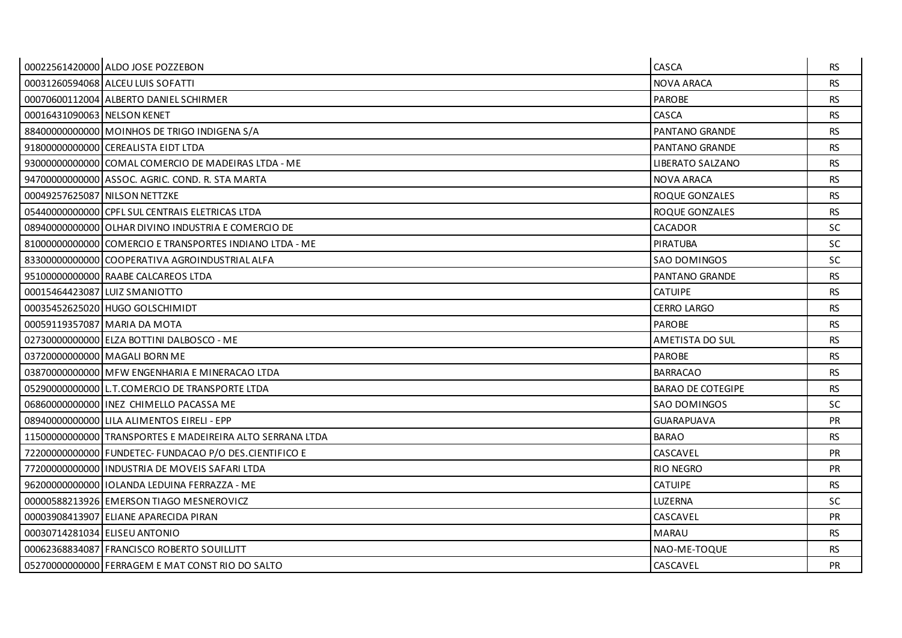| | | | |
|---|---|---|---|
| 00022561420000 | ALDO JOSE POZZEBON | CASCA | RS |
| 00031260594068 | ALCEU LUIS SOFATTI | NOVA ARACA | RS |
| 00070600112004 | ALBERTO DANIEL SCHIRMER | PAROBE | RS |
| 00016431090063 | NELSON KENET | CASCA | RS |
| 88400000000000 | MOINHOS DE TRIGO INDIGENA S/A | PANTANO GRANDE | RS |
| 91800000000000 | CEREALISTA EIDT LTDA | PANTANO GRANDE | RS |
| 93000000000000 | COMAL COMERCIO DE MADEIRAS LTDA - ME | LIBERATO SALZANO | RS |
| 94700000000000 | ASSOC. AGRIC. COND. R. STA MARTA | NOVA ARACA | RS |
| 00049257625087 | NILSON NETTZKE | ROQUE GONZALES | RS |
| 05440000000000 | CPFL SUL CENTRAIS ELETRICAS LTDA | ROQUE GONZALES | RS |
| 08940000000000 | OLHAR DIVINO INDUSTRIA E COMERCIO DE | CACADOR | SC |
| 81000000000000 | COMERCIO E TRANSPORTES INDIANO LTDA - ME | PIRATUBA | SC |
| 83300000000000 | COOPERATIVA AGROINDUSTRIAL ALFA | SAO DOMINGOS | SC |
| 95100000000000 | RAABE CALCAREOS LTDA | PANTANO GRANDE | RS |
| 00015464423087 | LUIZ SMANIOTTO | CATUIPE | RS |
| 00035452625020 | HUGO GOLSCHIMIDT | CERRO LARGO | RS |
| 00059119357087 | MARIA DA MOTA | PAROBE | RS |
| 02730000000000 | ELZA BOTTINI DALBOSCO - ME | AMETISTA DO SUL | RS |
| 03720000000000 | MAGALI BORN ME | PAROBE | RS |
| 03870000000000 | MFW ENGENHARIA E MINERACAO LTDA | BARRACAO | RS |
| 05290000000000 | L.T.COMERCIO DE TRANSPORTE LTDA | BARAO DE COTEGIPE | RS |
| 06860000000000 | INEZ CHIMELLO PACASSA ME | SAO DOMINGOS | SC |
| 08940000000000 | LILA ALIMENTOS EIRELI - EPP | GUARAPUAVA | PR |
| 11500000000000 | TRANSPORTES E MADEIREIRA ALTO SERRANA LTDA | BARAO | RS |
| 72200000000000 | FUNDETEC- FUNDACAO P/O DES.CIENTIFICO E | CASCAVEL | PR |
| 77200000000000 | INDUSTRIA DE MOVEIS SAFARI LTDA | RIO NEGRO | PR |
| 96200000000000 | IOLANDA LEDUINA FERRAZZA - ME | CATUIPE | RS |
| 00000588213926 | EMERSON TIAGO MESNEROVICZ | LUZERNA | SC |
| 00003908413907 | ELIANE APARECIDA PIRAN | CASCAVEL | PR |
| 00030714281034 | ELISEU ANTONIO | MARAU | RS |
| 00062368834087 | FRANCISCO ROBERTO SOUILLJTT | NAO-ME-TOQUE | RS |
| 05270000000000 | FERRAGEM E MAT CONST RIO DO SALTO | CASCAVEL | PR |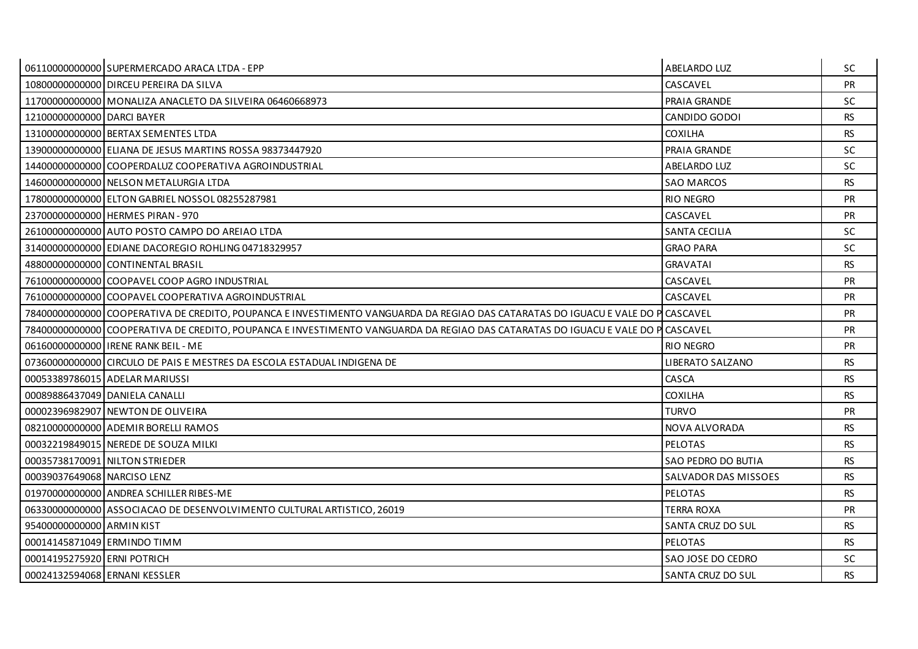| | | | |
|---|---|---|---|
| 06110000000000 | SUPERMERCADO ARACA LTDA - EPP | ABELARDO LUZ | SC |
| 10800000000000 | DIRCEU PEREIRA DA SILVA | CASCAVEL | PR |
| 11700000000000 | MONALIZA ANACLETO DA SILVEIRA 06460668973 | PRAIA GRANDE | SC |
| 12100000000000 | DARCI BAYER | CANDIDO GODOI | RS |
| 13100000000000 | BERTAX SEMENTES LTDA | COXILHA | RS |
| 13900000000000 | ELIANA DE JESUS MARTINS ROSSA 98373447920 | PRAIA GRANDE | SC |
| 14400000000000 | COOPERDALUZ COOPERATIVA AGROINDUSTRIAL | ABELARDO LUZ | SC |
| 14600000000000 | NELSON METALURGIA LTDA | SAO MARCOS | RS |
| 17800000000000 | ELTON GABRIEL NOSSOL 08255287981 | RIO NEGRO | PR |
| 23700000000000 | HERMES PIRAN - 970 | CASCAVEL | PR |
| 26100000000000 | AUTO POSTO CAMPO DO AREIAO LTDA | SANTA CECILIA | SC |
| 31400000000000 | EDIANE DACOREGIO ROHLING 04718329957 | GRAO PARA | SC |
| 48800000000000 | CONTINENTAL BRASIL | GRAVATAI | RS |
| 76100000000000 | COOPAVEL COOP AGRO INDUSTRIAL | CASCAVEL | PR |
| 76100000000000 | COOPAVEL COOPERATIVA AGROINDUSTRIAL | CASCAVEL | PR |
| 78400000000000 | COOPERATIVA DE CREDITO, POUPANCA E INVESTIMENTO VANGUARDA DA REGIAO DAS CATARATAS DO IGUACU E VALE DO P | CASCAVEL | PR |
| 78400000000000 | COOPERATIVA DE CREDITO, POUPANCA E INVESTIMENTO VANGUARDA DA REGIAO DAS CATARATAS DO IGUACU E VALE DO P | CASCAVEL | PR |
| 06160000000000 | IRENE RANK BEIL - ME | RIO NEGRO | PR |
| 07360000000000 | CIRCULO DE PAIS E MESTRES DA ESCOLA ESTADUAL INDIGENA DE | LIBERATO SALZANO | RS |
| 00053389786015 | ADELAR MARIUSSI | CASCA | RS |
| 00089886437049 | DANIELA CANALLI | COXILHA | RS |
| 00002396982907 | NEWTON DE OLIVEIRA | TURVO | PR |
| 08210000000000 | ADEMIR BORELLI RAMOS | NOVA ALVORADA | RS |
| 00032219849015 | NEREDE DE SOUZA MILKI | PELOTAS | RS |
| 00035738170091 | NILTON STRIEDER | SAO PEDRO DO BUTIA | RS |
| 00039037649068 | NARCISO LENZ | SALVADOR DAS MISSOES | RS |
| 01970000000000 | ANDREA SCHILLER RIBES-ME | PELOTAS | RS |
| 06330000000000 | ASSOCIACAO DE DESENVOLVIMENTO CULTURAL ARTISTICO, 26019 | TERRA ROXA | PR |
| 95400000000000 | ARMIN KIST | SANTA CRUZ DO SUL | RS |
| 00014145871049 | ERMINDO TIMM | PELOTAS | RS |
| 00014195275920 | ERNI POTRICH | SAO JOSE DO CEDRO | SC |
| 00024132594068 | ERNANI KESSLER | SANTA CRUZ DO SUL | RS |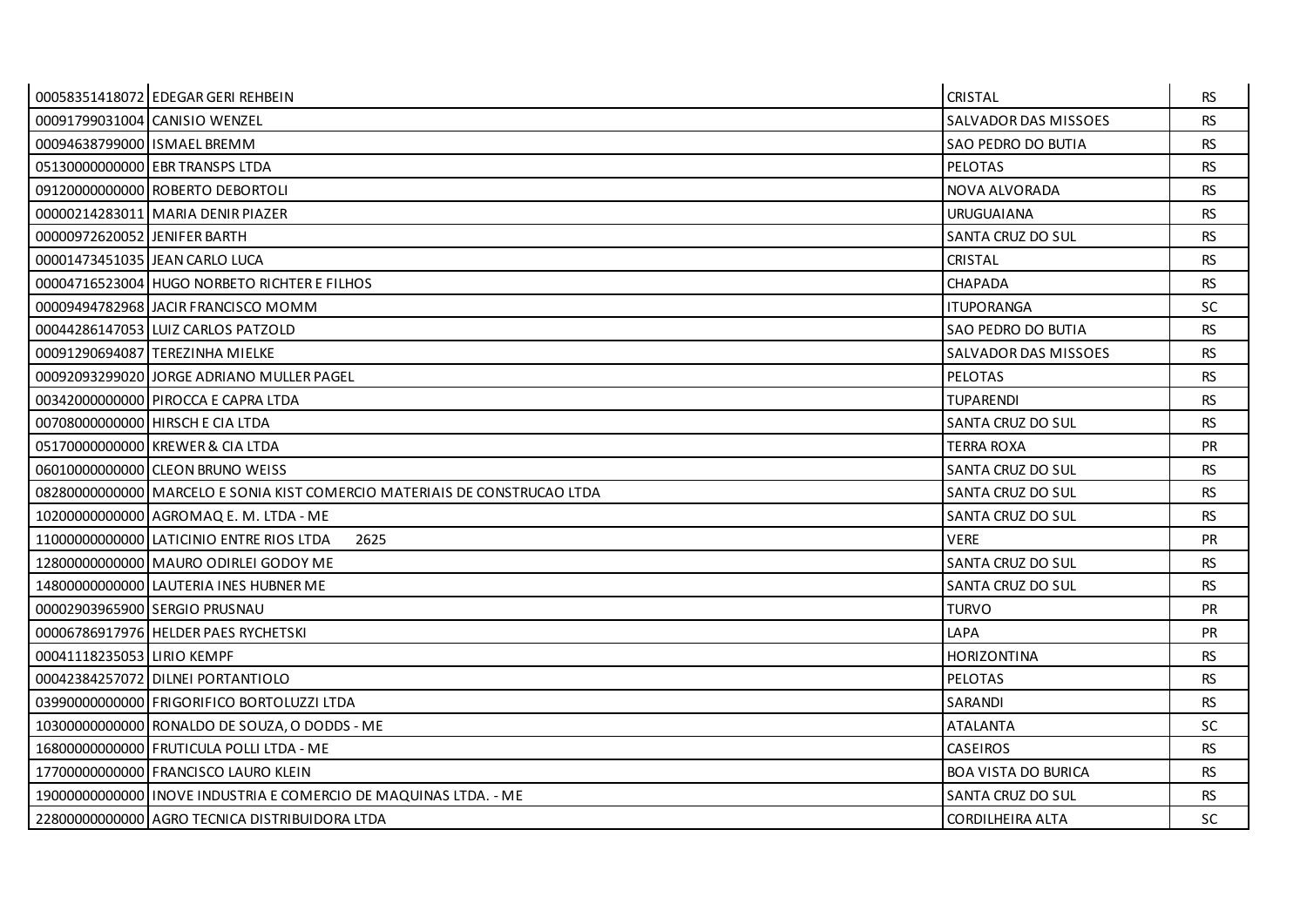| | | | |
|---|---|---|---|
| 00058351418072 | EDEGAR GERI REHBEIN | CRISTAL | RS |
| 00091799031004 | CANISIO WENZEL | SALVADOR DAS MISSOES | RS |
| 00094638799000 | ISMAEL BREMM | SAO PEDRO DO BUTIA | RS |
| 05130000000000 | EBR TRANSPS LTDA | PELOTAS | RS |
| 09120000000000 | ROBERTO DEBORTOLI | NOVA ALVORADA | RS |
| 00000214283011 | MARIA DENIR PIAZER | URUGUAIANA | RS |
| 00000972620052 | JENIFER BARTH | SANTA CRUZ DO SUL | RS |
| 00001473451035 | JEAN CARLO LUCA | CRISTAL | RS |
| 00004716523004 | HUGO NORBETO RICHTER E FILHOS | CHAPADA | RS |
| 00009494782968 | JACIR FRANCISCO MOMM | ITUPORANGA | SC |
| 00044286147053 | LUIZ CARLOS PATZOLD | SAO PEDRO DO BUTIA | RS |
| 00091290694087 | TEREZINHA MIELKE | SALVADOR DAS MISSOES | RS |
| 00092093299020 | JORGE ADRIANO MULLER PAGEL | PELOTAS | RS |
| 00342000000000 | PIROCCA E CAPRA LTDA | TUPARENDI | RS |
| 00708000000000 | HIRSCH E CIA LTDA | SANTA CRUZ DO SUL | RS |
| 05170000000000 | KREWER & CIA LTDA | TERRA ROXA | PR |
| 06010000000000 | CLEON BRUNO WEISS | SANTA CRUZ DO SUL | RS |
| 08280000000000 | MARCELO E SONIA KIST COMERCIO MATERIAIS DE CONSTRUCAO LTDA | SANTA CRUZ DO SUL | RS |
| 10200000000000 | AGROMAQ E. M. LTDA - ME | SANTA CRUZ DO SUL | RS |
| 11000000000000 | LATICINIO ENTRE RIOS LTDA 2625 | VERE | PR |
| 12800000000000 | MAURO ODIRLEI GODOY ME | SANTA CRUZ DO SUL | RS |
| 14800000000000 | LAUTERIA INES HUBNER ME | SANTA CRUZ DO SUL | RS |
| 00002903965900 | SERGIO PRUSNAU | TURVO | PR |
| 00006786917976 | HELDER PAES RYCHETSKI | LAPA | PR |
| 00041118235053 | LIRIO KEMPF | HORIZONTINA | RS |
| 00042384257072 | DILNEI PORTANTIOLO | PELOTAS | RS |
| 03990000000000 | FRIGORIFICO BORTOLUZZI LTDA | SARANDI | RS |
| 10300000000000 | RONALDO DE SOUZA, O DODDS - ME | ATALANTA | SC |
| 16800000000000 | FRUTICULA POLLI LTDA - ME | CASEIROS | RS |
| 17700000000000 | FRANCISCO LAURO KLEIN | BOA VISTA DO BURICA | RS |
| 19000000000000 | INOVE INDUSTRIA E COMERCIO DE MAQUINAS LTDA. - ME | SANTA CRUZ DO SUL | RS |
| 22800000000000 | AGRO TECNICA DISTRIBUIDORA LTDA | CORDILHEIRA ALTA | SC |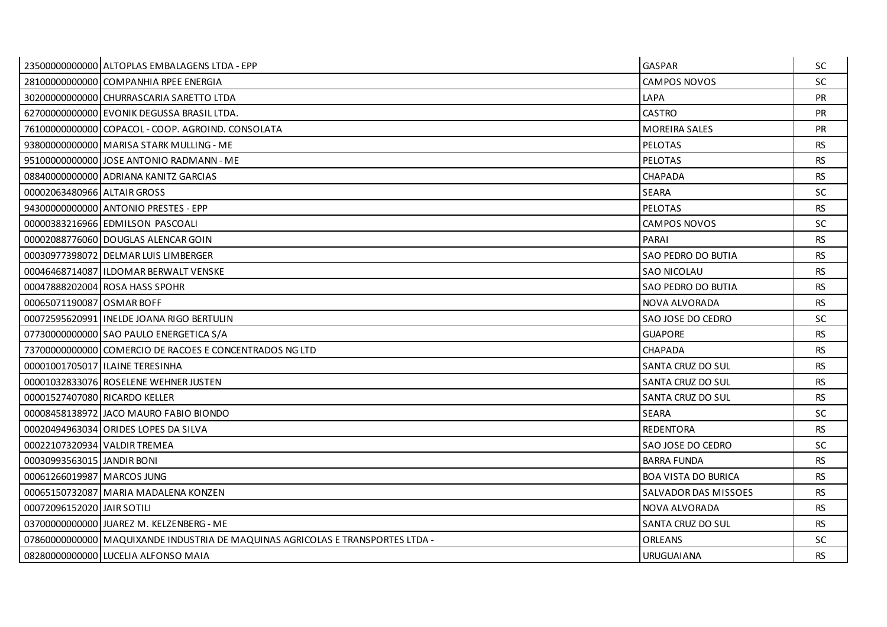| | | | |
|---|---|---|---|
| 23500000000000 | ALTOPLAS EMBALAGENS LTDA - EPP | GASPAR | SC |
| 28100000000000 | COMPANHIA RPEE ENERGIA | CAMPOS NOVOS | SC |
| 30200000000000 | CHURRASCARIA SARETTO LTDA | LAPA | PR |
| 62700000000000 | EVONIK DEGUSSA BRASIL LTDA. | CASTRO | PR |
| 76100000000000 | COPACOL - COOP. AGROIND. CONSOLATA | MOREIRA SALES | PR |
| 93800000000000 | MARISA STARK MULLING - ME | PELOTAS | RS |
| 95100000000000 | JOSE ANTONIO RADMANN - ME | PELOTAS | RS |
| 08840000000000 | ADRIANA KANITZ GARCIAS | CHAPADA | RS |
| 00002063480966 | ALTAIR GROSS | SEARA | SC |
| 94300000000000 | ANTONIO PRESTES - EPP | PELOTAS | RS |
| 00000383216966 | EDMILSON PASCOALI | CAMPOS NOVOS | SC |
| 00002088776060 | DOUGLAS ALENCAR GOIN | PARAI | RS |
| 00030977398072 | DELMAR LUIS LIMBERGER | SAO PEDRO DO BUTIA | RS |
| 00046468714087 | ILDOMAR BERWALT VENSKE | SAO NICOLAU | RS |
| 00047888202004 | ROSA HASS SPOHR | SAO PEDRO DO BUTIA | RS |
| 00065071190087 | OSMAR BOFF | NOVA ALVORADA | RS |
| 00072595620991 | INELDE JOANA RIGO BERTULIN | SAO JOSE DO CEDRO | SC |
| 07730000000000 | SAO PAULO ENERGETICA S/A | GUAPORE | RS |
| 73700000000000 | COMERCIO DE RACOES E CONCENTRADOS NG LTD | CHAPADA | RS |
| 00001001705017 | ILAINE TERESINHA | SANTA CRUZ DO SUL | RS |
| 00001032833076 | ROSELENE WEHNER JUSTEN | SANTA CRUZ DO SUL | RS |
| 00001527407080 | RICARDO KELLER | SANTA CRUZ DO SUL | RS |
| 00008458138972 | JACO MAURO FABIO BIONDO | SEARA | SC |
| 00020494963034 | ORIDES LOPES DA SILVA | REDENTORA | RS |
| 00022107320934 | VALDIR TREMEA | SAO JOSE DO CEDRO | SC |
| 00030993563015 | JANDIR BONI | BARRA FUNDA | RS |
| 00061266019987 | MARCOS JUNG | BOA VISTA DO BURICA | RS |
| 00065150732087 | MARIA MADALENA KONZEN | SALVADOR DAS MISSOES | RS |
| 00072096152020 | JAIR SOTILI | NOVA ALVORADA | RS |
| 03700000000000 | JUAREZ M. KELZENBERG - ME | SANTA CRUZ DO SUL | RS |
| 07860000000000 | MAQUIXANDE INDUSTRIA DE MAQUINAS AGRICOLAS E TRANSPORTES LTDA - | ORLEANS | SC |
| 08280000000000 | LUCELIA ALFONSO MAIA | URUGUAIANA | RS |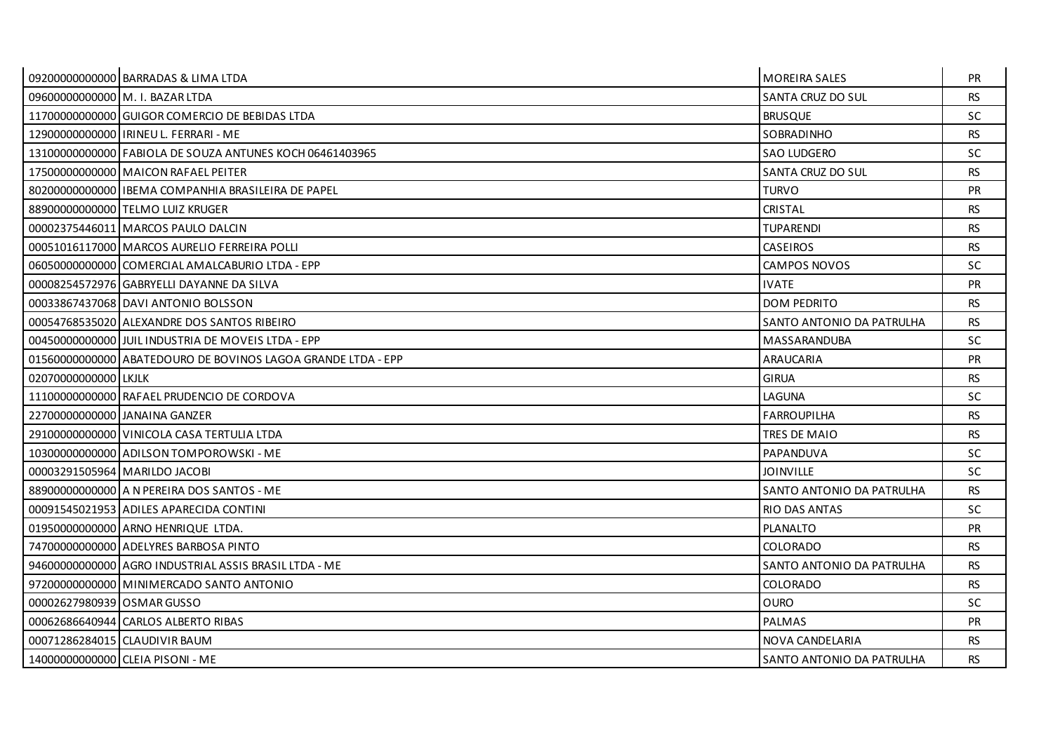| | | | |
|---|---|---|---|
| 09200000000000 | BARRADAS & LIMA LTDA | MOREIRA SALES | PR |
| 09600000000000 | M. I. BAZAR LTDA | SANTA CRUZ DO SUL | RS |
| 11700000000000 | GUIGOR COMERCIO DE BEBIDAS LTDA | BRUSQUE | SC |
| 12900000000000 | IRINEU L. FERRARI - ME | SOBRADINHO | RS |
| 13100000000000 | FABIOLA DE SOUZA ANTUNES KOCH 06461403965 | SAO LUDGERO | SC |
| 17500000000000 | MAICON RAFAEL PEITER | SANTA CRUZ DO SUL | RS |
| 80200000000000 | IBEMA COMPANHIA BRASILEIRA DE PAPEL | TURVO | PR |
| 88900000000000 | TELMO LUIZ KRUGER | CRISTAL | RS |
| 00002375446011 | MARCOS PAULO DALCIN | TUPARENDI | RS |
| 00051016117000 | MARCOS AURELIO FERREIRA POLLI | CASEIROS | RS |
| 06050000000000 | COMERCIAL AMALCABURIO LTDA - EPP | CAMPOS NOVOS | SC |
| 00008254572976 | GABRYELLI DAYANNE DA SILVA | IVATE | PR |
| 00033867437068 | DAVI ANTONIO BOLSSON | DOM PEDRITO | RS |
| 00054768535020 | ALEXANDRE DOS SANTOS RIBEIRO | SANTO ANTONIO DA PATRULHA | RS |
| 00450000000000 | JUIL INDUSTRIA DE MOVEIS LTDA - EPP | MASSARANDUBA | SC |
| 01560000000000 | ABATEDOURO DE BOVINOS LAGOA GRANDE LTDA - EPP | ARAUCARIA | PR |
| 02070000000000 | LKJLK | GIRUA | RS |
| 11100000000000 | RAFAEL PRUDENCIO DE CORDOVA | LAGUNA | SC |
| 22700000000000 | JANAINA GANZER | FARROUPILHA | RS |
| 29100000000000 | VINICOLA CASA TERTULIA LTDA | TRES DE MAIO | RS |
| 10300000000000 | ADILSON TOMPOROWSKI - ME | PAPANDUVA | SC |
| 00003291505964 | MARILDO JACOBI | JOINVILLE | SC |
| 88900000000000 | A N PEREIRA DOS SANTOS - ME | SANTO ANTONIO DA PATRULHA | RS |
| 00091545021953 | ADILES APARECIDA CONTINI | RIO DAS ANTAS | SC |
| 01950000000000 | ARNO HENRIQUE LTDA. | PLANALTO | PR |
| 74700000000000 | ADELYRES BARBOSA PINTO | COLORADO | RS |
| 94600000000000 | AGRO INDUSTRIAL ASSIS BRASIL LTDA - ME | SANTO ANTONIO DA PATRULHA | RS |
| 97200000000000 | MINIMERCADO SANTO ANTONIO | COLORADO | RS |
| 00002627980939 | OSMAR GUSSO | OURO | SC |
| 00062686640944 | CARLOS ALBERTO RIBAS | PALMAS | PR |
| 00071286284015 | CLAUDIVIR BAUM | NOVA CANDELARIA | RS |
| 14000000000000 | CLEIA PISONI - ME | SANTO ANTONIO DA PATRULHA | RS |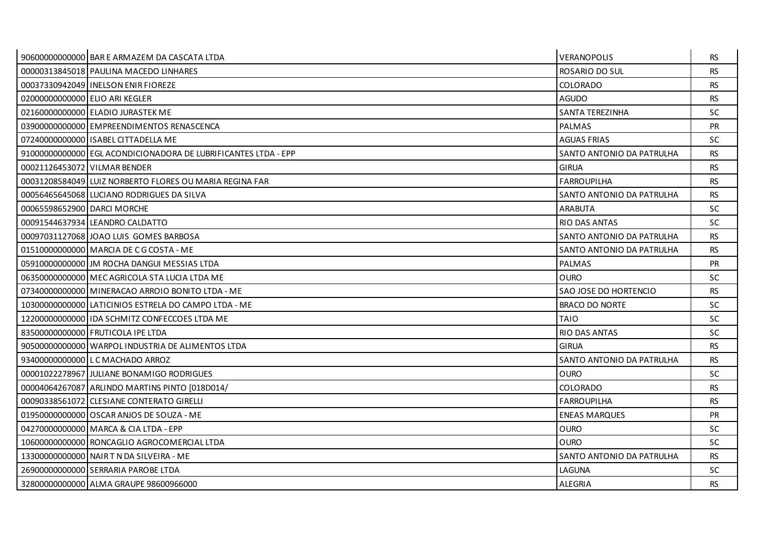| | | | |
|---|---|---|---|
| 90600000000000 | BAR E ARMAZEM DA CASCATA LTDA | VERANOPOLIS | RS |
| 00000313845018 | PAULINA MACEDO LINHARES | ROSARIO DO SUL | RS |
| 00037330942049 | INELSON ENIR FIOREZE | COLORADO | RS |
| 02000000000000 | ELIO ARI KEGLER | AGUDO | RS |
| 02160000000000 | ELADIO JURASTEK ME | SANTA TEREZINHA | SC |
| 03900000000000 | EMPREENDIMENTOS RENASCENCA | PALMAS | PR |
| 07240000000000 | ISABEL CITTADELLA ME | AGUAS FRIAS | SC |
| 91000000000000 | EGL ACONDICIONADORA DE LUBRIFICANTES LTDA - EPP | SANTO ANTONIO DA PATRULHA | RS |
| 00021126453072 | VILMAR BENDER | GIRUA | RS |
| 00031208584049 | LUIZ NORBERTO FLORES OU MARIA REGINA FAR | FARROUPILHA | RS |
| 00056465645068 | LUCIANO RODRIGUES DA SILVA | SANTO ANTONIO DA PATRULHA | RS |
| 00065598652900 | DARCI MORCHE | ARABUTA | SC |
| 00091544637934 | LEANDRO CALDATTO | RIO DAS ANTAS | SC |
| 00097031127068 | JOAO LUIS GOMES BARBOSA | SANTO ANTONIO DA PATRULHA | RS |
| 01510000000000 | MARCIA DE C G COSTA - ME | SANTO ANTONIO DA PATRULHA | RS |
| 05910000000000 | JM ROCHA DANGUI MESSIAS LTDA | PALMAS | PR |
| 06350000000000 | MEC AGRICOLA STA LUCIA LTDA ME | OURO | SC |
| 07340000000000 | MINERACAO ARROIO BONITO LTDA - ME | SAO JOSE DO HORTENCIO | RS |
| 10300000000000 | LATICINIOS ESTRELA DO CAMPO LTDA - ME | BRACO DO NORTE | SC |
| 12200000000000 | IDA SCHMITZ CONFECCOES LTDA ME | TAIO | SC |
| 83500000000000 | FRUTICOLA IPE LTDA | RIO DAS ANTAS | SC |
| 90500000000000 | WARPOL INDUSTRIA DE ALIMENTOS LTDA | GIRUA | RS |
| 93400000000000 | L C MACHADO ARROZ | SANTO ANTONIO DA PATRULHA | RS |
| 00001022278967 | JULIANE BONAMIGO RODRIGUES | OURO | SC |
| 00004064267087 | ARLINDO MARTINS PINTO [018D014/ | COLORADO | RS |
| 00090338561072 | CLESIANE CONTERATO GIRELLI | FARROUPILHA | RS |
| 01950000000000 | OSCAR ANJOS DE SOUZA - ME | ENEAS MARQUES | PR |
| 04270000000000 | MARCA & CIA LTDA - EPP | OURO | SC |
| 10600000000000 | RONCAGLIO AGROCOMERCIAL LTDA | OURO | SC |
| 13300000000000 | NAIR T N DA SILVEIRA - ME | SANTO ANTONIO DA PATRULHA | RS |
| 26900000000000 | SERRARIA PAROBE LTDA | LAGUNA | SC |
| 32800000000000 | ALMA GRAUPE 98600966000 | ALEGRIA | RS |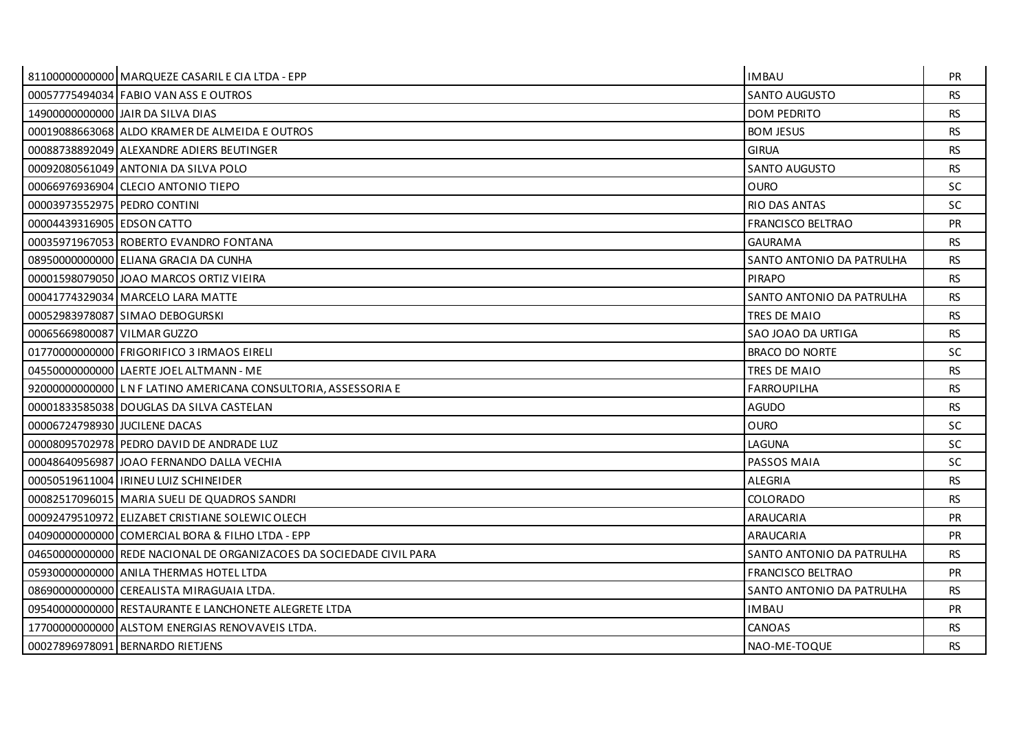| | | | |
|---|---|---|---|
| 81100000000000 | MARQUEZE CASARIL E CIA LTDA - EPP | IMBAU | PR |
| 00057775494034 | FABIO VAN ASS E OUTROS | SANTO AUGUSTO | RS |
| 14900000000000 | JAIR DA SILVA DIAS | DOM PEDRITO | RS |
| 00019088663068 | ALDO KRAMER DE ALMEIDA E OUTROS | BOM JESUS | RS |
| 00088738892049 | ALEXANDRE ADIERS BEUTINGER | GIRUA | RS |
| 00092080561049 | ANTONIA DA SILVA POLO | SANTO AUGUSTO | RS |
| 00066976936904 | CLECIO ANTONIO TIEPO | OURO | SC |
| 00003973552975 | PEDRO CONTINI | RIO DAS ANTAS | SC |
| 00004439316905 | EDSON CATTO | FRANCISCO BELTRAO | PR |
| 00035971967053 | ROBERTO EVANDRO FONTANA | GAURAMA | RS |
| 08950000000000 | ELIANA GRACIA DA CUNHA | SANTO ANTONIO DA PATRULHA | RS |
| 00001598079050 | JOAO MARCOS ORTIZ VIEIRA | PIRAPO | RS |
| 00041774329034 | MARCELO LARA MATTE | SANTO ANTONIO DA PATRULHA | RS |
| 00052983978087 | SIMAO DEBOGURSKI | TRES DE MAIO | RS |
| 00065669800087 | VILMAR GUZZO | SAO JOAO DA URTIGA | RS |
| 01770000000000 | FRIGORIFICO 3 IRMAOS EIRELI | BRACO DO NORTE | SC |
| 04550000000000 | LAERTE JOEL ALTMANN - ME | TRES DE MAIO | RS |
| 92000000000000 | L N F LATINO AMERICANA CONSULTORIA, ASSESSORIA E | FARROUPILHA | RS |
| 00001833585038 | DOUGLAS DA SILVA CASTELAN | AGUDO | RS |
| 00006724798930 | JUCILENE DACAS | OURO | SC |
| 00008095702978 | PEDRO DAVID DE ANDRADE LUZ | LAGUNA | SC |
| 00048640956987 | JOAO FERNANDO DALLA VECHIA | PASSOS MAIA | SC |
| 00050519611004 | IRINEU LUIZ SCHINEIDER | ALEGRIA | RS |
| 00082517096015 | MARIA SUELI DE QUADROS SANDRI | COLORADO | RS |
| 00092479510972 | ELIZABET CRISTIANE SOLEWIC OLECH | ARAUCARIA | PR |
| 04090000000000 | COMERCIAL BORA & FILHO LTDA - EPP | ARAUCARIA | PR |
| 04650000000000 | REDE NACIONAL DE ORGANIZACOES DA SOCIEDADE CIVIL PARA | SANTO ANTONIO DA PATRULHA | RS |
| 05930000000000 | ANILA THERMAS HOTEL LTDA | FRANCISCO BELTRAO | PR |
| 08690000000000 | CEREALISTA MIRAGUAIA LTDA. | SANTO ANTONIO DA PATRULHA | RS |
| 09540000000000 | RESTAURANTE E LANCHONETE ALEGRETE LTDA | IMBAU | PR |
| 17700000000000 | ALSTOM ENERGIAS RENOVAVEIS LTDA. | CANOAS | RS |
| 00027896978091 | BERNARDO RIETJENS | NAO-ME-TOQUE | RS |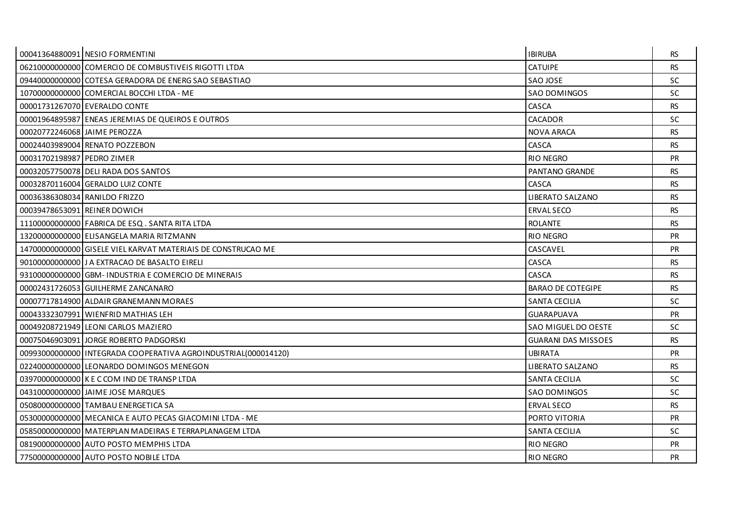| | | | |
|---|---|---|---|
| 00041364880091 | NESIO FORMENTINI | IBIRUBA | RS |
| 06210000000000 | COMERCIO DE COMBUSTIVEIS RIGOTTI LTDA | CATUIPE | RS |
| 09440000000000 | COTESA GERADORA DE ENERG SAO SEBASTIAO | SAO JOSE | SC |
| 10700000000000 | COMERCIAL BOCCHI LTDA - ME | SAO DOMINGOS | SC |
| 00001731267070 | EVERALDO CONTE | CASCA | RS |
| 00001964895987 | ENEAS JEREMIAS DE QUEIROS E OUTROS | CACADOR | SC |
| 00020772246068 | JAIME PEROZZA | NOVA ARACA | RS |
| 00024403989004 | RENATO POZZEBON | CASCA | RS |
| 00031702198987 | PEDRO ZIMER | RIO NEGRO | PR |
| 00032057750078 | DELI RADA DOS SANTOS | PANTANO GRANDE | RS |
| 00032870116004 | GERALDO LUIZ CONTE | CASCA | RS |
| 00036386308034 | RANILDO FRIZZO | LIBERATO SALZANO | RS |
| 00039478653091 | REINER DOWICH | ERVAL SECO | RS |
| 11100000000000 | FABRICA DE ESQ . SANTA RITA LTDA | ROLANTE | RS |
| 13200000000000 | ELISANGELA MARIA RITZMANN | RIO NEGRO | PR |
| 14700000000000 | GISELE VIEL KARVAT MATERIAIS DE CONSTRUCAO ME | CASCAVEL | PR |
| 90100000000000 | J A EXTRACAO DE BASALTO EIRELI | CASCA | RS |
| 93100000000000 | GBM- INDUSTRIA E COMERCIO DE MINERAIS | CASCA | RS |
| 00002431726053 | GUILHERME ZANCANARO | BARAO DE COTEGIPE | RS |
| 00007717814900 | ALDAIR GRANEMANN MORAES | SANTA CECILIA | SC |
| 00043332307991 | WIENFRID MATHIAS LEH | GUARAPUAVA | PR |
| 00049208721949 | LEONI CARLOS MAZIERO | SAO MIGUEL DO OESTE | SC |
| 00075046903091 | JORGE ROBERTO PADGORSKI | GUARANI DAS MISSOES | RS |
| 00993000000000 | INTEGRADA COOPERATIVA AGROINDUSTRIAL(000014120) | UBIRATA | PR |
| 02240000000000 | LEONARDO DOMINGOS MENEGON | LIBERATO SALZANO | RS |
| 03970000000000 | K E C COM IND DE TRANSP LTDA | SANTA CECILIA | SC |
| 04310000000000 | JAIME JOSE MARQUES | SAO DOMINGOS | SC |
| 05080000000000 | TAMBAU ENERGETICA SA | ERVAL SECO | RS |
| 05300000000000 | MECANICA E AUTO PECAS GIACOMINI LTDA - ME | PORTO VITORIA | PR |
| 05850000000000 | MATERPLAN MADEIRAS E TERRAPLANAGEM LTDA | SANTA CECILIA | SC |
| 08190000000000 | AUTO POSTO MEMPHIS LTDA | RIO NEGRO | PR |
| 77500000000000 | AUTO POSTO NOBILE LTDA | RIO NEGRO | PR |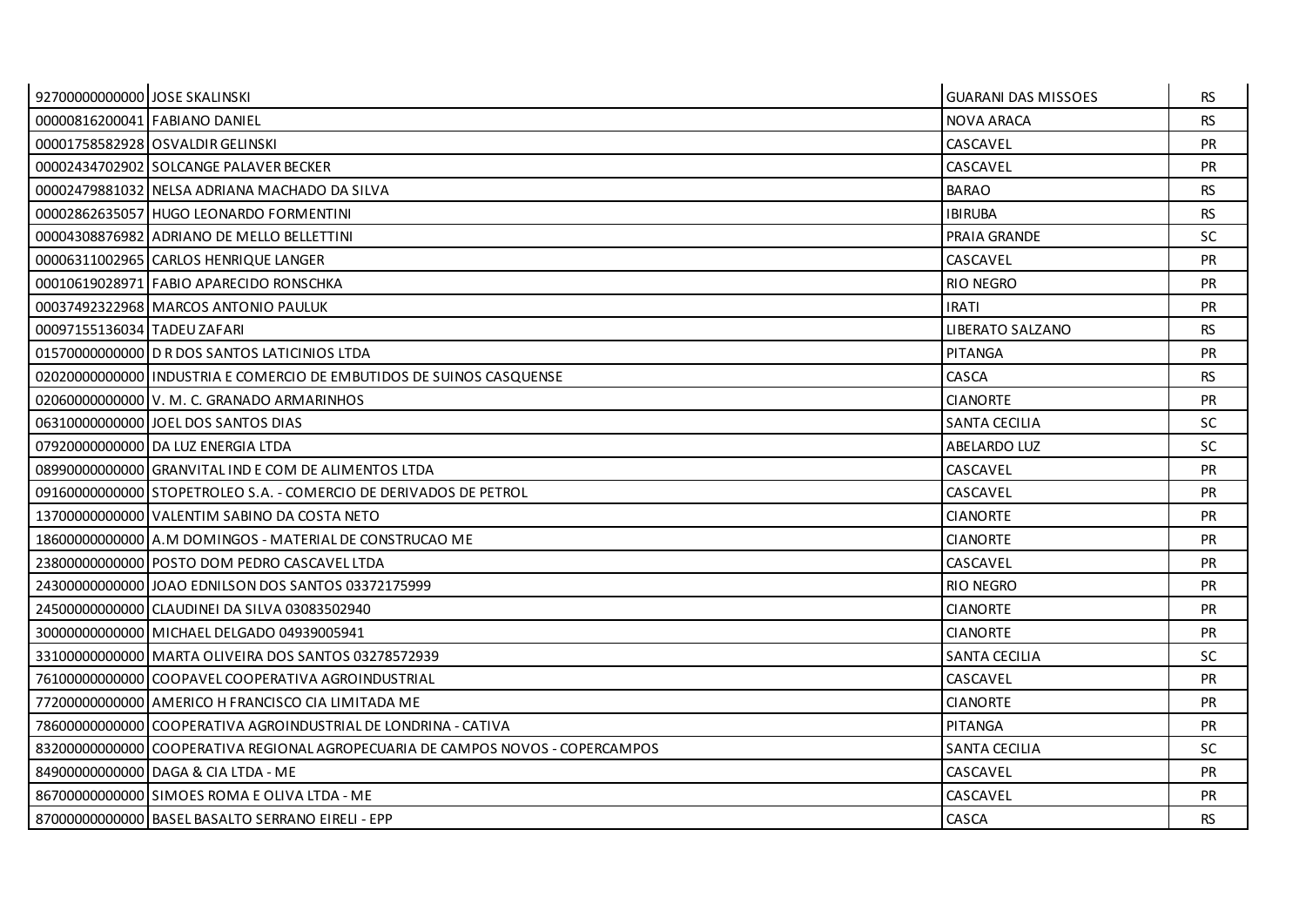| | | | |
|---|---|---|---|
| 92700000000000 | JOSE SKALINSKI | GUARANI DAS MISSOES | RS |
| 00000816200041 | FABIANO DANIEL | NOVA ARACA | RS |
| 00001758582928 | OSVALDIR GELINSKI | CASCAVEL | PR |
| 00002434702902 | SOLCANGE PALAVER BECKER | CASCAVEL | PR |
| 00002479881032 | NELSA ADRIANA MACHADO DA SILVA | BARAO | RS |
| 00002862635057 | HUGO LEONARDO FORMENTINI | IBIRUBA | RS |
| 00004308876982 | ADRIANO DE MELLO BELLETTINI | PRAIA GRANDE | SC |
| 00006311002965 | CARLOS HENRIQUE LANGER | CASCAVEL | PR |
| 00010619028971 | FABIO APARECIDO RONSCHKA | RIO NEGRO | PR |
| 00037492322968 | MARCOS ANTONIO PAULUK | IRATI | PR |
| 00097155136034 | TADEU ZAFARI | LIBERATO SALZANO | RS |
| 01570000000000 | D R DOS SANTOS LATICINIOS LTDA | PITANGA | PR |
| 02020000000000 | INDUSTRIA E COMERCIO DE EMBUTIDOS DE SUINOS CASQUENSE | CASCA | RS |
| 02060000000000 | V. M. C. GRANADO ARMARINHOS | CIANORTE | PR |
| 06310000000000 | JOEL DOS SANTOS DIAS | SANTA CECILIA | SC |
| 07920000000000 | DA LUZ ENERGIA LTDA | ABELARDO LUZ | SC |
| 08990000000000 | GRANVITAL IND E COM DE ALIMENTOS LTDA | CASCAVEL | PR |
| 09160000000000 | STOPETROLEO S.A. - COMERCIO DE DERIVADOS DE PETROL | CASCAVEL | PR |
| 13700000000000 | VALENTIM SABINO DA COSTA NETO | CIANORTE | PR |
| 18600000000000 | A.M DOMINGOS - MATERIAL DE CONSTRUCAO ME | CIANORTE | PR |
| 23800000000000 | POSTO DOM PEDRO CASCAVEL LTDA | CASCAVEL | PR |
| 24300000000000 | JOAO EDNILSON DOS SANTOS 03372175999 | RIO NEGRO | PR |
| 24500000000000 | CLAUDINEI DA SILVA 03083502940 | CIANORTE | PR |
| 30000000000000 | MICHAEL DELGADO 04939005941 | CIANORTE | PR |
| 33100000000000 | MARTA OLIVEIRA DOS SANTOS 03278572939 | SANTA CECILIA | SC |
| 76100000000000 | COOPAVEL COOPERATIVA AGROINDUSTRIAL | CASCAVEL | PR |
| 77200000000000 | AMERICO H FRANCISCO CIA LIMITADA ME | CIANORTE | PR |
| 78600000000000 | COOPERATIVA AGROINDUSTRIAL DE LONDRINA - CATIVA | PITANGA | PR |
| 83200000000000 | COOPERATIVA REGIONAL AGROPECUARIA DE CAMPOS NOVOS - COPERCAMPOS | SANTA CECILIA | SC |
| 84900000000000 | DAGA & CIA LTDA - ME | CASCAVEL | PR |
| 86700000000000 | SIMOES ROMA E OLIVA LTDA - ME | CASCAVEL | PR |
| 87000000000000 | BASEL BASALTO SERRANO EIRELI - EPP | CASCA | RS |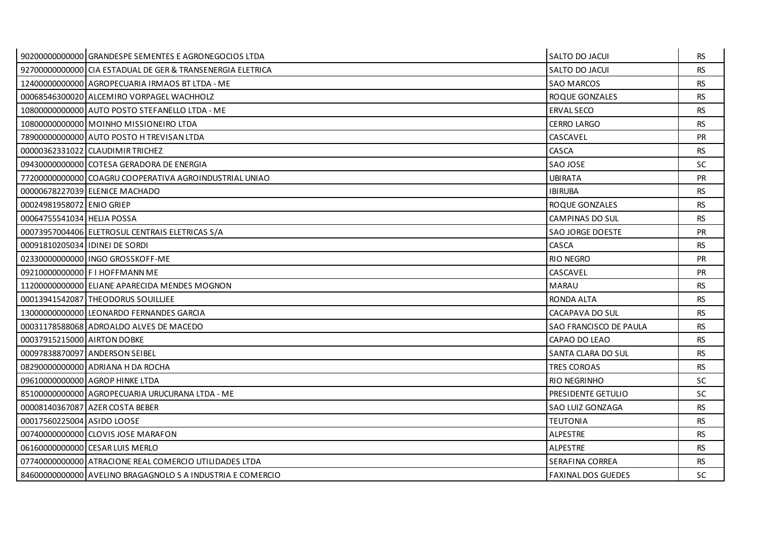| | | | |
|---|---|---|---|
| 90200000000000 | GRANDESPE SEMENTES E AGRONEGOCIOS LTDA | SALTO DO JACUI | RS |
| 92700000000000 | CIA ESTADUAL DE GER & TRANSENERGIA ELETRICA | SALTO DO JACUI | RS |
| 12400000000000 | AGROPECUARIA IRMAOS BT LTDA - ME | SAO MARCOS | RS |
| 00068546300020 | ALCEMIRO VORPAGEL WACHHOLZ | ROQUE GONZALES | RS |
| 10800000000000 | AUTO POSTO STEFANELLO LTDA - ME | ERVAL SECO | RS |
| 10800000000000 | MOINHO MISSIONEIRO LTDA | CERRO LARGO | RS |
| 78900000000000 | AUTO POSTO H TREVISAN LTDA | CASCAVEL | PR |
| 00000362331022 | CLAUDIMIR TRICHEZ | CASCA | RS |
| 09430000000000 | COTESA GERADORA DE ENERGIA | SAO JOSE | SC |
| 77200000000000 | COAGRU COOPERATIVA AGROINDUSTRIAL UNIAO | UBIRATA | PR |
| 00000678227039 | ELENICE MACHADO | IBIRUBA | RS |
| 00024981958072 | ENIO GRIEP | ROQUE GONZALES | RS |
| 00064755541034 | HELIA POSSA | CAMPINAS DO SUL | RS |
| 00073957004406 | ELETROSUL CENTRAIS ELETRICAS S/A | SAO JORGE DOESTE | PR |
| 00091810205034 | IDINEI DE SORDI | CASCA | RS |
| 02330000000000 | INGO GROSSKOFF-ME | RIO NEGRO | PR |
| 09210000000000 | F I HOFFMANN ME | CASCAVEL | PR |
| 11200000000000 | ELIANE APARECIDA MENDES MOGNON | MARAU | RS |
| 00013941542087 | THEODORUS SOUILLJEE | RONDA ALTA | RS |
| 13000000000000 | LEONARDO FERNANDES GARCIA | CACAPAVA DO SUL | RS |
| 00031178588068 | ADROALDO ALVES DE MACEDO | SAO FRANCISCO DE PAULA | RS |
| 00037915215000 | AIRTON DOBKE | CAPAO DO LEAO | RS |
| 00097838870097 | ANDERSON SEIBEL | SANTA CLARA DO SUL | RS |
| 08290000000000 | ADRIANA H DA ROCHA | TRES COROAS | RS |
| 09610000000000 | AGROP HINKE LTDA | RIO NEGRINHO | SC |
| 85100000000000 | AGROPECUARIA URUCURANA LTDA - ME | PRESIDENTE GETULIO | SC |
| 00008140367087 | AZER COSTA BEBER | SAO LUIZ GONZAGA | RS |
| 00017560225004 | ASIDO LOOSE | TEUTONIA | RS |
| 00740000000000 | CLOVIS JOSE MARAFON | ALPESTRE | RS |
| 06160000000000 | CESAR LUIS MERLO | ALPESTRE | RS |
| 07740000000000 | ATRACIONE REAL COMERCIO UTILIDADES LTDA | SERAFINA CORREA | RS |
| 84600000000000 | AVELINO BRAGAGNOLO S A INDUSTRIA E COMERCIO | FAXINAL DOS GUEDES | SC |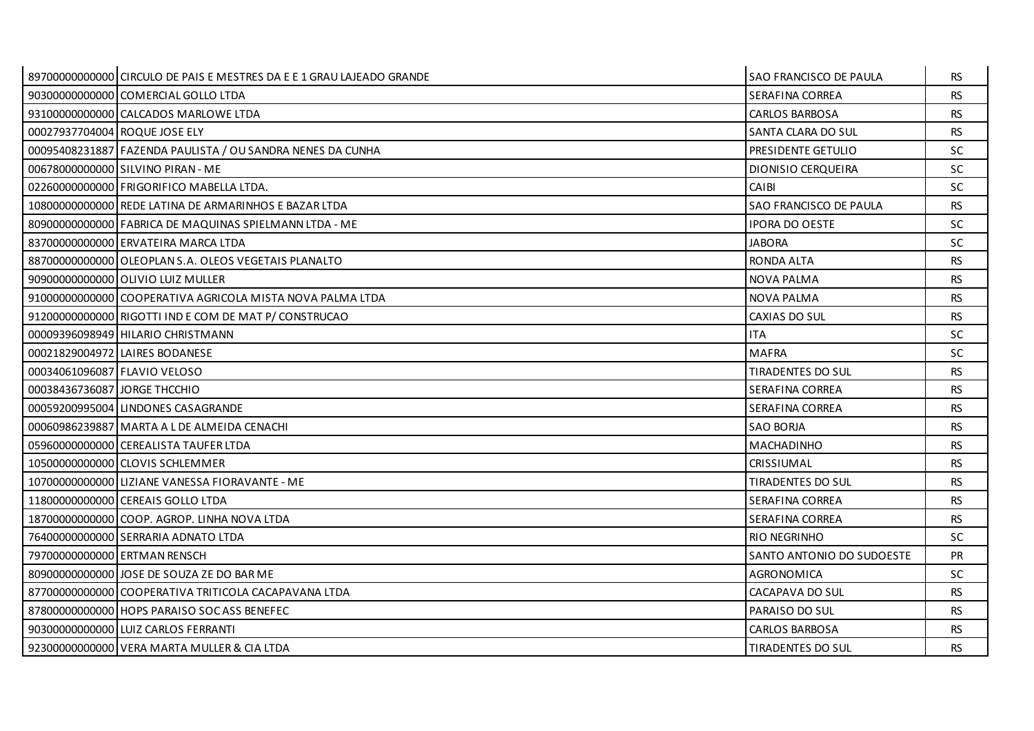| | | | |
|---|---|---|---|
| 89700000000000 | CIRCULO DE PAIS E MESTRES DA E E 1 GRAU LAJEADO GRANDE | SAO FRANCISCO DE PAULA | RS |
| 90300000000000 | COMERCIAL GOLLO LTDA | SERAFINA CORREA | RS |
| 93100000000000 | CALCADOS MARLOWE LTDA | CARLOS BARBOSA | RS |
| 00027937704004 | ROQUE JOSE ELY | SANTA CLARA DO SUL | RS |
| 00095408231887 | FAZENDA PAULISTA / OU SANDRA NENES DA CUNHA | PRESIDENTE GETULIO | SC |
| 00678000000000 | SILVINO PIRAN - ME | DIONISIO CERQUEIRA | SC |
| 02260000000000 | FRIGORIFICO MABELLA LTDA. | CAIBI | SC |
| 10800000000000 | REDE LATINA DE ARMARINHOS E BAZAR LTDA | SAO FRANCISCO DE PAULA | RS |
| 80900000000000 | FABRICA DE MAQUINAS SPIELMANN LTDA - ME | IPORA DO OESTE | SC |
| 83700000000000 | ERVATEIRA MARCA LTDA | JABORA | SC |
| 88700000000000 | OLEOPLAN S.A. OLEOS VEGETAIS PLANALTO | RONDA ALTA | RS |
| 90900000000000 | OLIVIO LUIZ MULLER | NOVA PALMA | RS |
| 91000000000000 | COOPERATIVA AGRICOLA MISTA NOVA PALMA LTDA | NOVA PALMA | RS |
| 91200000000000 | RIGOTTI IND E COM DE MAT P/ CONSTRUCAO | CAXIAS DO SUL | RS |
| 00009396098949 | HILARIO CHRISTMANN | ITA | SC |
| 00021829004972 | LAIRES BODANESE | MAFRA | SC |
| 00034061096087 | FLAVIO VELOSO | TIRADENTES DO SUL | RS |
| 00038436736087 | JORGE THCCHIO | SERAFINA CORREA | RS |
| 00059200995004 | LINDONES CASAGRANDE | SERAFINA CORREA | RS |
| 00060986239887 | MARTA A L DE ALMEIDA CENACHI | SAO BORJA | RS |
| 05960000000000 | CEREALISTA TAUFER LTDA | MACHADINHO | RS |
| 10500000000000 | CLOVIS SCHLEMMER | CRISSIUMAL | RS |
| 10700000000000 | LIZIANE VANESSA FIORAVANTE - ME | TIRADENTES DO SUL | RS |
| 11800000000000 | CEREAIS GOLLO LTDA | SERAFINA CORREA | RS |
| 18700000000000 | COOP. AGROP. LINHA NOVA LTDA | SERAFINA CORREA | RS |
| 76400000000000 | SERRARIA ADNATO LTDA | RIO NEGRINHO | SC |
| 79700000000000 | ERTMAN RENSCH | SANTO ANTONIO DO SUDOESTE | PR |
| 80900000000000 | JOSE DE SOUZA ZE DO BAR ME | AGRONOMICA | SC |
| 87700000000000 | COOPERATIVA TRITICOLA CACAPAVANA LTDA | CACAPAVA DO SUL | RS |
| 87800000000000 | HOPS PARAISO SOC ASS BENEFEC | PARAISO DO SUL | RS |
| 90300000000000 | LUIZ CARLOS FERRANTI | CARLOS BARBOSA | RS |
| 92300000000000 | VERA MARTA MULLER & CIA LTDA | TIRADENTES DO SUL | RS |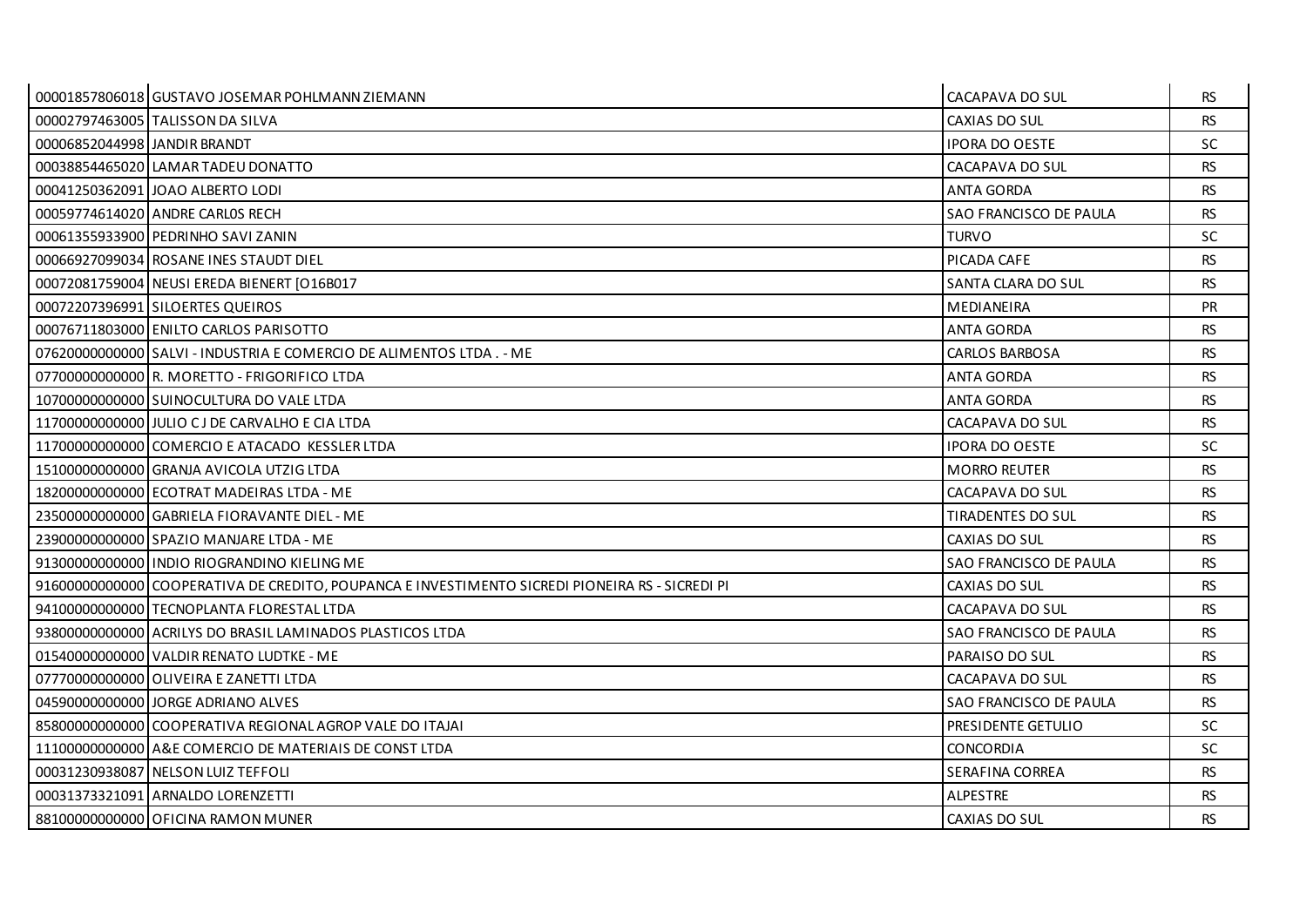| | | | |
|---|---|---|---|
| 00001857806018 | GUSTAVO JOSEMAR POHLMANN ZIEMANN | CACAPAVA DO SUL | RS |
| 00002797463005 | TALISSON DA SILVA | CAXIAS DO SUL | RS |
| 00006852044998 | JANDIR BRANDT | IPORA DO OESTE | SC |
| 00038854465020 | LAMAR TADEU DONATTO | CACAPAVA DO SUL | RS |
| 00041250362091 | JOAO ALBERTO LODI | ANTA GORDA | RS |
| 00059774614020 | ANDRE CARLOS RECH | SAO FRANCISCO DE PAULA | RS |
| 00061355933900 | PEDRINHO SAVI ZANIN | TURVO | SC |
| 00066927099034 | ROSANE INES STAUDT DIEL | PICADA CAFE | RS |
| 00072081759004 | NEUSI EREDA BIENERT [O16B017 | SANTA CLARA DO SUL | RS |
| 00072207396991 | SILOERTES QUEIROS | MEDIANEIRA | PR |
| 00076711803000 | ENILTO CARLOS PARISOTTO | ANTA GORDA | RS |
| 07620000000000 | SALVI - INDUSTRIA E COMERCIO DE ALIMENTOS LTDA . - ME | CARLOS BARBOSA | RS |
| 07700000000000 | R. MORETTO - FRIGORIFICO LTDA | ANTA GORDA | RS |
| 10700000000000 | SUINOCULTURA DO VALE LTDA | ANTA GORDA | RS |
| 11700000000000 | JULIO C J DE CARVALHO E CIA LTDA | CACAPAVA DO SUL | RS |
| 11700000000000 | COMERCIO E ATACADO KESSLER LTDA | IPORA DO OESTE | SC |
| 15100000000000 | GRANJA AVICOLA UTZIG LTDA | MORRO REUTER | RS |
| 18200000000000 | ECOTRAT MADEIRAS LTDA - ME | CACAPAVA DO SUL | RS |
| 23500000000000 | GABRIELA FIORAVANTE DIEL - ME | TIRADENTES DO SUL | RS |
| 23900000000000 | SPAZIO MANJARE LTDA - ME | CAXIAS DO SUL | RS |
| 91300000000000 | INDIO RIOGRANDINO KIELING ME | SAO FRANCISCO DE PAULA | RS |
| 91600000000000 | COOPERATIVA DE CREDITO, POUPANCA E INVESTIMENTO SICREDI PIONEIRA RS - SICREDI PI | CAXIAS DO SUL | RS |
| 94100000000000 | TECNOPLANTA FLORESTAL LTDA | CACAPAVA DO SUL | RS |
| 93800000000000 | ACRILYS DO BRASIL LAMINADOS PLASTICOS LTDA | SAO FRANCISCO DE PAULA | RS |
| 01540000000000 | VALDIR RENATO LUDTKE - ME | PARAISO DO SUL | RS |
| 07770000000000 | OLIVEIRA E ZANETTI LTDA | CACAPAVA DO SUL | RS |
| 04590000000000 | JORGE ADRIANO ALVES | SAO FRANCISCO DE PAULA | RS |
| 85800000000000 | COOPERATIVA REGIONAL AGROP VALE DO ITAJAI | PRESIDENTE GETULIO | SC |
| 11100000000000 | A&E COMERCIO DE MATERIAIS DE CONST LTDA | CONCORDIA | SC |
| 00031230938087 | NELSON LUIZ TEFFOLI | SERAFINA CORREA | RS |
| 00031373321091 | ARNALDO LORENZETTI | ALPESTRE | RS |
| 88100000000000 | OFICINA RAMON MUNER | CAXIAS DO SUL | RS |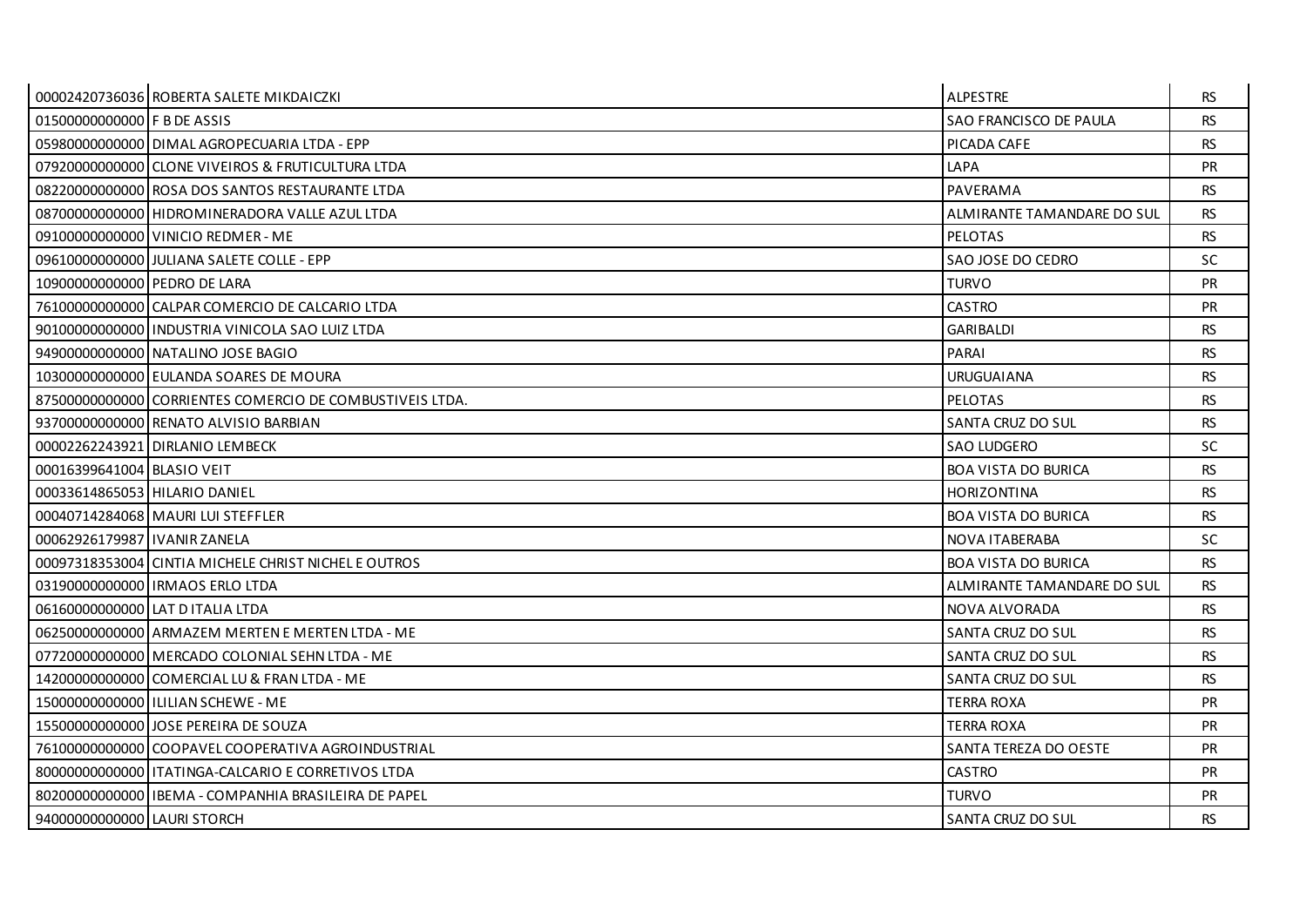| | | | |
|---|---|---|---|
| 00002420736036 | ROBERTA SALETE MIKDAICZKI | ALPESTRE | RS |
| 01500000000000 | F B DE ASSIS | SAO FRANCISCO DE PAULA | RS |
| 05980000000000 | DIMAL AGROPECUARIA LTDA - EPP | PICADA CAFE | RS |
| 07920000000000 | CLONE VIVEIROS & FRUTICULTURA LTDA | LAPA | PR |
| 08220000000000 | ROSA DOS SANTOS RESTAURANTE LTDA | PAVERAMA | RS |
| 08700000000000 | HIDROMINERADORA VALLE AZUL LTDA | ALMIRANTE TAMANDARE DO SUL | RS |
| 09100000000000 | VINICIO REDMER - ME | PELOTAS | RS |
| 09610000000000 | JULIANA SALETE COLLE - EPP | SAO JOSE DO CEDRO | SC |
| 10900000000000 | PEDRO DE LARA | TURVO | PR |
| 76100000000000 | CALPAR COMERCIO DE CALCARIO LTDA | CASTRO | PR |
| 90100000000000 | INDUSTRIA VINICOLA SAO LUIZ LTDA | GARIBALDI | RS |
| 94900000000000 | NATALINO JOSE BAGIO | PARAI | RS |
| 10300000000000 | EULANDA SOARES DE MOURA | URUGUAIANA | RS |
| 87500000000000 | CORRIENTES COMERCIO DE COMBUSTIVEIS LTDA. | PELOTAS | RS |
| 93700000000000 | RENATO ALVISIO BARBIAN | SANTA CRUZ DO SUL | RS |
| 00002262243921 | DIRLANIO LEMBECK | SAO LUDGERO | SC |
| 00016399641004 | BLASIO VEIT | BOA VISTA DO BURICA | RS |
| 00033614865053 | HILARIO DANIEL | HORIZONTINA | RS |
| 00040714284068 | MAURI LUI STEFFLER | BOA VISTA DO BURICA | RS |
| 00062926179987 | IVANIR ZANELA | NOVA ITABERABA | SC |
| 00097318353004 | CINTIA MICHELE CHRIST NICHEL E OUTROS | BOA VISTA DO BURICA | RS |
| 03190000000000 | IRMAOS ERLO LTDA | ALMIRANTE TAMANDARE DO SUL | RS |
| 06160000000000 | LAT D ITALIA LTDA | NOVA ALVORADA | RS |
| 06250000000000 | ARMAZEM MERTEN E MERTEN LTDA - ME | SANTA CRUZ DO SUL | RS |
| 07720000000000 | MERCADO COLONIAL SEHN LTDA - ME | SANTA CRUZ DO SUL | RS |
| 14200000000000 | COMERCIAL LU & FRAN LTDA - ME | SANTA CRUZ DO SUL | RS |
| 15000000000000 | ILILIAN SCHEWE - ME | TERRA ROXA | PR |
| 15500000000000 | JOSE PEREIRA DE SOUZA | TERRA ROXA | PR |
| 76100000000000 | COOPAVEL COOPERATIVA AGROINDUSTRIAL | SANTA TEREZA DO OESTE | PR |
| 80000000000000 | ITATINGA-CALCARIO E CORRETIVOS LTDA | CASTRO | PR |
| 80200000000000 | IBEMA - COMPANHIA BRASILEIRA DE PAPEL | TURVO | PR |
| 94000000000000 | LAURI STORCH | SANTA CRUZ DO SUL | RS |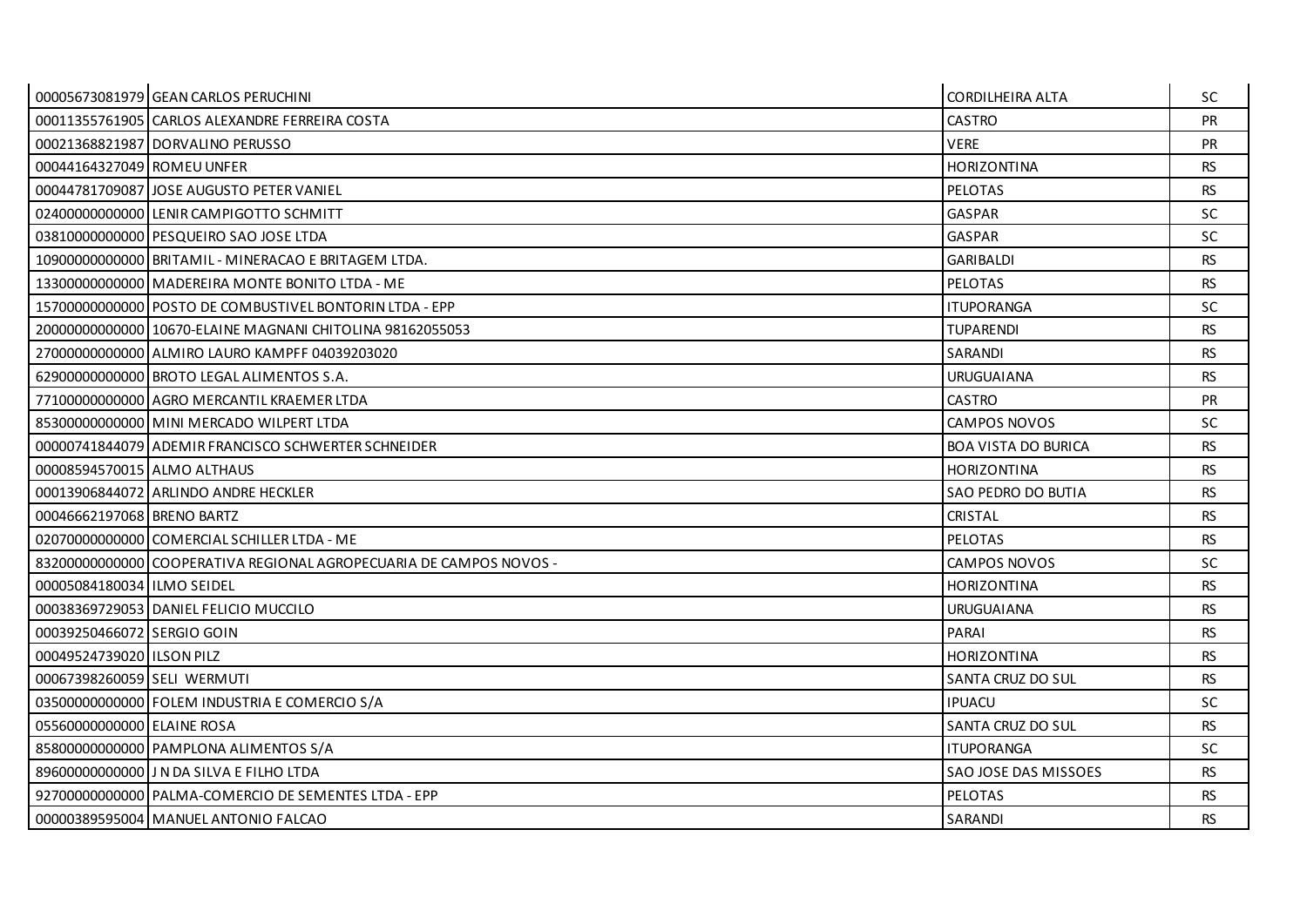| | | | |
|---|---|---|---|
| 00005673081979 | GEAN CARLOS PERUCHINI | CORDILHEIRA ALTA | SC |
| 00011355761905 | CARLOS ALEXANDRE FERREIRA COSTA | CASTRO | PR |
| 00021368821987 | DORVALINO PERUSSO | VERE | PR |
| 00044164327049 | ROMEU UNFER | HORIZONTINA | RS |
| 00044781709087 | JOSE AUGUSTO PETER VANIEL | PELOTAS | RS |
| 02400000000000 | LENIR CAMPIGOTTO SCHMITT | GASPAR | SC |
| 03810000000000 | PESQUEIRO SAO JOSE LTDA | GASPAR | SC |
| 10900000000000 | BRITAMIL - MINERACAO E BRITAGEM LTDA. | GARIBALDI | RS |
| 13300000000000 | MADEREIRA MONTE BONITO LTDA - ME | PELOTAS | RS |
| 15700000000000 | POSTO DE COMBUSTIVEL BONTORIN LTDA - EPP | ITUPORANGA | SC |
| 20000000000000 | 10670-ELAINE MAGNANI CHITOLINA 98162055053 | TUPARENDI | RS |
| 27000000000000 | ALMIRO LAURO KAMPFF 04039203020 | SARANDI | RS |
| 62900000000000 | BROTO LEGAL ALIMENTOS S.A. | URUGUAIANA | RS |
| 77100000000000 | AGRO MERCANTIL KRAEMER LTDA | CASTRO | PR |
| 85300000000000 | MINI MERCADO WILPERT LTDA | CAMPOS NOVOS | SC |
| 00000741844079 | ADEMIR FRANCISCO SCHWERTER SCHNEIDER | BOA VISTA DO BURICA | RS |
| 00008594570015 | ALMO ALTHAUS | HORIZONTINA | RS |
| 00013906844072 | ARLINDO ANDRE HECKLER | SAO PEDRO DO BUTIA | RS |
| 00046662197068 | BRENO BARTZ | CRISTAL | RS |
| 02070000000000 | COMERCIAL SCHILLER LTDA - ME | PELOTAS | RS |
| 83200000000000 | COOPERATIVA REGIONAL AGROPECUARIA DE CAMPOS NOVOS - | CAMPOS NOVOS | SC |
| 00005084180034 | ILMO SEIDEL | HORIZONTINA | RS |
| 00038369729053 | DANIEL FELICIO MUCCILO | URUGUAIANA | RS |
| 00039250466072 | SERGIO GOIN | PARAI | RS |
| 00049524739020 | ILSON PILZ | HORIZONTINA | RS |
| 00067398260059 | SELI WERMUTI | SANTA CRUZ DO SUL | RS |
| 03500000000000 | FOLEM INDUSTRIA E COMERCIO S/A | IPUACU | SC |
| 05560000000000 | ELAINE ROSA | SANTA CRUZ DO SUL | RS |
| 85800000000000 | PAMPLONA ALIMENTOS S/A | ITUPORANGA | SC |
| 89600000000000 | J N DA SILVA E FILHO LTDA | SAO JOSE DAS MISSOES | RS |
| 92700000000000 | PALMA-COMERCIO DE SEMENTES LTDA - EPP | PELOTAS | RS |
| 00000389595004 | MANUEL ANTONIO FALCAO | SARANDI | RS |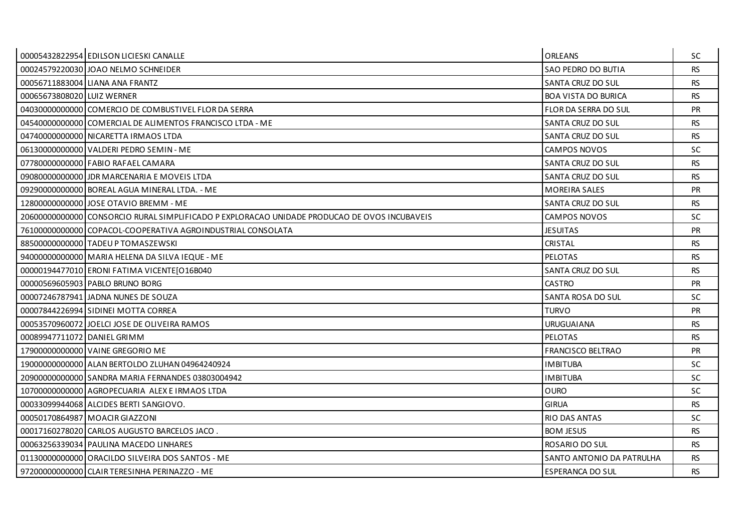| | | | |
|---|---|---|---|
| 00005432822954 | EDILSON LICIESKI CANALLE | ORLEANS | SC |
| 00024579220030 | JOAO NELMO SCHNEIDER | SAO PEDRO DO BUTIA | RS |
| 00056711883004 | LIANA ANA FRANTZ | SANTA CRUZ DO SUL | RS |
| 00065673808020 | LUIZ WERNER | BOA VISTA DO BURICA | RS |
| 04030000000000 | COMERCIO DE COMBUSTIVEL FLOR DA SERRA | FLOR DA SERRA DO SUL | PR |
| 04540000000000 | COMERCIAL DE ALIMENTOS FRANCISCO LTDA - ME | SANTA CRUZ DO SUL | RS |
| 04740000000000 | NICARETTA IRMAOS LTDA | SANTA CRUZ DO SUL | RS |
| 06130000000000 | VALDERI PEDRO SEMIN - ME | CAMPOS NOVOS | SC |
| 07780000000000 | FABIO RAFAEL CAMARA | SANTA CRUZ DO SUL | RS |
| 09080000000000 | JDR MARCENARIA E MOVEIS LTDA | SANTA CRUZ DO SUL | RS |
| 09290000000000 | BOREAL AGUA MINERAL LTDA. - ME | MOREIRA SALES | PR |
| 12800000000000 | JOSE OTAVIO BREMM - ME | SANTA CRUZ DO SUL | RS |
| 20600000000000 | CONSORCIO RURAL SIMPLIFICADO P EXPLORACAO UNIDADE PRODUCAO DE OVOS INCUBAVEIS | CAMPOS NOVOS | SC |
| 76100000000000 | COPACOL-COOPERATIVA AGROINDUSTRIAL CONSOLATA | JESUITAS | PR |
| 88500000000000 | TADEU P TOMASZEWSKI | CRISTAL | RS |
| 94000000000000 | MARIA HELENA DA SILVA IEQUE - ME | PELOTAS | RS |
| 00000194477010 | ERONI FATIMA VICENTE[O16B040 | SANTA CRUZ DO SUL | RS |
| 00000569605903 | PABLO BRUNO BORG | CASTRO | PR |
| 00007246787941 | JADNA NUNES DE SOUZA | SANTA ROSA DO SUL | SC |
| 00007844226994 | SIDINEI MOTTA CORREA | TURVO | PR |
| 00053570960072 | JOELCI JOSE DE OLIVEIRA RAMOS | URUGUAIANA | RS |
| 00089947711072 | DANIEL GRIMM | PELOTAS | RS |
| 17900000000000 | VAINE GREGORIO ME | FRANCISCO BELTRAO | PR |
| 19000000000000 | ALAN BERTOLDO ZLUHAN 04964240924 | IMBITUBA | SC |
| 20900000000000 | SANDRA MARIA FERNANDES 03803004942 | IMBITUBA | SC |
| 10700000000000 | AGROPECUARIA ALEX E IRMAOS LTDA | OURO | SC |
| 00033099944068 | ALCIDES BERTI SANGIOVO. | GIRUA | RS |
| 00050170864987 | MOACIR GIAZZONI | RIO DAS ANTAS | SC |
| 00017160278020 | CARLOS AUGUSTO BARCELOS JACO . | BOM JESUS | RS |
| 00063256339034 | PAULINA MACEDO LINHARES | ROSARIO DO SUL | RS |
| 01130000000000 | ORACILDO SILVEIRA DOS SANTOS - ME | SANTO ANTONIO DA PATRULHA | RS |
| 97200000000000 | CLAIR TERESINHA PERINAZZO - ME | ESPERANCA DO SUL | RS |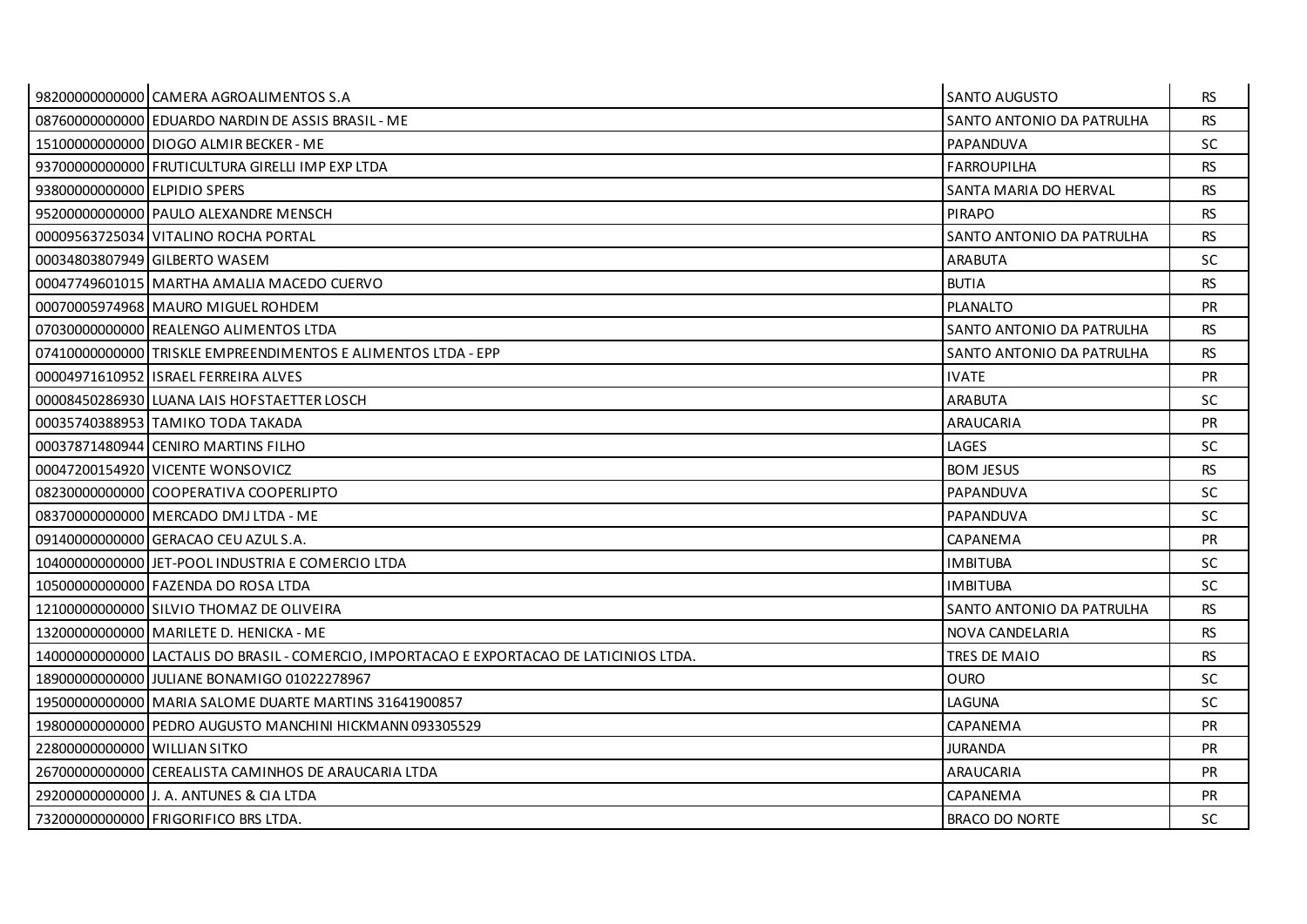| | | | |
|---|---|---|---|
| 98200000000000 | CAMERA AGROALIMENTOS S.A | SANTO AUGUSTO | RS |
| 08760000000000 | EDUARDO NARDIN DE ASSIS BRASIL - ME | SANTO ANTONIO DA PATRULHA | RS |
| 15100000000000 | DIOGO ALMIR BECKER - ME | PAPANDUVA | SC |
| 93700000000000 | FRUTICULTURA GIRELLI IMP EXP LTDA | FARROUPILHA | RS |
| 93800000000000 | ELPIDIO SPERS | SANTA MARIA DO HERVAL | RS |
| 95200000000000 | PAULO ALEXANDRE MENSCH | PIRAPO | RS |
| 00009563725034 | VITALINO ROCHA PORTAL | SANTO ANTONIO DA PATRULHA | RS |
| 00034803807949 | GILBERTO WASEM | ARABUTA | SC |
| 00047749601015 | MARTHA AMALIA MACEDO CUERVO | BUTIA | RS |
| 00070005974968 | MAURO MIGUEL ROHDEM | PLANALTO | PR |
| 07030000000000 | REALENGO ALIMENTOS LTDA | SANTO ANTONIO DA PATRULHA | RS |
| 07410000000000 | TRISKLE EMPREENDIMENTOS E ALIMENTOS LTDA - EPP | SANTO ANTONIO DA PATRULHA | RS |
| 00004971610952 | ISRAEL FERREIRA ALVES | IVATE | PR |
| 00008450286930 | LUANA LAIS HOFSTAETTER LOSCH | ARABUTA | SC |
| 00035740388953 | TAMIKO TODA TAKADA | ARAUCARIA | PR |
| 00037871480944 | CENIRO MARTINS FILHO | LAGES | SC |
| 00047200154920 | VICENTE WONSOVICZ | BOM JESUS | RS |
| 08230000000000 | COOPERATIVA COOPERLIPTO | PAPANDUVA | SC |
| 08370000000000 | MERCADO DMJ LTDA - ME | PAPANDUVA | SC |
| 09140000000000 | GERACAO CEU AZUL S.A. | CAPANEMA | PR |
| 10400000000000 | JET-POOL INDUSTRIA E COMERCIO LTDA | IMBITUBA | SC |
| 10500000000000 | FAZENDA DO ROSA LTDA | IMBITUBA | SC |
| 12100000000000 | SILVIO THOMAZ DE OLIVEIRA | SANTO ANTONIO DA PATRULHA | RS |
| 13200000000000 | MARILETE D. HENICKA - ME | NOVA CANDELARIA | RS |
| 14000000000000 | LACTALIS DO BRASIL - COMERCIO, IMPORTACAO E EXPORTACAO DE LATICINIOS LTDA. | TRES DE MAIO | RS |
| 18900000000000 | JULIANE BONAMIGO 01022278967 | OURO | SC |
| 19500000000000 | MARIA SALOME DUARTE MARTINS 31641900857 | LAGUNA | SC |
| 19800000000000 | PEDRO AUGUSTO MANCHINI HICKMANN 093305529 | CAPANEMA | PR |
| 22800000000000 | WILLIAN SITKO | JURANDA | PR |
| 26700000000000 | CEREALISTA CAMINHOS DE ARAUCARIA LTDA | ARAUCARIA | PR |
| 29200000000000 | J. A. ANTUNES & CIA LTDA | CAPANEMA | PR |
| 73200000000000 | FRIGORIFICO BRS LTDA. | BRACO DO NORTE | SC |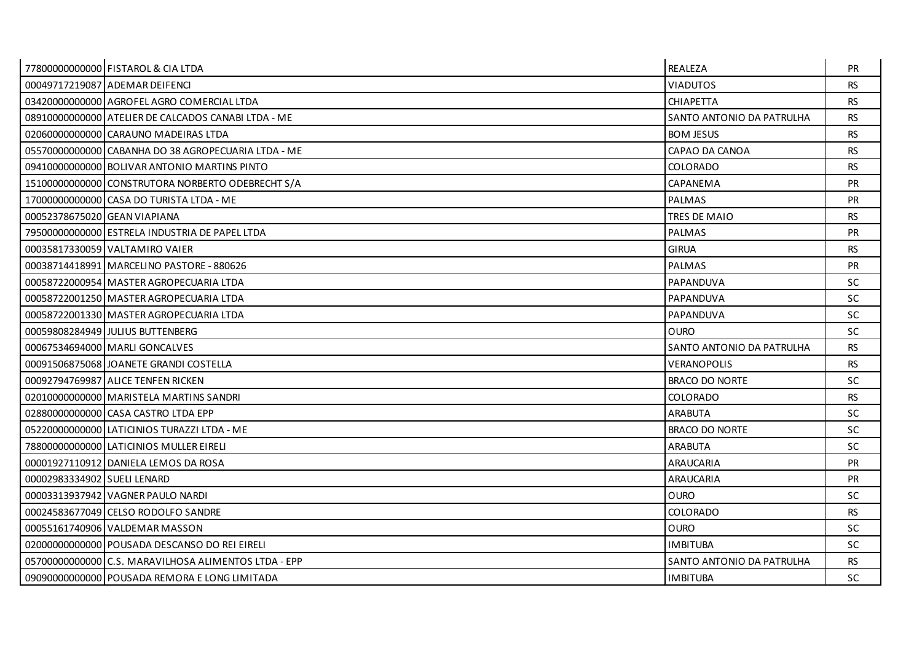| | | | |
|---|---|---|---|
| 77800000000000 | FISTAROL & CIA LTDA | REALEZA | PR |
| 00049717219087 | ADEMAR DEIFENCI | VIADUTOS | RS |
| 03420000000000 | AGROFEL AGRO COMERCIAL LTDA | CHIAPETTA | RS |
| 08910000000000 | ATELIER DE CALCADOS CANABI LTDA - ME | SANTO ANTONIO DA PATRULHA | RS |
| 02060000000000 | CARAUNO MADEIRAS LTDA | BOM JESUS | RS |
| 05570000000000 | CABANHA DO 38 AGROPECUARIA LTDA - ME | CAPAO DA CANOA | RS |
| 09410000000000 | BOLIVAR ANTONIO MARTINS PINTO | COLORADO | RS |
| 15100000000000 | CONSTRUTORA NORBERTO ODEBRECHT S/A | CAPANEMA | PR |
| 17000000000000 | CASA DO TURISTA LTDA - ME | PALMAS | PR |
| 00052378675020 | GEAN VIAPIANA | TRES DE MAIO | RS |
| 79500000000000 | ESTRELA INDUSTRIA DE PAPEL LTDA | PALMAS | PR |
| 00035817330059 | VALTAMIRO VAIER | GIRUA | RS |
| 00038714418991 | MARCELINO PASTORE - 880626 | PALMAS | PR |
| 00058722000954 | MASTER AGROPECUARIA LTDA | PAPANDUVA | SC |
| 00058722001250 | MASTER AGROPECUARIA LTDA | PAPANDUVA | SC |
| 00058722001330 | MASTER AGROPECUARIA LTDA | PAPANDUVA | SC |
| 00059808284949 | JULIUS BUTTENBERG | OURO | SC |
| 00067534694000 | MARLI GONCALVES | SANTO ANTONIO DA PATRULHA | RS |
| 00091506875068 | JOANETE GRANDI COSTELLA | VERANOPOLIS | RS |
| 00092794769987 | ALICE TENFEN RICKEN | BRACO DO NORTE | SC |
| 02010000000000 | MARISTELA MARTINS SANDRI | COLORADO | RS |
| 02880000000000 | CASA CASTRO LTDA EPP | ARABUTA | SC |
| 05220000000000 | LATICINIOS TURAZZI LTDA - ME | BRACO DO NORTE | SC |
| 78800000000000 | LATICINIOS MULLER EIRELI | ARABUTA | SC |
| 00001927110912 | DANIELA LEMOS DA ROSA | ARAUCARIA | PR |
| 00002983334902 | SUELI LENARD | ARAUCARIA | PR |
| 00003313937942 | VAGNER PAULO NARDI | OURO | SC |
| 00024583677049 | CELSO RODOLFO SANDRE | COLORADO | RS |
| 00055161740906 | VALDEMAR MASSON | OURO | SC |
| 02000000000000 | POUSADA DESCANSO DO REI EIRELI | IMBITUBA | SC |
| 05700000000000 | C.S. MARAVILHOSA ALIMENTOS LTDA - EPP | SANTO ANTONIO DA PATRULHA | RS |
| 09090000000000 | POUSADA REMORA E LONG LIMITADA | IMBITUBA | SC |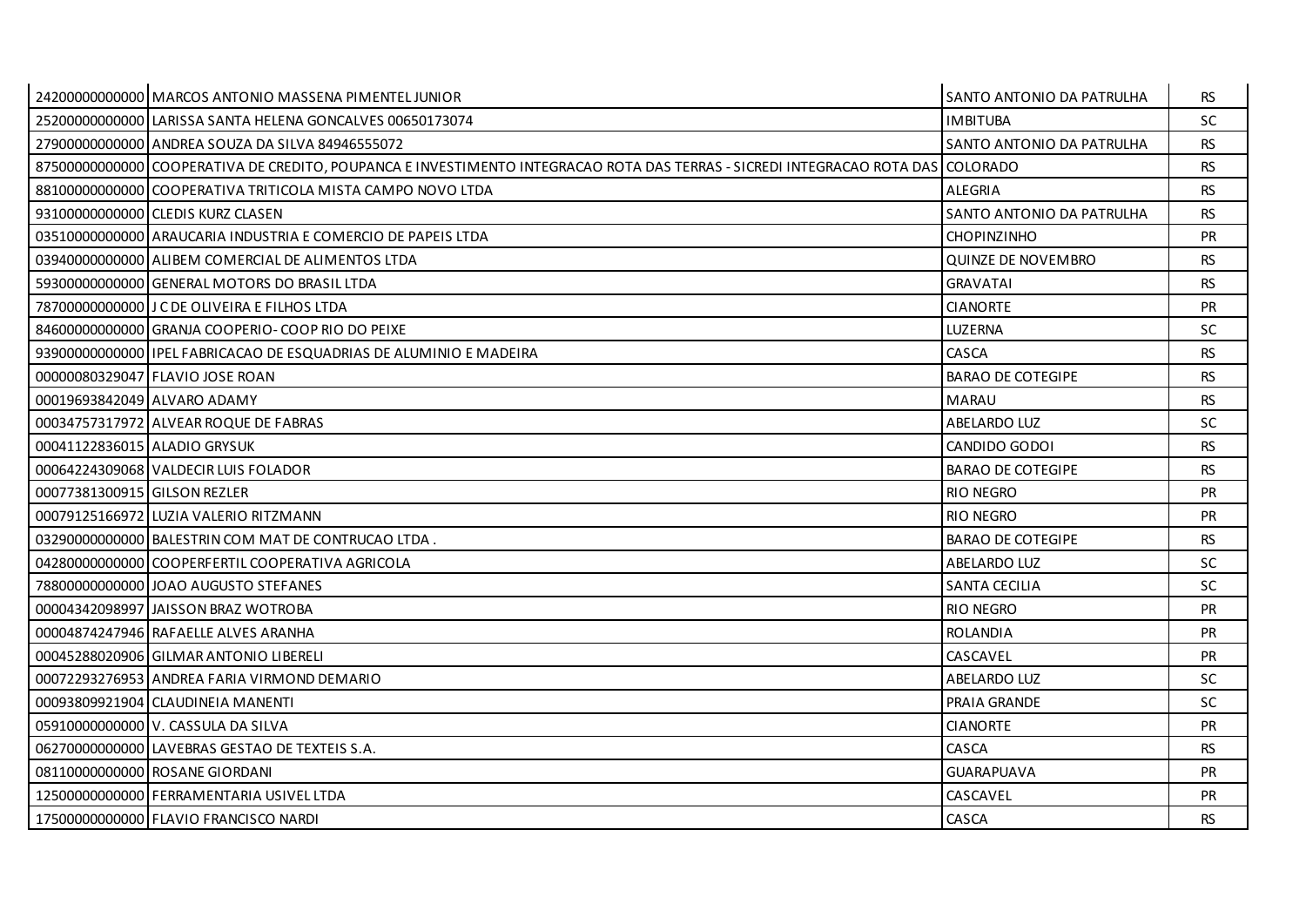| | | | |
|---|---|---|---|
| 24200000000000 | MARCOS ANTONIO MASSENA PIMENTEL JUNIOR | SANTO ANTONIO DA PATRULHA | RS |
| 25200000000000 | LARISSA SANTA HELENA GONCALVES 00650173074 | IMBITUBA | SC |
| 27900000000000 | ANDREA SOUZA DA SILVA 84946555072 | SANTO ANTONIO DA PATRULHA | RS |
| 87500000000000 | COOPERATIVA DE CREDITO, POUPANCA E INVESTIMENTO INTEGRACAO ROTA DAS TERRAS - SICREDI INTEGRACAO ROTA DAS | COLORADO | RS |
| 88100000000000 | COOPERATIVA TRITICOLA MISTA CAMPO NOVO LTDA | ALEGRIA | RS |
| 93100000000000 | CLEDIS KURZ CLASEN | SANTO ANTONIO DA PATRULHA | RS |
| 03510000000000 | ARAUCARIA INDUSTRIA E COMERCIO DE PAPEIS LTDA | CHOPINZINHO | PR |
| 03940000000000 | ALIBEM COMERCIAL DE ALIMENTOS LTDA | QUINZE DE NOVEMBRO | RS |
| 59300000000000 | GENERAL MOTORS DO BRASIL LTDA | GRAVATAI | RS |
| 78700000000000 | J C DE OLIVEIRA E FILHOS LTDA | CIANORTE | PR |
| 84600000000000 | GRANJA COOPERIO- COOP RIO DO PEIXE | LUZERNA | SC |
| 93900000000000 | IPEL FABRICACAO DE ESQUADRIAS DE ALUMINIO E MADEIRA | CASCA | RS |
| 00000080329047 | FLAVIO JOSE ROAN | BARAO DE COTEGIPE | RS |
| 00019693842049 | ALVARO ADAMY | MARAU | RS |
| 00034757317972 | ALVEAR ROQUE DE FABRAS | ABELARDO LUZ | SC |
| 00041122836015 | ALADIO GRYSUK | CANDIDO GODOI | RS |
| 00064224309068 | VALDECIR LUIS FOLADOR | BARAO DE COTEGIPE | RS |
| 00077381300915 | GILSON REZLER | RIO NEGRO | PR |
| 00079125166972 | LUZIA VALERIO RITZMANN | RIO NEGRO | PR |
| 03290000000000 | BALESTRIN COM MAT DE CONTRUCAO LTDA . | BARAO DE COTEGIPE | RS |
| 04280000000000 | COOPERFERTIL COOPERATIVA AGRICOLA | ABELARDO LUZ | SC |
| 78800000000000 | JOAO AUGUSTO STEFANES | SANTA CECILIA | SC |
| 00004342098997 | JAISSON BRAZ WOTROBA | RIO NEGRO | PR |
| 00004874247946 | RAFAELLE ALVES ARANHA | ROLANDIA | PR |
| 00045288020906 | GILMAR ANTONIO LIBERELI | CASCAVEL | PR |
| 00072293276953 | ANDREA FARIA VIRMOND DEMARIO | ABELARDO LUZ | SC |
| 00093809921904 | CLAUDINEIA MANENTI | PRAIA GRANDE | SC |
| 05910000000000 | V. CASSULA DA SILVA | CIANORTE | PR |
| 06270000000000 | LAVEBRAS GESTAO DE TEXTEIS S.A. | CASCA | RS |
| 08110000000000 | ROSANE GIORDANI | GUARAPUAVA | PR |
| 12500000000000 | FERRAMENTARIA USIVEL LTDA | CASCAVEL | PR |
| 17500000000000 | FLAVIO FRANCISCO NARDI | CASCA | RS |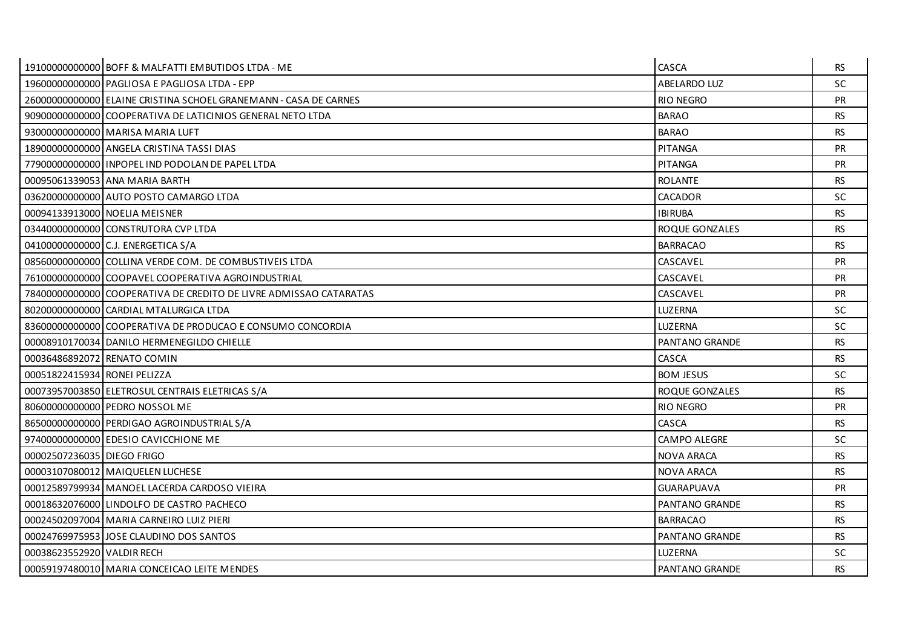| | | | |
|---|---|---|---|
| 19100000000000 | BOFF & MALFATTI EMBUTIDOS LTDA - ME | CASCA | RS |
| 19600000000000 | PAGLIOSA E PAGLIOSA LTDA - EPP | ABELARDO LUZ | SC |
| 26000000000000 | ELAINE CRISTINA SCHOEL GRANEMANN - CASA DE CARNES | RIO NEGRO | PR |
| 90900000000000 | COOPERATIVA DE LATICINIOS GENERAL NETO LTDA | BARAO | RS |
| 93000000000000 | MARISA MARIA LUFT | BARAO | RS |
| 18900000000000 | ANGELA CRISTINA TASSI DIAS | PITANGA | PR |
| 77900000000000 | INPOPEL IND PODOLAN DE PAPEL LTDA | PITANGA | PR |
| 00095061339053 | ANA MARIA BARTH | ROLANTE | RS |
| 03620000000000 | AUTO POSTO CAMARGO LTDA | CACADOR | SC |
| 00094133913000 | NOELIA MEISNER | IBIRUBA | RS |
| 03440000000000 | CONSTRUTORA CVP LTDA | ROQUE GONZALES | RS |
| 04100000000000 | C.J. ENERGETICA S/A | BARRACAO | RS |
| 08560000000000 | COLLINA VERDE COM. DE COMBUSTIVEIS LTDA | CASCAVEL | PR |
| 76100000000000 | COOPAVEL COOPERATIVA AGROINDUSTRIAL | CASCAVEL | PR |
| 78400000000000 | COOPERATIVA DE CREDITO DE LIVRE ADMISSAO CATARATAS | CASCAVEL | PR |
| 80200000000000 | CARDIAL MTALURGICA LTDA | LUZERNA | SC |
| 83600000000000 | COOPERATIVA DE PRODUCAO E CONSUMO CONCORDIA | LUZERNA | SC |
| 00008910170034 | DANILO HERMENEGILDO CHIELLE | PANTANO GRANDE | RS |
| 00036486892072 | RENATO COMIN | CASCA | RS |
| 00051822415934 | RONEI PELIZZA | BOM JESUS | SC |
| 00073957003850 | ELETROSUL CENTRAIS ELETRICAS S/A | ROQUE GONZALES | RS |
| 80600000000000 | PEDRO NOSSOL ME | RIO NEGRO | PR |
| 86500000000000 | PERDIGAO AGROINDUSTRIAL S/A | CASCA | RS |
| 97400000000000 | EDESIO CAVICCHIONE ME | CAMPO ALEGRE | SC |
| 00002507236035 | DIEGO FRIGO | NOVA ARACA | RS |
| 00003107080012 | MAIQUELEN LUCHESE | NOVA ARACA | RS |
| 00012589799934 | MANOEL LACERDA CARDOSO VIEIRA | GUARAPUAVA | PR |
| 00018632076000 | LINDOLFO DE CASTRO PACHECO | PANTANO GRANDE | RS |
| 00024502097004 | MARIA CARNEIRO LUIZ PIERI | BARRACAO | RS |
| 00024769975953 | JOSE CLAUDINO DOS SANTOS | PANTANO GRANDE | RS |
| 00038623552920 | VALDIR RECH | LUZERNA | SC |
| 00059197480010 | MARIA CONCEICAO LEITE MENDES | PANTANO GRANDE | RS |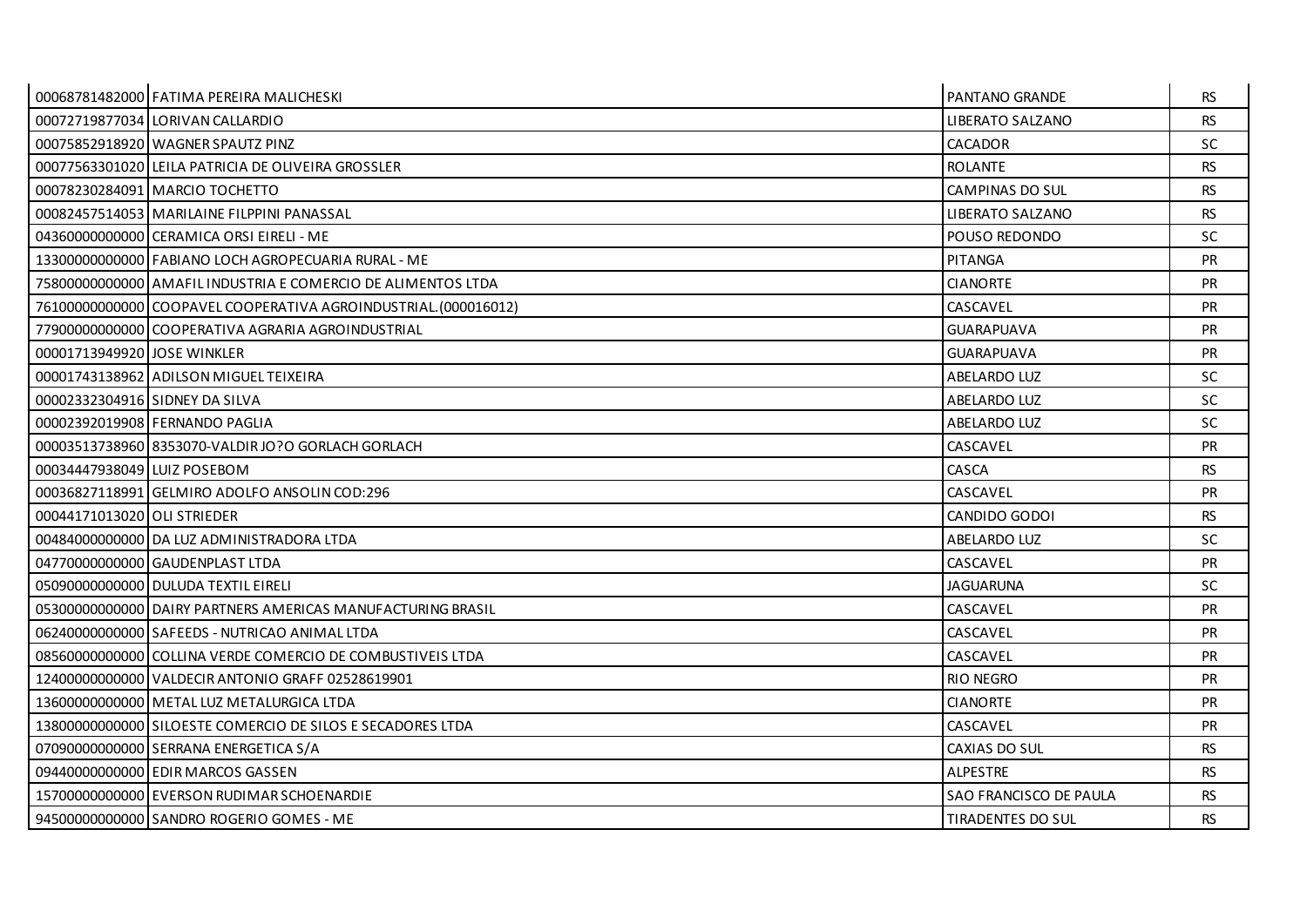| | | | |
|---|---|---|---|
| 00068781482000 | FATIMA PEREIRA MALICHESKI | PANTANO GRANDE | RS |
| 00072719877034 | LORIVAN CALLARDIO | LIBERATO SALZANO | RS |
| 00075852918920 | WAGNER SPAUTZ PINZ | CACADOR | SC |
| 00077563301020 | LEILA PATRICIA DE OLIVEIRA GROSSLER | ROLANTE | RS |
| 00078230284091 | MARCIO TOCHETTO | CAMPINAS DO SUL | RS |
| 00082457514053 | MARILAINE FILPPINI PANASSAL | LIBERATO SALZANO | RS |
| 04360000000000 | CERAMICA ORSI EIRELI - ME | POUSO REDONDO | SC |
| 13300000000000 | FABIANO LOCH AGROPECUARIA RURAL - ME | PITANGA | PR |
| 75800000000000 | AMAFIL INDUSTRIA E COMERCIO DE ALIMENTOS LTDA | CIANORTE | PR |
| 76100000000000 | COOPAVEL COOPERATIVA AGROINDUSTRIAL.(000016012) | CASCAVEL | PR |
| 77900000000000 | COOPERATIVA AGRARIA AGROINDUSTRIAL | GUARAPUAVA | PR |
| 00001713949920 | JOSE WINKLER | GUARAPUAVA | PR |
| 00001743138962 | ADILSON MIGUEL TEIXEIRA | ABELARDO LUZ | SC |
| 00002332304916 | SIDNEY DA SILVA | ABELARDO LUZ | SC |
| 00002392019908 | FERNANDO PAGLIA | ABELARDO LUZ | SC |
| 00003513738960 | 8353070-VALDIR JO?O GORLACH GORLACH | CASCAVEL | PR |
| 00034447938049 | LUIZ POSEBOM | CASCA | RS |
| 00036827118991 | GELMIRO ADOLFO ANSOLIN COD:296 | CASCAVEL | PR |
| 00044171013020 | OLI STRIEDER | CANDIDO GODOI | RS |
| 00484000000000 | DA LUZ ADMINISTRADORA LTDA | ABELARDO LUZ | SC |
| 04770000000000 | GAUDENPLAST LTDA | CASCAVEL | PR |
| 05090000000000 | DULUDA TEXTIL EIRELI | JAGUARUNA | SC |
| 05300000000000 | DAIRY PARTNERS AMERICAS MANUFACTURING BRASIL | CASCAVEL | PR |
| 06240000000000 | SAFEEDS - NUTRICAO ANIMAL LTDA | CASCAVEL | PR |
| 08560000000000 | COLLINA VERDE COMERCIO DE COMBUSTIVEIS LTDA | CASCAVEL | PR |
| 12400000000000 | VALDECIR ANTONIO GRAFF 02528619901 | RIO NEGRO | PR |
| 13600000000000 | METAL LUZ METALURGICA LTDA | CIANORTE | PR |
| 13800000000000 | SILOESTE COMERCIO DE SILOS E SECADORES LTDA | CASCAVEL | PR |
| 07090000000000 | SERRANA ENERGETICA S/A | CAXIAS DO SUL | RS |
| 09440000000000 | EDIR MARCOS GASSEN | ALPESTRE | RS |
| 15700000000000 | EVERSON RUDIMAR SCHOENARDIE | SAO FRANCISCO DE PAULA | RS |
| 94500000000000 | SANDRO ROGERIO GOMES - ME | TIRADENTES DO SUL | RS |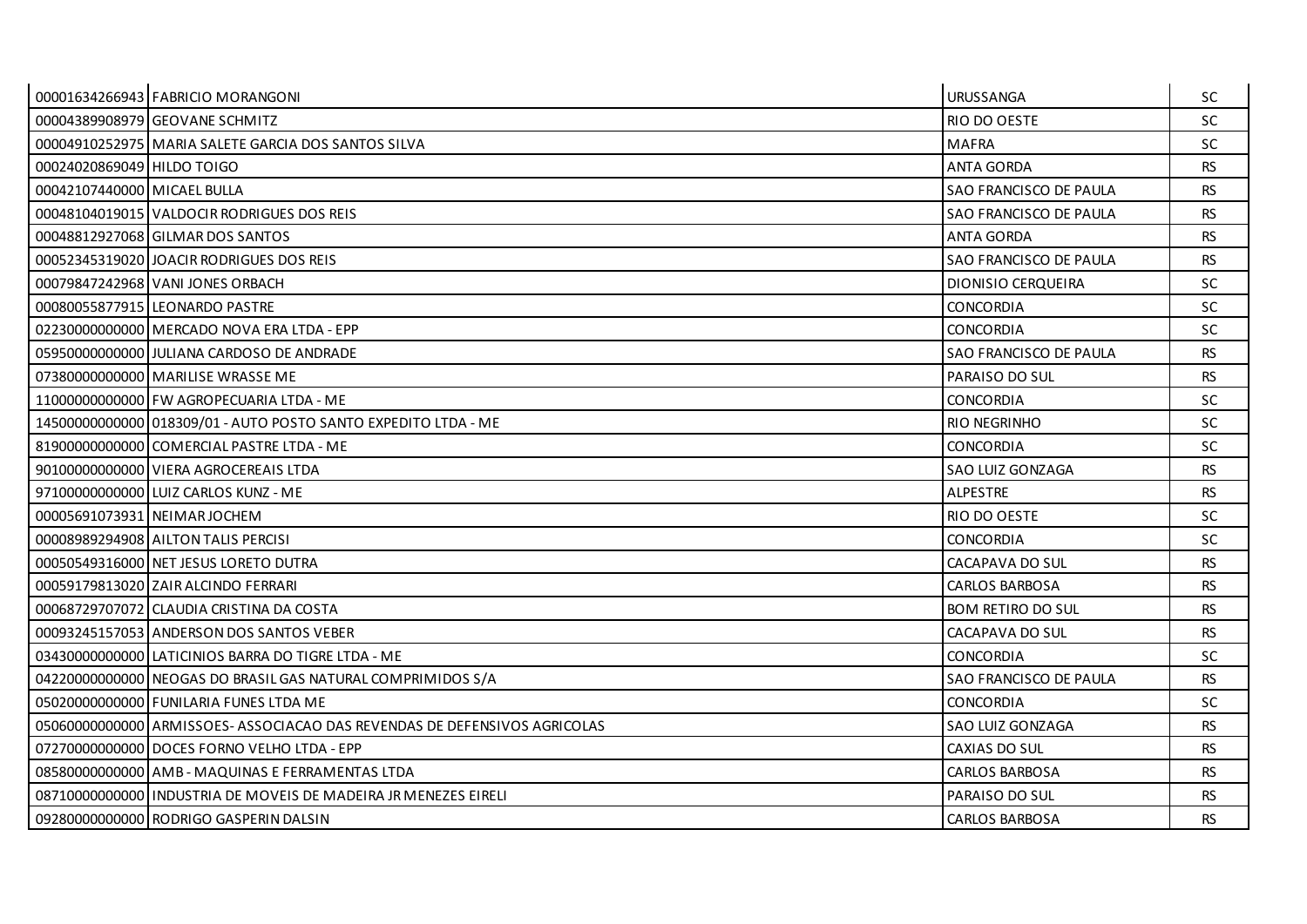| | | | |
|---|---|---|---|
| 00001634266943 | FABRICIO MORANGONI | URUSSANGA | SC |
| 00004389908979 | GEOVANE SCHMITZ | RIO DO OESTE | SC |
| 00004910252975 | MARIA SALETE GARCIA DOS SANTOS SILVA | MAFRA | SC |
| 00024020869049 | HILDO TOIGO | ANTA GORDA | RS |
| 00042107440000 | MICAEL BULLA | SAO FRANCISCO DE PAULA | RS |
| 00048104019015 | VALDOCIR RODRIGUES DOS REIS | SAO FRANCISCO DE PAULA | RS |
| 00048812927068 | GILMAR DOS SANTOS | ANTA GORDA | RS |
| 00052345319020 | JOACIR RODRIGUES DOS REIS | SAO FRANCISCO DE PAULA | RS |
| 00079847242968 | VANI JONES ORBACH | DIONISIO CERQUEIRA | SC |
| 00080055877915 | LEONARDO PASTRE | CONCORDIA | SC |
| 02230000000000 | MERCADO NOVA ERA LTDA - EPP | CONCORDIA | SC |
| 05950000000000 | JULIANA CARDOSO DE ANDRADE | SAO FRANCISCO DE PAULA | RS |
| 07380000000000 | MARILISE WRASSE ME | PARAISO DO SUL | RS |
| 11000000000000 | FW AGROPECUARIA LTDA - ME | CONCORDIA | SC |
| 14500000000000 | 018309/01 - AUTO POSTO SANTO EXPEDITO LTDA - ME | RIO NEGRINHO | SC |
| 81900000000000 | COMERCIAL PASTRE LTDA - ME | CONCORDIA | SC |
| 90100000000000 | VIERA AGROCEREAIS LTDA | SAO LUIZ GONZAGA | RS |
| 97100000000000 | LUIZ CARLOS KUNZ - ME | ALPESTRE | RS |
| 00005691073931 | NEIMAR JOCHEM | RIO DO OESTE | SC |
| 00008989294908 | AILTON TALIS PERCISI | CONCORDIA | SC |
| 00050549316000 | NET JESUS LORETO DUTRA | CACAPAVA DO SUL | RS |
| 00059179813020 | ZAIR ALCINDO FERRARI | CARLOS BARBOSA | RS |
| 00068729707072 | CLAUDIA CRISTINA DA COSTA | BOM RETIRO DO SUL | RS |
| 00093245157053 | ANDERSON DOS SANTOS VEBER | CACAPAVA DO SUL | RS |
| 03430000000000 | LATICINIOS BARRA DO TIGRE LTDA - ME | CONCORDIA | SC |
| 04220000000000 | NEOGAS DO BRASIL GAS NATURAL COMPRIMIDOS S/A | SAO FRANCISCO DE PAULA | RS |
| 05020000000000 | FUNILARIA FUNES LTDA ME | CONCORDIA | SC |
| 05060000000000 | ARMISSOES- ASSOCIACAO DAS REVENDAS DE DEFENSIVOS AGRICOLAS | SAO LUIZ GONZAGA | RS |
| 07270000000000 | DOCES FORNO VELHO LTDA - EPP | CAXIAS DO SUL | RS |
| 08580000000000 | AMB - MAQUINAS E FERRAMENTAS LTDA | CARLOS BARBOSA | RS |
| 08710000000000 | INDUSTRIA DE MOVEIS DE MADEIRA JR MENEZES EIRELI | PARAISO DO SUL | RS |
| 09280000000000 | RODRIGO GASPERIN DALSIN | CARLOS BARBOSA | RS |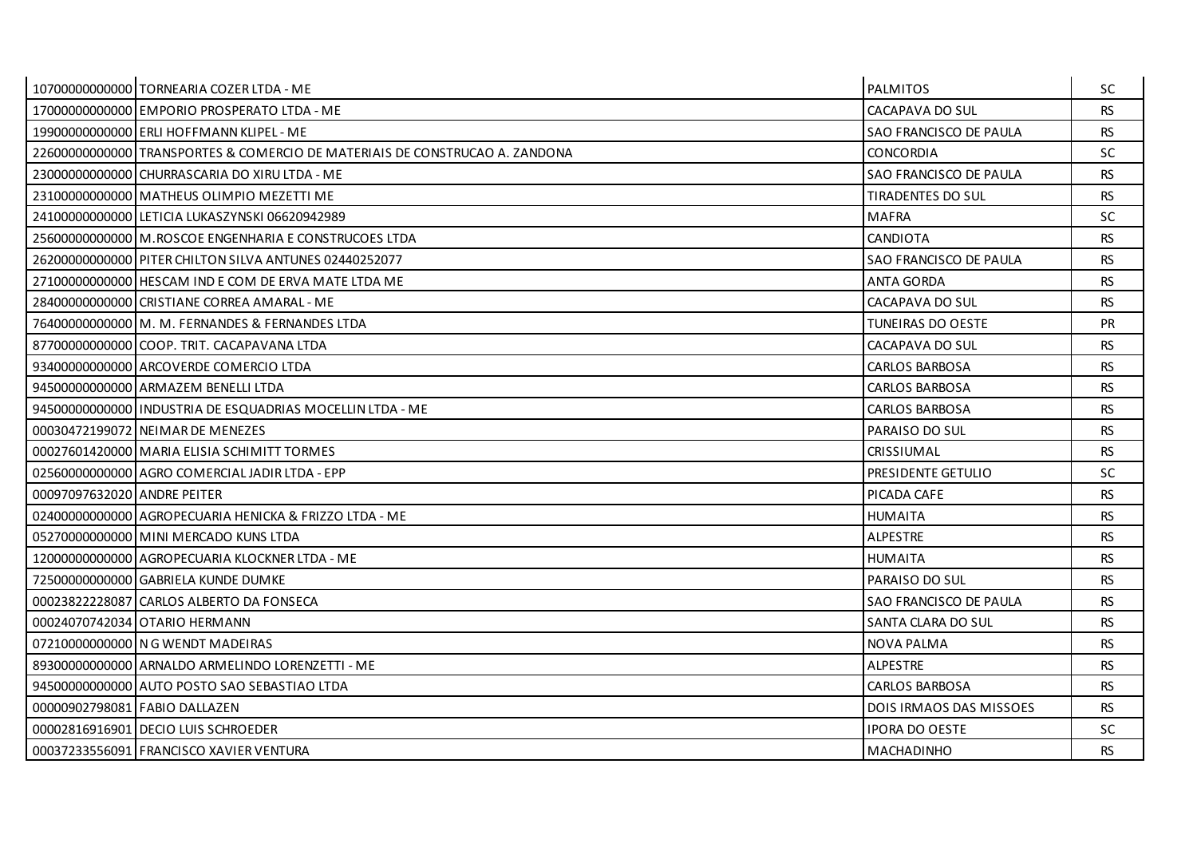| | | | |
|---|---|---|---|
| 10700000000000 | TORNEARIA COZER LTDA - ME | PALMITOS | SC |
| 17000000000000 | EMPORIO PROSPERATO LTDA - ME | CACAPAVA DO SUL | RS |
| 19900000000000 | ERLI HOFFMANN KLIPEL - ME | SAO FRANCISCO DE PAULA | RS |
| 22600000000000 | TRANSPORTES & COMERCIO DE MATERIAIS DE CONSTRUCAO A. ZANDONA | CONCORDIA | SC |
| 23000000000000 | CHURRASCARIA DO XIRU LTDA - ME | SAO FRANCISCO DE PAULA | RS |
| 23100000000000 | MATHEUS OLIMPIO MEZETTI ME | TIRADENTES DO SUL | RS |
| 24100000000000 | LETICIA LUKASZYNSKI 06620942989 | MAFRA | SC |
| 25600000000000 | M.ROSCOE ENGENHARIA E CONSTRUCOES LTDA | CANDIOTA | RS |
| 26200000000000 | PITER CHILTON SILVA ANTUNES 02440252077 | SAO FRANCISCO DE PAULA | RS |
| 27100000000000 | HESCAM IND E COM DE ERVA MATE LTDA ME | ANTA GORDA | RS |
| 28400000000000 | CRISTIANE CORREA AMARAL - ME | CACAPAVA DO SUL | RS |
| 76400000000000 | M. M. FERNANDES & FERNANDES LTDA | TUNEIRAS DO OESTE | PR |
| 87700000000000 | COOP. TRIT. CACAPAVANA LTDA | CACAPAVA DO SUL | RS |
| 93400000000000 | ARCOVERDE COMERCIO LTDA | CARLOS BARBOSA | RS |
| 94500000000000 | ARMAZEM BENELLI LTDA | CARLOS BARBOSA | RS |
| 94500000000000 | INDUSTRIA DE ESQUADRIAS MOCELLIN LTDA - ME | CARLOS BARBOSA | RS |
| 00030472199072 | NEIMAR DE MENEZES | PARAISO DO SUL | RS |
| 00027601420000 | MARIA ELISIA SCHIMITT TORMES | CRISSIUMAL | RS |
| 02560000000000 | AGRO COMERCIAL JADIR LTDA - EPP | PRESIDENTE GETULIO | SC |
| 00097097632020 | ANDRE PEITER | PICADA CAFE | RS |
| 02400000000000 | AGROPECUARIA HENICKA & FRIZZO LTDA - ME | HUMAITA | RS |
| 05270000000000 | MINI MERCADO KUNS LTDA | ALPESTRE | RS |
| 12000000000000 | AGROPECUARIA KLOCKNER LTDA - ME | HUMAITA | RS |
| 72500000000000 | GABRIELA KUNDE DUMKE | PARAISO DO SUL | RS |
| 00023822228087 | CARLOS ALBERTO DA FONSECA | SAO FRANCISCO DE PAULA | RS |
| 00024070742034 | OTARIO HERMANN | SANTA CLARA DO SUL | RS |
| 07210000000000 | N G WENDT MADEIRAS | NOVA PALMA | RS |
| 89300000000000 | ARNALDO ARMELINDO LORENZETTI - ME | ALPESTRE | RS |
| 94500000000000 | AUTO POSTO SAO SEBASTIAO LTDA | CARLOS BARBOSA | RS |
| 00000902798081 | FABIO DALLAZEN | DOIS IRMAOS DAS MISSOES | RS |
| 00002816916901 | DECIO LUIS SCHROEDER | IPORA DO OESTE | SC |
| 00037233556091 | FRANCISCO XAVIER VENTURA | MACHADINHO | RS |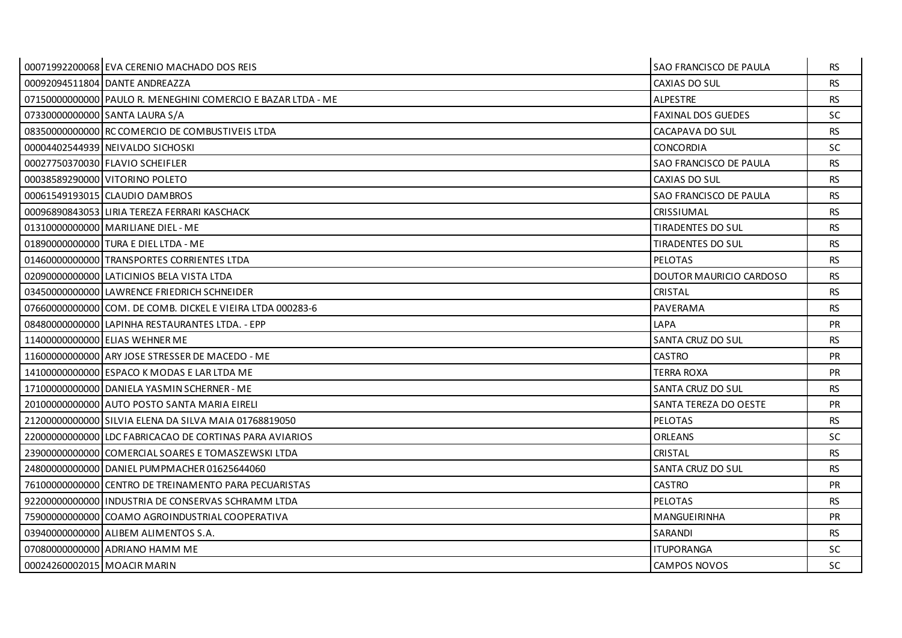| | | | |
|---|---|---|---|
| 00071992200068 | EVA CERENIO MACHADO DOS REIS | SAO FRANCISCO DE PAULA | RS |
| 00092094511804 | DANTE ANDREAZZA | CAXIAS DO SUL | RS |
| 07150000000000 | PAULO R. MENEGHINI COMERCIO E BAZAR LTDA - ME | ALPESTRE | RS |
| 07330000000000 | SANTA LAURA S/A | FAXINAL DOS GUEDES | SC |
| 08350000000000 | RC COMERCIO DE COMBUSTIVEIS LTDA | CACAPAVA DO SUL | RS |
| 00004402544939 | NEIVALDO SICHOSKI | CONCORDIA | SC |
| 00027750370030 | FLAVIO SCHEIFLER | SAO FRANCISCO DE PAULA | RS |
| 00038589290000 | VITORINO POLETO | CAXIAS DO SUL | RS |
| 00061549193015 | CLAUDIO DAMBROS | SAO FRANCISCO DE PAULA | RS |
| 00096890843053 | LIRIA TEREZA FERRARI KASCHACK | CRISSIUMAL | RS |
| 01310000000000 | MARILIANE DIEL - ME | TIRADENTES DO SUL | RS |
| 01890000000000 | TURA E DIEL LTDA - ME | TIRADENTES DO SUL | RS |
| 01460000000000 | TRANSPORTES CORRIENTES LTDA | PELOTAS | RS |
| 02090000000000 | LATICINIOS BELA VISTA LTDA | DOUTOR MAURICIO CARDOSO | RS |
| 03450000000000 | LAWRENCE FRIEDRICH SCHNEIDER | CRISTAL | RS |
| 07660000000000 | COM. DE COMB. DICKEL E VIEIRA LTDA 000283-6 | PAVERAMA | RS |
| 08480000000000 | LAPINHA RESTAURANTES LTDA. - EPP | LAPA | PR |
| 11400000000000 | ELIAS WEHNER ME | SANTA CRUZ DO SUL | RS |
| 11600000000000 | ARY JOSE STRESSER DE MACEDO - ME | CASTRO | PR |
| 14100000000000 | ESPACO K MODAS E LAR LTDA ME | TERRA ROXA | PR |
| 17100000000000 | DANIELA YASMIN SCHERNER - ME | SANTA CRUZ DO SUL | RS |
| 20100000000000 | AUTO POSTO SANTA MARIA EIRELI | SANTA TEREZA DO OESTE | PR |
| 21200000000000 | SILVIA ELENA DA SILVA MAIA 01768819050 | PELOTAS | RS |
| 22000000000000 | LDC FABRICACAO DE CORTINAS PARA AVIARIOS | ORLEANS | SC |
| 23900000000000 | COMERCIAL SOARES E TOMASZEWSKI LTDA | CRISTAL | RS |
| 24800000000000 | DANIEL PUMPMACHER 01625644060 | SANTA CRUZ DO SUL | RS |
| 76100000000000 | CENTRO DE TREINAMENTO PARA PECUARISTAS | CASTRO | PR |
| 92200000000000 | INDUSTRIA DE CONSERVAS SCHRAMM LTDA | PELOTAS | RS |
| 75900000000000 | COAMO AGROINDUSTRIAL COOPERATIVA | MANGUEIRINHA | PR |
| 03940000000000 | ALIBEM ALIMENTOS S.A. | SARANDI | RS |
| 07080000000000 | ADRIANO HAMM ME | ITUPORANGA | SC |
| 00024260002015 | MOACIR MARIN | CAMPOS NOVOS | SC |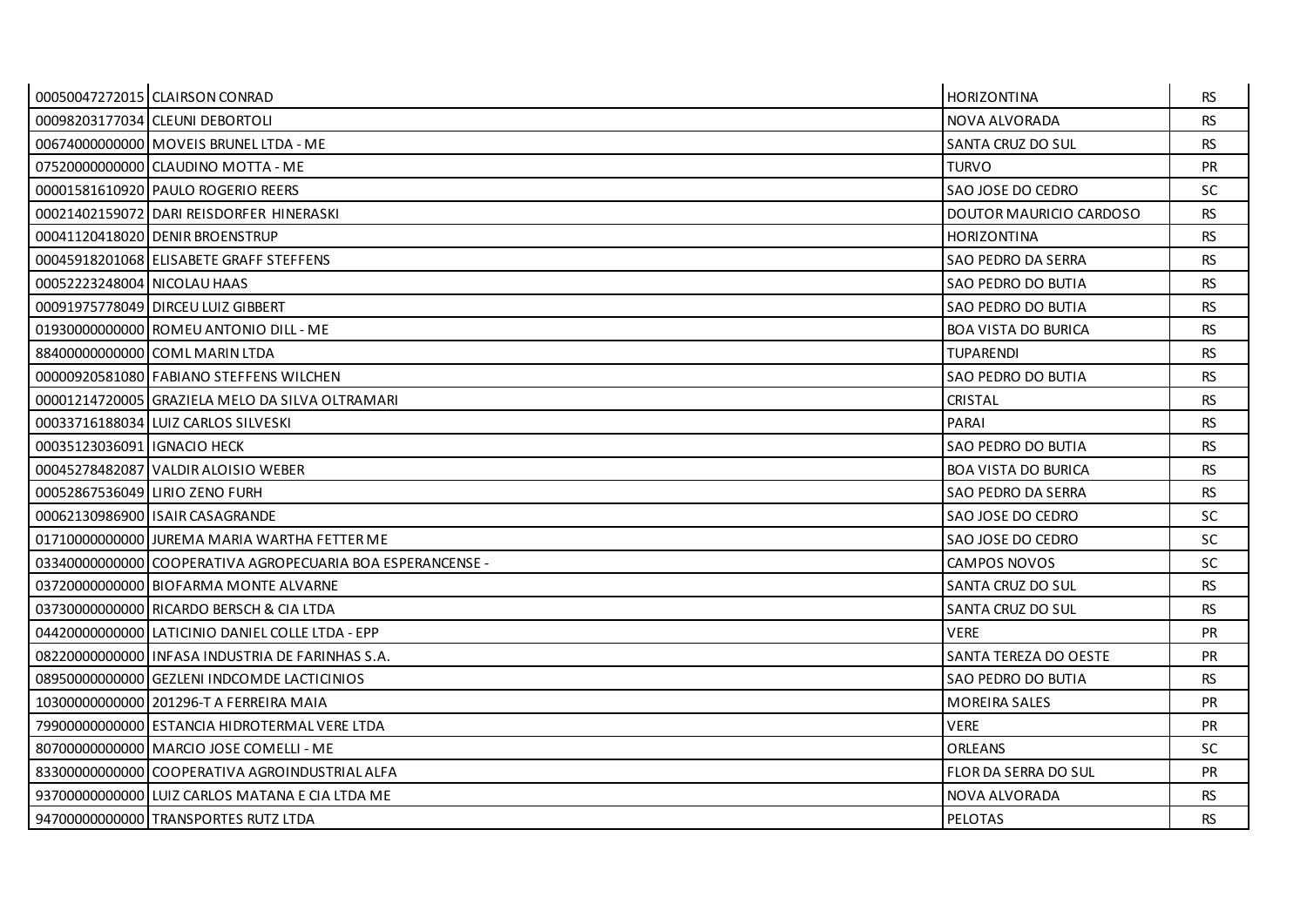| | | | |
|---|---|---|---|
| 00050047272015 | CLAIRSON CONRAD | HORIZONTINA | RS |
| 00098203177034 | CLEUNI DEBORTOLI | NOVA ALVORADA | RS |
| 00674000000000 | MOVEIS BRUNEL LTDA - ME | SANTA CRUZ DO SUL | RS |
| 07520000000000 | CLAUDINO MOTTA - ME | TURVO | PR |
| 00001581610920 | PAULO ROGERIO REERS | SAO JOSE DO CEDRO | SC |
| 00021402159072 | DARI REISDORFER HINERASKI | DOUTOR MAURICIO CARDOSO | RS |
| 00041120418020 | DENIR BROENSTRUP | HORIZONTINA | RS |
| 00045918201068 | ELISABETE GRAFF STEFFENS | SAO PEDRO DA SERRA | RS |
| 00052223248004 | NICOLAU HAAS | SAO PEDRO DO BUTIA | RS |
| 00091975778049 | DIRCEU LUIZ GIBBERT | SAO PEDRO DO BUTIA | RS |
| 01930000000000 | ROMEU ANTONIO DILL - ME | BOA VISTA DO BURICA | RS |
| 88400000000000 | COML MARIN LTDA | TUPARENDI | RS |
| 00000920581080 | FABIANO STEFFENS WILCHEN | SAO PEDRO DO BUTIA | RS |
| 00001214720005 | GRAZIELA MELO DA SILVA OLTRAMARI | CRISTAL | RS |
| 00033716188034 | LUIZ CARLOS SILVESKI | PARAI | RS |
| 00035123036091 | IGNACIO HECK | SAO PEDRO DO BUTIA | RS |
| 00045278482087 | VALDIR ALOISIO WEBER | BOA VISTA DO BURICA | RS |
| 00052867536049 | LIRIO ZENO FURH | SAO PEDRO DA SERRA | RS |
| 00062130986900 | ISAIR CASAGRANDE | SAO JOSE DO CEDRO | SC |
| 01710000000000 | JUREMA MARIA WARTHA FETTER ME | SAO JOSE DO CEDRO | SC |
| 03340000000000 | COOPERATIVA AGROPECUARIA BOA ESPERANCENSE - | CAMPOS NOVOS | SC |
| 03720000000000 | BIOFARMA MONTE ALVARNE | SANTA CRUZ DO SUL | RS |
| 03730000000000 | RICARDO BERSCH & CIA LTDA | SANTA CRUZ DO SUL | RS |
| 04420000000000 | LATICINIO DANIEL COLLE LTDA - EPP | VERE | PR |
| 08220000000000 | INFASA INDUSTRIA DE FARINHAS S.A. | SANTA TEREZA DO OESTE | PR |
| 08950000000000 | GEZLENI INDCOMDE LACTICINIOS | SAO PEDRO DO BUTIA | RS |
| 10300000000000 | 201296-T A FERREIRA MAIA | MOREIRA SALES | PR |
| 79900000000000 | ESTANCIA HIDROTERMAL VERE LTDA | VERE | PR |
| 80700000000000 | MARCIO JOSE COMELLI - ME | ORLEANS | SC |
| 83300000000000 | COOPERATIVA AGROINDUSTRIAL ALFA | FLOR DA SERRA DO SUL | PR |
| 93700000000000 | LUIZ CARLOS MATANA E CIA LTDA ME | NOVA ALVORADA | RS |
| 94700000000000 | TRANSPORTES RUTZ LTDA | PELOTAS | RS |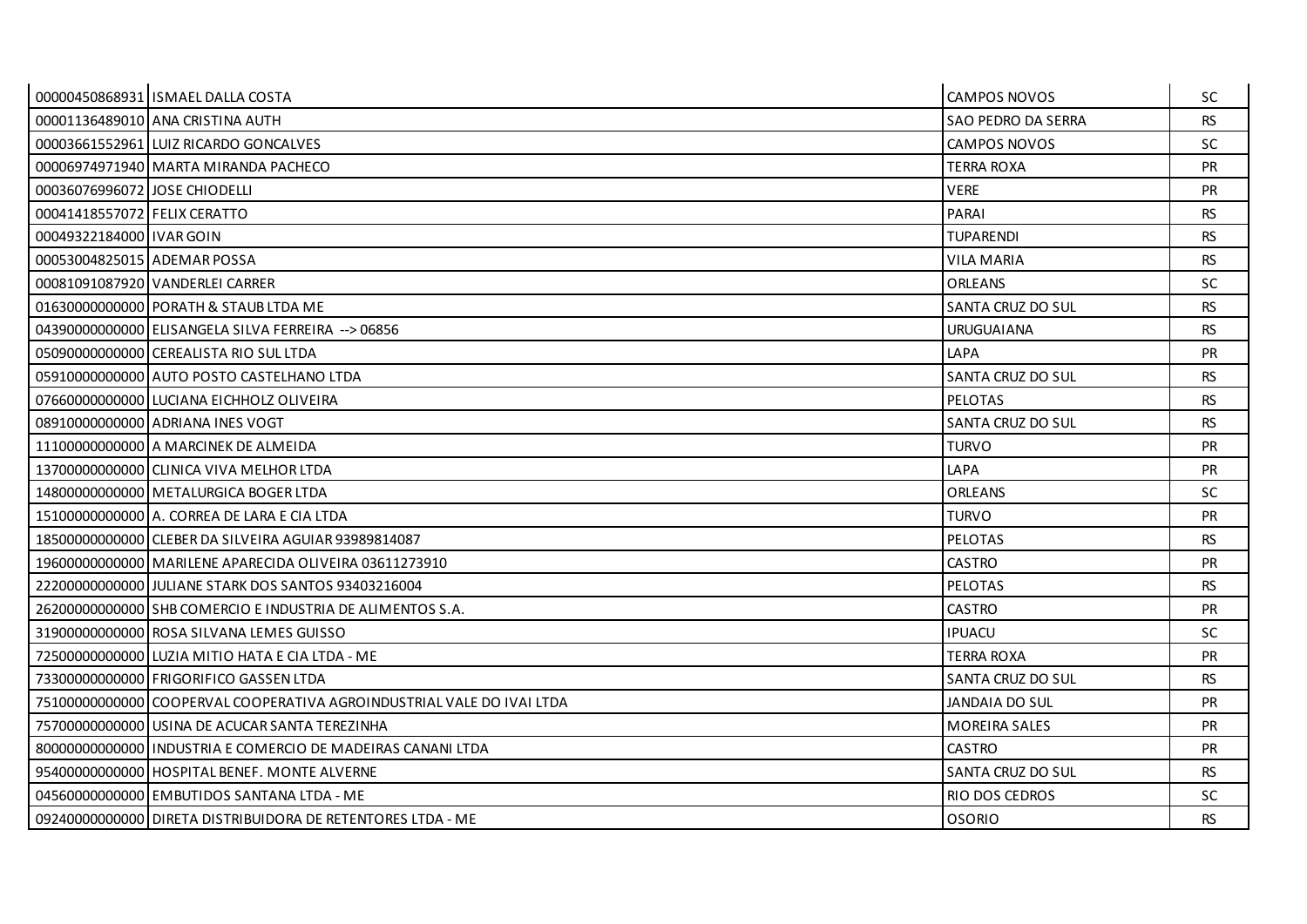| | | | |
|---|---|---|---|
| 00000450868931 | ISMAEL DALLA COSTA | CAMPOS NOVOS | SC |
| 00001136489010 | ANA CRISTINA AUTH | SAO PEDRO DA SERRA | RS |
| 00003661552961 | LUIZ RICARDO GONCALVES | CAMPOS NOVOS | SC |
| 00006974971940 | MARTA MIRANDA PACHECO | TERRA ROXA | PR |
| 00036076996072 | JOSE CHIODELLI | VERE | PR |
| 00041418557072 | FELIX CERATTO | PARAI | RS |
| 00049322184000 | IVAR GOIN | TUPARENDI | RS |
| 00053004825015 | ADEMAR POSSA | VILA MARIA | RS |
| 00081091087920 | VANDERLEI CARRER | ORLEANS | SC |
| 01630000000000 | PORATH & STAUB LTDA ME | SANTA CRUZ DO SUL | RS |
| 04390000000000 | ELISANGELA SILVA FERREIRA --> 06856 | URUGUAIANA | RS |
| 05090000000000 | CEREALISTA RIO SUL LTDA | LAPA | PR |
| 05910000000000 | AUTO POSTO CASTELHANO LTDA | SANTA CRUZ DO SUL | RS |
| 07660000000000 | LUCIANA EICHHOLZ OLIVEIRA | PELOTAS | RS |
| 08910000000000 | ADRIANA INES VOGT | SANTA CRUZ DO SUL | RS |
| 11100000000000 | A MARCINEK DE ALMEIDA | TURVO | PR |
| 13700000000000 | CLINICA VIVA MELHOR LTDA | LAPA | PR |
| 14800000000000 | METALURGICA BOGER LTDA | ORLEANS | SC |
| 15100000000000 | A. CORREA DE LARA E CIA LTDA | TURVO | PR |
| 18500000000000 | CLEBER DA SILVEIRA AGUIAR 93989814087 | PELOTAS | RS |
| 19600000000000 | MARILENE APARECIDA OLIVEIRA 03611273910 | CASTRO | PR |
| 22200000000000 | JULIANE STARK DOS SANTOS 93403216004 | PELOTAS | RS |
| 26200000000000 | SHB COMERCIO E INDUSTRIA DE ALIMENTOS S.A. | CASTRO | PR |
| 31900000000000 | ROSA SILVANA LEMES GUISSO | IPUACU | SC |
| 72500000000000 | LUZIA MITIO HATA E CIA LTDA - ME | TERRA ROXA | PR |
| 73300000000000 | FRIGORIFICO GASSEN LTDA | SANTA CRUZ DO SUL | RS |
| 75100000000000 | COOPERVAL COOPERATIVA AGROINDUSTRIAL VALE DO IVAI LTDA | JANDAIA DO SUL | PR |
| 75700000000000 | USINA DE ACUCAR SANTA TEREZINHA | MOREIRA SALES | PR |
| 80000000000000 | INDUSTRIA E COMERCIO DE MADEIRAS CANANI LTDA | CASTRO | PR |
| 95400000000000 | HOSPITAL BENEF. MONTE ALVERNE | SANTA CRUZ DO SUL | RS |
| 04560000000000 | EMBUTIDOS SANTANA LTDA - ME | RIO DOS CEDROS | SC |
| 09240000000000 | DIRETA DISTRIBUIDORA DE RETENTORES LTDA - ME | OSORIO | RS |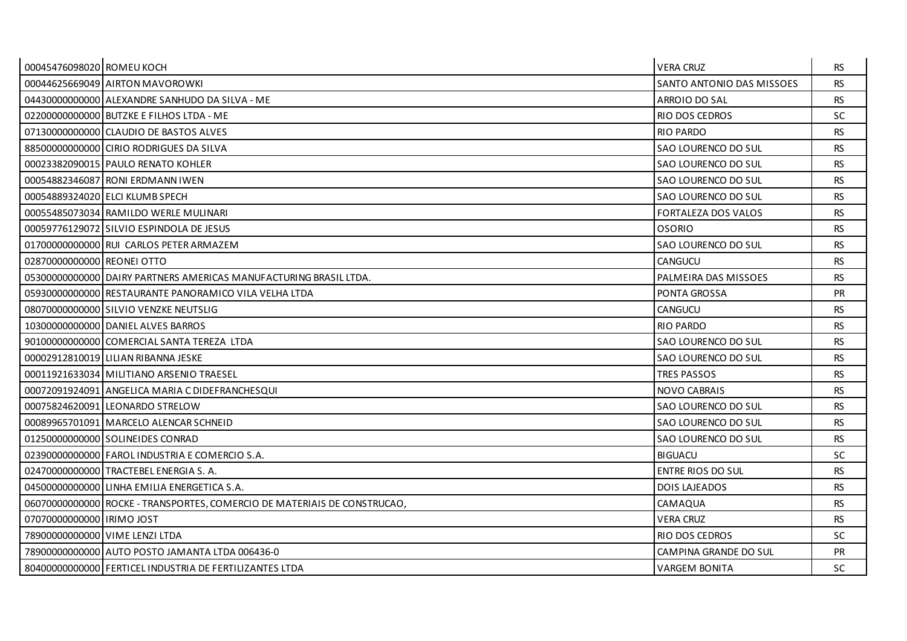| | | | |
|---|---|---|---|
| 00045476098020 | ROMEU KOCH | VERA CRUZ | RS |
| 00044625669049 | AIRTON MAVOROWKI | SANTO ANTONIO DAS MISSOES | RS |
| 04430000000000 | ALEXANDRE SANHUDO DA SILVA - ME | ARROIO DO SAL | RS |
| 02200000000000 | BUTZKE E FILHOS LTDA - ME | RIO DOS CEDROS | SC |
| 07130000000000 | CLAUDIO DE BASTOS ALVES | RIO PARDO | RS |
| 88500000000000 | CIRIO RODRIGUES DA SILVA | SAO LOURENCO DO SUL | RS |
| 00023382090015 | PAULO RENATO KOHLER | SAO LOURENCO DO SUL | RS |
| 00054882346087 | RONI ERDMANN IWEN | SAO LOURENCO DO SUL | RS |
| 00054889324020 | ELCI KLUMB SPECH | SAO LOURENCO DO SUL | RS |
| 00055485073034 | RAMILDO WERLE MULINARI | FORTALEZA DOS VALOS | RS |
| 00059776129072 | SILVIO ESPINDOLA DE JESUS | OSORIO | RS |
| 01700000000000 | RUI CARLOS PETER ARMAZEM | SAO LOURENCO DO SUL | RS |
| 02870000000000 | REONEI OTTO | CANGUCU | RS |
| 05300000000000 | DAIRY PARTNERS AMERICAS MANUFACTURING BRASIL LTDA. | PALMEIRA DAS MISSOES | RS |
| 05930000000000 | RESTAURANTE PANORAMICO VILA VELHA LTDA | PONTA GROSSA | PR |
| 08070000000000 | SILVIO VENZKE NEUTSLIG | CANGUCU | RS |
| 10300000000000 | DANIEL ALVES BARROS | RIO PARDO | RS |
| 90100000000000 | COMERCIAL SANTA TEREZA LTDA | SAO LOURENCO DO SUL | RS |
| 00002912810019 | LILIAN RIBANNA JESKE | SAO LOURENCO DO SUL | RS |
| 00011921633034 | MILITIANO ARSENIO TRAESEL | TRES PASSOS | RS |
| 00072091924091 | ANGELICA MARIA C DIDEFRANCHESQUI | NOVO CABRAIS | RS |
| 00075824620091 | LEONARDO STRELOW | SAO LOURENCO DO SUL | RS |
| 00089965701091 | MARCELO ALENCAR SCHNEID | SAO LOURENCO DO SUL | RS |
| 01250000000000 | SOLINEIDES CONRAD | SAO LOURENCO DO SUL | RS |
| 02390000000000 | FAROL INDUSTRIA E COMERCIO S.A. | BIGUACU | SC |
| 02470000000000 | TRACTEBEL ENERGIA S. A. | ENTRE RIOS DO SUL | RS |
| 04500000000000 | LINHA EMILIA ENERGETICA S.A. | DOIS LAJEADOS | RS |
| 06070000000000 | ROCKE - TRANSPORTES, COMERCIO DE MATERIAIS DE CONSTRUCAO, | CAMAQUA | RS |
| 07070000000000 | IRIMO JOST | VERA CRUZ | RS |
| 78900000000000 | VIME LENZI LTDA | RIO DOS CEDROS | SC |
| 78900000000000 | AUTO POSTO JAMANTA LTDA 006436-0 | CAMPINA GRANDE DO SUL | PR |
| 80400000000000 | FERTICEL INDUSTRIA DE FERTILIZANTES LTDA | VARGEM BONITA | SC |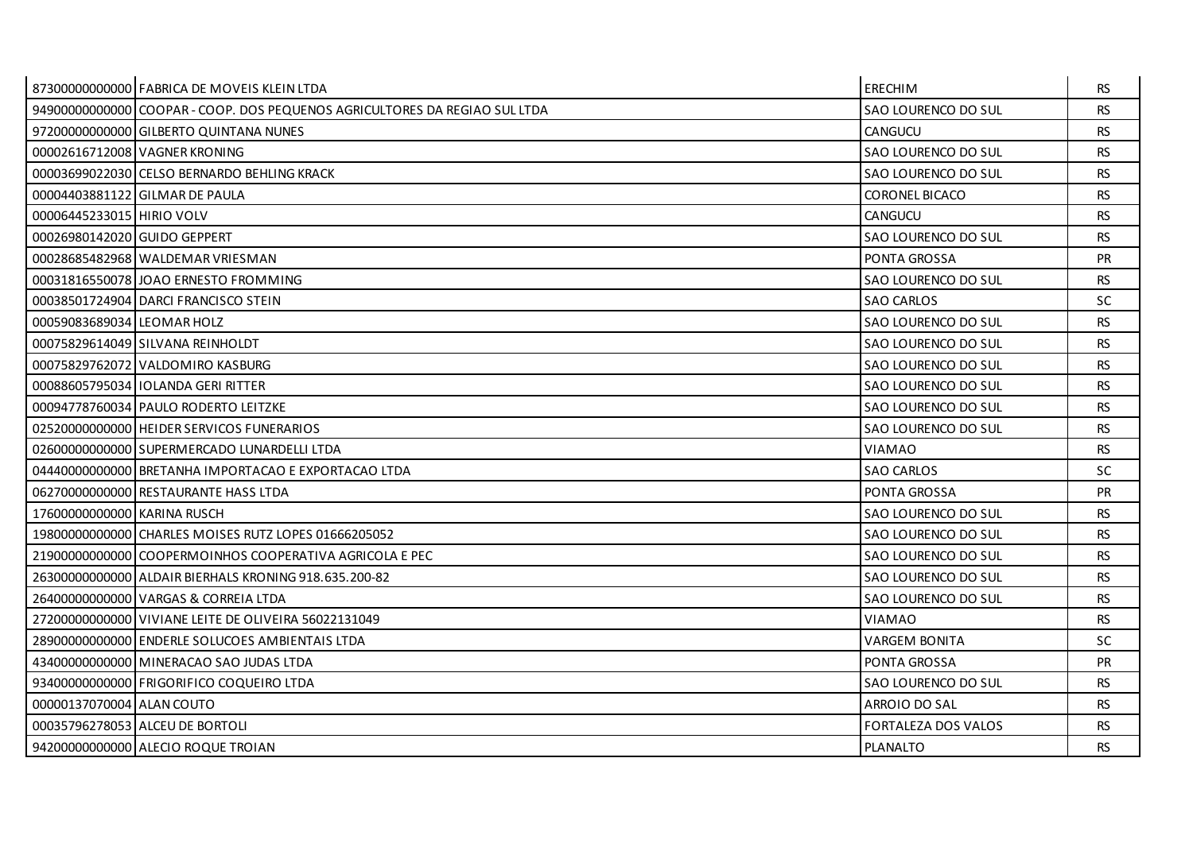| | | | |
|---|---|---|---|
| 87300000000000 | FABRICA DE MOVEIS KLEIN LTDA | ERECHIM | RS |
| 94900000000000 | COOPAR - COOP. DOS PEQUENOS AGRICULTORES DA REGIAO SUL LTDA | SAO LOURENCO DO SUL | RS |
| 97200000000000 | GILBERTO QUINTANA NUNES | CANGUCU | RS |
| 00002616712008 | VAGNER KRONING | SAO LOURENCO DO SUL | RS |
| 00003699022030 | CELSO BERNARDO BEHLING KRACK | SAO LOURENCO DO SUL | RS |
| 00004403881122 | GILMAR DE PAULA | CORONEL BICACO | RS |
| 00006445233015 | HIRIO VOLV | CANGUCU | RS |
| 00026980142020 | GUIDO GEPPERT | SAO LOURENCO DO SUL | RS |
| 00028685482968 | WALDEMAR VRIESMAN | PONTA GROSSA | PR |
| 00031816550078 | JOAO ERNESTO FROMMING | SAO LOURENCO DO SUL | RS |
| 00038501724904 | DARCI FRANCISCO STEIN | SAO CARLOS | SC |
| 00059083689034 | LEOMAR HOLZ | SAO LOURENCO DO SUL | RS |
| 00075829614049 | SILVANA REINHOLDT | SAO LOURENCO DO SUL | RS |
| 00075829762072 | VALDOMIRO KASBURG | SAO LOURENCO DO SUL | RS |
| 00088605795034 | IOLANDA GERI RITTER | SAO LOURENCO DO SUL | RS |
| 00094778760034 | PAULO RODERTO LEITZKE | SAO LOURENCO DO SUL | RS |
| 02520000000000 | HEIDER SERVICOS FUNERARIOS | SAO LOURENCO DO SUL | RS |
| 02600000000000 | SUPERMERCADO LUNARDELLI LTDA | VIAMAO | RS |
| 04440000000000 | BRETANHA IMPORTACAO E EXPORTACAO LTDA | SAO CARLOS | SC |
| 06270000000000 | RESTAURANTE HASS LTDA | PONTA GROSSA | PR |
| 17600000000000 | KARINA RUSCH | SAO LOURENCO DO SUL | RS |
| 19800000000000 | CHARLES MOISES RUTZ LOPES 01666205052 | SAO LOURENCO DO SUL | RS |
| 21900000000000 | COOPERMOINHOS COOPERATIVA AGRICOLA E PEC | SAO LOURENCO DO SUL | RS |
| 26300000000000 | ALDAIR BIERHALS KRONING 918.635.200-82 | SAO LOURENCO DO SUL | RS |
| 26400000000000 | VARGAS & CORREIA LTDA | SAO LOURENCO DO SUL | RS |
| 27200000000000 | VIVIANE LEITE DE OLIVEIRA 56022131049 | VIAMAO | RS |
| 28900000000000 | ENDERLE SOLUCOES AMBIENTAIS LTDA | VARGEM BONITA | SC |
| 43400000000000 | MINERACAO SAO JUDAS LTDA | PONTA GROSSA | PR |
| 93400000000000 | FRIGORIFICO COQUEIRO LTDA | SAO LOURENCO DO SUL | RS |
| 00000137070004 | ALAN COUTO | ARROIO DO SAL | RS |
| 00035796278053 | ALCEU DE BORTOLI | FORTALEZA DOS VALOS | RS |
| 94200000000000 | ALECIO ROQUE TROIAN | PLANALTO | RS |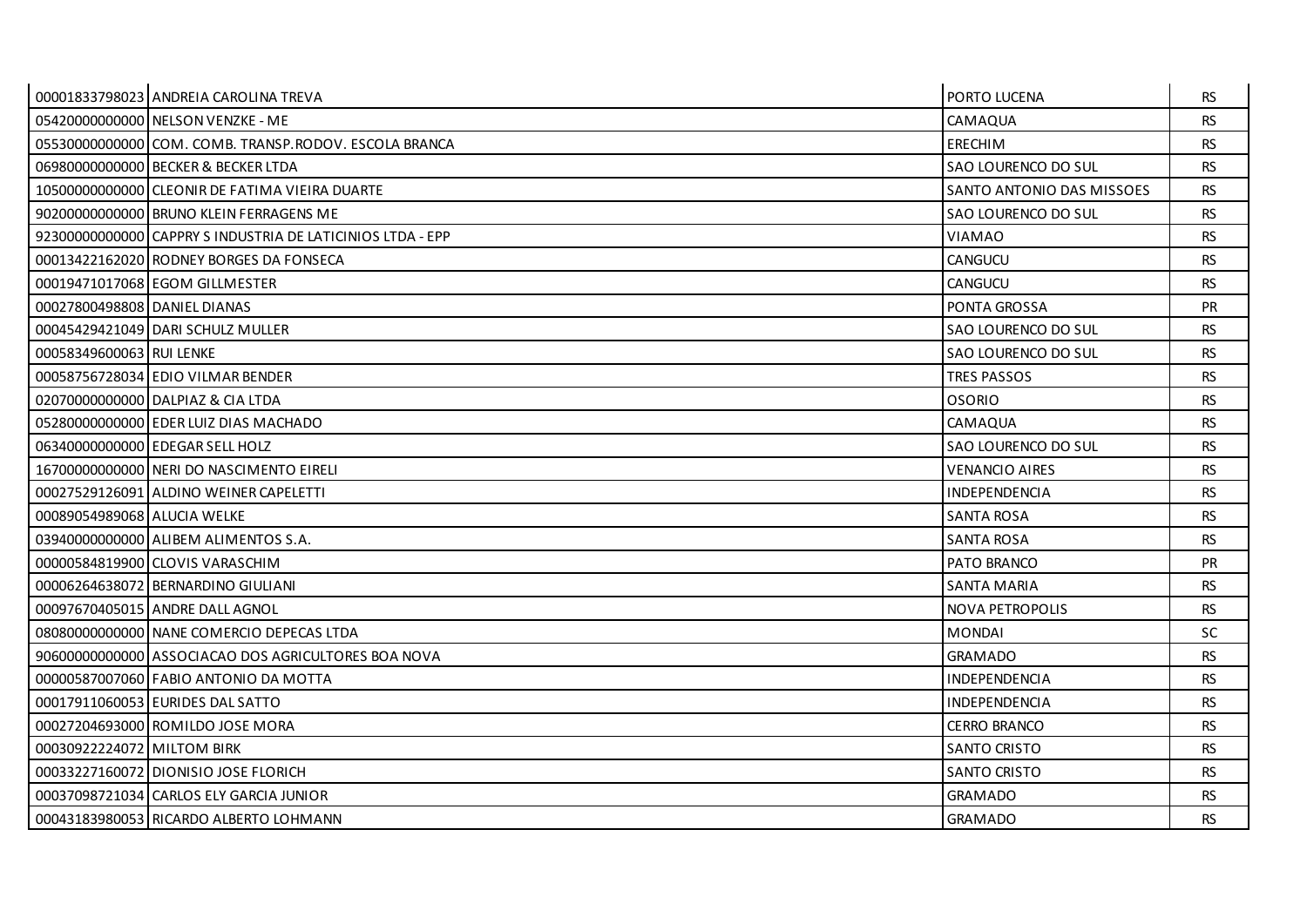| | | | |
|---|---|---|---|
| 00001833798023 | ANDREIA CAROLINA TREVA | PORTO LUCENA | RS |
| 05420000000000 | NELSON VENZKE - ME | CAMAQUA | RS |
| 05530000000000 | COM. COMB. TRANSP.RODOV. ESCOLA BRANCA | ERECHIM | RS |
| 06980000000000 | BECKER & BECKER LTDA | SAO LOURENCO DO SUL | RS |
| 10500000000000 | CLEONIR DE FATIMA VIEIRA DUARTE | SANTO ANTONIO DAS MISSOES | RS |
| 90200000000000 | BRUNO KLEIN FERRAGENS ME | SAO LOURENCO DO SUL | RS |
| 92300000000000 | CAPPRY S INDUSTRIA DE LATICINIOS LTDA - EPP | VIAMAO | RS |
| 00013422162020 | RODNEY BORGES DA FONSECA | CANGUCU | RS |
| 00019471017068 | EGOM GILLMESTER | CANGUCU | RS |
| 00027800498808 | DANIEL DIANAS | PONTA GROSSA | PR |
| 00045429421049 | DARI SCHULZ MULLER | SAO LOURENCO DO SUL | RS |
| 00058349600063 | RUI LENKE | SAO LOURENCO DO SUL | RS |
| 00058756728034 | EDIO VILMAR BENDER | TRES PASSOS | RS |
| 02070000000000 | DALPIAZ & CIA LTDA | OSORIO | RS |
| 05280000000000 | EDER LUIZ DIAS MACHADO | CAMAQUA | RS |
| 06340000000000 | EDEGAR SELL HOLZ | SAO LOURENCO DO SUL | RS |
| 16700000000000 | NERI DO NASCIMENTO EIRELI | VENANCIO AIRES | RS |
| 00027529126091 | ALDINO WEINER CAPELETTI | INDEPENDENCIA | RS |
| 00089054989068 | ALUCIA WELKE | SANTA ROSA | RS |
| 03940000000000 | ALIBEM ALIMENTOS S.A. | SANTA ROSA | RS |
| 00000584819900 | CLOVIS VARASCHIM | PATO BRANCO | PR |
| 00006264638072 | BERNARDINO GIULIANI | SANTA MARIA | RS |
| 00097670405015 | ANDRE DALL AGNOL | NOVA PETROPOLIS | RS |
| 08080000000000 | NANE COMERCIO DEPECAS LTDA | MONDAI | SC |
| 90600000000000 | ASSOCIACAO DOS AGRICULTORES BOA NOVA | GRAMADO | RS |
| 00000587007060 | FABIO ANTONIO DA MOTTA | INDEPENDENCIA | RS |
| 00017911060053 | EURIDES DAL SATTO | INDEPENDENCIA | RS |
| 00027204693000 | ROMILDO JOSE MORA | CERRO BRANCO | RS |
| 00030922224072 | MILTOM BIRK | SANTO CRISTO | RS |
| 00033227160072 | DIONISIO JOSE FLORICH | SANTO CRISTO | RS |
| 00037098721034 | CARLOS ELY GARCIA JUNIOR | GRAMADO | RS |
| 00043183980053 | RICARDO ALBERTO LOHMANN | GRAMADO | RS |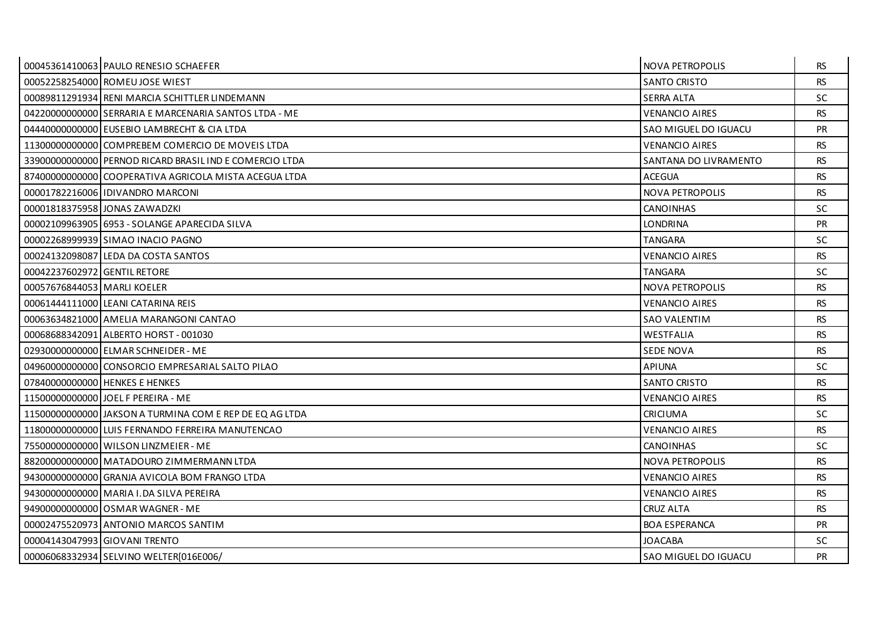| | | | |
|---|---|---|---|
| 00045361410063 | PAULO RENESIO SCHAEFER | NOVA PETROPOLIS | RS |
| 00052258254000 | ROMEU JOSE WIEST | SANTO CRISTO | RS |
| 00089811291934 | RENI MARCIA SCHITTLER LINDEMANN | SERRA ALTA | SC |
| 04220000000000 | SERRARIA E MARCENARIA SANTOS LTDA - ME | VENANCIO AIRES | RS |
| 04440000000000 | EUSEBIO LAMBRECHT & CIA LTDA | SAO MIGUEL DO IGUACU | PR |
| 11300000000000 | COMPREBEM COMERCIO DE MOVEIS LTDA | VENANCIO AIRES | RS |
| 33900000000000 | PERNOD RICARD BRASIL IND E COMERCIO LTDA | SANTANA DO LIVRAMENTO | RS |
| 87400000000000 | COOPERATIVA AGRICOLA MISTA ACEGUA LTDA | ACEGUA | RS |
| 00001782216006 | IDIVANDRO MARCONI | NOVA PETROPOLIS | RS |
| 00001818375958 | JONAS ZAWADZKI | CANOINHAS | SC |
| 00002109963905 | 6953 - SOLANGE APARECIDA SILVA | LONDRINA | PR |
| 00002268999939 | SIMAO INACIO PAGNO | TANGARA | SC |
| 00024132098087 | LEDA DA COSTA SANTOS | VENANCIO AIRES | RS |
| 00042237602972 | GENTIL RETORE | TANGARA | SC |
| 00057676844053 | MARLI KOELER | NOVA PETROPOLIS | RS |
| 00061444111000 | LEANI CATARINA REIS | VENANCIO AIRES | RS |
| 00063634821000 | AMELIA MARANGONI CANTAO | SAO VALENTIM | RS |
| 00068688342091 | ALBERTO HORST - 001030 | WESTFALIA | RS |
| 02930000000000 | ELMAR SCHNEIDER - ME | SEDE NOVA | RS |
| 04960000000000 | CONSORCIO EMPRESARIAL SALTO PILAO | APIUNA | SC |
| 07840000000000 | HENKES E HENKES | SANTO CRISTO | RS |
| 11500000000000 | JOEL F PEREIRA - ME | VENANCIO AIRES | RS |
| 11500000000000 | JAKSON A TURMINA COM E REP DE EQ AG LTDA | CRICIUMA | SC |
| 11800000000000 | LUIS FERNANDO FERREIRA MANUTENCAO | VENANCIO AIRES | RS |
| 75500000000000 | WILSON LINZMEIER - ME | CANOINHAS | SC |
| 88200000000000 | MATADOURO ZIMMERMANN LTDA | NOVA PETROPOLIS | RS |
| 94300000000000 | GRANJA AVICOLA BOM FRANGO LTDA | VENANCIO AIRES | RS |
| 94300000000000 | MARIA I.DA SILVA PEREIRA | VENANCIO AIRES | RS |
| 94900000000000 | OSMAR WAGNER - ME | CRUZ ALTA | RS |
| 00002475520973 | ANTONIO MARCOS SANTIM | BOA ESPERANCA | PR |
| 00004143047993 | GIOVANI TRENTO | JOACABA | SC |
| 00006068332934 | SELVINO WELTER[016E006/ | SAO MIGUEL DO IGUACU | PR |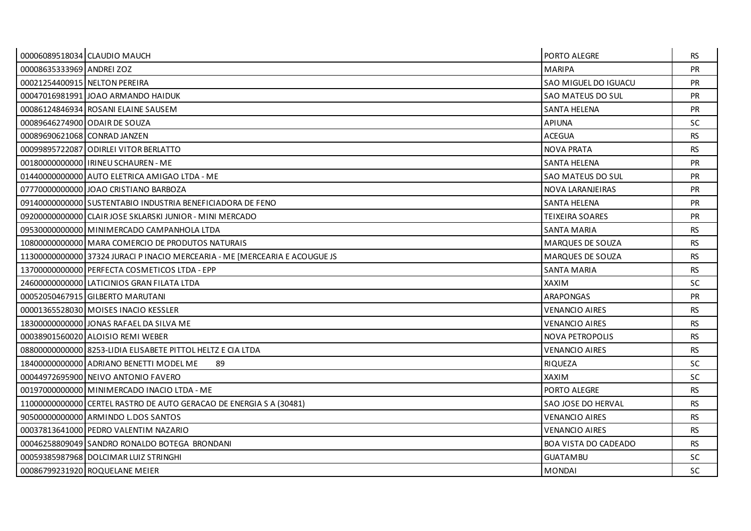| | | | |
|---|---|---|---|
| 00006089518034 | CLAUDIO MAUCH | PORTO ALEGRE | RS |
| 00008635333969 | ANDREI ZOZ | MARIPA | PR |
| 00021254400915 | NELTON PEREIRA | SAO MIGUEL DO IGUACU | PR |
| 00047016981991 | JOAO ARMANDO HAIDUK | SAO MATEUS DO SUL | PR |
| 00086124846934 | ROSANI ELAINE SAUSEM | SANTA HELENA | PR |
| 00089646274900 | ODAIR DE SOUZA | APIUNA | SC |
| 00089690621068 | CONRAD JANZEN | ACEGUA | RS |
| 00099895722087 | ODIRLEI VITOR BERLATTO | NOVA PRATA | RS |
| 00180000000000 | IRINEU SCHAUREN - ME | SANTA HELENA | PR |
| 01440000000000 | AUTO ELETRICA AMIGAO LTDA - ME | SAO MATEUS DO SUL | PR |
| 07770000000000 | JOAO CRISTIANO BARBOZA | NOVA LARANJEIRAS | PR |
| 09140000000000 | SUSTENTABIO INDUSTRIA BENEFICIADORA DE FENO | SANTA HELENA | PR |
| 09200000000000 | CLAIR JOSE SKLARSKI JUNIOR - MINI MERCADO | TEIXEIRA SOARES | PR |
| 09530000000000 | MINIMERCADO CAMPANHOLA LTDA | SANTA MARIA | RS |
| 10800000000000 | MARA COMERCIO DE PRODUTOS NATURAIS | MARQUES DE SOUZA | RS |
| 11300000000000 | 37324 JURACI P INACIO MERCEARIA - ME [MERCEARIA E ACOUGUE JS | MARQUES DE SOUZA | RS |
| 13700000000000 | PERFECTA COSMETICOS LTDA - EPP | SANTA MARIA | RS |
| 24600000000000 | LATICINIOS GRAN FILATA LTDA | XAXIM | SC |
| 00052050467915 | GILBERTO MARUTANI | ARAPONGAS | PR |
| 00001365528030 | MOISES INACIO KESSLER | VENANCIO AIRES | RS |
| 18300000000000 | JONAS RAFAEL DA SILVA ME | VENANCIO AIRES | RS |
| 00038901560020 | ALOISIO REMI WEBER | NOVA PETROPOLIS | RS |
| 08800000000000 | 8253-LIDIA ELISABETE PITTOL HELTZ E CIA LTDA | VENANCIO AIRES | RS |
| 18400000000000 | ADRIANO BENETTI MODEL ME 89 | RIQUEZA | SC |
| 00044972695900 | NEIVO ANTONIO FAVERO | XAXIM | SC |
| 00197000000000 | MINIMERCADO INACIO LTDA - ME | PORTO ALEGRE | RS |
| 11000000000000 | CERTEL RASTRO DE AUTO GERACAO DE ENERGIA S A (30481) | SAO JOSE DO HERVAL | RS |
| 90500000000000 | ARMINDO L.DOS SANTOS | VENANCIO AIRES | RS |
| 00037813641000 | PEDRO VALENTIM NAZARIO | VENANCIO AIRES | RS |
| 00046258809049 | SANDRO RONALDO BOTEGA BRONDANI | BOA VISTA DO CADEADO | RS |
| 00059385987968 | DOLCIMAR LUIZ STRINGHI | GUATAMBU | SC |
| 00086799231920 | ROQUELANE MEIER | MONDAI | SC |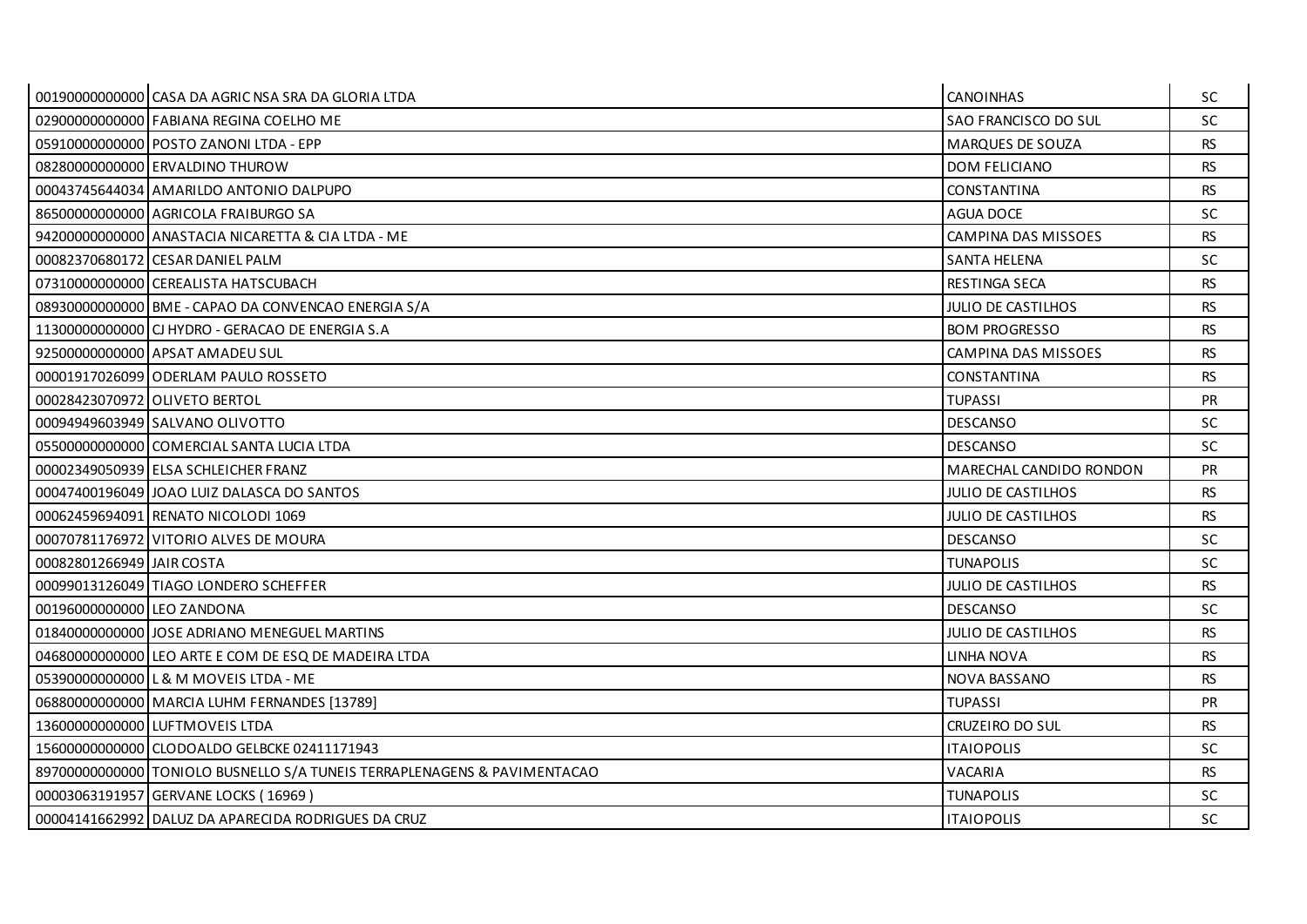| | | | |
|---|---|---|---|
| 00190000000000 | CASA DA AGRIC NSA SRA DA GLORIA LTDA | CANOINHAS | SC |
| 02900000000000 | FABIANA REGINA COELHO ME | SAO FRANCISCO DO SUL | SC |
| 05910000000000 | POSTO ZANONI LTDA - EPP | MARQUES DE SOUZA | RS |
| 08280000000000 | ERVALDINO THUROW | DOM FELICIANO | RS |
| 00043745644034 | AMARILDO ANTONIO DALPUPO | CONSTANTINA | RS |
| 86500000000000 | AGRICOLA FRAIBURGO SA | AGUA DOCE | SC |
| 94200000000000 | ANASTACIA NICARETTA & CIA LTDA - ME | CAMPINA DAS MISSOES | RS |
| 00082370680172 | CESAR DANIEL PALM | SANTA HELENA | SC |
| 07310000000000 | CEREALISTA HATSCUBACH | RESTINGA SECA | RS |
| 08930000000000 | BME - CAPAO DA CONVENCAO ENERGIA S/A | JULIO DE CASTILHOS | RS |
| 11300000000000 | CJ HYDRO - GERACAO DE ENERGIA S.A | BOM PROGRESSO | RS |
| 92500000000000 | APSAT AMADEU SUL | CAMPINA DAS MISSOES | RS |
| 00001917026099 | ODERLAM PAULO ROSSETO | CONSTANTINA | RS |
| 00028423070972 | OLIVETO BERTOL | TUPASSI | PR |
| 00094949603949 | SALVANO OLIVOTTO | DESCANSO | SC |
| 05500000000000 | COMERCIAL SANTA LUCIA LTDA | DESCANSO | SC |
| 00002349050939 | ELSA SCHLEICHER FRANZ | MARECHAL CANDIDO RONDON | PR |
| 00047400196049 | JOAO LUIZ DALASCA DO SANTOS | JULIO DE CASTILHOS | RS |
| 00062459694091 | RENATO NICOLODI 1069 | JULIO DE CASTILHOS | RS |
| 00070781176972 | VITORIO ALVES DE MOURA | DESCANSO | SC |
| 00082801266949 | JAIR COSTA | TUNAPOLIS | SC |
| 00099013126049 | TIAGO LONDERO SCHEFFER | JULIO DE CASTILHOS | RS |
| 00196000000000 | LEO ZANDONA | DESCANSO | SC |
| 01840000000000 | JOSE ADRIANO MENEGUEL MARTINS | JULIO DE CASTILHOS | RS |
| 04680000000000 | LEO ARTE E COM DE ESQ DE MADEIRA LTDA | LINHA NOVA | RS |
| 05390000000000 | L & M MOVEIS LTDA - ME | NOVA BASSANO | RS |
| 06880000000000 | MARCIA LUHM FERNANDES [13789] | TUPASSI | PR |
| 13600000000000 | LUFTMOVEIS LTDA | CRUZEIRO DO SUL | RS |
| 15600000000000 | CLODOALDO GELBCKE 02411171943 | ITAIOPOLIS | SC |
| 89700000000000 | TONIOLO BUSNELLO S/A TUNEIS TERRAPLENAGENS & PAVIMENTACAO | VACARIA | RS |
| 00003063191957 | GERVANE LOCKS ( 16969 ) | TUNAPOLIS | SC |
| 00004141662992 | DALUZ DA APARECIDA RODRIGUES DA CRUZ | ITAIOPOLIS | SC |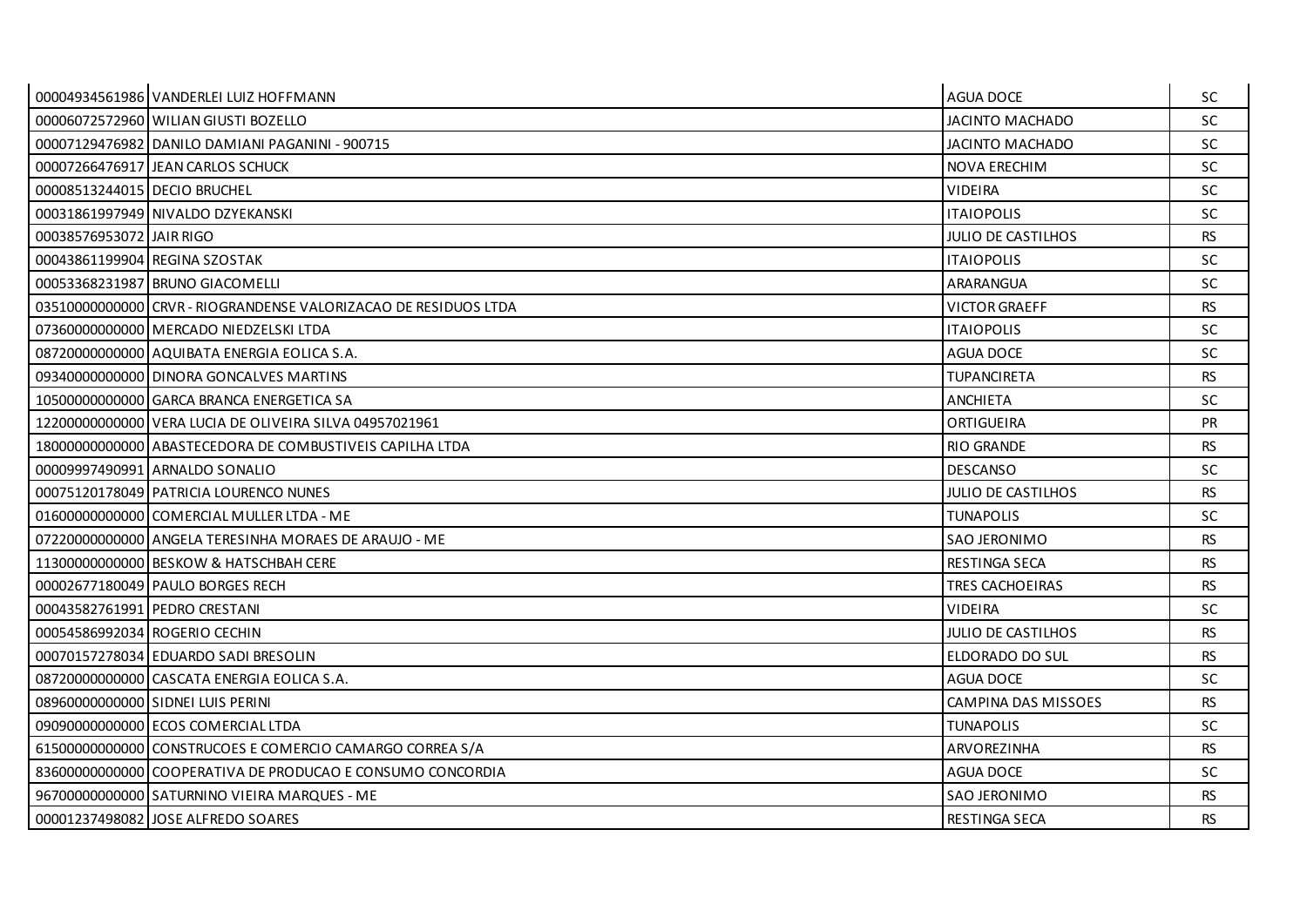| | | | |
|---|---|---|---|
| 00004934561986 | VANDERLEI LUIZ HOFFMANN | AGUA DOCE | SC |
| 00006072572960 | WILIAN GIUSTI BOZELLO | JACINTO MACHADO | SC |
| 00007129476982 | DANILO DAMIANI PAGANINI - 900715 | JACINTO MACHADO | SC |
| 00007266476917 | JEAN CARLOS SCHUCK | NOVA ERECHIM | SC |
| 00008513244015 | DECIO BRUCHEL | VIDEIRA | SC |
| 00031861997949 | NIVALDO DZYEKANSKI | ITAIOPOLIS | SC |
| 00038576953072 | JAIR RIGO | JULIO DE CASTILHOS | RS |
| 00043861199904 | REGINA SZOSTAK | ITAIOPOLIS | SC |
| 00053368231987 | BRUNO GIACOMELLI | ARARANGUA | SC |
| 03510000000000 | CRVR - RIOGRANDENSE VALORIZACAO DE RESIDUOS LTDA | VICTOR GRAEFF | RS |
| 07360000000000 | MERCADO NIEDZELSKI LTDA | ITAIOPOLIS | SC |
| 08720000000000 | AQUIBATA ENERGIA EOLICA S.A. | AGUA DOCE | SC |
| 09340000000000 | DINORA GONCALVES MARTINS | TUPANCIRETA | RS |
| 10500000000000 | GARCA BRANCA ENERGETICA SA | ANCHIETA | SC |
| 12200000000000 | VERA LUCIA DE OLIVEIRA SILVA 04957021961 | ORTIGUEIRA | PR |
| 18000000000000 | ABASTECEDORA DE COMBUSTIVEIS CAPILHA LTDA | RIO GRANDE | RS |
| 00009997490991 | ARNALDO SONALIO | DESCANSO | SC |
| 00075120178049 | PATRICIA LOURENCO NUNES | JULIO DE CASTILHOS | RS |
| 01600000000000 | COMERCIAL MULLER LTDA - ME | TUNAPOLIS | SC |
| 07220000000000 | ANGELA TERESINHA MORAES DE ARAUJO - ME | SAO JERONIMO | RS |
| 11300000000000 | BESKOW & HATSCHBAH CERE | RESTINGA SECA | RS |
| 00002677180049 | PAULO BORGES RECH | TRES CACHOEIRAS | RS |
| 00043582761991 | PEDRO CRESTANI | VIDEIRA | SC |
| 00054586992034 | ROGERIO CECHIN | JULIO DE CASTILHOS | RS |
| 00070157278034 | EDUARDO SADI BRESOLIN | ELDORADO DO SUL | RS |
| 08720000000000 | CASCATA ENERGIA EOLICA S.A. | AGUA DOCE | SC |
| 08960000000000 | SIDNEI LUIS PERINI | CAMPINA DAS MISSOES | RS |
| 09090000000000 | ECOS COMERCIAL LTDA | TUNAPOLIS | SC |
| 61500000000000 | CONSTRUCOES E COMERCIO CAMARGO CORREA S/A | ARVOREZINHA | RS |
| 83600000000000 | COOPERATIVA DE PRODUCAO E CONSUMO CONCORDIA | AGUA DOCE | SC |
| 96700000000000 | SATURNINO VIEIRA MARQUES - ME | SAO JERONIMO | RS |
| 00001237498082 | JOSE ALFREDO SOARES | RESTINGA SECA | RS |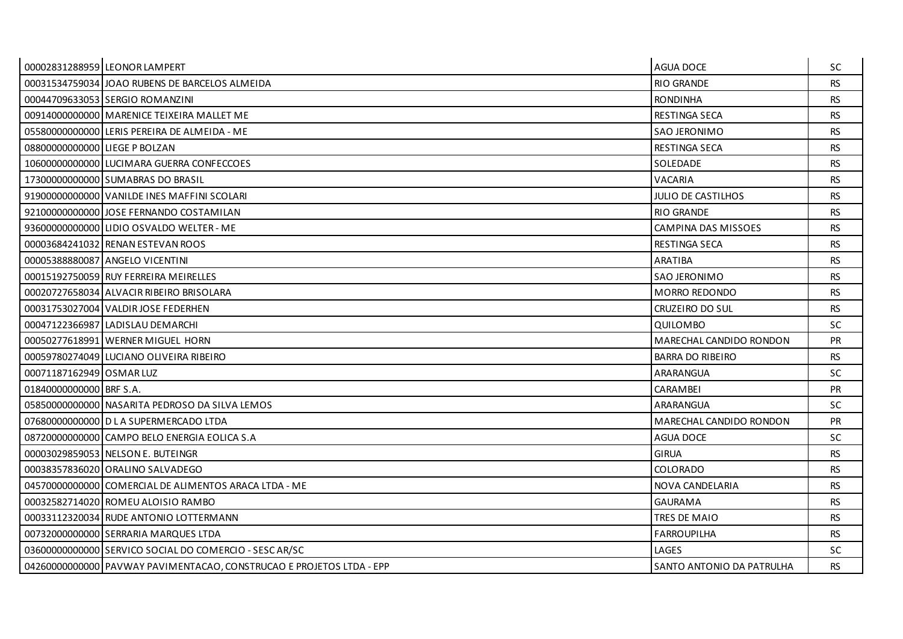| | | | |
|---|---|---|---|
| 00002831288959 | LEONOR LAMPERT | AGUA DOCE | SC |
| 00031534759034 | JOAO RUBENS DE BARCELOS ALMEIDA | RIO GRANDE | RS |
| 00044709633053 | SERGIO ROMANZINI | RONDINHA | RS |
| 00914000000000 | MARENICE TEIXEIRA MALLET ME | RESTINGA SECA | RS |
| 05580000000000 | LERIS PEREIRA DE ALMEIDA - ME | SAO JERONIMO | RS |
| 08800000000000 | LIEGE P BOLZAN | RESTINGA SECA | RS |
| 10600000000000 | LUCIMARA GUERRA CONFECCOES | SOLEDADE | RS |
| 17300000000000 | SUMABRAS DO BRASIL | VACARIA | RS |
| 91900000000000 | VANILDE INES MAFFINI SCOLARI | JULIO DE CASTILHOS | RS |
| 92100000000000 | JOSE FERNANDO COSTAMILAN | RIO GRANDE | RS |
| 93600000000000 | LIDIO OSVALDO WELTER - ME | CAMPINA DAS MISSOES | RS |
| 00003684241032 | RENAN ESTEVAN ROOS | RESTINGA SECA | RS |
| 00005388880087 | ANGELO VICENTINI | ARATIBA | RS |
| 00015192750059 | RUY FERREIRA MEIRELLES | SAO JERONIMO | RS |
| 00020727658034 | ALVACIR RIBEIRO BRISOLARA | MORRO REDONDO | RS |
| 00031753027004 | VALDIR JOSE FEDERHEN | CRUZEIRO DO SUL | RS |
| 00047122366987 | LADISLAU DEMARCHI | QUILOMBO | SC |
| 00050277618991 | WERNER MIGUEL HORN | MARECHAL CANDIDO RONDON | PR |
| 00059780274049 | LUCIANO OLIVEIRA RIBEIRO | BARRA DO RIBEIRO | RS |
| 00071187162949 | OSMAR LUZ | ARARANGUA | SC |
| 01840000000000 | BRF S.A. | CARAMBEI | PR |
| 05850000000000 | NASARITA PEDROSO DA SILVA LEMOS | ARARANGUA | SC |
| 07680000000000 | D L A SUPERMERCADO LTDA | MARECHAL CANDIDO RONDON | PR |
| 08720000000000 | CAMPO BELO ENERGIA EOLICA S.A | AGUA DOCE | SC |
| 00003029859053 | NELSON E. BUTEINGR | GIRUA | RS |
| 00038357836020 | ORALINO SALVADEGO | COLORADO | RS |
| 04570000000000 | COMERCIAL DE ALIMENTOS ARACA LTDA - ME | NOVA CANDELARIA | RS |
| 00032582714020 | ROMEU ALOISIO RAMBO | GAURAMA | RS |
| 00033112320034 | RUDE ANTONIO LOTTERMANN | TRES DE MAIO | RS |
| 00732000000000 | SERRARIA MARQUES LTDA | FARROUPILHA | RS |
| 03600000000000 | SERVICO SOCIAL DO COMERCIO - SESC AR/SC | LAGES | SC |
| 04260000000000 | PAVWAY PAVIMENTACAO, CONSTRUCAO E PROJETOS LTDA - EPP | SANTO ANTONIO DA PATRULHA | RS |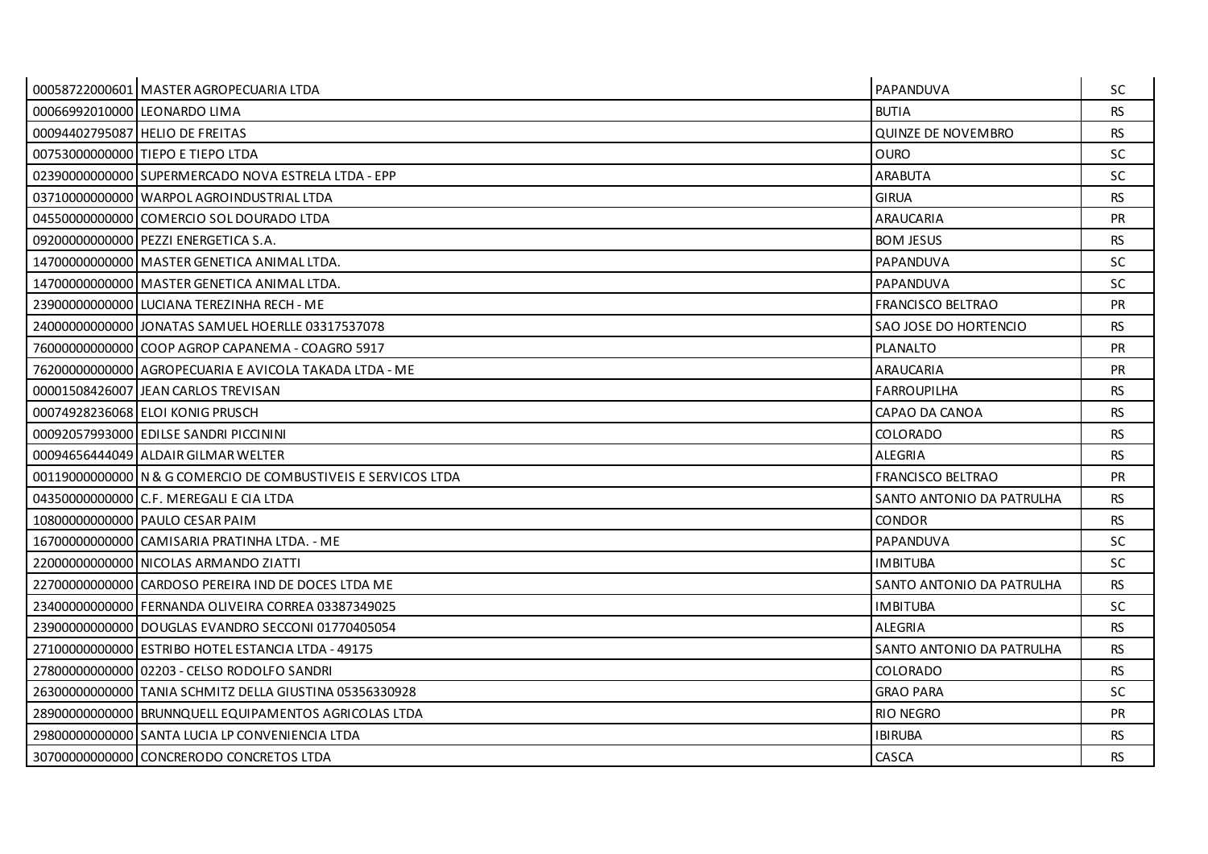| | | | |
|---|---|---|---|
| 00058722000601 | MASTER AGROPECUARIA LTDA | PAPANDUVA | SC |
| 00066992010000 | LEONARDO LIMA | BUTIA | RS |
| 00094402795087 | HELIO DE FREITAS | QUINZE DE NOVEMBRO | RS |
| 00753000000000 | TIEPO E TIEPO LTDA | OURO | SC |
| 02390000000000 | SUPERMERCADO NOVA ESTRELA LTDA - EPP | ARABUTA | SC |
| 03710000000000 | WARPOL AGROINDUSTRIAL LTDA | GIRUA | RS |
| 04550000000000 | COMERCIO SOL DOURADO LTDA | ARAUCARIA | PR |
| 09200000000000 | PEZZI ENERGETICA S.A. | BOM JESUS | RS |
| 14700000000000 | MASTER GENETICA ANIMAL LTDA. | PAPANDUVA | SC |
| 14700000000000 | MASTER GENETICA ANIMAL LTDA. | PAPANDUVA | SC |
| 23900000000000 | LUCIANA TEREZINHA RECH - ME | FRANCISCO BELTRAO | PR |
| 24000000000000 | JONATAS SAMUEL HOERLLE 03317537078 | SAO JOSE DO HORTENCIO | RS |
| 76000000000000 | COOP AGROP CAPANEMA - COAGRO 5917 | PLANALTO | PR |
| 76200000000000 | AGROPECUARIA E AVICOLA TAKADA LTDA - ME | ARAUCARIA | PR |
| 00001508426007 | JEAN CARLOS TREVISAN | FARROUPILHA | RS |
| 00074928236068 | ELOI KONIG PRUSCH | CAPAO DA CANOA | RS |
| 00092057993000 | EDILSE SANDRI PICCININI | COLORADO | RS |
| 00094656444049 | ALDAIR GILMAR WELTER | ALEGRIA | RS |
| 00119000000000 | N & G COMERCIO DE COMBUSTIVEIS E SERVICOS LTDA | FRANCISCO BELTRAO | PR |
| 04350000000000 | C.F. MEREGALI E CIA LTDA | SANTO ANTONIO DA PATRULHA | RS |
| 10800000000000 | PAULO CESAR PAIM | CONDOR | RS |
| 16700000000000 | CAMISARIA PRATINHA LTDA. - ME | PAPANDUVA | SC |
| 22000000000000 | NICOLAS ARMANDO ZIATTI | IMBITUBA | SC |
| 22700000000000 | CARDOSO PEREIRA IND DE DOCES LTDA ME | SANTO ANTONIO DA PATRULHA | RS |
| 23400000000000 | FERNANDA OLIVEIRA CORREA 03387349025 | IMBITUBA | SC |
| 23900000000000 | DOUGLAS EVANDRO SECCONI 01770405054 | ALEGRIA | RS |
| 27100000000000 | ESTRIBO HOTEL ESTANCIA LTDA - 49175 | SANTO ANTONIO DA PATRULHA | RS |
| 27800000000000 | 02203 - CELSO RODOLFO SANDRI | COLORADO | RS |
| 26300000000000 | TANIA SCHMITZ DELLA GIUSTINA 05356330928 | GRAO PARA | SC |
| 28900000000000 | BRUNNQUELL EQUIPAMENTOS AGRICOLAS LTDA | RIO NEGRO | PR |
| 29800000000000 | SANTA LUCIA LP CONVENIENCIA LTDA | IBIRUBA | RS |
| 30700000000000 | CONCRERODO CONCRETOS LTDA | CASCA | RS |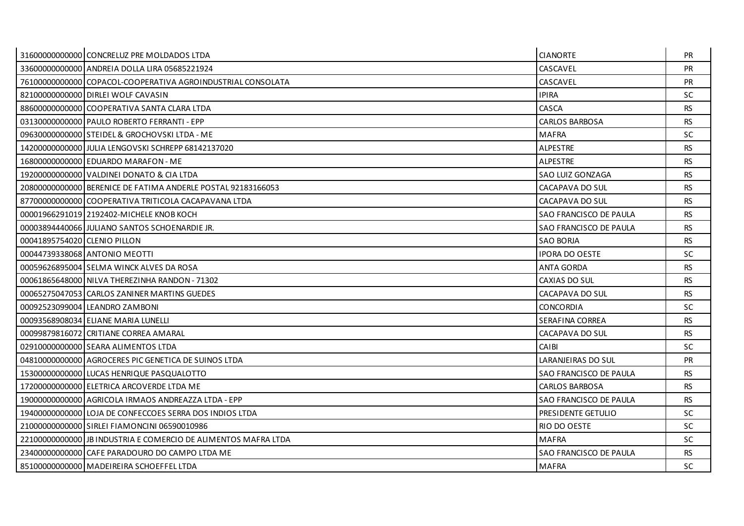| | | | |
|---|---|---|---|
| 31600000000000 | CONCRELUZ PRE MOLDADOS LTDA | CIANORTE | PR |
| 33600000000000 | ANDREIA DOLLA LIRA 05685221924 | CASCAVEL | PR |
| 76100000000000 | COPACOL-COOPERATIVA AGROINDUSTRIAL CONSOLATA | CASCAVEL | PR |
| 82100000000000 | DIRLEI WOLF CAVASIN | IPIRA | SC |
| 88600000000000 | COOPERATIVA SANTA CLARA LTDA | CASCA | RS |
| 03130000000000 | PAULO ROBERTO FERRANTI - EPP | CARLOS BARBOSA | RS |
| 09630000000000 | STEIDEL & GROCHOVSKI LTDA - ME | MAFRA | SC |
| 14200000000000 | JULIA LENGOVSKI SCHREPP 68142137020 | ALPESTRE | RS |
| 16800000000000 | EDUARDO MARAFON - ME | ALPESTRE | RS |
| 19200000000000 | VALDINEI DONATO & CIA LTDA | SAO LUIZ GONZAGA | RS |
| 20800000000000 | BERENICE DE FATIMA ANDERLE POSTAL 92183166053 | CACAPAVA DO SUL | RS |
| 87700000000000 | COOPERATIVA TRITICOLA CACAPAVANA LTDA | CACAPAVA DO SUL | RS |
| 00001966291019 | 2192402-MICHELE KNOB KOCH | SAO FRANCISCO DE PAULA | RS |
| 00003894440066 | JULIANO SANTOS SCHOENARDIE JR. | SAO FRANCISCO DE PAULA | RS |
| 00041895754020 | CLENIO PILLON | SAO BORJA | RS |
| 00044739338068 | ANTONIO MEOTTI | IPORA DO OESTE | SC |
| 00059626895004 | SELMA WINCK ALVES DA ROSA | ANTA GORDA | RS |
| 00061865648000 | NILVA THEREZINHA RANDON - 71302 | CAXIAS DO SUL | RS |
| 00065275047053 | CARLOS ZANINER MARTINS GUEDES | CACAPAVA DO SUL | RS |
| 00092523099004 | LEANDRO ZAMBONI | CONCORDIA | SC |
| 00093568908034 | ELIANE MARIA LUNELLI | SERAFINA CORREA | RS |
| 00099879816072 | CRITIANE CORREA AMARAL | CACAPAVA DO SUL | RS |
| 02910000000000 | SEARA ALIMENTOS LTDA | CAIBI | SC |
| 04810000000000 | AGROCERES PIC GENETICA DE SUINOS LTDA | LARANJEIRAS DO SUL | PR |
| 15300000000000 | LUCAS HENRIQUE PASQUALOTTO | SAO FRANCISCO DE PAULA | RS |
| 17200000000000 | ELETRICA ARCOVERDE LTDA ME | CARLOS BARBOSA | RS |
| 19000000000000 | AGRICOLA IRMAOS ANDREAZZA LTDA - EPP | SAO FRANCISCO DE PAULA | RS |
| 19400000000000 | LOJA DE CONFECCOES SERRA DOS INDIOS LTDA | PRESIDENTE GETULIO | SC |
| 21000000000000 | SIRLEI FIAMONCINI 06590010986 | RIO DO OESTE | SC |
| 22100000000000 | JB INDUSTRIA E COMERCIO DE ALIMENTOS MAFRA LTDA | MAFRA | SC |
| 23400000000000 | CAFE PARADOURO DO CAMPO LTDA ME | SAO FRANCISCO DE PAULA | RS |
| 85100000000000 | MADEIREIRA SCHOEFFEL LTDA | MAFRA | SC |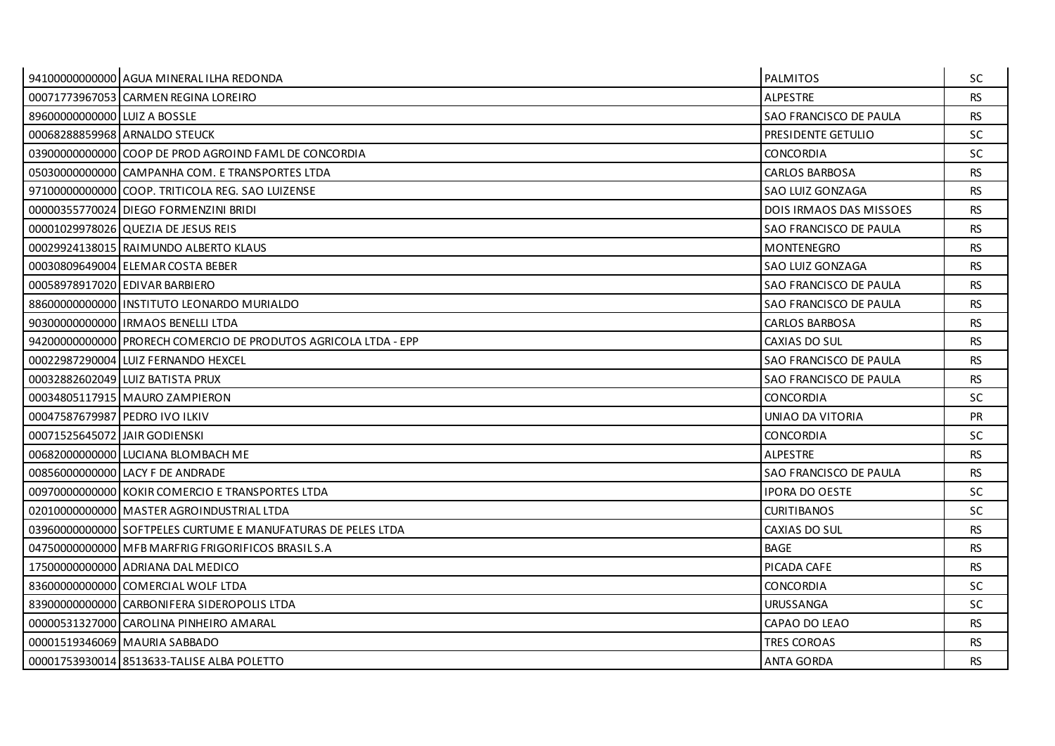| | | | |
|---|---|---|---|
| 94100000000000 | AGUA MINERAL ILHA REDONDA | PALMITOS | SC |
| 00071773967053 | CARMEN REGINA LOREIRO | ALPESTRE | RS |
| 89600000000000 | LUIZ A BOSSLE | SAO FRANCISCO DE PAULA | RS |
| 00068288859968 | ARNALDO STEUCK | PRESIDENTE GETULIO | SC |
| 03900000000000 | COOP DE PROD AGROIND FAML DE CONCORDIA | CONCORDIA | SC |
| 05030000000000 | CAMPANHA COM. E TRANSPORTES LTDA | CARLOS BARBOSA | RS |
| 97100000000000 | COOP. TRITICOLA REG. SAO LUIZENSE | SAO LUIZ GONZAGA | RS |
| 00000355770024 | DIEGO FORMENZINI BRIDI | DOIS IRMAOS DAS MISSOES | RS |
| 00001029978026 | QUEZIA DE JESUS REIS | SAO FRANCISCO DE PAULA | RS |
| 00029924138015 | RAIMUNDO ALBERTO KLAUS | MONTENEGRO | RS |
| 00030809649004 | ELEMAR COSTA BEBER | SAO LUIZ GONZAGA | RS |
| 00058978917020 | EDIVAR BARBIERO | SAO FRANCISCO DE PAULA | RS |
| 88600000000000 | INSTITUTO LEONARDO MURIALDO | SAO FRANCISCO DE PAULA | RS |
| 90300000000000 | IRMAOS BENELLI LTDA | CARLOS BARBOSA | RS |
| 94200000000000 | PRORECH COMERCIO DE PRODUTOS AGRICOLA LTDA - EPP | CAXIAS DO SUL | RS |
| 00022987290004 | LUIZ FERNANDO HEXCEL | SAO FRANCISCO DE PAULA | RS |
| 00032882602049 | LUIZ BATISTA PRUX | SAO FRANCISCO DE PAULA | RS |
| 00034805117915 | MAURO ZAMPIERON | CONCORDIA | SC |
| 00047587679987 | PEDRO IVO ILKIV | UNIAO DA VITORIA | PR |
| 00071525645072 | JAIR GODIENSKI | CONCORDIA | SC |
| 00682000000000 | LUCIANA BLOMBACH ME | ALPESTRE | RS |
| 00856000000000 | LACY F DE ANDRADE | SAO FRANCISCO DE PAULA | RS |
| 00970000000000 | KOKIR COMERCIO E TRANSPORTES LTDA | IPORA DO OESTE | SC |
| 02010000000000 | MASTER AGROINDUSTRIAL LTDA | CURITIBANOS | SC |
| 03960000000000 | SOFTPELES CURTUME E MANUFATURAS DE PELES LTDA | CAXIAS DO SUL | RS |
| 04750000000000 | MFB MARFRIG FRIGORIFICOS BRASIL S.A | BAGE | RS |
| 17500000000000 | ADRIANA DAL MEDICO | PICADA CAFE | RS |
| 83600000000000 | COMERCIAL WOLF LTDA | CONCORDIA | SC |
| 83900000000000 | CARBONIFERA SIDEROPOLIS LTDA | URUSSANGA | SC |
| 00000531327000 | CAROLINA PINHEIRO AMARAL | CAPAO DO LEAO | RS |
| 00001519346069 | MAURIA SABBADO | TRES COROAS | RS |
| 00001753930014 | 8513633-TALISE ALBA POLETTO | ANTA GORDA | RS |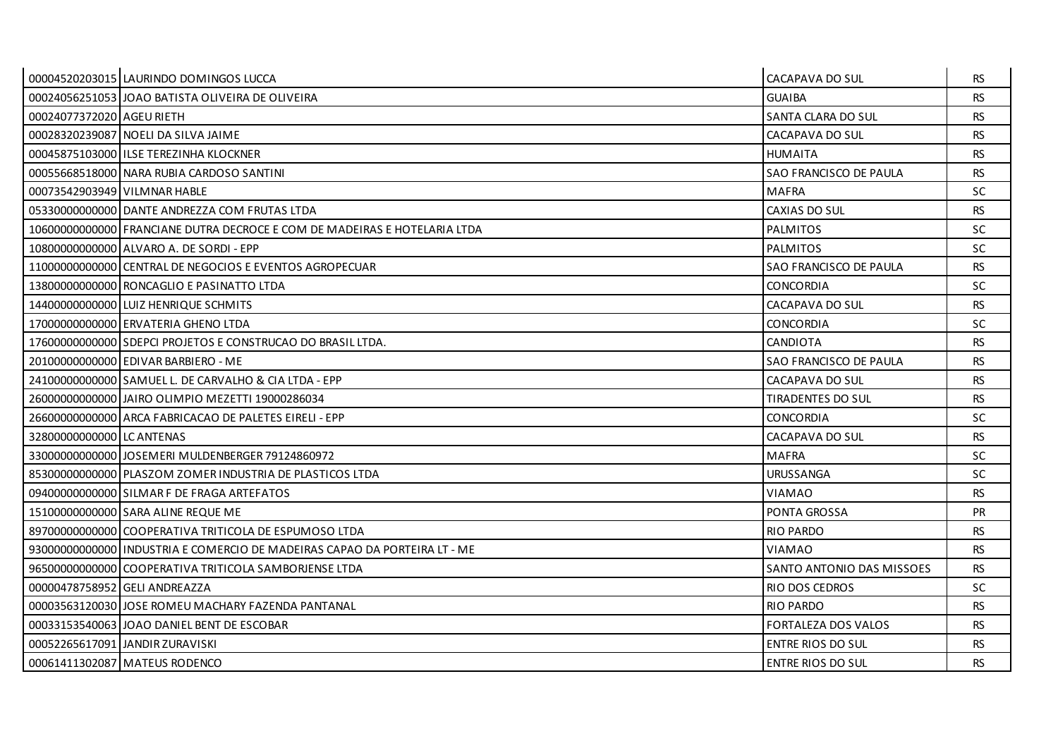| | | | |
|---|---|---|---|
| 00004520203015 | LAURINDO DOMINGOS LUCCA | CACAPAVA DO SUL | RS |
| 00024056251053 | JOAO BATISTA OLIVEIRA DE OLIVEIRA | GUAIBA | RS |
| 00024077372020 | AGEU RIETH | SANTA CLARA DO SUL | RS |
| 00028320239087 | NOELI DA SILVA JAIME | CACAPAVA DO SUL | RS |
| 00045875103000 | ILSE TEREZINHA KLOCKNER | HUMAITA | RS |
| 00055668518000 | NARA RUBIA CARDOSO SANTINI | SAO FRANCISCO DE PAULA | RS |
| 00073542903949 | VILMNAR HABLE | MAFRA | SC |
| 05330000000000 | DANTE ANDREZZA COM FRUTAS LTDA | CAXIAS DO SUL | RS |
| 10600000000000 | FRANCIANE DUTRA DECROCE E COM DE MADEIRAS E HOTELARIA LTDA | PALMITOS | SC |
| 10800000000000 | ALVARO A. DE SORDI - EPP | PALMITOS | SC |
| 11000000000000 | CENTRAL DE NEGOCIOS E EVENTOS AGROPECUAR | SAO FRANCISCO DE PAULA | RS |
| 13800000000000 | RONCAGLIO E PASINATTO LTDA | CONCORDIA | SC |
| 14400000000000 | LUIZ HENRIQUE SCHMITS | CACAPAVA DO SUL | RS |
| 17000000000000 | ERVATERIA GHENO LTDA | CONCORDIA | SC |
| 17600000000000 | SDEPCI PROJETOS E CONSTRUCAO DO BRASIL LTDA. | CANDIOTA | RS |
| 20100000000000 | EDIVAR BARBIERO - ME | SAO FRANCISCO DE PAULA | RS |
| 24100000000000 | SAMUEL L. DE CARVALHO & CIA LTDA - EPP | CACAPAVA DO SUL | RS |
| 26000000000000 | JAIRO OLIMPIO MEZETTI 19000286034 | TIRADENTES DO SUL | RS |
| 26600000000000 | ARCA FABRICACAO DE PALETES EIRELI - EPP | CONCORDIA | SC |
| 32800000000000 | LC ANTENAS | CACAPAVA DO SUL | RS |
| 33000000000000 | JOSEMERI MULDENBERGER 79124860972 | MAFRA | SC |
| 85300000000000 | PLASZOM ZOMER INDUSTRIA DE PLASTICOS LTDA | URUSSANGA | SC |
| 09400000000000 | SILMAR F DE FRAGA ARTEFATOS | VIAMAO | RS |
| 15100000000000 | SARA ALINE REQUE ME | PONTA GROSSA | PR |
| 89700000000000 | COOPERATIVA TRITICOLA DE ESPUMOSO LTDA | RIO PARDO | RS |
| 93000000000000 | INDUSTRIA E COMERCIO DE MADEIRAS CAPAO DA PORTEIRA LT - ME | VIAMAO | RS |
| 96500000000000 | COOPERATIVA TRITICOLA SAMBORJENSE LTDA | SANTO ANTONIO DAS MISSOES | RS |
| 00000478758952 | GELI ANDREAZZA | RIO DOS CEDROS | SC |
| 00003563120030 | JOSE ROMEU MACHARY FAZENDA PANTANAL | RIO PARDO | RS |
| 00033153540063 | JOAO DANIEL BENT DE ESCOBAR | FORTALEZA DOS VALOS | RS |
| 00052265617091 | JANDIR ZURAVISKI | ENTRE RIOS DO SUL | RS |
| 00061411302087 | MATEUS RODENCO | ENTRE RIOS DO SUL | RS |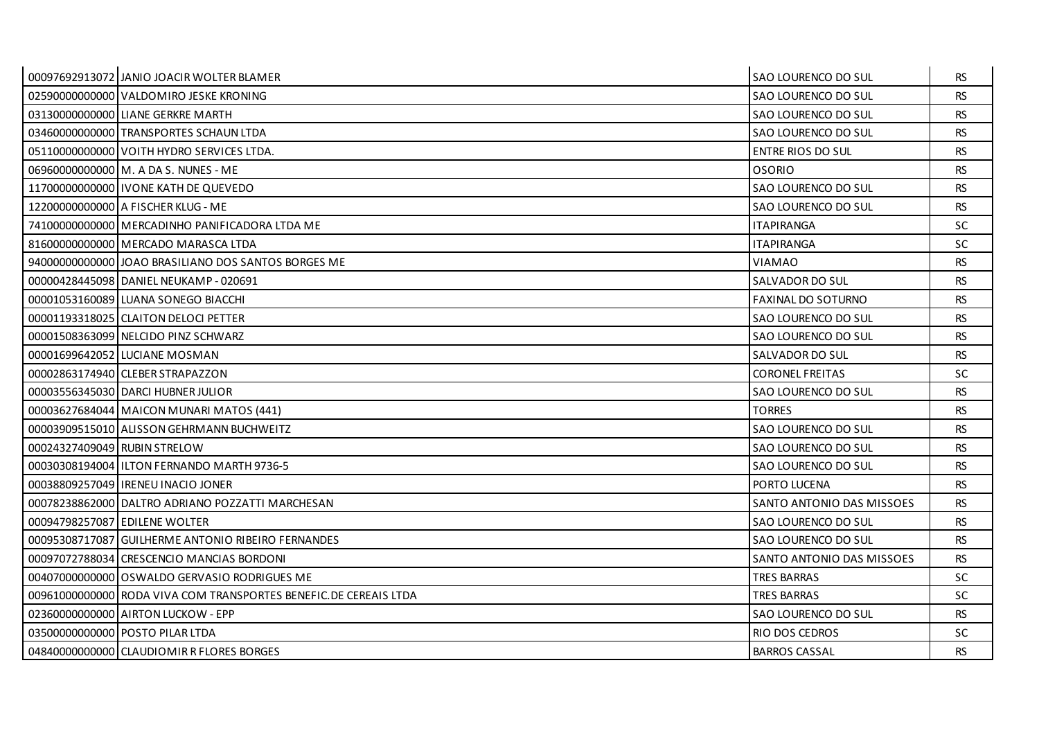| | | | |
|---|---|---|---|
| 00097692913072 | JANIO JOACIR WOLTER BLAMER | SAO LOURENCO DO SUL | RS |
| 02590000000000 | VALDOMIRO JESKE KRONING | SAO LOURENCO DO SUL | RS |
| 03130000000000 | LIANE GERKRE MARTH | SAO LOURENCO DO SUL | RS |
| 03460000000000 | TRANSPORTES SCHAUN LTDA | SAO LOURENCO DO SUL | RS |
| 05110000000000 | VOITH HYDRO SERVICES LTDA. | ENTRE RIOS DO SUL | RS |
| 06960000000000 | M. A DA S. NUNES - ME | OSORIO | RS |
| 11700000000000 | IVONE KATH DE QUEVEDO | SAO LOURENCO DO SUL | RS |
| 12200000000000 | A FISCHER KLUG - ME | SAO LOURENCO DO SUL | RS |
| 74100000000000 | MERCADINHO PANIFICADORA LTDA ME | ITAPIRANGA | SC |
| 81600000000000 | MERCADO MARASCA LTDA | ITAPIRANGA | SC |
| 94000000000000 | JOAO BRASILIANO DOS SANTOS BORGES ME | VIAMAO | RS |
| 00000428445098 | DANIEL NEUKAMP - 020691 | SALVADOR DO SUL | RS |
| 00001053160089 | LUANA SONEGO BIACCHI | FAXINAL DO SOTURNO | RS |
| 00001193318025 | CLAITON DELOCI PETTER | SAO LOURENCO DO SUL | RS |
| 00001508363099 | NELCIDO PINZ SCHWARZ | SAO LOURENCO DO SUL | RS |
| 00001699642052 | LUCIANE MOSMAN | SALVADOR DO SUL | RS |
| 00002863174940 | CLEBER STRAPAZZON | CORONEL FREITAS | SC |
| 00003556345030 | DARCI HUBNER JULIOR | SAO LOURENCO DO SUL | RS |
| 00003627684044 | MAICON MUNARI MATOS (441) | TORRES | RS |
| 00003909515010 | ALISSON GEHRMANN BUCHWEITZ | SAO LOURENCO DO SUL | RS |
| 00024327409049 | RUBIN STRELOW | SAO LOURENCO DO SUL | RS |
| 00030308194004 | ILTON FERNANDO MARTH 9736-5 | SAO LOURENCO DO SUL | RS |
| 00038809257049 | IRENEU INACIO JONER | PORTO LUCENA | RS |
| 00078238862000 | DALTRO ADRIANO POZZATTI MARCHESAN | SANTO ANTONIO DAS MISSOES | RS |
| 00094798257087 | EDILENE WOLTER | SAO LOURENCO DO SUL | RS |
| 00095308717087 | GUILHERME ANTONIO RIBEIRO FERNANDES | SAO LOURENCO DO SUL | RS |
| 00097072788034 | CRESCENCIO MANCIAS BORDONI | SANTO ANTONIO DAS MISSOES | RS |
| 00407000000000 | OSWALDO GERVASIO RODRIGUES ME | TRES BARRAS | SC |
| 00961000000000 | RODA VIVA COM TRANSPORTES BENEFIC.DE CEREAIS LTDA | TRES BARRAS | SC |
| 02360000000000 | AIRTON LUCKOW - EPP | SAO LOURENCO DO SUL | RS |
| 03500000000000 | POSTO PILAR LTDA | RIO DOS CEDROS | SC |
| 04840000000000 | CLAUDIOMIR R FLORES BORGES | BARROS CASSAL | RS |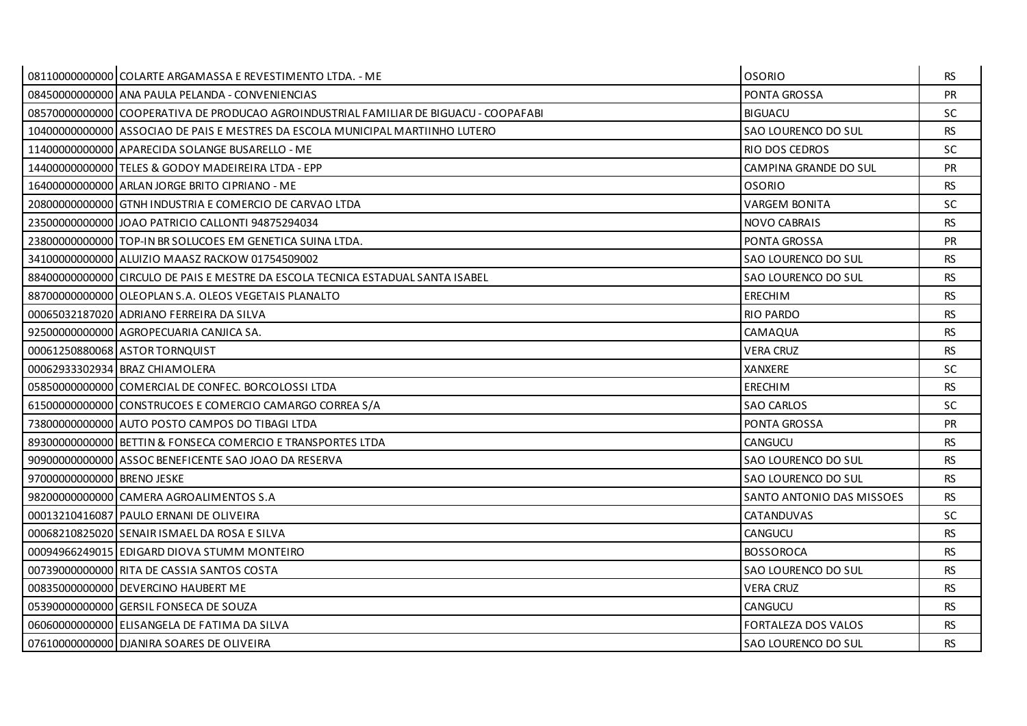| | | | |
|---|---|---|---|
| 08110000000000 | COLARTE ARGAMASSA E REVESTIMENTO LTDA. - ME | OSORIO | RS |
| 08450000000000 | ANA PAULA PELANDA - CONVENIENCIAS | PONTA GROSSA | PR |
| 08570000000000 | COOPERATIVA DE PRODUCAO AGROINDUSTRIAL FAMILIAR DE BIGUACU - COOPAFABI | BIGUACU | SC |
| 10400000000000 | ASSOCIAO DE PAIS E MESTRES DA ESCOLA MUNICIPAL MARTIINHO LUTERO | SAO LOURENCO DO SUL | RS |
| 11400000000000 | APARECIDA SOLANGE BUSARELLO - ME | RIO DOS CEDROS | SC |
| 14400000000000 | TELES & GODOY MADEIREIRA LTDA - EPP | CAMPINA GRANDE DO SUL | PR |
| 16400000000000 | ARLAN JORGE BRITO CIPRIANO - ME | OSORIO | RS |
| 20800000000000 | GTNH INDUSTRIA E COMERCIO DE CARVAO LTDA | VARGEM BONITA | SC |
| 23500000000000 | JOAO PATRICIO CALLONTI 94875294034 | NOVO CABRAIS | RS |
| 23800000000000 | TOP-IN BR SOLUCOES EM GENETICA SUINA LTDA. | PONTA GROSSA | PR |
| 34100000000000 | ALUIZIO MAASZ RACKOW 01754509002 | SAO LOURENCO DO SUL | RS |
| 88400000000000 | CIRCULO DE PAIS E MESTRE DA ESCOLA TECNICA ESTADUAL SANTA ISABEL | SAO LOURENCO DO SUL | RS |
| 88700000000000 | OLEOPLAN S.A. OLEOS VEGETAIS PLANALTO | ERECHIM | RS |
| 00065032187020 | ADRIANO FERREIRA DA SILVA | RIO PARDO | RS |
| 92500000000000 | AGROPECUARIA CANJICA SA. | CAMAQUA | RS |
| 00061250880068 | ASTOR TORNQUIST | VERA CRUZ | RS |
| 00062933302934 | BRAZ CHIAMOLERA | XANXERE | SC |
| 05850000000000 | COMERCIAL DE CONFEC. BORCOLOSSI LTDA | ERECHIM | RS |
| 61500000000000 | CONSTRUCOES E COMERCIO CAMARGO CORREA S/A | SAO CARLOS | SC |
| 73800000000000 | AUTO POSTO CAMPOS DO TIBAGI LTDA | PONTA GROSSA | PR |
| 89300000000000 | BETTIN & FONSECA COMERCIO E TRANSPORTES LTDA | CANGUCU | RS |
| 90900000000000 | ASSOC BENEFICENTE SAO JOAO DA RESERVA | SAO LOURENCO DO SUL | RS |
| 97000000000000 | BRENO JESKE | SAO LOURENCO DO SUL | RS |
| 98200000000000 | CAMERA AGROALIMENTOS S.A | SANTO ANTONIO DAS MISSOES | RS |
| 00013210416087 | PAULO ERNANI DE OLIVEIRA | CATANDUVAS | SC |
| 00068210825020 | SENAIR ISMAEL DA ROSA E SILVA | CANGUCU | RS |
| 00094966249015 | EDIGARD DIOVA STUMM MONTEIRO | BOSSOROCA | RS |
| 00739000000000 | RITA DE CASSIA SANTOS COSTA | SAO LOURENCO DO SUL | RS |
| 00835000000000 | DEVERCINO HAUBERT ME | VERA CRUZ | RS |
| 05390000000000 | GERSIL FONSECA DE SOUZA | CANGUCU | RS |
| 06060000000000 | ELISANGELA DE FATIMA DA SILVA | FORTALEZA DOS VALOS | RS |
| 07610000000000 | DJANIRA SOARES DE OLIVEIRA | SAO LOURENCO DO SUL | RS |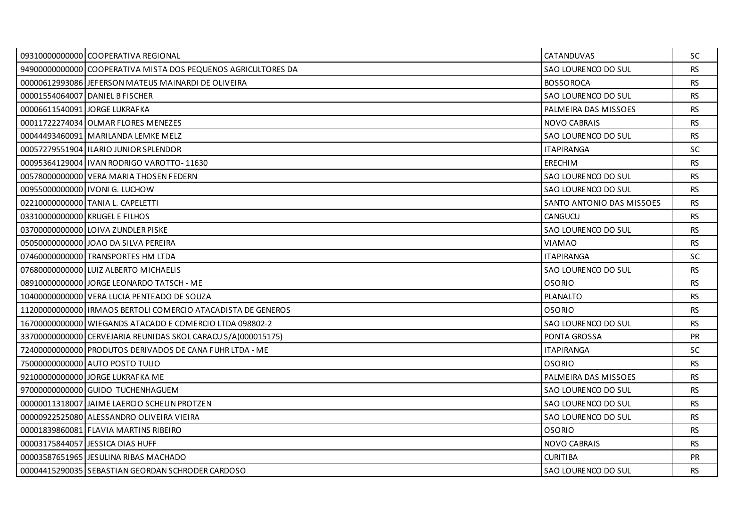| | | | |
|---|---|---|---|
| 09310000000000 | COOPERATIVA REGIONAL | CATANDUVAS | SC |
| 94900000000000 | COOPERATIVA MISTA DOS PEQUENOS AGRICULTORES DA | SAO LOURENCO DO SUL | RS |
| 00000612993086 | JEFERSON MATEUS MAINARDI DE OLIVEIRA | BOSSOROCA | RS |
| 00001554064007 | DANIEL B FISCHER | SAO LOURENCO DO SUL | RS |
| 00006611540091 | JORGE LUKRAFKA | PALMEIRA DAS MISSOES | RS |
| 00011722274034 | OLMAR FLORES MENEZES | NOVO CABRAIS | RS |
| 00044493460091 | MARILANDA LEMKE MELZ | SAO LOURENCO DO SUL | RS |
| 00057279551904 | ILARIO JUNIOR SPLENDOR | ITAPIRANGA | SC |
| 00095364129004 | IVAN RODRIGO VAROTTO- 11630 | ERECHIM | RS |
| 00578000000000 | VERA MARIA THOSEN FEDERN | SAO LOURENCO DO SUL | RS |
| 00955000000000 | IVONI G. LUCHOW | SAO LOURENCO DO SUL | RS |
| 02210000000000 | TANIA L. CAPELETTI | SANTO ANTONIO DAS MISSOES | RS |
| 03310000000000 | KRUGEL E FILHOS | CANGUCU | RS |
| 03700000000000 | LOIVA ZUNDLER PISKE | SAO LOURENCO DO SUL | RS |
| 05050000000000 | JOAO DA SILVA PEREIRA | VIAMAO | RS |
| 07460000000000 | TRANSPORTES HM LTDA | ITAPIRANGA | SC |
| 07680000000000 | LUIZ ALBERTO MICHAELIS | SAO LOURENCO DO SUL | RS |
| 08910000000000 | JORGE LEONARDO TATSCH - ME | OSORIO | RS |
| 10400000000000 | VERA LUCIA PENTEADO DE SOUZA | PLANALTO | RS |
| 11200000000000 | IRMAOS BERTOLI COMERCIO ATACADISTA DE GENEROS | OSORIO | RS |
| 16700000000000 | WIEGANDS ATACADO E COMERCIO LTDA 098802-2 | SAO LOURENCO DO SUL | RS |
| 33700000000000 | CERVEJARIA REUNIDAS SKOL CARACU S/A(000015175) | PONTA GROSSA | PR |
| 72400000000000 | PRODUTOS DERIVADOS DE CANA FUHR LTDA - ME | ITAPIRANGA | SC |
| 75000000000000 | AUTO POSTO TULIO | OSORIO | RS |
| 92100000000000 | JORGE LUKRAFKA ME | PALMEIRA DAS MISSOES | RS |
| 97000000000000 | GUIDO TUCHENHAGUEM | SAO LOURENCO DO SUL | RS |
| 00000011318007 | JAIME LAERCIO SCHELIN PROTZEN | SAO LOURENCO DO SUL | RS |
| 00000922525080 | ALESSANDRO OLIVEIRA VIEIRA | SAO LOURENCO DO SUL | RS |
| 00001839860081 | FLAVIA MARTINS RIBEIRO | OSORIO | RS |
| 00003175844057 | JESSICA DIAS HUFF | NOVO CABRAIS | RS |
| 00003587651965 | JESULINA RIBAS MACHADO | CURITIBA | PR |
| 00004415290035 | SEBASTIAN GEORDAN SCHRODER CARDOSO | SAO LOURENCO DO SUL | RS |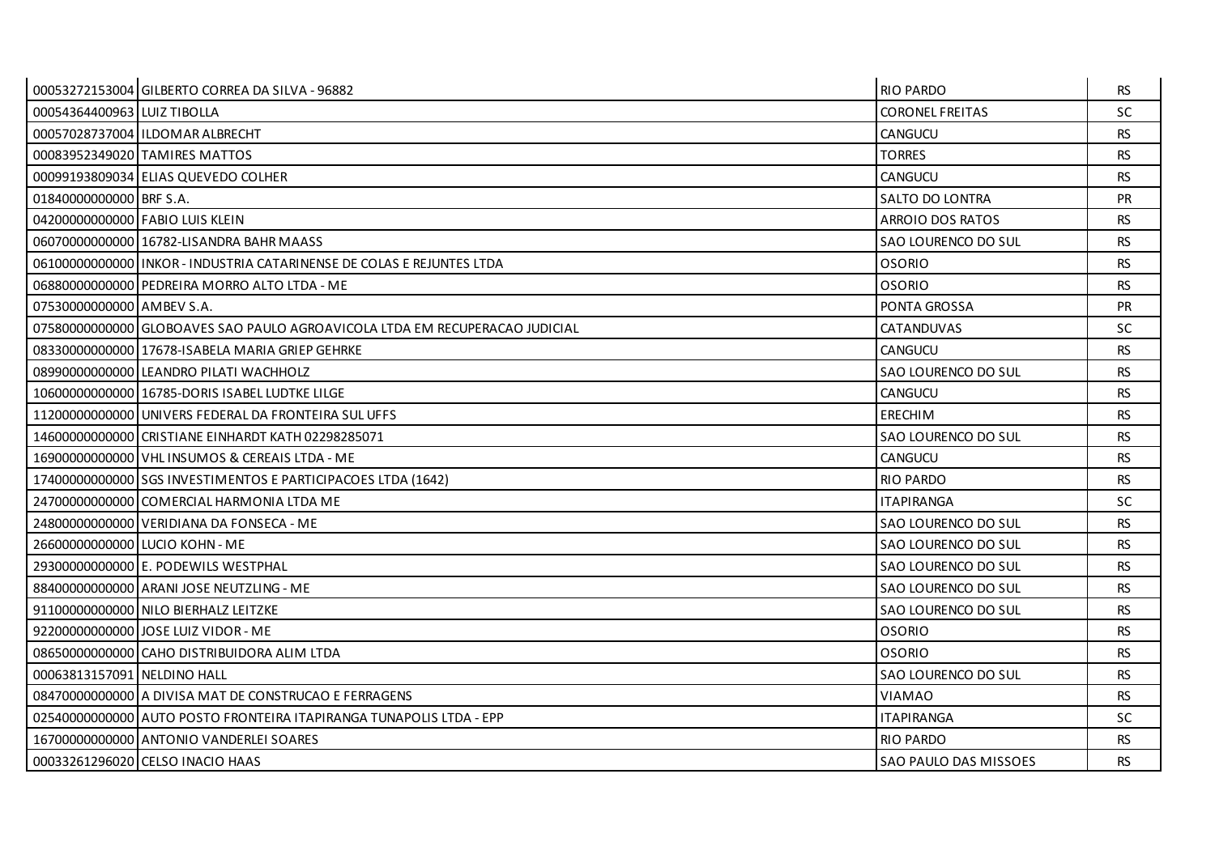| | | | |
|---|---|---|---|
| 00053272153004 | GILBERTO CORREA DA SILVA - 96882 | RIO PARDO | RS |
| 00054364400963 | LUIZ TIBOLLA | CORONEL FREITAS | SC |
| 00057028737004 | ILDOMAR ALBRECHT | CANGUCU | RS |
| 00083952349020 | TAMIRES MATTOS | TORRES | RS |
| 00099193809034 | ELIAS QUEVEDO COLHER | CANGUCU | RS |
| 01840000000000 | BRF S.A. | SALTO DO LONTRA | PR |
| 04200000000000 | FABIO LUIS KLEIN | ARROIO DOS RATOS | RS |
| 06070000000000 | 16782-LISANDRA BAHR MAASS | SAO LOURENCO DO SUL | RS |
| 06100000000000 | INKOR - INDUSTRIA CATARINENSE DE COLAS E REJUNTES LTDA | OSORIO | RS |
| 06880000000000 | PEDREIRA MORRO ALTO LTDA - ME | OSORIO | RS |
| 07530000000000 | AMBEV S.A. | PONTA GROSSA | PR |
| 07580000000000 | GLOBOAVES SAO PAULO AGROAVICOLA LTDA EM RECUPERACAO JUDICIAL | CATANDUVAS | SC |
| 08330000000000 | 17678-ISABELA MARIA GRIEP GEHRKE | CANGUCU | RS |
| 08990000000000 | LEANDRO PILATI WACHHOLZ | SAO LOURENCO DO SUL | RS |
| 10600000000000 | 16785-DORIS ISABEL LUDTKE LILGE | CANGUCU | RS |
| 11200000000000 | UNIVERS FEDERAL DA FRONTEIRA SUL UFFS | ERECHIM | RS |
| 14600000000000 | CRISTIANE EINHARDT KATH 02298285071 | SAO LOURENCO DO SUL | RS |
| 16900000000000 | VHL INSUMOS & CEREAIS LTDA - ME | CANGUCU | RS |
| 17400000000000 | SGS INVESTIMENTOS E PARTICIPACOES LTDA (1642) | RIO PARDO | RS |
| 24700000000000 | COMERCIAL HARMONIA LTDA ME | ITAPIRANGA | SC |
| 24800000000000 | VERIDIANA DA FONSECA - ME | SAO LOURENCO DO SUL | RS |
| 26600000000000 | LUCIO KOHN - ME | SAO LOURENCO DO SUL | RS |
| 29300000000000 | E. PODEWILS WESTPHAL | SAO LOURENCO DO SUL | RS |
| 88400000000000 | ARANI JOSE NEUTZLING - ME | SAO LOURENCO DO SUL | RS |
| 91100000000000 | NILO BIERHALZ LEITZKE | SAO LOURENCO DO SUL | RS |
| 92200000000000 | JOSE LUIZ VIDOR - ME | OSORIO | RS |
| 08650000000000 | CAHO DISTRIBUIDORA ALIM LTDA | OSORIO | RS |
| 00063813157091 | NELDINO HALL | SAO LOURENCO DO SUL | RS |
| 08470000000000 | A DIVISA MAT DE CONSTRUCAO E FERRAGENS | VIAMAO | RS |
| 02540000000000 | AUTO POSTO FRONTEIRA ITAPIRANGA TUNAPOLIS LTDA - EPP | ITAPIRANGA | SC |
| 16700000000000 | ANTONIO VANDERLEI SOARES | RIO PARDO | RS |
| 00033261296020 | CELSO INACIO HAAS | SAO PAULO DAS MISSOES | RS |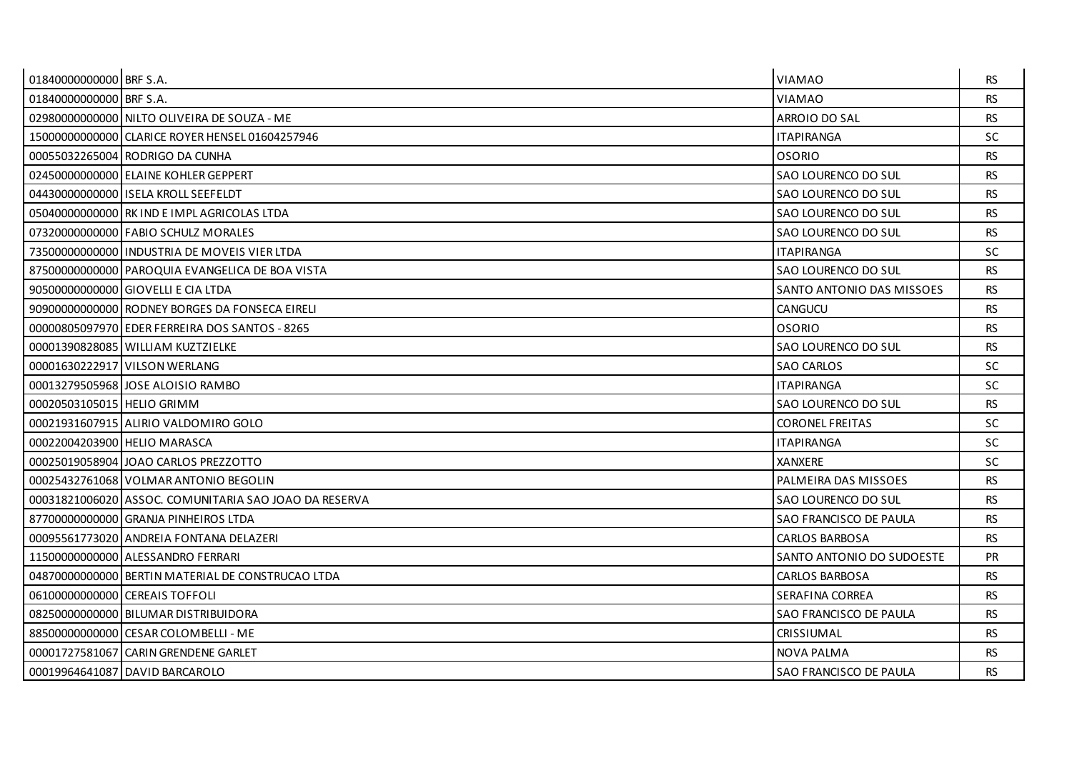| | | | |
|---|---|---|---|
| 01840000000000 | BRF S.A. | VIAMAO | RS |
| 01840000000000 | BRF S.A. | VIAMAO | RS |
| 02980000000000 | NILTO OLIVEIRA DE SOUZA - ME | ARROIO DO SAL | RS |
| 15000000000000 | CLARICE ROYER HENSEL 01604257946 | ITAPIRANGA | SC |
| 00055032265004 | RODRIGO DA CUNHA | OSORIO | RS |
| 02450000000000 | ELAINE KOHLER GEPPERT | SAO LOURENCO DO SUL | RS |
| 04430000000000 | ISELA KROLL SEEFELDT | SAO LOURENCO DO SUL | RS |
| 05040000000000 | RK IND E IMPL AGRICOLAS LTDA | SAO LOURENCO DO SUL | RS |
| 07320000000000 | FABIO SCHULZ MORALES | SAO LOURENCO DO SUL | RS |
| 73500000000000 | INDUSTRIA DE MOVEIS VIER LTDA | ITAPIRANGA | SC |
| 87500000000000 | PAROQUIA EVANGELICA DE BOA VISTA | SAO LOURENCO DO SUL | RS |
| 90500000000000 | GIOVELLI E CIA LTDA | SANTO ANTONIO DAS MISSOES | RS |
| 90900000000000 | RODNEY BORGES DA FONSECA EIRELI | CANGUCU | RS |
| 00000805097970 | EDER FERREIRA DOS SANTOS - 8265 | OSORIO | RS |
| 00001390828085 | WILLIAM KUZTZIELKE | SAO LOURENCO DO SUL | RS |
| 00001630222917 | VILSON WERLANG | SAO CARLOS | SC |
| 00013279505968 | JOSE ALOISIO RAMBO | ITAPIRANGA | SC |
| 00020503105015 | HELIO GRIMM | SAO LOURENCO DO SUL | RS |
| 00021931607915 | ALIRIO VALDOMIRO GOLO | CORONEL FREITAS | SC |
| 00022004203900 | HELIO MARASCA | ITAPIRANGA | SC |
| 00025019058904 | JOAO CARLOS PREZZOTTO | XANXERE | SC |
| 00025432761068 | VOLMAR ANTONIO BEGOLIN | PALMEIRA DAS MISSOES | RS |
| 00031821006020 | ASSOC. COMUNITARIA SAO JOAO DA RESERVA | SAO LOURENCO DO SUL | RS |
| 87700000000000 | GRANJA PINHEIROS LTDA | SAO FRANCISCO DE PAULA | RS |
| 00095561773020 | ANDREIA FONTANA DELAZERI | CARLOS BARBOSA | RS |
| 11500000000000 | ALESSANDRO FERRARI | SANTO ANTONIO DO SUDOESTE | PR |
| 04870000000000 | BERTIN MATERIAL DE CONSTRUCAO LTDA | CARLOS BARBOSA | RS |
| 06100000000000 | CEREAIS TOFFOLI | SERAFINA CORREA | RS |
| 08250000000000 | BILUMAR DISTRIBUIDORA | SAO FRANCISCO DE PAULA | RS |
| 88500000000000 | CESAR COLOMBELLI - ME | CRISSIUMAL | RS |
| 00001727581067 | CARIN GRENDENE GARLET | NOVA PALMA | RS |
| 00019964641087 | DAVID BARCAROLO | SAO FRANCISCO DE PAULA | RS |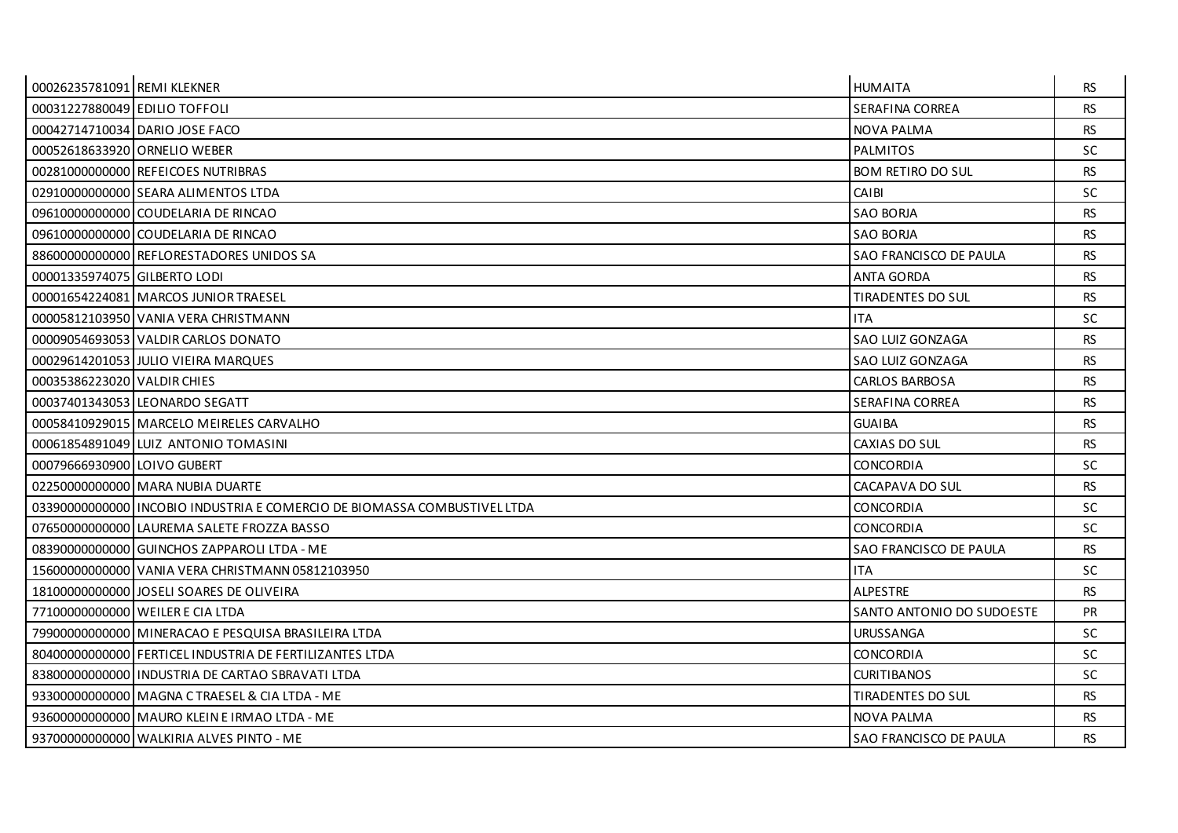| | | | |
|---|---|---|---|
| 00026235781091 | REMI KLEKNER | HUMAITA | RS |
| 00031227880049 | EDILIO TOFFOLI | SERAFINA CORREA | RS |
| 00042714710034 | DARIO JOSE FACO | NOVA PALMA | RS |
| 00052618633920 | ORNELIO WEBER | PALMITOS | SC |
| 00281000000000 | REFEICOES NUTRIBRAS | BOM RETIRO DO SUL | RS |
| 02910000000000 | SEARA ALIMENTOS LTDA | CAIBI | SC |
| 09610000000000 | COUDELARIA DE RINCAO | SAO BORJA | RS |
| 09610000000000 | COUDELARIA DE RINCAO | SAO BORJA | RS |
| 88600000000000 | REFLORESTADORES UNIDOS SA | SAO FRANCISCO DE PAULA | RS |
| 00001335974075 | GILBERTO LODI | ANTA GORDA | RS |
| 00001654224081 | MARCOS JUNIOR TRAESEL | TIRADENTES DO SUL | RS |
| 00005812103950 | VANIA VERA CHRISTMANN | ITA | SC |
| 00009054693053 | VALDIR CARLOS DONATO | SAO LUIZ GONZAGA | RS |
| 00029614201053 | JULIO VIEIRA MARQUES | SAO LUIZ GONZAGA | RS |
| 00035386223020 | VALDIR CHIES | CARLOS BARBOSA | RS |
| 00037401343053 | LEONARDO SEGATT | SERAFINA CORREA | RS |
| 00058410929015 | MARCELO MEIRELES CARVALHO | GUAIBA | RS |
| 00061854891049 | LUIZ ANTONIO TOMASINI | CAXIAS DO SUL | RS |
| 00079666930900 | LOIVO GUBERT | CONCORDIA | SC |
| 02250000000000 | MARA NUBIA DUARTE | CACAPAVA DO SUL | RS |
| 03390000000000 | INCOBIO INDUSTRIA E COMERCIO DE BIOMASSA COMBUSTIVEL LTDA | CONCORDIA | SC |
| 07650000000000 | LAUREMA SALETE FROZZA BASSO | CONCORDIA | SC |
| 08390000000000 | GUINCHOS ZAPPAROLI LTDA - ME | SAO FRANCISCO DE PAULA | RS |
| 15600000000000 | VANIA VERA CHRISTMANN 05812103950 | ITA | SC |
| 18100000000000 | JOSELI SOARES DE OLIVEIRA | ALPESTRE | RS |
| 77100000000000 | WEILER E CIA LTDA | SANTO ANTONIO DO SUDOESTE | PR |
| 79900000000000 | MINERACAO E PESQUISA BRASILEIRA LTDA | URUSSANGA | SC |
| 80400000000000 | FERTICEL INDUSTRIA DE FERTILIZANTES LTDA | CONCORDIA | SC |
| 83800000000000 | INDUSTRIA DE CARTAO SBRAVATI LTDA | CURITIBANOS | SC |
| 93300000000000 | MAGNA C TRAESEL & CIA LTDA - ME | TIRADENTES DO SUL | RS |
| 93600000000000 | MAURO KLEIN E IRMAO LTDA - ME | NOVA PALMA | RS |
| 93700000000000 | WALKIRIA ALVES PINTO - ME | SAO FRANCISCO DE PAULA | RS |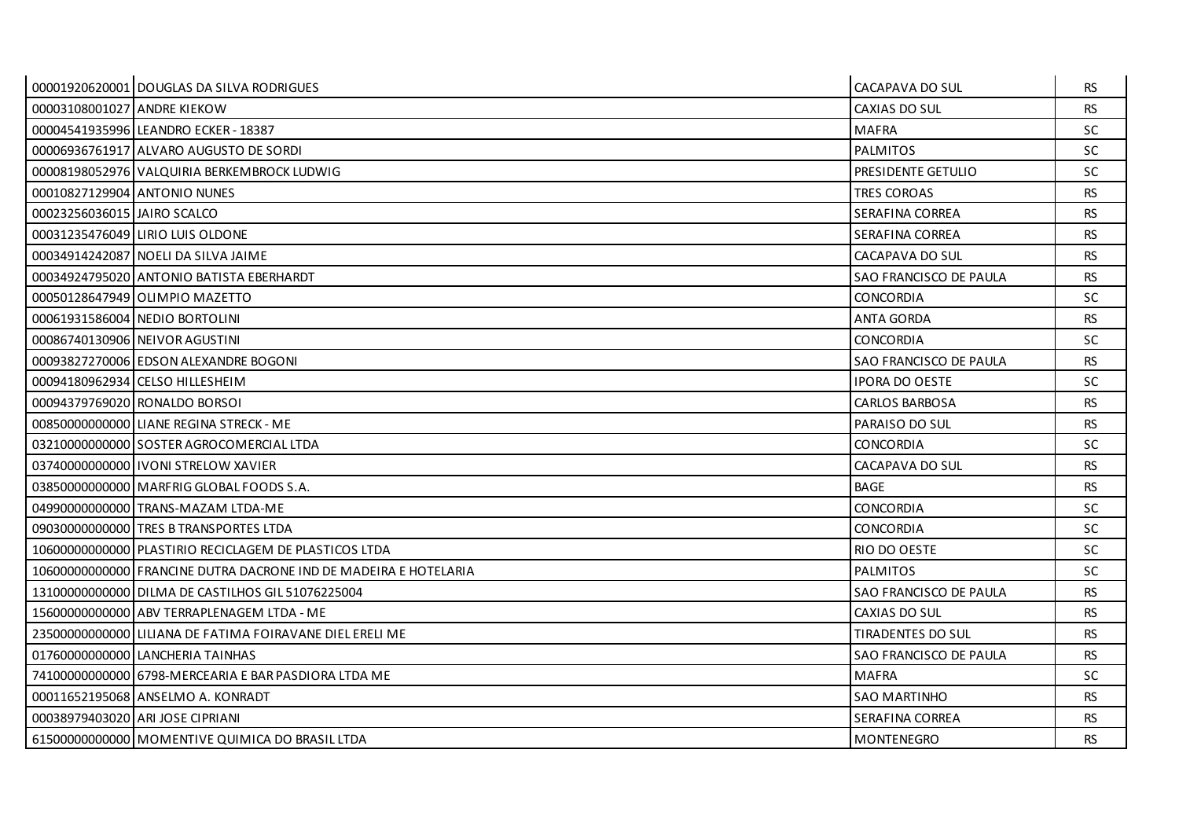| | | | |
|---|---|---|---|
| 00001920620001 | DOUGLAS DA SILVA RODRIGUES | CACAPAVA DO SUL | RS |
| 00003108001027 | ANDRE KIEKOW | CAXIAS DO SUL | RS |
| 00004541935996 | LEANDRO ECKER - 18387 | MAFRA | SC |
| 00006936761917 | ALVARO AUGUSTO DE SORDI | PALMITOS | SC |
| 00008198052976 | VALQUIRIA BERKEMBROCK LUDWIG | PRESIDENTE GETULIO | SC |
| 00010827129904 | ANTONIO NUNES | TRES COROAS | RS |
| 00023256036015 | JAIRO SCALCO | SERAFINA CORREA | RS |
| 00031235476049 | LIRIO LUIS OLDONE | SERAFINA CORREA | RS |
| 00034914242087 | NOELI DA SILVA JAIME | CACAPAVA DO SUL | RS |
| 00034924795020 | ANTONIO BATISTA EBERHARDT | SAO FRANCISCO DE PAULA | RS |
| 00050128647949 | OLIMPIO MAZETTO | CONCORDIA | SC |
| 00061931586004 | NEDIO BORTOLINI | ANTA GORDA | RS |
| 00086740130906 | NEIVOR AGUSTINI | CONCORDIA | SC |
| 00093827270006 | EDSON ALEXANDRE BOGONI | SAO FRANCISCO DE PAULA | RS |
| 00094180962934 | CELSO HILLESHEIM | IPORA DO OESTE | SC |
| 00094379769020 | RONALDO BORSOI | CARLOS BARBOSA | RS |
| 00850000000000 | LIANE REGINA STRECK - ME | PARAISO DO SUL | RS |
| 03210000000000 | SOSTER AGROCOMERCIAL LTDA | CONCORDIA | SC |
| 03740000000000 | IVONI STRELOW XAVIER | CACAPAVA DO SUL | RS |
| 03850000000000 | MARFRIG GLOBAL FOODS S.A. | BAGE | RS |
| 04990000000000 | TRANS-MAZAM LTDA-ME | CONCORDIA | SC |
| 09030000000000 | TRES B TRANSPORTES LTDA | CONCORDIA | SC |
| 10600000000000 | PLASTIRIO RECICLAGEM DE PLASTICOS LTDA | RIO DO OESTE | SC |
| 10600000000000 | FRANCINE DUTRA DACRONE IND DE MADEIRA E HOTELARIA | PALMITOS | SC |
| 13100000000000 | DILMA DE CASTILHOS GIL 51076225004 | SAO FRANCISCO DE PAULA | RS |
| 15600000000000 | ABV TERRAPLENAGEM LTDA - ME | CAXIAS DO SUL | RS |
| 23500000000000 | LILIANA DE FATIMA FOIRAVANE DIEL ERELI ME | TIRADENTES DO SUL | RS |
| 01760000000000 | LANCHERIA TAINHAS | SAO FRANCISCO DE PAULA | RS |
| 74100000000000 | 6798-MERCEARIA E BAR PASDIORA LTDA ME | MAFRA | SC |
| 00011652195068 | ANSELMO A. KONRADT | SAO MARTINHO | RS |
| 00038979403020 | ARI JOSE CIPRIANI | SERAFINA CORREA | RS |
| 61500000000000 | MOMENTIVE QUIMICA DO BRASIL LTDA | MONTENEGRO | RS |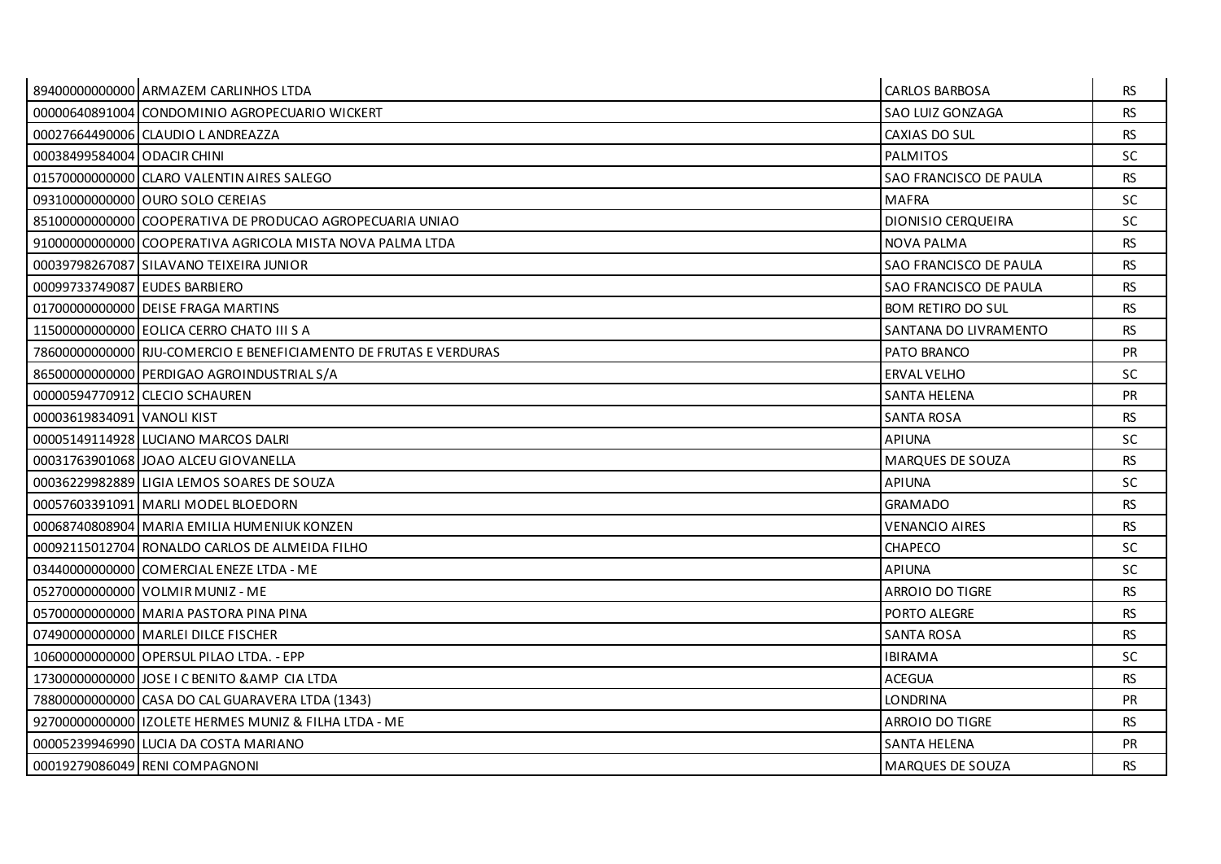| | | | |
|---|---|---|---|
| 89400000000000 | ARMAZEM CARLINHOS LTDA | CARLOS BARBOSA | RS |
| 00000640891004 | CONDOMINIO AGROPECUARIO WICKERT | SAO LUIZ GONZAGA | RS |
| 00027664490006 | CLAUDIO L ANDREAZZA | CAXIAS DO SUL | RS |
| 00038499584004 | ODACIR CHINI | PALMITOS | SC |
| 01570000000000 | CLARO VALENTIN AIRES SALEGO | SAO FRANCISCO DE PAULA | RS |
| 09310000000000 | OURO SOLO CEREIAS | MAFRA | SC |
| 85100000000000 | COOPERATIVA DE PRODUCAO AGROPECUARIA UNIAO | DIONISIO CERQUEIRA | SC |
| 91000000000000 | COOPERATIVA AGRICOLA MISTA NOVA PALMA LTDA | NOVA PALMA | RS |
| 00039798267087 | SILAVANO TEIXEIRA JUNIOR | SAO FRANCISCO DE PAULA | RS |
| 00099733749087 | EUDES BARBIERO | SAO FRANCISCO DE PAULA | RS |
| 01700000000000 | DEISE FRAGA MARTINS | BOM RETIRO DO SUL | RS |
| 11500000000000 | EOLICA CERRO CHATO III S A | SANTANA DO LIVRAMENTO | RS |
| 78600000000000 | RJU-COMERCIO E BENEFICIAMENTO DE FRUTAS E VERDURAS | PATO BRANCO | PR |
| 86500000000000 | PERDIGAO AGROINDUSTRIAL S/A | ERVAL VELHO | SC |
| 00000594770912 | CLECIO SCHAUREN | SANTA HELENA | PR |
| 00003619834091 | VANOLI KIST | SANTA ROSA | RS |
| 00005149114928 | LUCIANO MARCOS DALRI | APIUNA | SC |
| 00031763901068 | JOAO ALCEU GIOVANELLA | MARQUES DE SOUZA | RS |
| 00036229982889 | LIGIA LEMOS SOARES DE SOUZA | APIUNA | SC |
| 00057603391091 | MARLI MODEL BLOEDORN | GRAMADO | RS |
| 00068740808904 | MARIA EMILIA HUMENIUK KONZEN | VENANCIO AIRES | RS |
| 00092115012704 | RONALDO CARLOS DE ALMEIDA FILHO | CHAPECO | SC |
| 03440000000000 | COMERCIAL ENEZE LTDA - ME | APIUNA | SC |
| 05270000000000 | VOLMIR MUNIZ - ME | ARROIO DO TIGRE | RS |
| 05700000000000 | MARIA PASTORA PINA PINA | PORTO ALEGRE | RS |
| 07490000000000 | MARLEI DILCE FISCHER | SANTA ROSA | RS |
| 10600000000000 | OPERSUL PILAO LTDA. - EPP | IBIRAMA | SC |
| 17300000000000 | JOSE I C BENITO &AMP CIA LTDA | ACEGUA | RS |
| 78800000000000 | CASA DO CAL GUARAVERA LTDA (1343) | LONDRINA | PR |
| 92700000000000 | IZOLETE HERMES MUNIZ & FILHA LTDA - ME | ARROIO DO TIGRE | RS |
| 00005239946990 | LUCIA DA COSTA MARIANO | SANTA HELENA | PR |
| 00019279086049 | RENI COMPAGNONI | MARQUES DE SOUZA | RS |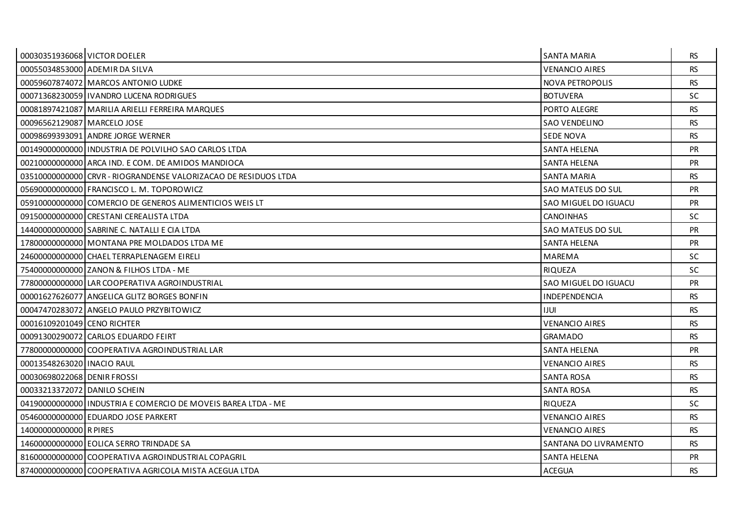| | | | |
|---|---|---|---|
| 00030351936068 | VICTOR DOELER | SANTA MARIA | RS |
| 00055034853000 | ADEMIR DA SILVA | VENANCIO AIRES | RS |
| 00059607874072 | MARCOS ANTONIO LUDKE | NOVA PETROPOLIS | RS |
| 00071368230059 | IVANDRO LUCENA RODRIGUES | BOTUVERA | SC |
| 00081897421087 | MARILIA ARIELLI FERREIRA MARQUES | PORTO ALEGRE | RS |
| 00096562129087 | MARCELO JOSE | SAO VENDELINO | RS |
| 00098699393091 | ANDRE JORGE WERNER | SEDE NOVA | RS |
| 00149000000000 | INDUSTRIA DE POLVILHO SAO CARLOS LTDA | SANTA HELENA | PR |
| 00210000000000 | ARCA IND. E COM. DE AMIDOS MANDIOCA | SANTA HELENA | PR |
| 03510000000000 | CRVR - RIOGRANDENSE VALORIZACAO DE RESIDUOS LTDA | SANTA MARIA | RS |
| 05690000000000 | FRANCISCO L. M. TOPOROWICZ | SAO MATEUS DO SUL | PR |
| 05910000000000 | COMERCIO DE GENEROS ALIMENTICIOS WEIS LT | SAO MIGUEL DO IGUACU | PR |
| 09150000000000 | CRESTANI CEREALISTA LTDA | CANOINHAS | SC |
| 14400000000000 | SABRINE C. NATALLI E CIA LTDA | SAO MATEUS DO SUL | PR |
| 17800000000000 | MONTANA PRE MOLDADOS LTDA ME | SANTA HELENA | PR |
| 24600000000000 | CHAEL TERRAPLENAGEM EIRELI | MAREMA | SC |
| 75400000000000 | ZANON & FILHOS LTDA - ME | RIQUEZA | SC |
| 77800000000000 | LAR COOPERATIVA AGROINDUSTRIAL | SAO MIGUEL DO IGUACU | PR |
| 00001627626077 | ANGELICA GLITZ BORGES BONFIN | INDEPENDENCIA | RS |
| 00047470283072 | ANGELO PAULO PRZYBITOWICZ | IJUI | RS |
| 00016109201049 | CENO RICHTER | VENANCIO AIRES | RS |
| 00091300290072 | CARLOS EDUARDO FEIRT | GRAMADO | RS |
| 77800000000000 | COOPERATIVA AGROINDUSTRIAL LAR | SANTA HELENA | PR |
| 00013548263020 | INACIO RAUL | VENANCIO AIRES | RS |
| 00030698022068 | DENIR FROSSI | SANTA ROSA | RS |
| 00033213372072 | DANILO SCHEIN | SANTA ROSA | RS |
| 04190000000000 | INDUSTRIA E COMERCIO DE MOVEIS BAREA LTDA - ME | RIQUEZA | SC |
| 05460000000000 | EDUARDO JOSE PARKERT | VENANCIO AIRES | RS |
| 14000000000000 | R PIRES | VENANCIO AIRES | RS |
| 14600000000000 | EOLICA SERRO TRINDADE SA | SANTANA DO LIVRAMENTO | RS |
| 81600000000000 | COOPERATIVA AGROINDUSTRIAL COPAGRIL | SANTA HELENA | PR |
| 87400000000000 | COOPERATIVA AGRICOLA MISTA ACEGUA LTDA | ACEGUA | RS |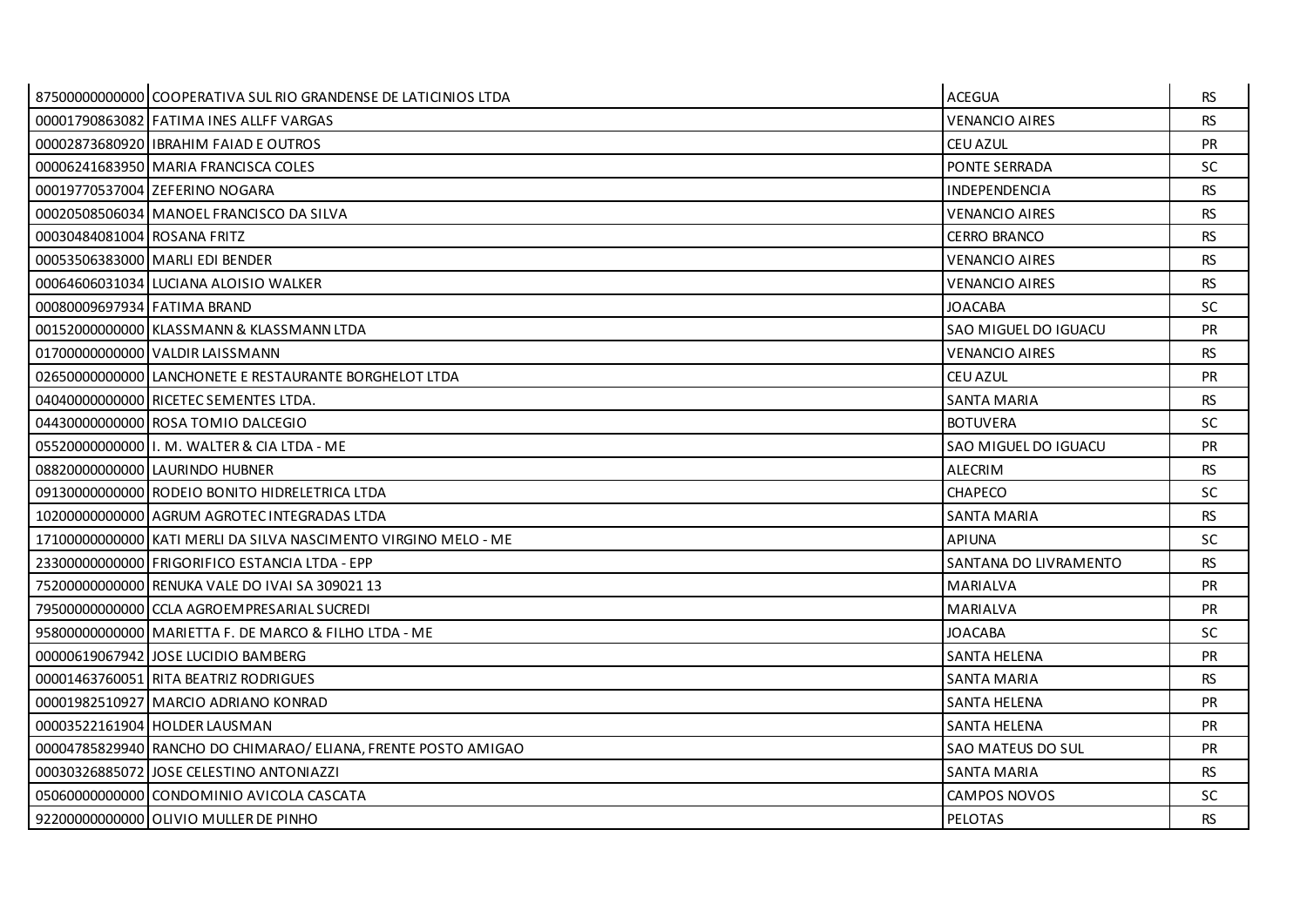| | | | |
|---|---|---|---|
| 87500000000000 | COOPERATIVA SUL RIO GRANDENSE DE LATICINIOS LTDA | ACEGUA | RS |
| 00001790863082 | FATIMA INES ALLFF VARGAS | VENANCIO AIRES | RS |
| 00002873680920 | IBRAHIM FAIAD E OUTROS | CEU AZUL | PR |
| 00006241683950 | MARIA FRANCISCA COLES | PONTE SERRADA | SC |
| 00019770537004 | ZEFERINO NOGARA | INDEPENDENCIA | RS |
| 00020508506034 | MANOEL FRANCISCO DA SILVA | VENANCIO AIRES | RS |
| 00030484081004 | ROSANA FRITZ | CERRO BRANCO | RS |
| 00053506383000 | MARLI EDI BENDER | VENANCIO AIRES | RS |
| 00064606031034 | LUCIANA ALOISIO WALKER | VENANCIO AIRES | RS |
| 00080009697934 | FATIMA BRAND | JOACABA | SC |
| 00152000000000 | KLASSMANN & KLASSMANN LTDA | SAO MIGUEL DO IGUACU | PR |
| 01700000000000 | VALDIR LAISSMANN | VENANCIO AIRES | RS |
| 02650000000000 | LANCHONETE E RESTAURANTE BORGHELOT LTDA | CEU AZUL | PR |
| 04040000000000 | RICETEC SEMENTES LTDA. | SANTA MARIA | RS |
| 04430000000000 | ROSA TOMIO DALCEGIO | BOTUVERA | SC |
| 05520000000000 | I. M. WALTER & CIA LTDA - ME | SAO MIGUEL DO IGUACU | PR |
| 08820000000000 | LAURINDO HUBNER | ALECRIM | RS |
| 09130000000000 | RODEIO BONITO HIDRELETRICA LTDA | CHAPECO | SC |
| 10200000000000 | AGRUM AGROTEC INTEGRADAS LTDA | SANTA MARIA | RS |
| 17100000000000 | KATI MERLI DA SILVA NASCIMENTO VIRGINO MELO - ME | APIUNA | SC |
| 23300000000000 | FRIGORIFICO ESTANCIA LTDA - EPP | SANTANA DO LIVRAMENTO | RS |
| 75200000000000 | RENUKA VALE DO IVAI SA 309021 13 | MARIALVA | PR |
| 79500000000000 | CCLA AGROEMPRESARIAL SUCREDI | MARIALVA | PR |
| 95800000000000 | MARIETTA F. DE MARCO & FILHO LTDA - ME | JOACABA | SC |
| 00000619067942 | JOSE LUCIDIO BAMBERG | SANTA HELENA | PR |
| 00001463760051 | RITA BEATRIZ RODRIGUES | SANTA MARIA | RS |
| 00001982510927 | MARCIO ADRIANO KONRAD | SANTA HELENA | PR |
| 00003522161904 | HOLDER LAUSMAN | SANTA HELENA | PR |
| 00004785829940 | RANCHO DO CHIMARAO/ ELIANA, FRENTE POSTO AMIGAO | SAO MATEUS DO SUL | PR |
| 00030326885072 | JOSE CELESTINO ANTONIAZZI | SANTA MARIA | RS |
| 05060000000000 | CONDOMINIO AVICOLA CASCATA | CAMPOS NOVOS | SC |
| 92200000000000 | OLIVIO MULLER DE PINHO | PELOTAS | RS |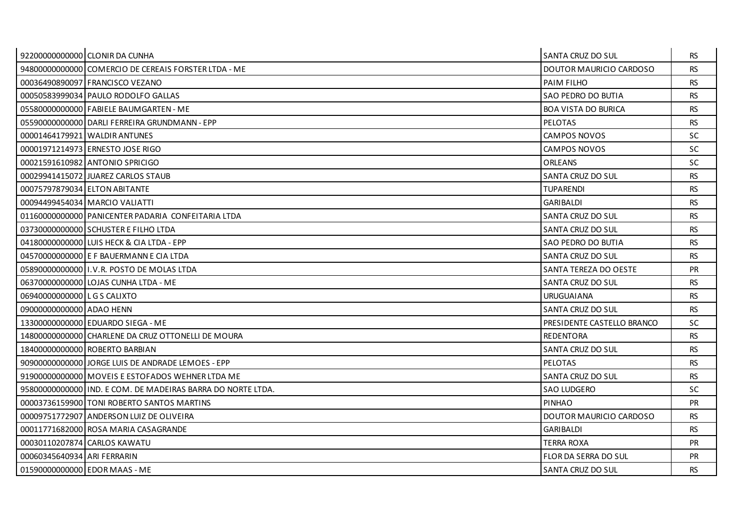| | | | |
|---|---|---|---|
| 92200000000000 | CLONIR DA CUNHA | SANTA CRUZ DO SUL | RS |
| 94800000000000 | COMERCIO DE CEREAIS FORSTER LTDA - ME | DOUTOR MAURICIO CARDOSO | RS |
| 00036490890097 | FRANCISCO VEZANO | PAIM FILHO | RS |
| 00050583999034 | PAULO RODOLFO GALLAS | SAO PEDRO DO BUTIA | RS |
| 05580000000000 | FABIELE BAUMGARTEN - ME | BOA VISTA DO BURICA | RS |
| 05590000000000 | DARLI FERREIRA GRUNDMANN - EPP | PELOTAS | RS |
| 00001464179921 | WALDIR ANTUNES | CAMPOS NOVOS | SC |
| 00001971214973 | ERNESTO JOSE RIGO | CAMPOS NOVOS | SC |
| 00021591610982 | ANTONIO SPRICIGO | ORLEANS | SC |
| 00029941415072 | JUAREZ CARLOS STAUB | SANTA CRUZ DO SUL | RS |
| 00075797879034 | ELTON ABITANTE | TUPARENDI | RS |
| 00094499454034 | MARCIO VALIATTI | GARIBALDI | RS |
| 01160000000000 | PANICENTER PADARIA CONFEITARIA LTDA | SANTA CRUZ DO SUL | RS |
| 03730000000000 | SCHUSTER E FILHO LTDA | SANTA CRUZ DO SUL | RS |
| 04180000000000 | LUIS HECK & CIA LTDA - EPP | SAO PEDRO DO BUTIA | RS |
| 04570000000000 | E F BAUERMANN E CIA LTDA | SANTA CRUZ DO SUL | RS |
| 05890000000000 | I.V.R. POSTO DE MOLAS LTDA | SANTA TEREZA DO OESTE | PR |
| 06370000000000 | LOJAS CUNHA LTDA - ME | SANTA CRUZ DO SUL | RS |
| 06940000000000 | L G S CALIXTO | URUGUAIANA | RS |
| 09000000000000 | ADAO HENN | SANTA CRUZ DO SUL | RS |
| 13300000000000 | EDUARDO SIEGA - ME | PRESIDENTE CASTELLO BRANCO | SC |
| 14800000000000 | CHARLENE DA CRUZ OTTONELLI DE MOURA | REDENTORA | RS |
| 18400000000000 | ROBERTO BARBIAN | SANTA CRUZ DO SUL | RS |
| 90900000000000 | JORGE LUIS DE ANDRADE LEMOES - EPP | PELOTAS | RS |
| 91900000000000 | MOVEIS E ESTOFADOS WEHNER LTDA ME | SANTA CRUZ DO SUL | RS |
| 95800000000000 | IND. E COM. DE MADEIRAS BARRA DO NORTE LTDA. | SAO LUDGERO | SC |
| 00003736159900 | TONI ROBERTO SANTOS MARTINS | PINHAO | PR |
| 00009751772907 | ANDERSON LUIZ DE OLIVEIRA | DOUTOR MAURICIO CARDOSO | RS |
| 00011771682000 | ROSA MARIA CASAGRANDE | GARIBALDI | RS |
| 00030110207874 | CARLOS KAWATU | TERRA ROXA | PR |
| 00060345640934 | ARI FERRARIN | FLOR DA SERRA DO SUL | PR |
| 01590000000000 | EDOR MAAS - ME | SANTA CRUZ DO SUL | RS |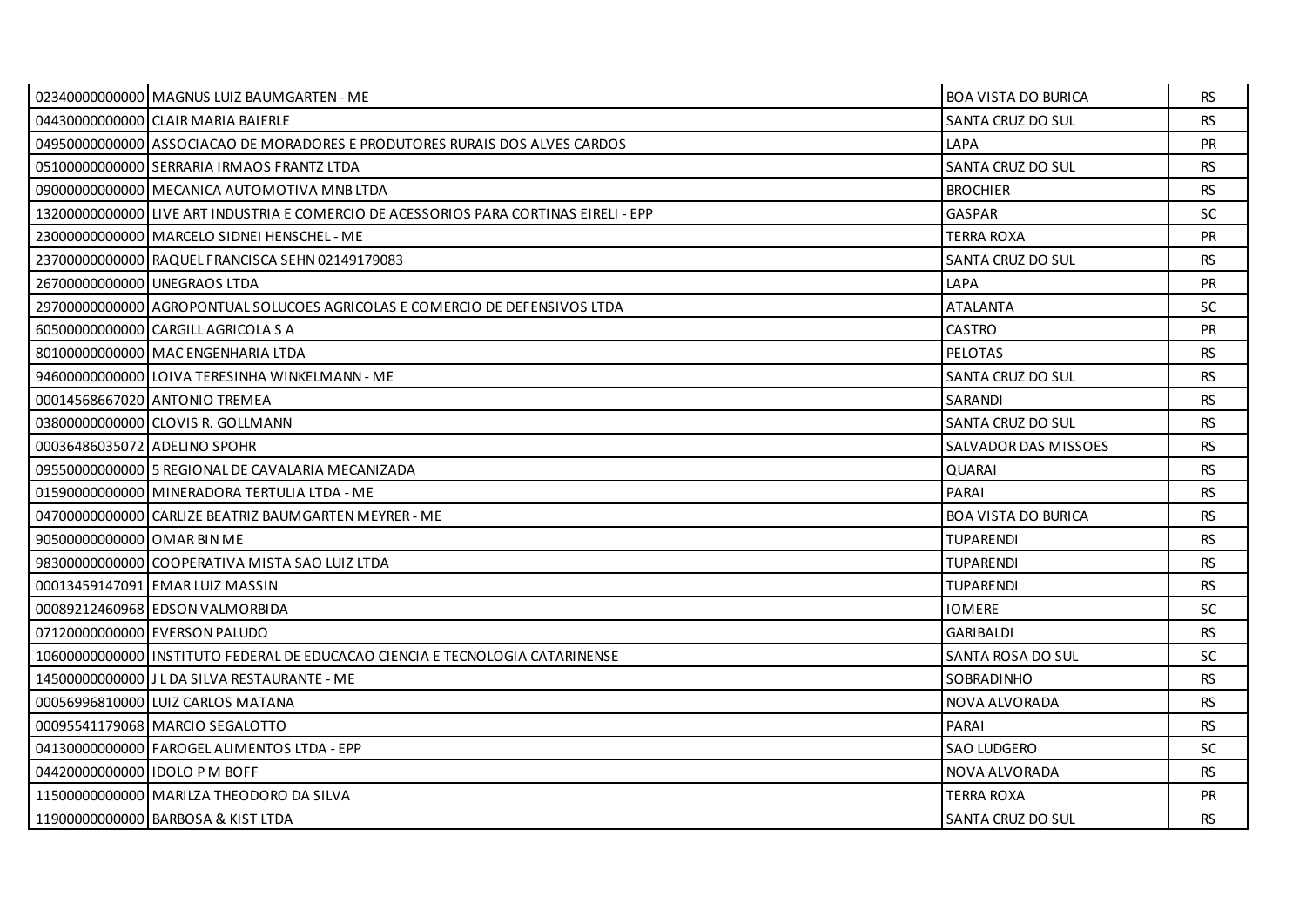| | | | |
|---|---|---|---|
| 02340000000000 | MAGNUS LUIZ BAUMGARTEN - ME | BOA VISTA DO BURICA | RS |
| 04430000000000 | CLAIR MARIA BAIERLE | SANTA CRUZ DO SUL | RS |
| 04950000000000 | ASSOCIACAO DE MORADORES E PRODUTORES RURAIS DOS ALVES CARDOS | LAPA | PR |
| 05100000000000 | SERRARIA IRMAOS FRANTZ LTDA | SANTA CRUZ DO SUL | RS |
| 09000000000000 | MECANICA AUTOMOTIVA MNB LTDA | BROCHIER | RS |
| 13200000000000 | LIVE ART INDUSTRIA E COMERCIO DE ACESSORIOS PARA CORTINAS EIRELI - EPP | GASPAR | SC |
| 23000000000000 | MARCELO SIDNEI HENSCHEL - ME | TERRA ROXA | PR |
| 23700000000000 | RAQUEL FRANCISCA SEHN 02149179083 | SANTA CRUZ DO SUL | RS |
| 26700000000000 | UNEGRAOS LTDA | LAPA | PR |
| 29700000000000 | AGROPONTUAL SOLUCOES AGRICOLAS E COMERCIO DE DEFENSIVOS LTDA | ATALANTA | SC |
| 60500000000000 | CARGILL AGRICOLA S A | CASTRO | PR |
| 80100000000000 | MAC ENGENHARIA LTDA | PELOTAS | RS |
| 94600000000000 | LOIVA TERESINHA WINKELMANN - ME | SANTA CRUZ DO SUL | RS |
| 00014568667020 | ANTONIO TREMEA | SARANDI | RS |
| 03800000000000 | CLOVIS R. GOLLMANN | SANTA CRUZ DO SUL | RS |
| 00036486035072 | ADELINO SPOHR | SALVADOR DAS MISSOES | RS |
| 09550000000000 | 5 REGIONAL DE CAVALARIA MECANIZADA | QUARAI | RS |
| 01590000000000 | MINERADORA TERTULIA LTDA - ME | PARAI | RS |
| 04700000000000 | CARLIZE BEATRIZ BAUMGARTEN MEYRER - ME | BOA VISTA DO BURICA | RS |
| 90500000000000 | OMAR BIN ME | TUPARENDI | RS |
| 98300000000000 | COOPERATIVA MISTA SAO LUIZ LTDA | TUPARENDI | RS |
| 00013459147091 | EMAR LUIZ MASSIN | TUPARENDI | RS |
| 00089212460968 | EDSON VALMORBIDA | IOMERE | SC |
| 07120000000000 | EVERSON PALUDO | GARIBALDI | RS |
| 10600000000000 | INSTITUTO FEDERAL DE EDUCACAO CIENCIA E TECNOLOGIA CATARINENSE | SANTA ROSA DO SUL | SC |
| 14500000000000 | J L DA SILVA RESTAURANTE - ME | SOBRADINHO | RS |
| 00056996810000 | LUIZ CARLOS MATANA | NOVA ALVORADA | RS |
| 00095541179068 | MARCIO SEGALOTTO | PARAI | RS |
| 04130000000000 | FAROGEL ALIMENTOS LTDA - EPP | SAO LUDGERO | SC |
| 04420000000000 | IDOLO P M BOFF | NOVA ALVORADA | RS |
| 11500000000000 | MARILZA THEODORO DA SILVA | TERRA ROXA | PR |
| 11900000000000 | BARBOSA & KIST LTDA | SANTA CRUZ DO SUL | RS |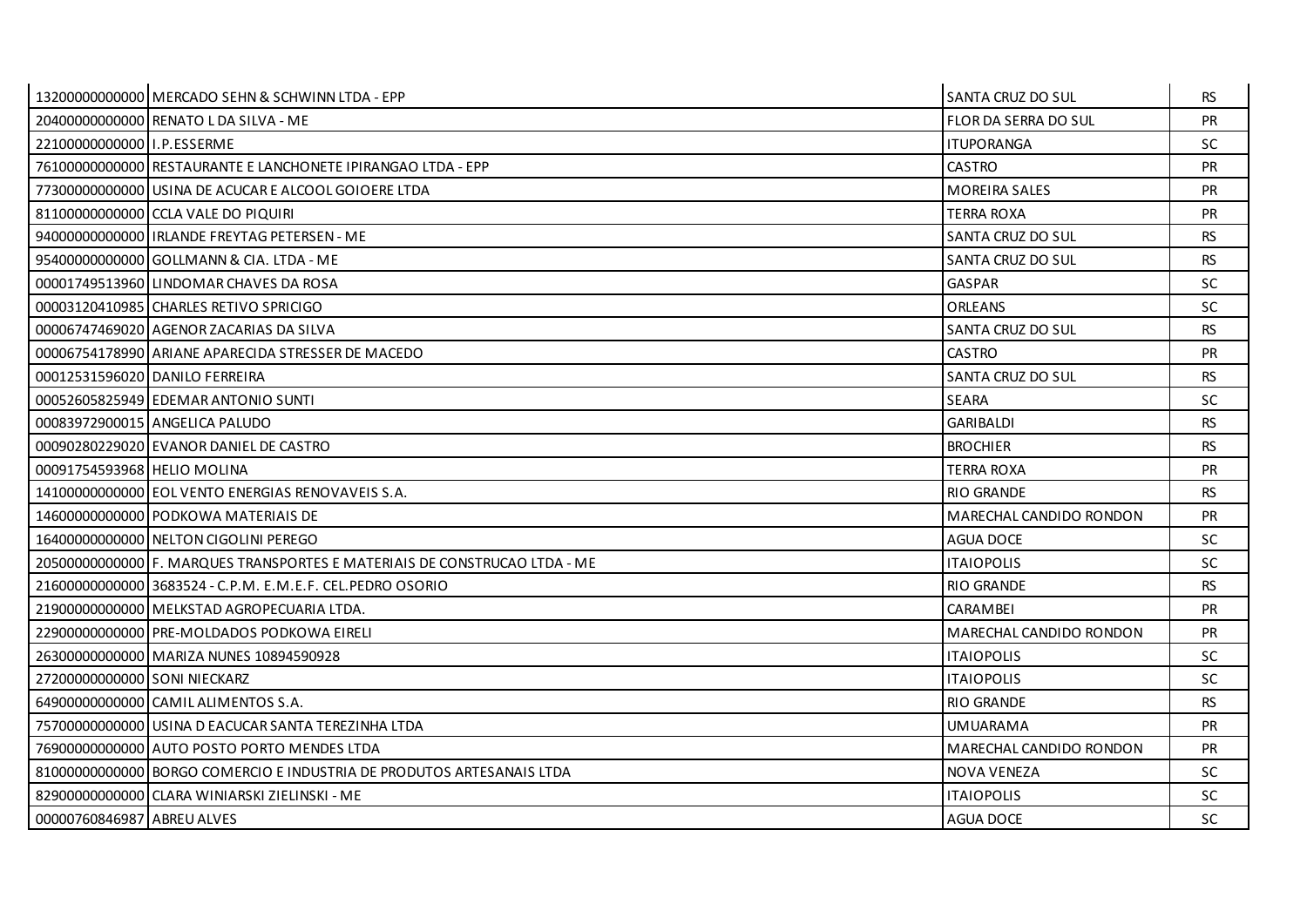| | | | |
|---|---|---|---|
| 13200000000000 | MERCADO SEHN & SCHWINN LTDA - EPP | SANTA CRUZ DO SUL | RS |
| 20400000000000 | RENATO L DA SILVA - ME | FLOR DA SERRA DO SUL | PR |
| 22100000000000 | I.P.ESSERME | ITUPORANGA | SC |
| 76100000000000 | RESTAURANTE E LANCHONETE IPIRANGAO LTDA - EPP | CASTRO | PR |
| 77300000000000 | USINA DE ACUCAR E ALCOOL GOIOERE LTDA | MOREIRA SALES | PR |
| 81100000000000 | CCLA VALE DO PIQUIRI | TERRA ROXA | PR |
| 94000000000000 | IRLANDE FREYTAG PETERSEN - ME | SANTA CRUZ DO SUL | RS |
| 95400000000000 | GOLLMANN & CIA. LTDA - ME | SANTA CRUZ DO SUL | RS |
| 00001749513960 | LINDOMAR CHAVES DA ROSA | GASPAR | SC |
| 00003120410985 | CHARLES RETIVO SPRICIGO | ORLEANS | SC |
| 00006747469020 | AGENOR ZACARIAS DA SILVA | SANTA CRUZ DO SUL | RS |
| 00006754178990 | ARIANE APARECIDA STRESSER DE MACEDO | CASTRO | PR |
| 00012531596020 | DANILO FERREIRA | SANTA CRUZ DO SUL | RS |
| 00052605825949 | EDEMAR ANTONIO SUNTI | SEARA | SC |
| 00083972900015 | ANGELICA PALUDO | GARIBALDI | RS |
| 00090280229020 | EVANOR DANIEL DE CASTRO | BROCHIER | RS |
| 00091754593968 | HELIO MOLINA | TERRA ROXA | PR |
| 14100000000000 | EOL VENTO ENERGIAS RENOVAVEIS S.A. | RIO GRANDE | RS |
| 14600000000000 | PODKOWA MATERIAIS DE | MARECHAL CANDIDO RONDON | PR |
| 16400000000000 | NELTON CIGOLINI PEREGO | AGUA DOCE | SC |
| 20500000000000 | F. MARQUES TRANSPORTES E MATERIAIS DE CONSTRUCAO LTDA - ME | ITAIOPOLIS | SC |
| 21600000000000 | 3683524 - C.P.M. E.M.E.F. CEL.PEDRO OSORIO | RIO GRANDE | RS |
| 21900000000000 | MELKSTAD AGROPECUARIA LTDA. | CARAMBEI | PR |
| 22900000000000 | PRE-MOLDADOS PODKOWA EIRELI | MARECHAL CANDIDO RONDON | PR |
| 26300000000000 | MARIZA NUNES 10894590928 | ITAIOPOLIS | SC |
| 27200000000000 | SONI NIECKARZ | ITAIOPOLIS | SC |
| 64900000000000 | CAMIL ALIMENTOS S.A. | RIO GRANDE | RS |
| 75700000000000 | USINA D EACUCAR SANTA TEREZINHA LTDA | UMUARAMA | PR |
| 76900000000000 | AUTO POSTO PORTO MENDES LTDA | MARECHAL CANDIDO RONDON | PR |
| 81000000000000 | BORGO COMERCIO E INDUSTRIA DE PRODUTOS ARTESANAIS LTDA | NOVA VENEZA | SC |
| 82900000000000 | CLARA WINIARSKI ZIELINSKI - ME | ITAIOPOLIS | SC |
| 00000760846987 | ABREU ALVES | AGUA DOCE | SC |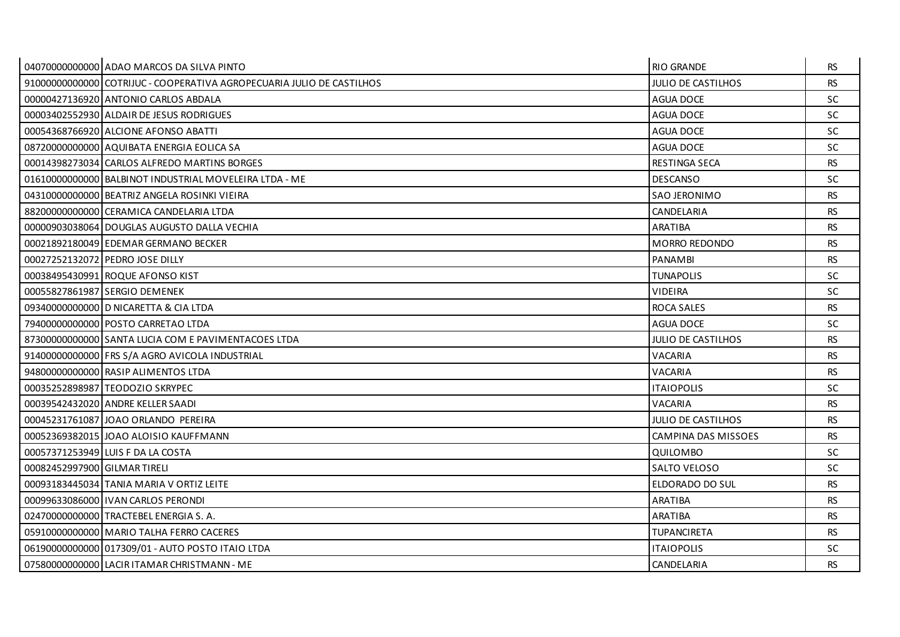| | | | |
|---|---|---|---|
| 04070000000000 | ADAO MARCOS DA SILVA PINTO | RIO GRANDE | RS |
| 91000000000000 | COTRIJUC - COOPERATIVA AGROPECUARIA JULIO DE CASTILHOS | JULIO DE CASTILHOS | RS |
| 00000427136920 | ANTONIO CARLOS ABDALA | AGUA DOCE | SC |
| 00003402552930 | ALDAIR DE JESUS RODRIGUES | AGUA DOCE | SC |
| 00054368766920 | ALCIONE AFONSO ABATTI | AGUA DOCE | SC |
| 08720000000000 | AQUIBATA ENERGIA EOLICA SA | AGUA DOCE | SC |
| 00014398273034 | CARLOS ALFREDO MARTINS BORGES | RESTINGA SECA | RS |
| 01610000000000 | BALBINOT INDUSTRIAL MOVELEIRA LTDA - ME | DESCANSO | SC |
| 04310000000000 | BEATRIZ ANGELA ROSINKI VIEIRA | SAO JERONIMO | RS |
| 88200000000000 | CERAMICA CANDELARIA LTDA | CANDELARIA | RS |
| 00000903038064 | DOUGLAS AUGUSTO DALLA VECHIA | ARATIBA | RS |
| 00021892180049 | EDEMAR GERMANO BECKER | MORRO REDONDO | RS |
| 00027252132072 | PEDRO JOSE DILLY | PANAMBI | RS |
| 00038495430991 | ROQUE AFONSO KIST | TUNAPOLIS | SC |
| 00055827861987 | SERGIO DEMENEK | VIDEIRA | SC |
| 09340000000000 | D NICARETTA & CIA LTDA | ROCA SALES | RS |
| 79400000000000 | POSTO CARRETAO LTDA | AGUA DOCE | SC |
| 87300000000000 | SANTA LUCIA COM E PAVIMENTACOES LTDA | JULIO DE CASTILHOS | RS |
| 91400000000000 | FRS S/A AGRO AVICOLA INDUSTRIAL | VACARIA | RS |
| 94800000000000 | RASIP ALIMENTOS LTDA | VACARIA | RS |
| 00035252898987 | TEODOZIO SKRYPEC | ITAIOPOLIS | SC |
| 00039542432020 | ANDRE KELLER SAADI | VACARIA | RS |
| 00045231761087 | JOAO ORLANDO PEREIRA | JULIO DE CASTILHOS | RS |
| 00052369382015 | JOAO ALOISIO KAUFFMANN | CAMPINA DAS MISSOES | RS |
| 00057371253949 | LUIS F DA LA COSTA | QUILOMBO | SC |
| 00082452997900 | GILMAR TIRELI | SALTO VELOSO | SC |
| 00093183445034 | TANIA MARIA V ORTIZ LEITE | ELDORADO DO SUL | RS |
| 00099633086000 | IVAN CARLOS PERONDI | ARATIBA | RS |
| 02470000000000 | TRACTEBEL ENERGIA S. A. | ARATIBA | RS |
| 05910000000000 | MARIO TALHA FERRO CACERES | TUPANCIRETA | RS |
| 06190000000000 | 017309/01 - AUTO POSTO ITAIO LTDA | ITAIOPOLIS | SC |
| 07580000000000 | LACIR ITAMAR CHRISTMANN - ME | CANDELARIA | RS |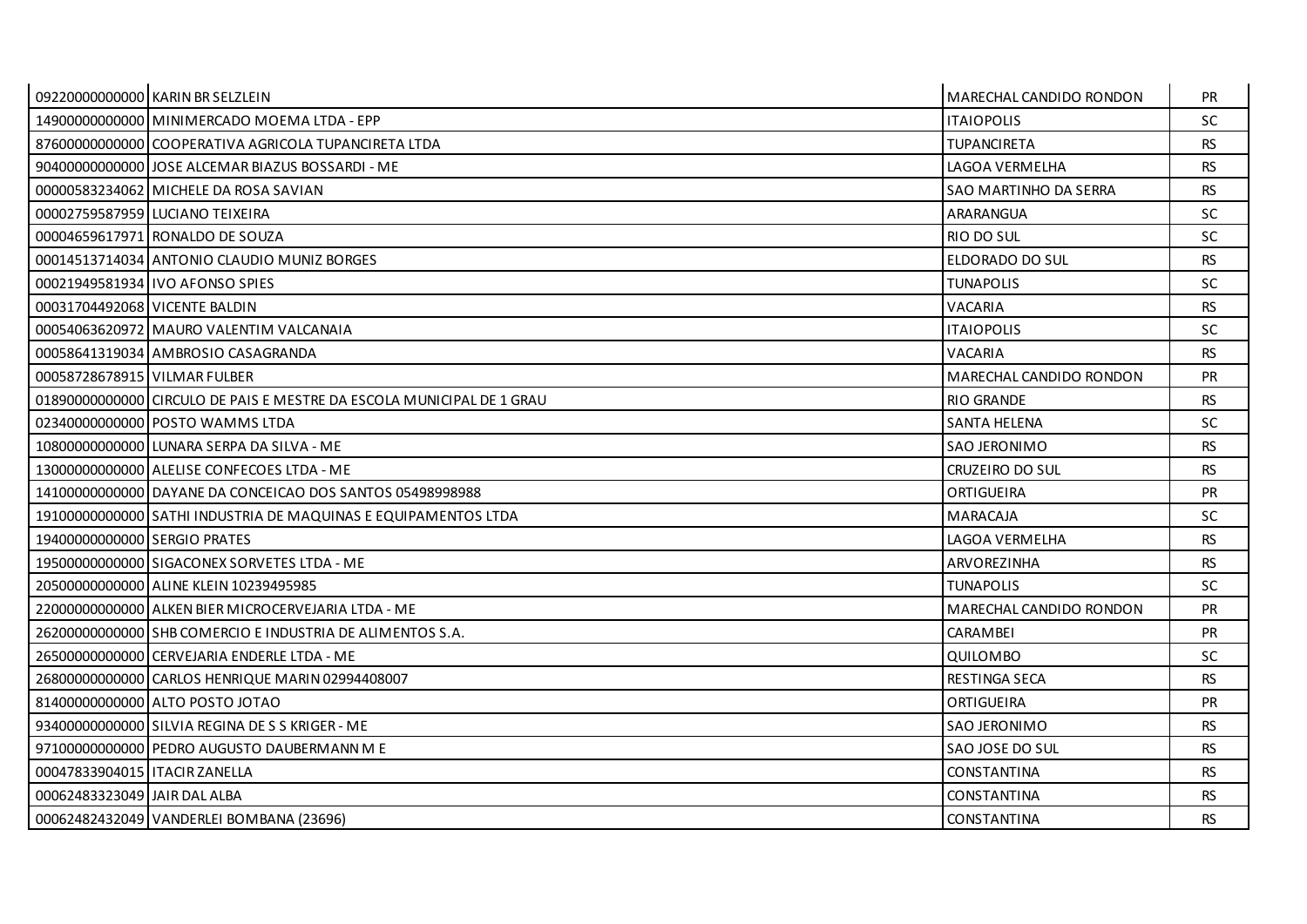| | | | |
|---|---|---|---|
| 09220000000000 | KARIN BR SELZLEIN | MARECHAL CANDIDO RONDON | PR |
| 14900000000000 | MINIMERCADO MOEMA LTDA - EPP | ITAIOPOLIS | SC |
| 87600000000000 | COOPERATIVA AGRICOLA TUPANCIRETA LTDA | TUPANCIRETA | RS |
| 90400000000000 | JOSE ALCEMAR BIAZUS BOSSARDI - ME | LAGOA VERMELHA | RS |
| 00000583234062 | MICHELE DA ROSA SAVIAN | SAO MARTINHO DA SERRA | RS |
| 00002759587959 | LUCIANO TEIXEIRA | ARARANGUA | SC |
| 00004659617971 | RONALDO DE SOUZA | RIO DO SUL | SC |
| 00014513714034 | ANTONIO CLAUDIO MUNIZ BORGES | ELDORADO DO SUL | RS |
| 00021949581934 | IVO AFONSO SPIES | TUNAPOLIS | SC |
| 00031704492068 | VICENTE BALDIN | VACARIA | RS |
| 00054063620972 | MAURO VALENTIM VALCANAIA | ITAIOPOLIS | SC |
| 00058641319034 | AMBROSIO CASAGRANDA | VACARIA | RS |
| 00058728678915 | VILMAR FULBER | MARECHAL CANDIDO RONDON | PR |
| 01890000000000 | CIRCULO DE PAIS E MESTRE DA ESCOLA MUNICIPAL DE 1 GRAU | RIO GRANDE | RS |
| 02340000000000 | POSTO WAMMS LTDA | SANTA HELENA | SC |
| 10800000000000 | LUNARA SERPA DA SILVA - ME | SAO JERONIMO | RS |
| 13000000000000 | ALELISE CONFECOES LTDA - ME | CRUZEIRO DO SUL | RS |
| 14100000000000 | DAYANE DA CONCEICAO DOS SANTOS 05498998988 | ORTIGUEIRA | PR |
| 19100000000000 | SATHI INDUSTRIA DE MAQUINAS E EQUIPAMENTOS LTDA | MARACAJA | SC |
| 19400000000000 | SERGIO PRATES | LAGOA VERMELHA | RS |
| 19500000000000 | SIGACONEX SORVETES LTDA - ME | ARVOREZINHA | RS |
| 20500000000000 | ALINE KLEIN 10239495985 | TUNAPOLIS | SC |
| 22000000000000 | ALKEN BIER MICROCERVEJARIA LTDA - ME | MARECHAL CANDIDO RONDON | PR |
| 26200000000000 | SHB COMERCIO E INDUSTRIA DE ALIMENTOS S.A. | CARAMBEI | PR |
| 26500000000000 | CERVEJARIA ENDERLE LTDA - ME | QUILOMBO | SC |
| 26800000000000 | CARLOS HENRIQUE MARIN 02994408007 | RESTINGA SECA | RS |
| 81400000000000 | ALTO POSTO JOTAO | ORTIGUEIRA | PR |
| 93400000000000 | SILVIA REGINA DE S S KRIGER - ME | SAO JERONIMO | RS |
| 97100000000000 | PEDRO AUGUSTO DAUBERMANN M E | SAO JOSE DO SUL | RS |
| 00047833904015 | ITACIR ZANELLA | CONSTANTINA | RS |
| 00062483323049 | JAIR DAL ALBA | CONSTANTINA | RS |
| 00062482432049 | VANDERLEI BOMBANA (23696) | CONSTANTINA | RS |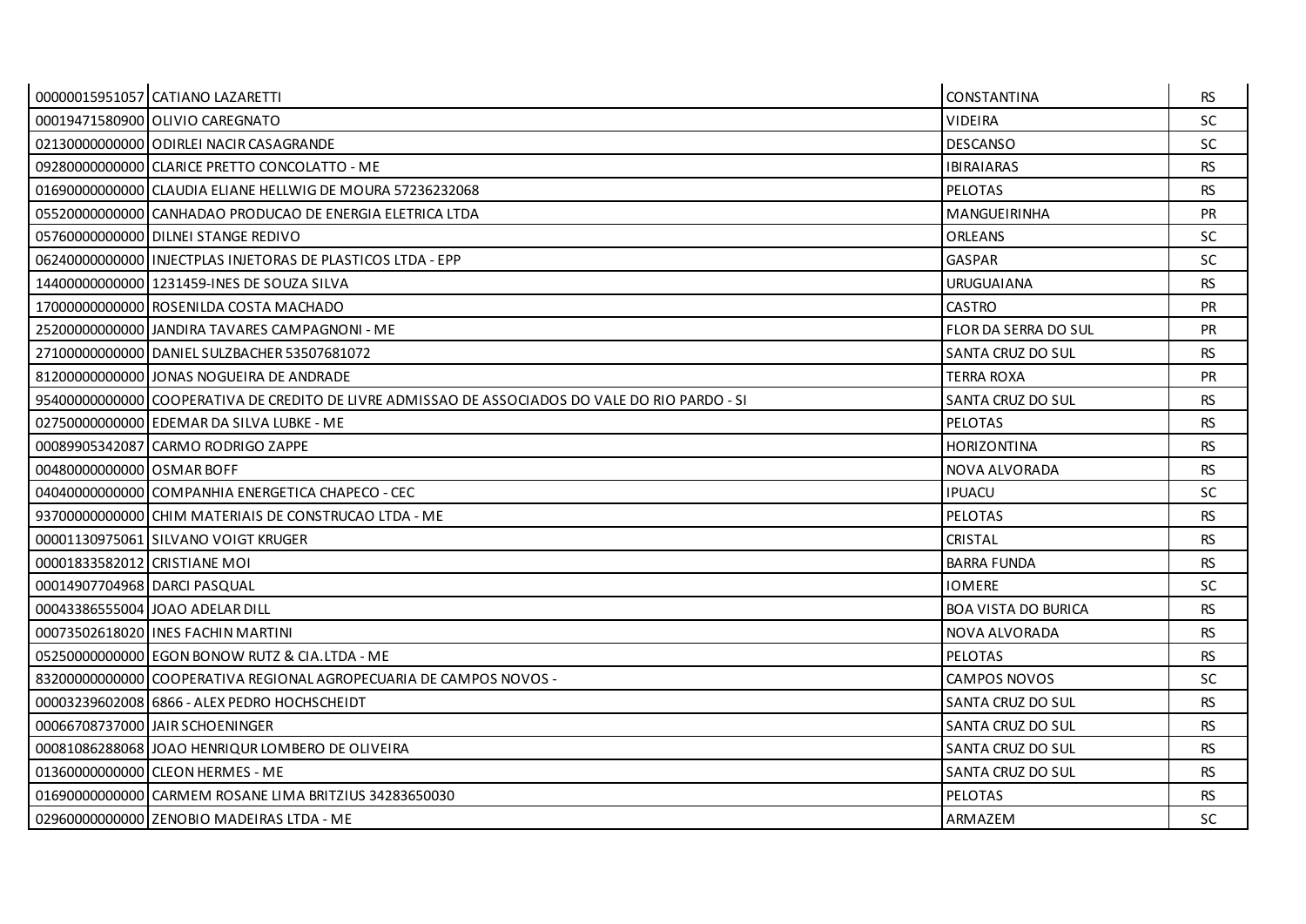| | | | |
|---|---|---|---|
| 00000015951057 | CATIANO LAZARETTI | CONSTANTINA | RS |
| 00019471580900 | OLIVIO CAREGNATO | VIDEIRA | SC |
| 02130000000000 | ODIRLEI NACIR CASAGRANDE | DESCANSO | SC |
| 09280000000000 | CLARICE PRETTO CONCOLATTO - ME | IBIRAIARAS | RS |
| 01690000000000 | CLAUDIA ELIANE HELLWIG DE MOURA 57236232068 | PELOTAS | RS |
| 05520000000000 | CANHADAO PRODUCAO DE ENERGIA ELETRICA LTDA | MANGUEIRINHA | PR |
| 05760000000000 | DILNEI STANGE REDIVO | ORLEANS | SC |
| 06240000000000 | INJECTPLAS INJETORAS DE PLASTICOS LTDA - EPP | GASPAR | SC |
| 14400000000000 | 1231459-INES DE SOUZA SILVA | URUGUAIANA | RS |
| 17000000000000 | ROSENILDA COSTA MACHADO | CASTRO | PR |
| 25200000000000 | JANDIRA TAVARES CAMPAGNONI - ME | FLOR DA SERRA DO SUL | PR |
| 27100000000000 | DANIEL SULZBACHER 53507681072 | SANTA CRUZ DO SUL | RS |
| 81200000000000 | JONAS NOGUEIRA DE ANDRADE | TERRA ROXA | PR |
| 95400000000000 | COOPERATIVA DE CREDITO DE LIVRE ADMISSAO DE ASSOCIADOS DO VALE DO RIO PARDO - SI | SANTA CRUZ DO SUL | RS |
| 02750000000000 | EDEMAR DA SILVA LUBKE - ME | PELOTAS | RS |
| 00089905342087 | CARMO RODRIGO ZAPPE | HORIZONTINA | RS |
| 00480000000000 | OSMAR BOFF | NOVA ALVORADA | RS |
| 04040000000000 | COMPANHIA ENERGETICA CHAPECO - CEC | IPUACU | SC |
| 93700000000000 | CHIM MATERIAIS DE CONSTRUCAO LTDA - ME | PELOTAS | RS |
| 00001130975061 | SILVANO VOIGT KRUGER | CRISTAL | RS |
| 00001833582012 | CRISTIANE MOI | BARRA FUNDA | RS |
| 00014907704968 | DARCI PASQUAL | IOMERE | SC |
| 00043386555004 | JOAO ADELAR DILL | BOA VISTA DO BURICA | RS |
| 00073502618020 | INES FACHIN MARTINI | NOVA ALVORADA | RS |
| 05250000000000 | EGON BONOW RUTZ & CIA.LTDA - ME | PELOTAS | RS |
| 83200000000000 | COOPERATIVA REGIONAL AGROPECUARIA DE CAMPOS NOVOS - | CAMPOS NOVOS | SC |
| 00003239602008 | 6866 - ALEX PEDRO HOCHSCHEIDT | SANTA CRUZ DO SUL | RS |
| 00066708737000 | JAIR SCHOENINGER | SANTA CRUZ DO SUL | RS |
| 00081086288068 | JOAO HENRIQUR LOMBERO DE OLIVEIRA | SANTA CRUZ DO SUL | RS |
| 01360000000000 | CLEON HERMES - ME | SANTA CRUZ DO SUL | RS |
| 01690000000000 | CARMEM ROSANE LIMA BRITZIUS 34283650030 | PELOTAS | RS |
| 02960000000000 | ZENOBIO MADEIRAS LTDA - ME | ARMAZEM | SC |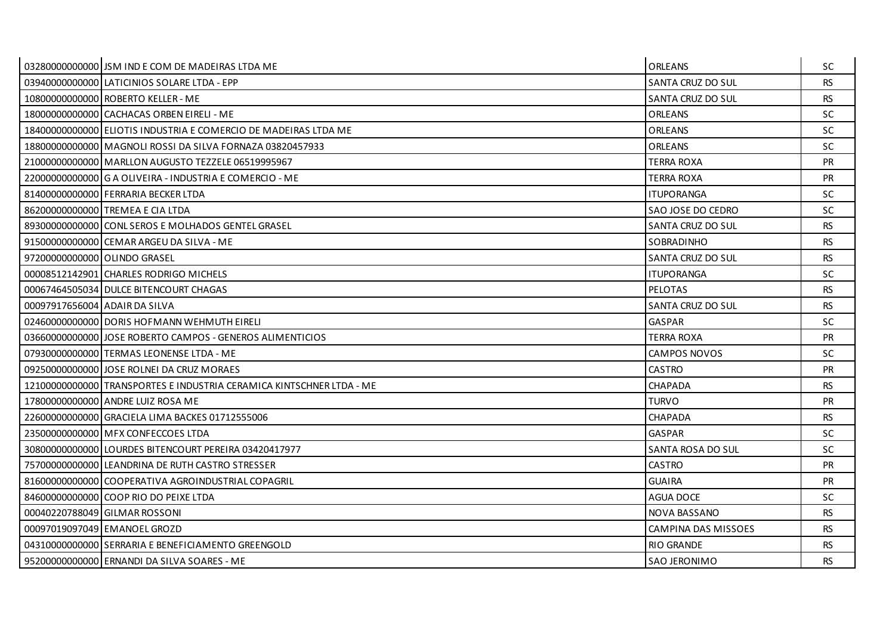| | | | |
|---|---|---|---|
| 03280000000000 | JSM IND E COM DE MADEIRAS LTDA ME | ORLEANS | SC |
| 03940000000000 | LATICINIOS SOLARE LTDA - EPP | SANTA CRUZ DO SUL | RS |
| 10800000000000 | ROBERTO KELLER - ME | SANTA CRUZ DO SUL | RS |
| 18000000000000 | CACHACAS ORBEN EIRELI - ME | ORLEANS | SC |
| 18400000000000 | ELIOTIS INDUSTRIA E COMERCIO DE MADEIRAS LTDA ME | ORLEANS | SC |
| 18800000000000 | MAGNOLI ROSSI DA SILVA FORNAZA 03820457933 | ORLEANS | SC |
| 21000000000000 | MARLLON AUGUSTO TEZZELE 06519995967 | TERRA ROXA | PR |
| 22000000000000 | G A OLIVEIRA - INDUSTRIA E COMERCIO - ME | TERRA ROXA | PR |
| 81400000000000 | FERRARIA BECKER LTDA | ITUPORANGA | SC |
| 86200000000000 | TREMEA E CIA LTDA | SAO JOSE DO CEDRO | SC |
| 89300000000000 | CONL SEROS E MOLHADOS GENTEL GRASEL | SANTA CRUZ DO SUL | RS |
| 91500000000000 | CEMAR ARGEU DA SILVA - ME | SOBRADINHO | RS |
| 97200000000000 | OLINDO GRASEL | SANTA CRUZ DO SUL | RS |
| 00008512142901 | CHARLES RODRIGO MICHELS | ITUPORANGA | SC |
| 00067464505034 | DULCE BITENCOURT CHAGAS | PELOTAS | RS |
| 00097917656004 | ADAIR DA SILVA | SANTA CRUZ DO SUL | RS |
| 02460000000000 | DORIS HOFMANN WEHMUTH EIRELI | GASPAR | SC |
| 03660000000000 | JOSE ROBERTO CAMPOS - GENEROS ALIMENTICIOS | TERRA ROXA | PR |
| 07930000000000 | TERMAS LEONENSE LTDA - ME | CAMPOS NOVOS | SC |
| 09250000000000 | JOSE ROLNEI DA CRUZ MORAES | CASTRO | PR |
| 12100000000000 | TRANSPORTES E INDUSTRIA CERAMICA KINTSCHNER LTDA - ME | CHAPADA | RS |
| 17800000000000 | ANDRE LUIZ ROSA ME | TURVO | PR |
| 22600000000000 | GRACIELA LIMA BACKES 01712555006 | CHAPADA | RS |
| 23500000000000 | MFX CONFECCOES LTDA | GASPAR | SC |
| 30800000000000 | LOURDES BITENCOURT PEREIRA 03420417977 | SANTA ROSA DO SUL | SC |
| 75700000000000 | LEANDRINA DE RUTH CASTRO STRESSER | CASTRO | PR |
| 81600000000000 | COOPERATIVA AGROINDUSTRIAL COPAGRIL | GUAIRA | PR |
| 84600000000000 | COOP RIO DO PEIXE LTDA | AGUA DOCE | SC |
| 00040220788049 | GILMAR ROSSONI | NOVA BASSANO | RS |
| 00097019097049 | EMANOEL GROZD | CAMPINA DAS MISSOES | RS |
| 04310000000000 | SERRARIA E BENEFICIAMENTO GREENGOLD | RIO GRANDE | RS |
| 95200000000000 | ERNANDI DA SILVA SOARES - ME | SAO JERONIMO | RS |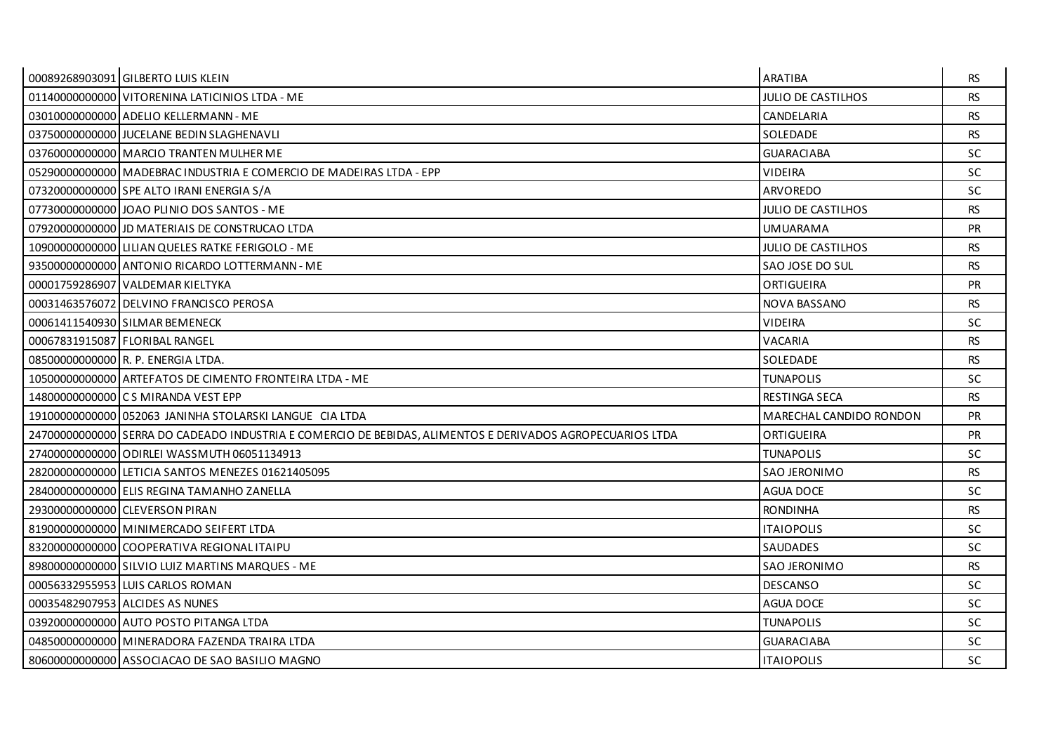| | | | |
|---|---|---|---|
| 00089268903091 | GILBERTO LUIS KLEIN | ARATIBA | RS |
| 01140000000000 | VITORENINA LATICINIOS LTDA - ME | JULIO DE CASTILHOS | RS |
| 03010000000000 | ADELIO KELLERMANN - ME | CANDELARIA | RS |
| 03750000000000 | JUCELANE BEDIN SLAGHENAVLI | SOLEDADE | RS |
| 03760000000000 | MARCIO TRANTEN MULHER ME | GUARACIABA | SC |
| 05290000000000 | MADEBRAC INDUSTRIA E COMERCIO DE MADEIRAS LTDA - EPP | VIDEIRA | SC |
| 07320000000000 | SPE ALTO IRANI ENERGIA S/A | ARVOREDO | SC |
| 07730000000000 | JOAO PLINIO DOS SANTOS - ME | JULIO DE CASTILHOS | RS |
| 07920000000000 | JD MATERIAIS DE CONSTRUCAO LTDA | UMUARAMA | PR |
| 10900000000000 | LILIAN QUELES RATKE FERIGOLO - ME | JULIO DE CASTILHOS | RS |
| 93500000000000 | ANTONIO RICARDO LOTTERMANN - ME | SAO JOSE DO SUL | RS |
| 00001759286907 | VALDEMAR KIELTYKA | ORTIGUEIRA | PR |
| 00031463576072 | DELVINO FRANCISCO PEROSA | NOVA BASSANO | RS |
| 00061411540930 | SILMAR BEMENECK | VIDEIRA | SC |
| 00067831915087 | FLORIBAL RANGEL | VACARIA | RS |
| 08500000000000 | R. P. ENERGIA LTDA. | SOLEDADE | RS |
| 10500000000000 | ARTEFATOS DE CIMENTO FRONTEIRA LTDA - ME | TUNAPOLIS | SC |
| 14800000000000 | C S MIRANDA VEST EPP | RESTINGA SECA | RS |
| 19100000000000 | 052063 JANINHA STOLARSKI LANGUE CIA LTDA | MARECHAL CANDIDO RONDON | PR |
| 24700000000000 | SERRA DO CADEADO INDUSTRIA E COMERCIO DE BEBIDAS, ALIMENTOS E DERIVADOS AGROPECUARIOS LTDA | ORTIGUEIRA | PR |
| 27400000000000 | ODIRLEI WASSMUTH 06051134913 | TUNAPOLIS | SC |
| 28200000000000 | LETICIA SANTOS MENEZES 01621405095 | SAO JERONIMO | RS |
| 28400000000000 | ELIS REGINA TAMANHO ZANELLA | AGUA DOCE | SC |
| 29300000000000 | CLEVERSON PIRAN | RONDINHA | RS |
| 81900000000000 | MINIMERCADO SEIFERT LTDA | ITAIOPOLIS | SC |
| 83200000000000 | COOPERATIVA REGIONAL ITAIPU | SAUDADES | SC |
| 89800000000000 | SILVIO LUIZ MARTINS MARQUES - ME | SAO JERONIMO | RS |
| 00056332955953 | LUIS CARLOS ROMAN | DESCANSO | SC |
| 00035482907953 | ALCIDES AS NUNES | AGUA DOCE | SC |
| 03920000000000 | AUTO POSTO PITANGA LTDA | TUNAPOLIS | SC |
| 04850000000000 | MINERADORA FAZENDA TRAIRA LTDA | GUARACIABA | SC |
| 80600000000000 | ASSOCIACAO DE SAO BASILIO MAGNO | ITAIOPOLIS | SC |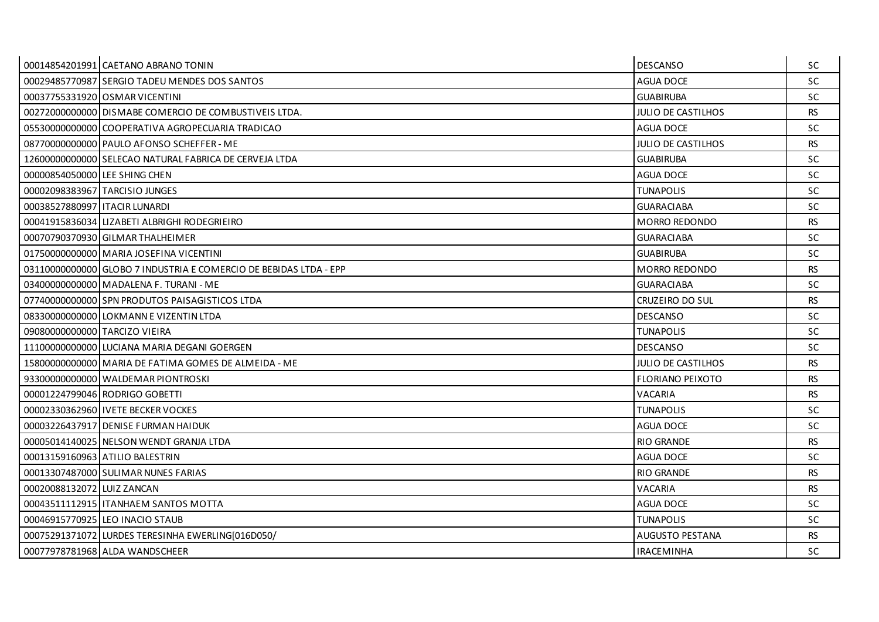| | | | |
|---|---|---|---|
| 00014854201991 | CAETANO ABRANO TONIN | DESCANSO | SC |
| 00029485770987 | SERGIO TADEU MENDES DOS SANTOS | AGUA DOCE | SC |
| 00037755331920 | OSMAR VICENTINI | GUABIRUBA | SC |
| 00272000000000 | DISMABE COMERCIO DE COMBUSTIVEIS LTDA. | JULIO DE CASTILHOS | RS |
| 05530000000000 | COOPERATIVA AGROPECUARIA TRADICAO | AGUA DOCE | SC |
| 08770000000000 | PAULO AFONSO SCHEFFER - ME | JULIO DE CASTILHOS | RS |
| 12600000000000 | SELECAO NATURAL FABRICA DE CERVEJA LTDA | GUABIRUBA | SC |
| 00000854050000 | LEE SHING CHEN | AGUA DOCE | SC |
| 00002098383967 | TARCISIO JUNGES | TUNAPOLIS | SC |
| 00038527880997 | ITACIR LUNARDI | GUARACIABA | SC |
| 00041915836034 | LIZABETI ALBRIGHI RODEGRIEIRO | MORRO REDONDO | RS |
| 00070790370930 | GILMAR THALHEIMER | GUARACIABA | SC |
| 01750000000000 | MARIA JOSEFINA VICENTINI | GUABIRUBA | SC |
| 03110000000000 | GLOBO 7 INDUSTRIA E COMERCIO DE BEBIDAS LTDA - EPP | MORRO REDONDO | RS |
| 03400000000000 | MADALENA F. TURANI - ME | GUARACIABA | SC |
| 07740000000000 | SPN PRODUTOS PAISAGISTICOS LTDA | CRUZEIRO DO SUL | RS |
| 08330000000000 | LOKMANN E VIZENTIN LTDA | DESCANSO | SC |
| 09080000000000 | TARCIZO VIEIRA | TUNAPOLIS | SC |
| 11100000000000 | LUCIANA MARIA DEGANI GOERGEN | DESCANSO | SC |
| 15800000000000 | MARIA DE FATIMA GOMES DE ALMEIDA - ME | JULIO DE CASTILHOS | RS |
| 93300000000000 | WALDEMAR PIONTROSKI | FLORIANO PEIXOTO | RS |
| 00001224799046 | RODRIGO GOBETTI | VACARIA | RS |
| 00002330362960 | IVETE BECKER VOCKES | TUNAPOLIS | SC |
| 00003226437917 | DENISE FURMAN HAIDUK | AGUA DOCE | SC |
| 00005014140025 | NELSON WENDT GRANJA LTDA | RIO GRANDE | RS |
| 00013159160963 | ATILIO BALESTRIN | AGUA DOCE | SC |
| 00013307487000 | SULIMAR NUNES FARIAS | RIO GRANDE | RS |
| 00020088132072 | LUIZ ZANCAN | VACARIA | RS |
| 00043511112915 | ITANHAEM SANTOS MOTTA | AGUA DOCE | SC |
| 00046915770925 | LEO INACIO STAUB | TUNAPOLIS | SC |
| 00075291371072 | LURDES TERESINHA EWERLING[016D050/ | AUGUSTO PESTANA | RS |
| 00077978781968 | ALDA WANDSCHEER | IRACEMINHA | SC |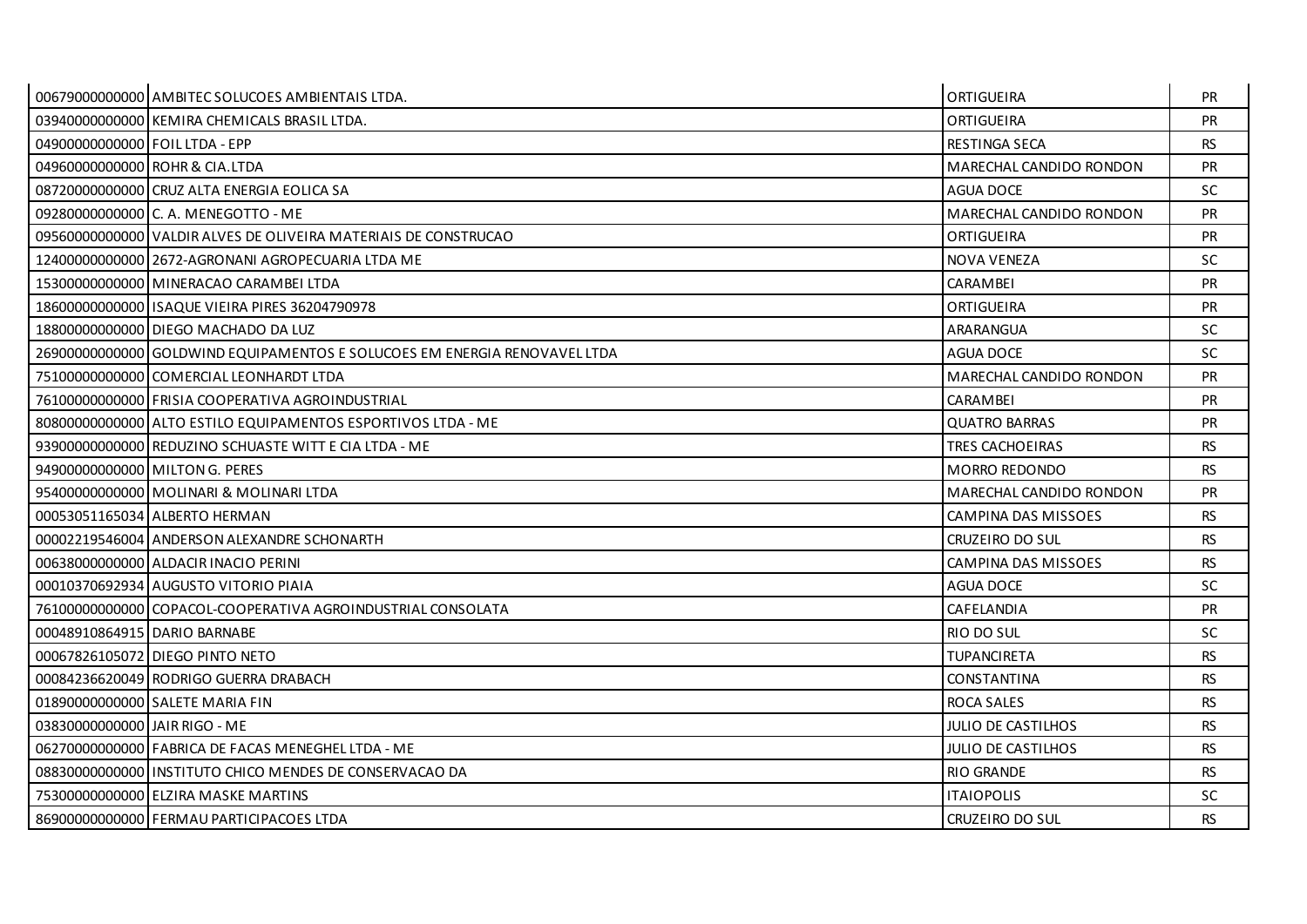| | | | |
|---|---|---|---|
| 00679000000000 | AMBITEC SOLUCOES AMBIENTAIS LTDA. | ORTIGUEIRA | PR |
| 03940000000000 | KEMIRA CHEMICALS BRASIL LTDA. | ORTIGUEIRA | PR |
| 04900000000000 | FOIL LTDA - EPP | RESTINGA SECA | RS |
| 04960000000000 | ROHR & CIA.LTDA | MARECHAL CANDIDO RONDON | PR |
| 08720000000000 | CRUZ ALTA ENERGIA EOLICA SA | AGUA DOCE | SC |
| 09280000000000 | C. A. MENEGOTTO - ME | MARECHAL CANDIDO RONDON | PR |
| 09560000000000 | VALDIR ALVES DE OLIVEIRA MATERIAIS DE CONSTRUCAO | ORTIGUEIRA | PR |
| 12400000000000 | 2672-AGRONANI AGROPECUARIA LTDA ME | NOVA VENEZA | SC |
| 15300000000000 | MINERACAO CARAMBEI LTDA | CARAMBEI | PR |
| 18600000000000 | ISAQUE VIEIRA PIRES 36204790978 | ORTIGUEIRA | PR |
| 18800000000000 | DIEGO MACHADO DA LUZ | ARARANGUA | SC |
| 26900000000000 | GOLDWIND EQUIPAMENTOS E SOLUCOES EM ENERGIA RENOVAVEL LTDA | AGUA DOCE | SC |
| 75100000000000 | COMERCIAL LEONHARDT LTDA | MARECHAL CANDIDO RONDON | PR |
| 76100000000000 | FRISIA COOPERATIVA AGROINDUSTRIAL | CARAMBEI | PR |
| 80800000000000 | ALTO ESTILO EQUIPAMENTOS ESPORTIVOS LTDA - ME | QUATRO BARRAS | PR |
| 93900000000000 | REDUZINO SCHUASTE WITT E CIA LTDA - ME | TRES CACHOEIRAS | RS |
| 94900000000000 | MILTON G. PERES | MORRO REDONDO | RS |
| 95400000000000 | MOLINARI & MOLINARI LTDA | MARECHAL CANDIDO RONDON | PR |
| 00053051165034 | ALBERTO HERMAN | CAMPINA DAS MISSOES | RS |
| 00002219546004 | ANDERSON ALEXANDRE SCHONARTH | CRUZEIRO DO SUL | RS |
| 00638000000000 | ALDACIR INACIO PERINI | CAMPINA DAS MISSOES | RS |
| 00010370692934 | AUGUSTO VITORIO PIAIA | AGUA DOCE | SC |
| 76100000000000 | COPACOL-COOPERATIVA AGROINDUSTRIAL CONSOLATA | CAFELANDIA | PR |
| 00048910864915 | DARIO BARNABE | RIO DO SUL | SC |
| 00067826105072 | DIEGO PINTO NETO | TUPANCIRETA | RS |
| 00084236620049 | RODRIGO GUERRA DRABACH | CONSTANTINA | RS |
| 01890000000000 | SALETE MARIA FIN | ROCA SALES | RS |
| 03830000000000 | JAIR RIGO - ME | JULIO DE CASTILHOS | RS |
| 06270000000000 | FABRICA DE FACAS MENEGHEL LTDA - ME | JULIO DE CASTILHOS | RS |
| 08830000000000 | INSTITUTO CHICO MENDES DE CONSERVACAO DA | RIO GRANDE | RS |
| 75300000000000 | ELZIRA MASKE MARTINS | ITAIOPOLIS | SC |
| 86900000000000 | FERMAU PARTICIPACOES LTDA | CRUZEIRO DO SUL | RS |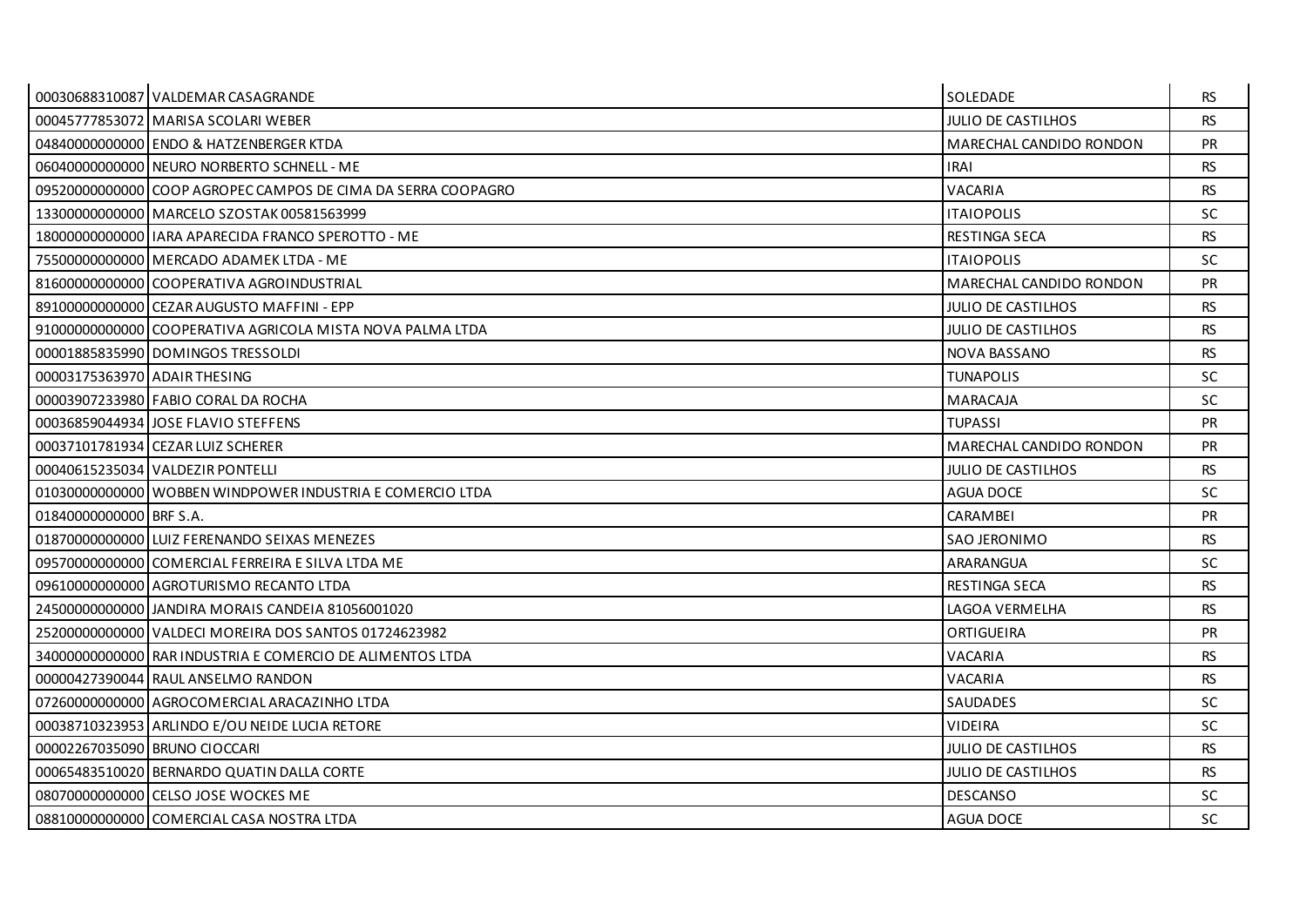| | | | |
|---|---|---|---|
| 00030688310087 | VALDEMAR CASAGRANDE | SOLEDADE | RS |
| 00045777853072 | MARISA SCOLARI WEBER | JULIO DE CASTILHOS | RS |
| 04840000000000 | ENDO & HATZENBERGER KTDA | MARECHAL CANDIDO RONDON | PR |
| 06040000000000 | NEURO NORBERTO SCHNELL - ME | IRAI | RS |
| 09520000000000 | COOP AGROPEC CAMPOS DE CIMA DA SERRA COOPAGRO | VACARIA | RS |
| 13300000000000 | MARCELO SZOSTAK 00581563999 | ITAIOPOLIS | SC |
| 18000000000000 | IARA APARECIDA FRANCO SPEROTTO - ME | RESTINGA SECA | RS |
| 75500000000000 | MERCADO ADAMEK LTDA - ME | ITAIOPOLIS | SC |
| 81600000000000 | COOPERATIVA AGROINDUSTRIAL | MARECHAL CANDIDO RONDON | PR |
| 89100000000000 | CEZAR AUGUSTO MAFFINI - EPP | JULIO DE CASTILHOS | RS |
| 91000000000000 | COOPERATIVA AGRICOLA MISTA NOVA PALMA LTDA | JULIO DE CASTILHOS | RS |
| 00001885835990 | DOMINGOS TRESSOLDI | NOVA BASSANO | RS |
| 00003175363970 | ADAIR THESING | TUNAPOLIS | SC |
| 00003907233980 | FABIO CORAL DA ROCHA | MARACAJA | SC |
| 00036859044934 | JOSE FLAVIO STEFFENS | TUPASSI | PR |
| 00037101781934 | CEZAR LUIZ SCHERER | MARECHAL CANDIDO RONDON | PR |
| 00040615235034 | VALDEZIR PONTELLI | JULIO DE CASTILHOS | RS |
| 01030000000000 | WOBBEN WINDPOWER INDUSTRIA E COMERCIO LTDA | AGUA DOCE | SC |
| 01840000000000 | BRF S.A. | CARAMBEI | PR |
| 01870000000000 | LUIZ FERENANDO SEIXAS MENEZES | SAO JERONIMO | RS |
| 09570000000000 | COMERCIAL FERREIRA E SILVA LTDA ME | ARARANGUA | SC |
| 09610000000000 | AGROTURISMO RECANTO LTDA | RESTINGA SECA | RS |
| 24500000000000 | JANDIRA MORAIS CANDEIA 81056001020 | LAGOA VERMELHA | RS |
| 25200000000000 | VALDECI MOREIRA DOS SANTOS 01724623982 | ORTIGUEIRA | PR |
| 34000000000000 | RAR INDUSTRIA E COMERCIO DE ALIMENTOS LTDA | VACARIA | RS |
| 00000427390044 | RAUL ANSELMO RANDON | VACARIA | RS |
| 07260000000000 | AGROCOMERCIAL ARACAZINHO LTDA | SAUDADES | SC |
| 00038710323953 | ARLINDO E/OU NEIDE LUCIA RETORE | VIDEIRA | SC |
| 00002267035090 | BRUNO CIOCCARI | JULIO DE CASTILHOS | RS |
| 00065483510020 | BERNARDO QUATIN DALLA CORTE | JULIO DE CASTILHOS | RS |
| 08070000000000 | CELSO JOSE WOCKES ME | DESCANSO | SC |
| 08810000000000 | COMERCIAL CASA NOSTRA LTDA | AGUA DOCE | SC |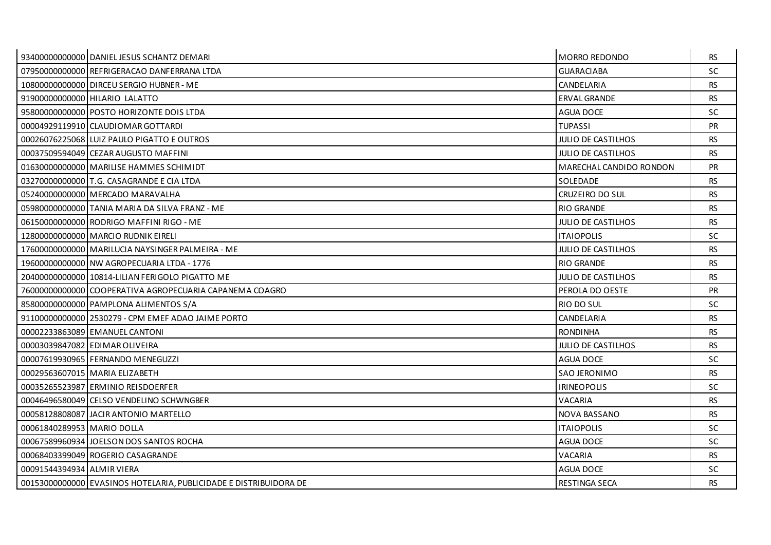| | | | |
|---|---|---|---|
| 93400000000000 | DANIEL JESUS SCHANTZ DEMARI | MORRO REDONDO | RS |
| 07950000000000 | REFRIGERACAO DANFERRANA LTDA | GUARACIABA | SC |
| 10800000000000 | DIRCEU SERGIO HUBNER - ME | CANDELARIA | RS |
| 91900000000000 | HILARIO LALATTO | ERVAL GRANDE | RS |
| 95800000000000 | POSTO HORIZONTE DOIS LTDA | AGUA DOCE | SC |
| 00004929119910 | CLAUDIOMAR GOTTARDI | TUPASSI | PR |
| 00026076225068 | LUIZ PAULO PIGATTO E OUTROS | JULIO DE CASTILHOS | RS |
| 00037509594049 | CEZAR AUGUSTO MAFFINI | JULIO DE CASTILHOS | RS |
| 01630000000000 | MARILISE HAMMES SCHIMIDT | MARECHAL CANDIDO RONDON | PR |
| 03270000000000 | T.G. CASAGRANDE E CIA LTDA | SOLEDADE | RS |
| 05240000000000 | MERCADO MARAVALHA | CRUZEIRO DO SUL | RS |
| 05980000000000 | TANIA MARIA DA SILVA FRANZ - ME | RIO GRANDE | RS |
| 06150000000000 | RODRIGO MAFFINI RIGO - ME | JULIO DE CASTILHOS | RS |
| 12800000000000 | MARCIO RUDNIK EIRELI | ITAIOPOLIS | SC |
| 17600000000000 | MARILUCIA NAYSINGER PALMEIRA - ME | JULIO DE CASTILHOS | RS |
| 19600000000000 | NW AGROPECUARIA LTDA - 1776 | RIO GRANDE | RS |
| 20400000000000 | 10814-LILIAN FERIGOLO PIGATTO ME | JULIO DE CASTILHOS | RS |
| 76000000000000 | COOPERATIVA AGROPECUARIA CAPANEMA COAGRO | PEROLA DO OESTE | PR |
| 85800000000000 | PAMPLONA ALIMENTOS S/A | RIO DO SUL | SC |
| 91100000000000 | 2530279 - CPM EMEF ADAO JAIME PORTO | CANDELARIA | RS |
| 00002233863089 | EMANUEL CANTONI | RONDINHA | RS |
| 00003039847082 | EDIMAR OLIVEIRA | JULIO DE CASTILHOS | RS |
| 00007619930965 | FERNANDO MENEGUZZI | AGUA DOCE | SC |
| 00029563607015 | MARIA ELIZABETH | SAO JERONIMO | RS |
| 00035265523987 | ERMINIO REISDOERFER | IRINEOPOLIS | SC |
| 00046496580049 | CELSO VENDELINO SCHWNGBER | VACARIA | RS |
| 00058128808087 | JACIR ANTONIO MARTELLO | NOVA BASSANO | RS |
| 00061840289953 | MARIO DOLLA | ITAIOPOLIS | SC |
| 00067589960934 | JOELSON DOS SANTOS ROCHA | AGUA DOCE | SC |
| 00068403399049 | ROGERIO CASAGRANDE | VACARIA | RS |
| 00091544394934 | ALMIR VIERA | AGUA DOCE | SC |
| 00153000000000 | EVASINOS HOTELARIA, PUBLICIDADE E DISTRIBUIDORA DE | RESTINGA SECA | RS |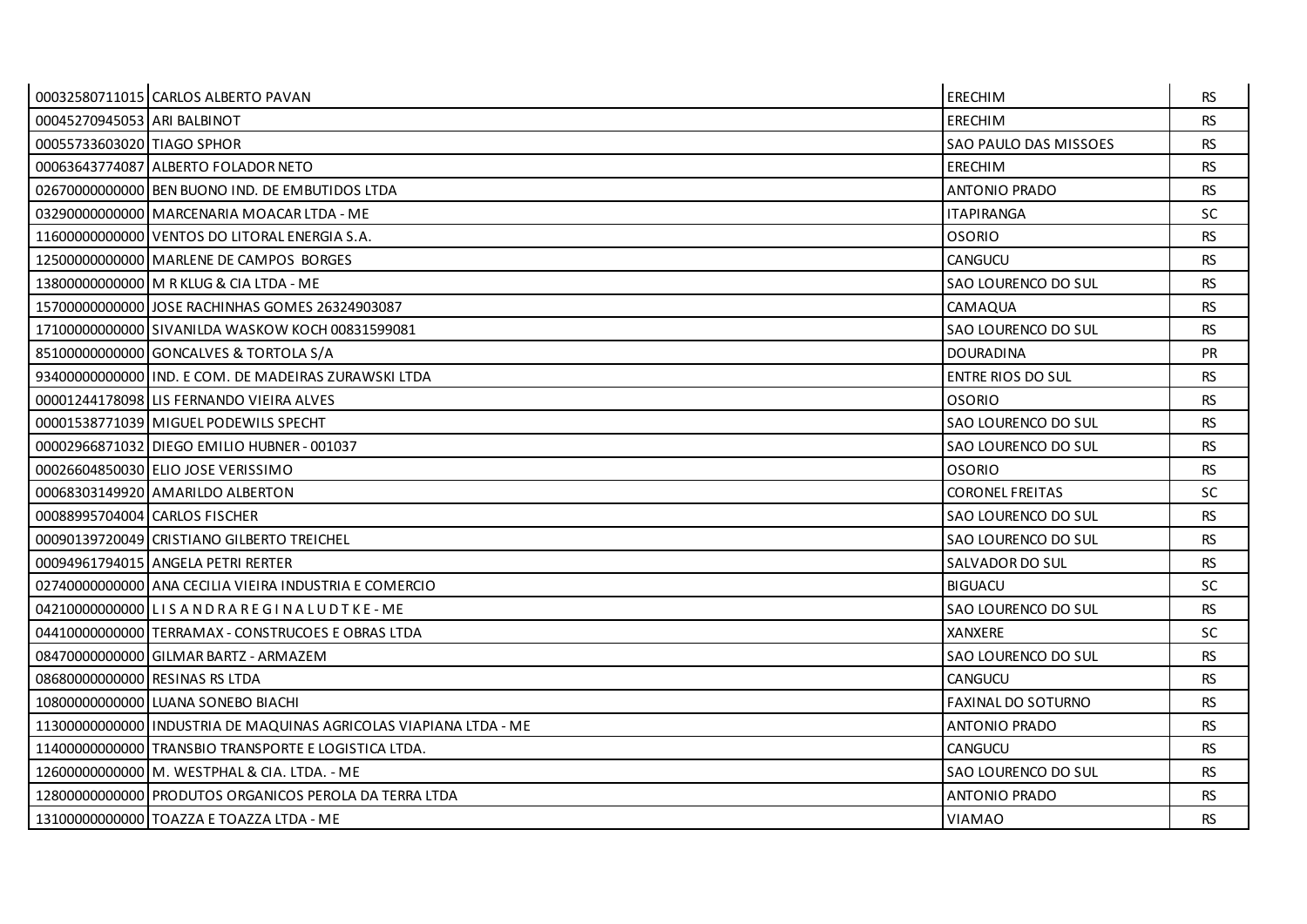| | | | |
|---|---|---|---|
| 00032580711015 | CARLOS ALBERTO PAVAN | ERECHIM | RS |
| 00045270945053 | ARI BALBINOT | ERECHIM | RS |
| 00055733603020 | TIAGO SPHOR | SAO PAULO DAS MISSOES | RS |
| 00063643774087 | ALBERTO FOLADOR NETO | ERECHIM | RS |
| 02670000000000 | BEN BUONO IND. DE EMBUTIDOS LTDA | ANTONIO PRADO | RS |
| 03290000000000 | MARCENARIA MOACAR LTDA - ME | ITAPIRANGA | SC |
| 11600000000000 | VENTOS DO LITORAL ENERGIA S.A. | OSORIO | RS |
| 12500000000000 | MARLENE DE CAMPOS BORGES | CANGUCU | RS |
| 13800000000000 | M R KLUG & CIA LTDA - ME | SAO LOURENCO DO SUL | RS |
| 15700000000000 | JOSE RACHINHAS GOMES 26324903087 | CAMAQUA | RS |
| 17100000000000 | SIVANILDA WASKOW KOCH 00831599081 | SAO LOURENCO DO SUL | RS |
| 85100000000000 | GONCALVES & TORTOLA S/A | DOURADINA | PR |
| 93400000000000 | IND. E COM. DE MADEIRAS ZURAWSKI LTDA | ENTRE RIOS DO SUL | RS |
| 00001244178098 | LIS FERNANDO VIEIRA ALVES | OSORIO | RS |
| 00001538771039 | MIGUEL PODEWILS SPECHT | SAO LOURENCO DO SUL | RS |
| 00002966871032 | DIEGO EMILIO HUBNER - 001037 | SAO LOURENCO DO SUL | RS |
| 00026604850030 | ELIO JOSE VERISSIMO | OSORIO | RS |
| 00068303149920 | AMARILDO ALBERTON | CORONEL FREITAS | SC |
| 00088995704004 | CARLOS FISCHER | SAO LOURENCO DO SUL | RS |
| 00090139720049 | CRISTIANO GILBERTO TREICHEL | SAO LOURENCO DO SUL | RS |
| 00094961794015 | ANGELA PETRI RERTER | SALVADOR DO SUL | RS |
| 02740000000000 | ANA CECILIA VIEIRA INDUSTRIA E COMERCIO | BIGUACU | SC |
| 04210000000000 | L I S A N D R A R E G I N A L U D T K E - ME | SAO LOURENCO DO SUL | RS |
| 04410000000000 | TERRAMAX - CONSTRUCOES E OBRAS LTDA | XANXERE | SC |
| 08470000000000 | GILMAR BARTZ - ARMAZEM | SAO LOURENCO DO SUL | RS |
| 08680000000000 | RESINAS RS LTDA | CANGUCU | RS |
| 10800000000000 | LUANA SONEBO BIACHI | FAXINAL DO SOTURNO | RS |
| 11300000000000 | INDUSTRIA DE MAQUINAS AGRICOLAS VIAPIANA LTDA - ME | ANTONIO PRADO | RS |
| 11400000000000 | TRANSBIO TRANSPORTE E LOGISTICA LTDA. | CANGUCU | RS |
| 12600000000000 | M. WESTPHAL & CIA. LTDA. - ME | SAO LOURENCO DO SUL | RS |
| 12800000000000 | PRODUTOS ORGANICOS PEROLA DA TERRA LTDA | ANTONIO PRADO | RS |
| 13100000000000 | TOAZZA E TOAZZA LTDA - ME | VIAMAO | RS |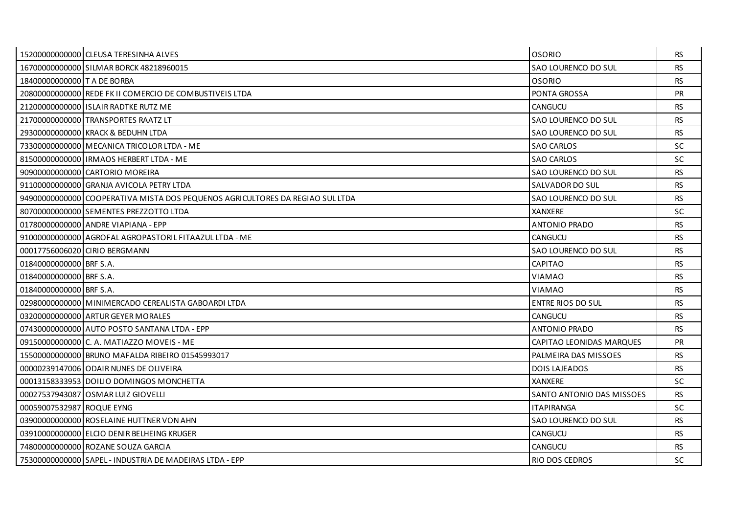| | | | |
|---|---|---|---|
| 15200000000000 | CLEUSA TERESINHA ALVES | OSORIO | RS |
| 16700000000000 | SILMAR BORCK 48218960015 | SAO LOURENCO DO SUL | RS |
| 18400000000000 | T A DE BORBA | OSORIO | RS |
| 20800000000000 | REDE FK II COMERCIO DE COMBUSTIVEIS LTDA | PONTA GROSSA | PR |
| 21200000000000 | ISLAIR RADTKE RUTZ ME | CANGUCU | RS |
| 21700000000000 | TRANSPORTES RAATZ LT | SAO LOURENCO DO SUL | RS |
| 29300000000000 | KRACK & BEDUHN LTDA | SAO LOURENCO DO SUL | RS |
| 73300000000000 | MECANICA TRICOLOR LTDA - ME | SAO CARLOS | SC |
| 81500000000000 | IRMAOS HERBERT LTDA - ME | SAO CARLOS | SC |
| 90900000000000 | CARTORIO MOREIRA | SAO LOURENCO DO SUL | RS |
| 91100000000000 | GRANJA AVICOLA PETRY LTDA | SALVADOR DO SUL | RS |
| 94900000000000 | COOPERATIVA MISTA DOS PEQUENOS AGRICULTORES DA REGIAO SUL LTDA | SAO LOURENCO DO SUL | RS |
| 80700000000000 | SEMENTES PREZZOTTO LTDA | XANXERE | SC |
| 01780000000000 | ANDRE VIAPIANA - EPP | ANTONIO PRADO | RS |
| 91000000000000 | AGROFAL AGROPASTORIL FITAAZUL LTDA - ME | CANGUCU | RS |
| 00017756006020 | CIRIO BERGMANN | SAO LOURENCO DO SUL | RS |
| 01840000000000 | BRF S.A. | CAPITAO | RS |
| 01840000000000 | BRF S.A. | VIAMAO | RS |
| 01840000000000 | BRF S.A. | VIAMAO | RS |
| 02980000000000 | MINIMERCADO CEREALISTA GABOARDI LTDA | ENTRE RIOS DO SUL | RS |
| 03200000000000 | ARTUR GEYER MORALES | CANGUCU | RS |
| 07430000000000 | AUTO POSTO SANTANA LTDA - EPP | ANTONIO PRADO | RS |
| 09150000000000 | C. A. MATIAZZO MOVEIS - ME | CAPITAO LEONIDAS MARQUES | PR |
| 15500000000000 | BRUNO MAFALDA RIBEIRO 01545993017 | PALMEIRA DAS MISSOES | RS |
| 00000239147006 | ODAIR NUNES DE OLIVEIRA | DOIS LAJEADOS | RS |
| 00013158333953 | DOILIO DOMINGOS MONCHETTA | XANXERE | SC |
| 00027537943087 | OSMAR LUIZ GIOVELLI | SANTO ANTONIO DAS MISSOES | RS |
| 00059007532987 | ROQUE EYNG | ITAPIRANGA | SC |
| 03900000000000 | ROSELAINE HUTTNER VON AHN | SAO LOURENCO DO SUL | RS |
| 03910000000000 | ELCIO DENIR BELHEING KRUGER | CANGUCU | RS |
| 74800000000000 | ROZANE SOUZA GARCIA | CANGUCU | RS |
| 75300000000000 | SAPEL - INDUSTRIA DE MADEIRAS LTDA - EPP | RIO DOS CEDROS | SC |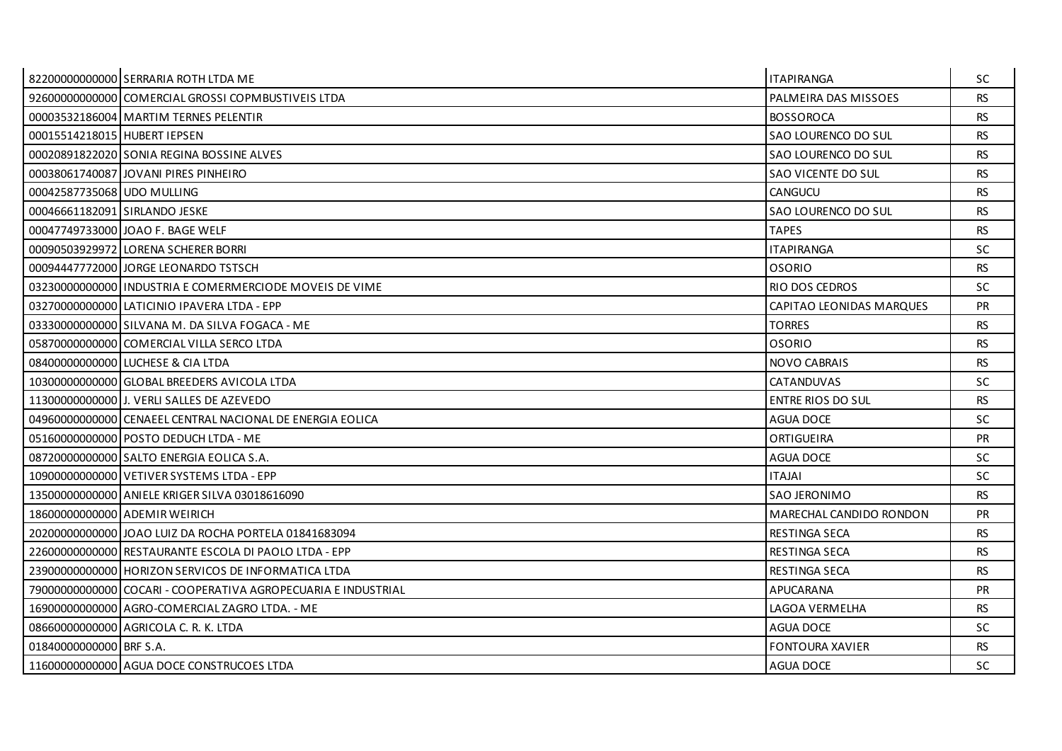| | | | |
|---|---|---|---|
| 82200000000000 | SERRARIA ROTH LTDA ME | ITAPIRANGA | SC |
| 92600000000000 | COMERCIAL GROSSI COPMBUSTIVEIS LTDA | PALMEIRA DAS MISSOES | RS |
| 00003532186004 | MARTIM TERNES PELENTIR | BOSSOROCA | RS |
| 00015514218015 | HUBERT IEPSEN | SAO LOURENCO DO SUL | RS |
| 00020891822020 | SONIA REGINA BOSSINE ALVES | SAO LOURENCO DO SUL | RS |
| 00038061740087 | JOVANI PIRES PINHEIRO | SAO VICENTE DO SUL | RS |
| 00042587735068 | UDO MULLING | CANGUCU | RS |
| 00046661182091 | SIRLANDO JESKE | SAO LOURENCO DO SUL | RS |
| 00047749733000 | JOAO F. BAGE WELF | TAPES | RS |
| 00090503929972 | LORENA SCHERER BORRI | ITAPIRANGA | SC |
| 00094447772000 | JORGE LEONARDO TSTSCH | OSORIO | RS |
| 03230000000000 | INDUSTRIA E COMERMERCIODE MOVEIS DE VIME | RIO DOS CEDROS | SC |
| 03270000000000 | LATICINIO IPAVERA LTDA - EPP | CAPITAO LEONIDAS MARQUES | PR |
| 03330000000000 | SILVANA M. DA SILVA FOGACA - ME | TORRES | RS |
| 05870000000000 | COMERCIAL VILLA SERCO LTDA | OSORIO | RS |
| 08400000000000 | LUCHESE & CIA LTDA | NOVO CABRAIS | RS |
| 10300000000000 | GLOBAL BREEDERS AVICOLA LTDA | CATANDUVAS | SC |
| 11300000000000 | J. VERLI SALLES DE AZEVEDO | ENTRE RIOS DO SUL | RS |
| 04960000000000 | CENAEEL CENTRAL NACIONAL DE ENERGIA EOLICA | AGUA DOCE | SC |
| 05160000000000 | POSTO DEDUCH LTDA - ME | ORTIGUEIRA | PR |
| 08720000000000 | SALTO ENERGIA EOLICA S.A. | AGUA DOCE | SC |
| 10900000000000 | VETIVER SYSTEMS LTDA - EPP | ITAJAI | SC |
| 13500000000000 | ANIELE KRIGER SILVA 03018616090 | SAO JERONIMO | RS |
| 18600000000000 | ADEMIR WEIRICH | MARECHAL CANDIDO RONDON | PR |
| 20200000000000 | JOAO LUIZ DA ROCHA PORTELA 01841683094 | RESTINGA SECA | RS |
| 22600000000000 | RESTAURANTE ESCOLA DI PAOLO LTDA - EPP | RESTINGA SECA | RS |
| 23900000000000 | HORIZON SERVICOS DE INFORMATICA LTDA | RESTINGA SECA | RS |
| 79000000000000 | COCARI - COOPERATIVA AGROPECUARIA E INDUSTRIAL | APUCARANA | PR |
| 16900000000000 | AGRO-COMERCIAL ZAGRO LTDA. - ME | LAGOA VERMELHA | RS |
| 08660000000000 | AGRICOLA C. R. K. LTDA | AGUA DOCE | SC |
| 01840000000000 | BRF S.A. | FONTOURA XAVIER | RS |
| 11600000000000 | AGUA DOCE CONSTRUCOES LTDA | AGUA DOCE | SC |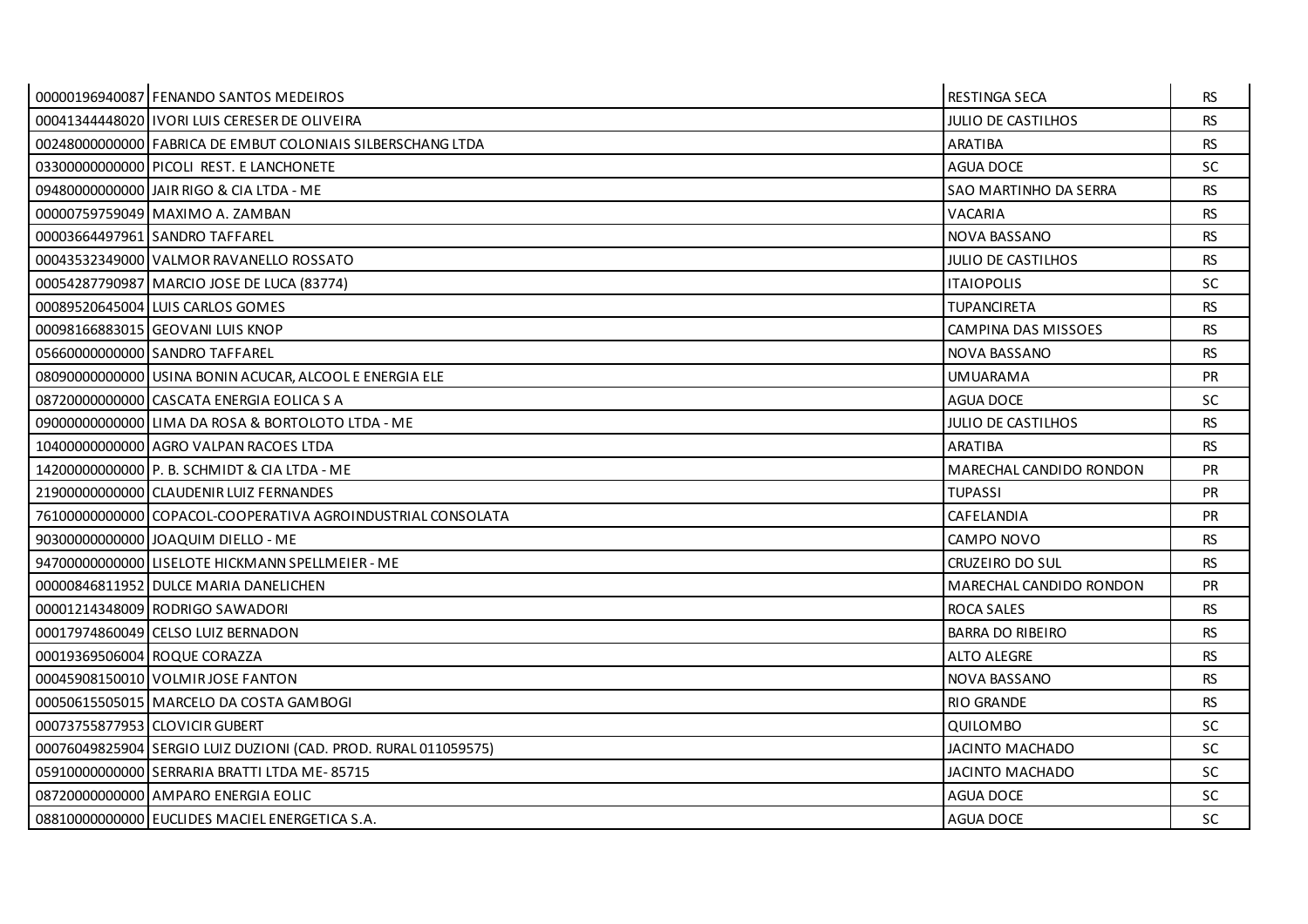| | | | |
|---|---|---|---|
| 00000196940087 | FENANDO SANTOS MEDEIROS | RESTINGA SECA | RS |
| 00041344448020 | IVORI LUIS CERESER DE OLIVEIRA | JULIO DE CASTILHOS | RS |
| 00248000000000 | FABRICA DE EMBUT COLONIAIS SILBERSCHANG LTDA | ARATIBA | RS |
| 03300000000000 | PICOLI REST. E LANCHONETE | AGUA DOCE | SC |
| 09480000000000 | JAIR RIGO & CIA LTDA - ME | SAO MARTINHO DA SERRA | RS |
| 00000759759049 | MAXIMO A. ZAMBAN | VACARIA | RS |
| 00003664497961 | SANDRO TAFFAREL | NOVA BASSANO | RS |
| 00043532349000 | VALMOR RAVANELLO ROSSATO | JULIO DE CASTILHOS | RS |
| 00054287790987 | MARCIO JOSE DE LUCA (83774) | ITAIOPOLIS | SC |
| 00089520645004 | LUIS CARLOS GOMES | TUPANCIRETA | RS |
| 00098166883015 | GEOVANI LUIS KNOP | CAMPINA DAS MISSOES | RS |
| 05660000000000 | SANDRO TAFFAREL | NOVA BASSANO | RS |
| 08090000000000 | USINA BONIN ACUCAR, ALCOOL E ENERGIA ELE | UMUARAMA | PR |
| 08720000000000 | CASCATA ENERGIA EOLICA S A | AGUA DOCE | SC |
| 09000000000000 | LIMA DA ROSA & BORTOLOTO LTDA - ME | JULIO DE CASTILHOS | RS |
| 10400000000000 | AGRO VALPAN RACOES LTDA | ARATIBA | RS |
| 14200000000000 | P. B. SCHMIDT & CIA LTDA - ME | MARECHAL CANDIDO RONDON | PR |
| 21900000000000 | CLAUDENIR LUIZ FERNANDES | TUPASSI | PR |
| 76100000000000 | COPACOL-COOPERATIVA AGROINDUSTRIAL CONSOLATA | CAFELANDIA | PR |
| 90300000000000 | JOAQUIM DIELLO - ME | CAMPO NOVO | RS |
| 94700000000000 | LISELOTE HICKMANN SPELLMEIER - ME | CRUZEIRO DO SUL | RS |
| 00000846811952 | DULCE MARIA DANELICHEN | MARECHAL CANDIDO RONDON | PR |
| 00001214348009 | RODRIGO SAWADORI | ROCA SALES | RS |
| 00017974860049 | CELSO LUIZ BERNADON | BARRA DO RIBEIRO | RS |
| 00019369506004 | ROQUE CORAZZA | ALTO ALEGRE | RS |
| 00045908150010 | VOLMIR JOSE FANTON | NOVA BASSANO | RS |
| 00050615505015 | MARCELO DA COSTA GAMBOGI | RIO GRANDE | RS |
| 00073755877953 | CLOVICIR GUBERT | QUILOMBO | SC |
| 00076049825904 | SERGIO LUIZ DUZIONI (CAD. PROD. RURAL 011059575) | JACINTO MACHADO | SC |
| 05910000000000 | SERRARIA BRATTI LTDA ME- 85715 | JACINTO MACHADO | SC |
| 08720000000000 | AMPARO ENERGIA EOLIC | AGUA DOCE | SC |
| 08810000000000 | EUCLIDES MACIEL ENERGETICA S.A. | AGUA DOCE | SC |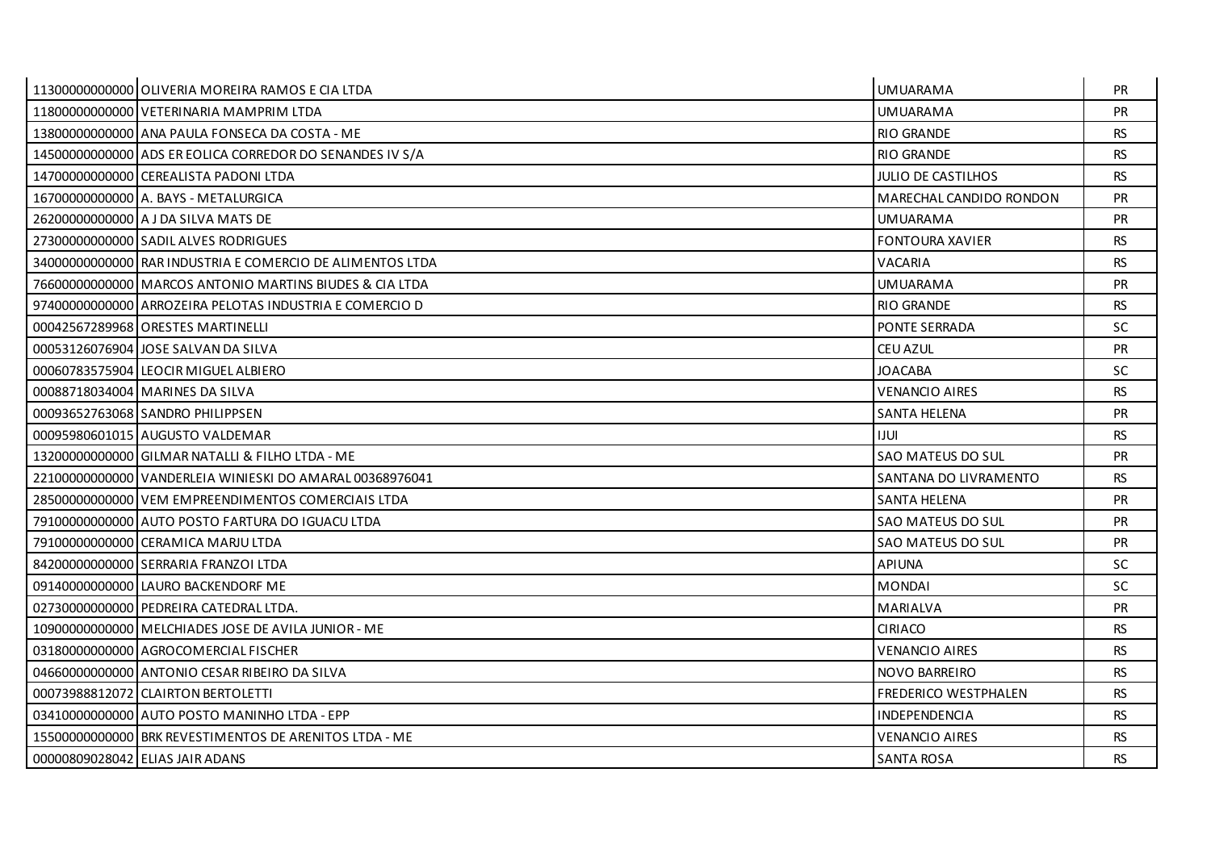| | | | |
|---|---|---|---|
| 11300000000000 | OLIVERIA MOREIRA RAMOS E CIA LTDA | UMUARAMA | PR |
| 11800000000000 | VETERINARIA MAMPRIM LTDA | UMUARAMA | PR |
| 13800000000000 | ANA PAULA FONSECA DA COSTA - ME | RIO GRANDE | RS |
| 14500000000000 | ADS ER EOLICA CORREDOR DO SENANDES IV S/A | RIO GRANDE | RS |
| 14700000000000 | CEREALISTA PADONI LTDA | JULIO DE CASTILHOS | RS |
| 16700000000000 | A. BAYS - METALURGICA | MARECHAL CANDIDO RONDON | PR |
| 26200000000000 | A J DA SILVA MATS DE | UMUARAMA | PR |
| 27300000000000 | SADIL ALVES RODRIGUES | FONTOURA XAVIER | RS |
| 34000000000000 | RAR INDUSTRIA E COMERCIO DE ALIMENTOS LTDA | VACARIA | RS |
| 76600000000000 | MARCOS ANTONIO MARTINS BIUDES & CIA LTDA | UMUARAMA | PR |
| 97400000000000 | ARROZEIRA PELOTAS INDUSTRIA E COMERCIO D | RIO GRANDE | RS |
| 00042567289968 | ORESTES MARTINELLI | PONTE SERRADA | SC |
| 00053126076904 | JOSE SALVAN DA SILVA | CEU AZUL | PR |
| 00060783575904 | LEOCIR MIGUEL ALBIERO | JOACABA | SC |
| 00088718034004 | MARINES DA SILVA | VENANCIO AIRES | RS |
| 00093652763068 | SANDRO PHILIPPSEN | SANTA HELENA | PR |
| 00095980601015 | AUGUSTO VALDEMAR | IJUI | RS |
| 13200000000000 | GILMAR NATALLI & FILHO LTDA - ME | SAO MATEUS DO SUL | PR |
| 22100000000000 | VANDERLEIA WINIESKI DO AMARAL 00368976041 | SANTANA DO LIVRAMENTO | RS |
| 28500000000000 | VEM EMPREENDIMENTOS COMERCIAIS LTDA | SANTA HELENA | PR |
| 79100000000000 | AUTO POSTO FARTURA DO IGUACU LTDA | SAO MATEUS DO SUL | PR |
| 79100000000000 | CERAMICA MARJU LTDA | SAO MATEUS DO SUL | PR |
| 84200000000000 | SERRARIA FRANZOI LTDA | APIUNA | SC |
| 09140000000000 | LAURO BACKENDORF ME | MONDAI | SC |
| 02730000000000 | PEDREIRA CATEDRAL LTDA. | MARIALVA | PR |
| 10900000000000 | MELCHIADES JOSE DE AVILA JUNIOR - ME | CIRIACO | RS |
| 03180000000000 | AGROCOMERCIAL FISCHER | VENANCIO AIRES | RS |
| 04660000000000 | ANTONIO CESAR RIBEIRO DA SILVA | NOVO BARREIRO | RS |
| 00073988812072 | CLAIRTON BERTOLETTI | FREDERICO WESTPHALEN | RS |
| 03410000000000 | AUTO POSTO MANINHO LTDA - EPP | INDEPENDENCIA | RS |
| 15500000000000 | BRK REVESTIMENTOS DE ARENITOS LTDA - ME | VENANCIO AIRES | RS |
| 00000809028042 | ELIAS JAIR ADANS | SANTA ROSA | RS |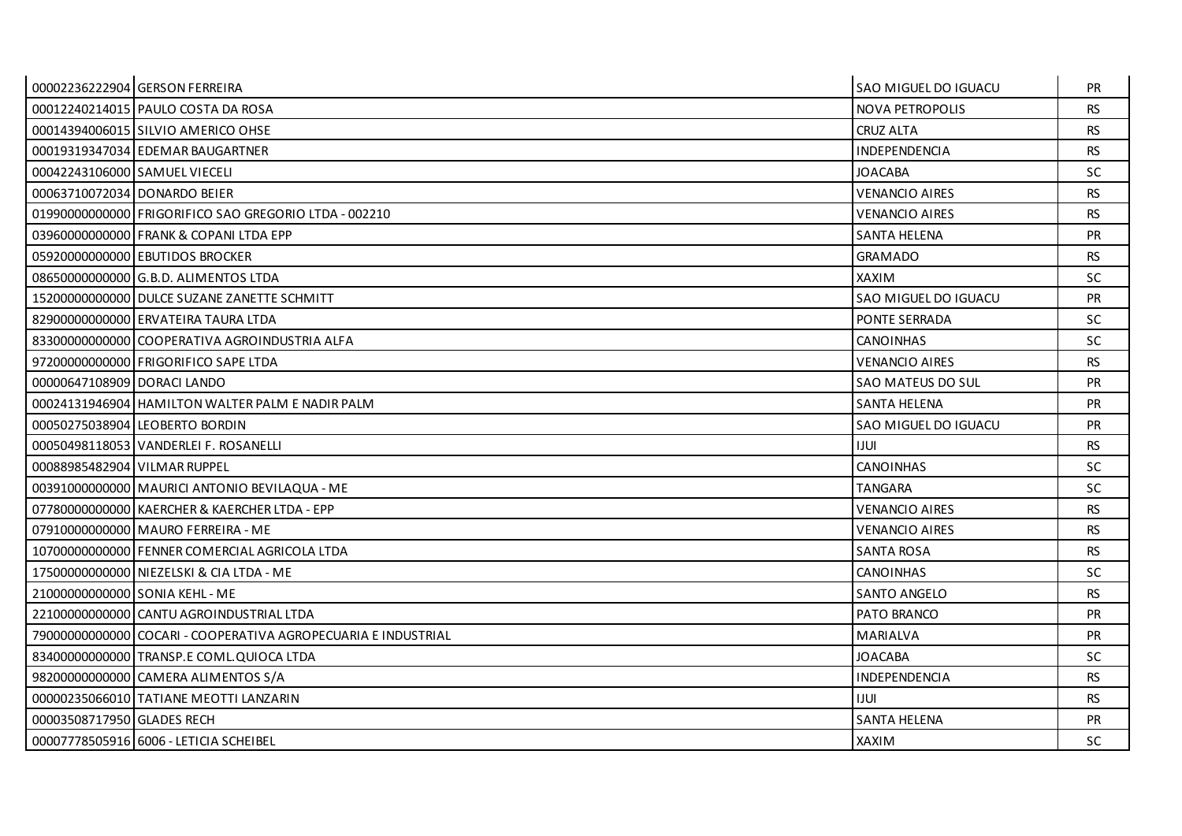| | | | |
|---|---|---|---|
| 00002236222904 | GERSON FERREIRA | SAO MIGUEL DO IGUACU | PR |
| 00012240214015 | PAULO COSTA DA ROSA | NOVA PETROPOLIS | RS |
| 00014394006015 | SILVIO AMERICO OHSE | CRUZ ALTA | RS |
| 00019319347034 | EDEMAR BAUGARTNER | INDEPENDENCIA | RS |
| 00042243106000 | SAMUEL VIECELI | JOACABA | SC |
| 00063710072034 | DONARDO BEIER | VENANCIO AIRES | RS |
| 01990000000000 | FRIGORIFICO SAO GREGORIO LTDA - 002210 | VENANCIO AIRES | RS |
| 03960000000000 | FRANK & COPANI LTDA EPP | SANTA HELENA | PR |
| 05920000000000 | EBUTIDOS BROCKER | GRAMADO | RS |
| 08650000000000 | G.B.D. ALIMENTOS LTDA | XAXIM | SC |
| 15200000000000 | DULCE SUZANE ZANETTE SCHMITT | SAO MIGUEL DO IGUACU | PR |
| 82900000000000 | ERVATEIRA TAURA LTDA | PONTE SERRADA | SC |
| 83300000000000 | COOPERATIVA AGROINDUSTRIA ALFA | CANOINHAS | SC |
| 97200000000000 | FRIGORIFICO SAPE LTDA | VENANCIO AIRES | RS |
| 00000647108909 | DORACI LANDO | SAO MATEUS DO SUL | PR |
| 00024131946904 | HAMILTON WALTER PALM E NADIR PALM | SANTA HELENA | PR |
| 00050275038904 | LEOBERTO BORDIN | SAO MIGUEL DO IGUACU | PR |
| 00050498118053 | VANDERLEI F. ROSANELLI | IJUI | RS |
| 00088985482904 | VILMAR RUPPEL | CANOINHAS | SC |
| 00391000000000 | MAURICI ANTONIO BEVILAQUA - ME | TANGARA | SC |
| 07780000000000 | KAERCHER & KAERCHER LTDA - EPP | VENANCIO AIRES | RS |
| 07910000000000 | MAURO FERREIRA - ME | VENANCIO AIRES | RS |
| 10700000000000 | FENNER COMERCIAL AGRICOLA LTDA | SANTA ROSA | RS |
| 17500000000000 | NIEZELSKI & CIA LTDA - ME | CANOINHAS | SC |
| 21000000000000 | SONIA KEHL - ME | SANTO ANGELO | RS |
| 22100000000000 | CANTU AGROINDUSTRIAL LTDA | PATO BRANCO | PR |
| 79000000000000 | COCARI - COOPERATIVA AGROPECUARIA E INDUSTRIAL | MARIALVA | PR |
| 83400000000000 | TRANSP.E COML.QUIOCA LTDA | JOACABA | SC |
| 98200000000000 | CAMERA ALIMENTOS S/A | INDEPENDENCIA | RS |
| 00000235066010 | TATIANE MEOTTI LANZARIN | IJUI | RS |
| 00003508717950 | GLADES RECH | SANTA HELENA | PR |
| 00007778505916 | 6006 - LETICIA SCHEIBEL | XAXIM | SC |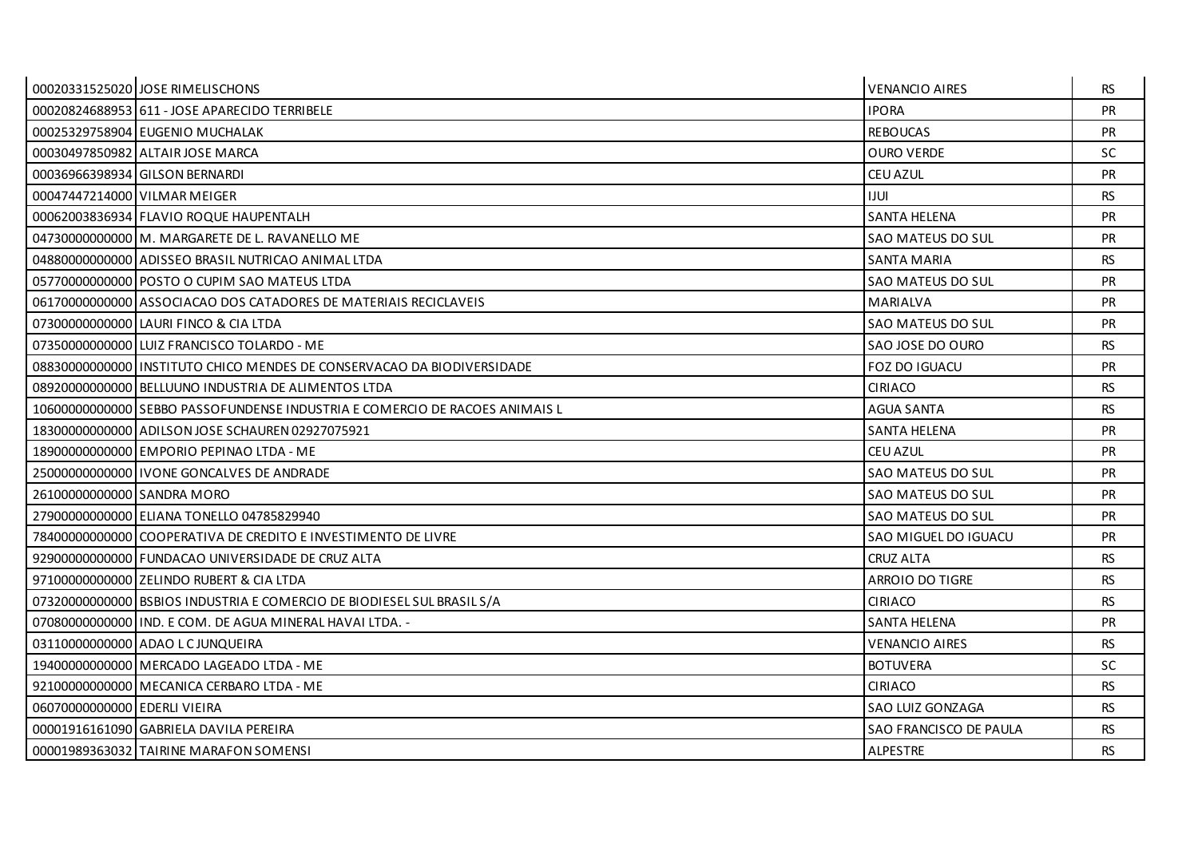| | | | |
|---|---|---|---|
| 00020331525020 | JOSE RIMELISCHONS | VENANCIO AIRES | RS |
| 00020824688953 | 611 - JOSE APARECIDO TERRIBELE | IPORA | PR |
| 00025329758904 | EUGENIO MUCHALAK | REBOUCAS | PR |
| 00030497850982 | ALTAIR JOSE MARCA | OURO VERDE | SC |
| 00036966398934 | GILSON BERNARDI | CEU AZUL | PR |
| 00047447214000 | VILMAR MEIGER | IJUI | RS |
| 00062003836934 | FLAVIO ROQUE HAUPENTALH | SANTA HELENA | PR |
| 04730000000000 | M. MARGARETE DE L. RAVANELLO ME | SAO MATEUS DO SUL | PR |
| 04880000000000 | ADISSEO BRASIL NUTRICAO ANIMAL LTDA | SANTA MARIA | RS |
| 05770000000000 | POSTO O CUPIM SAO MATEUS LTDA | SAO MATEUS DO SUL | PR |
| 06170000000000 | ASSOCIACAO DOS CATADORES DE MATERIAIS RECICLAVEIS | MARIALVA | PR |
| 07300000000000 | LAURI FINCO & CIA LTDA | SAO MATEUS DO SUL | PR |
| 07350000000000 | LUIZ FRANCISCO TOLARDO - ME | SAO JOSE DO OURO | RS |
| 08830000000000 | INSTITUTO CHICO MENDES DE CONSERVACAO DA BIODIVERSIDADE | FOZ DO IGUACU | PR |
| 08920000000000 | BELLUUNO INDUSTRIA DE ALIMENTOS LTDA | CIRIACO | RS |
| 10600000000000 | SEBBO PASSOFUNDENSE INDUSTRIA E COMERCIO DE RACOES ANIMAIS L | AGUA SANTA | RS |
| 18300000000000 | ADILSON JOSE SCHAUREN 02927075921 | SANTA HELENA | PR |
| 18900000000000 | EMPORIO PEPINAO LTDA - ME | CEU AZUL | PR |
| 25000000000000 | IVONE GONCALVES DE ANDRADE | SAO MATEUS DO SUL | PR |
| 26100000000000 | SANDRA MORO | SAO MATEUS DO SUL | PR |
| 27900000000000 | ELIANA TONELLO 04785829940 | SAO MATEUS DO SUL | PR |
| 78400000000000 | COOPERATIVA DE CREDITO E INVESTIMENTO DE LIVRE | SAO MIGUEL DO IGUACU | PR |
| 92900000000000 | FUNDACAO UNIVERSIDADE DE CRUZ ALTA | CRUZ ALTA | RS |
| 97100000000000 | ZELINDO RUBERT & CIA LTDA | ARROIO DO TIGRE | RS |
| 07320000000000 | BSBIOS INDUSTRIA E COMERCIO DE BIODIESEL SUL BRASIL S/A | CIRIACO | RS |
| 07080000000000 | IND. E COM. DE AGUA MINERAL HAVAI LTDA. - | SANTA HELENA | PR |
| 03110000000000 | ADAO L C JUNQUEIRA | VENANCIO AIRES | RS |
| 19400000000000 | MERCADO LAGEADO LTDA - ME | BOTUVERA | SC |
| 92100000000000 | MECANICA CERBARO LTDA - ME | CIRIACO | RS |
| 06070000000000 | EDERLI VIEIRA | SAO LUIZ GONZAGA | RS |
| 00001916161090 | GABRIELA DAVILA PEREIRA | SAO FRANCISCO DE PAULA | RS |
| 00001989363032 | TAIRINE MARAFON SOMENSI | ALPESTRE | RS |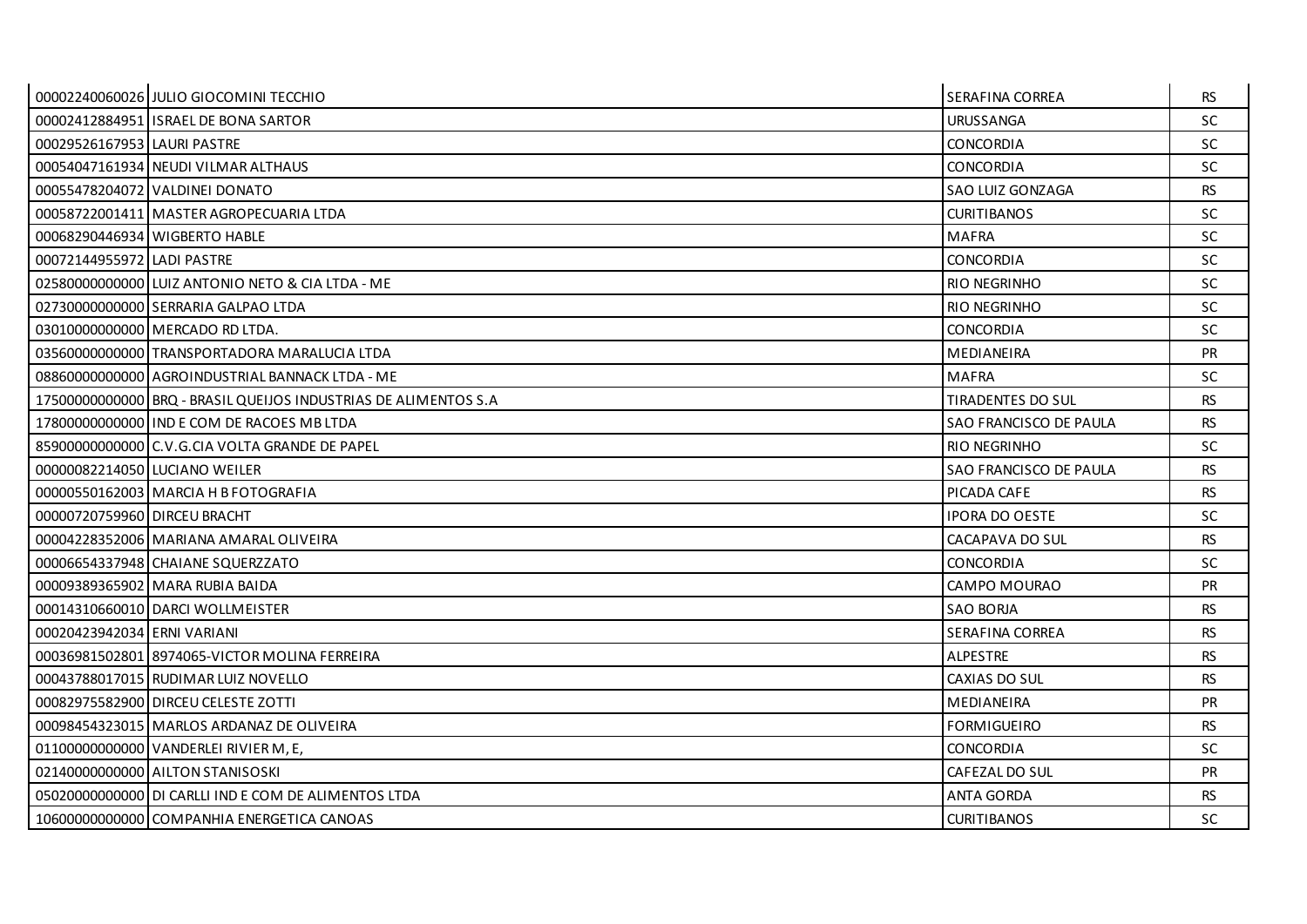| | | | |
|---|---|---|---|
| 00002240060026 | JULIO GIOCOMINI TECCHIO | SERAFINA CORREA | RS |
| 00002412884951 | ISRAEL DE BONA SARTOR | URUSSANGA | SC |
| 00029526167953 | LAURI PASTRE | CONCORDIA | SC |
| 00054047161934 | NEUDI VILMAR ALTHAUS | CONCORDIA | SC |
| 00055478204072 | VALDINEI DONATO | SAO LUIZ GONZAGA | RS |
| 00058722001411 | MASTER AGROPECUARIA LTDA | CURITIBANOS | SC |
| 00068290446934 | WIGBERTO HABLE | MAFRA | SC |
| 00072144955972 | LADI PASTRE | CONCORDIA | SC |
| 02580000000000 | LUIZ ANTONIO NETO & CIA LTDA - ME | RIO NEGRINHO | SC |
| 02730000000000 | SERRARIA GALPAO LTDA | RIO NEGRINHO | SC |
| 03010000000000 | MERCADO RD LTDA. | CONCORDIA | SC |
| 03560000000000 | TRANSPORTADORA MARALUCIA LTDA | MEDIANEIRA | PR |
| 08860000000000 | AGROINDUSTRIAL BANNACK LTDA - ME | MAFRA | SC |
| 17500000000000 | BRQ - BRASIL QUEIJOS INDUSTRIAS DE ALIMENTOS S.A | TIRADENTES DO SUL | RS |
| 17800000000000 | IND E COM DE RACOES MB LTDA | SAO FRANCISCO DE PAULA | RS |
| 85900000000000 | C.V.G.CIA VOLTA GRANDE DE PAPEL | RIO NEGRINHO | SC |
| 00000082214050 | LUCIANO WEILER | SAO FRANCISCO DE PAULA | RS |
| 00000550162003 | MARCIA H B FOTOGRAFIA | PICADA CAFE | RS |
| 00000720759960 | DIRCEU BRACHT | IPORA DO OESTE | SC |
| 00004228352006 | MARIANA AMARAL OLIVEIRA | CACAPAVA DO SUL | RS |
| 00006654337948 | CHAIANE SQUERZZATO | CONCORDIA | SC |
| 00009389365902 | MARA RUBIA BAIDA | CAMPO MOURAO | PR |
| 00014310660010 | DARCI WOLLMEISTER | SAO BORJA | RS |
| 00020423942034 | ERNI VARIANI | SERAFINA CORREA | RS |
| 00036981502801 | 8974065-VICTOR MOLINA FERREIRA | ALPESTRE | RS |
| 00043788017015 | RUDIMAR LUIZ NOVELLO | CAXIAS DO SUL | RS |
| 00082975582900 | DIRCEU CELESTE ZOTTI | MEDIANEIRA | PR |
| 00098454323015 | MARLOS ARDANAZ DE OLIVEIRA | FORMIGUEIRO | RS |
| 01100000000000 | VANDERLEI RIVIER M, E, | CONCORDIA | SC |
| 02140000000000 | AILTON STANISOSKI | CAFEZAL DO SUL | PR |
| 05020000000000 | DI CARLLI IND E COM DE ALIMENTOS LTDA | ANTA GORDA | RS |
| 10600000000000 | COMPANHIA ENERGETICA CANOAS | CURITIBANOS | SC |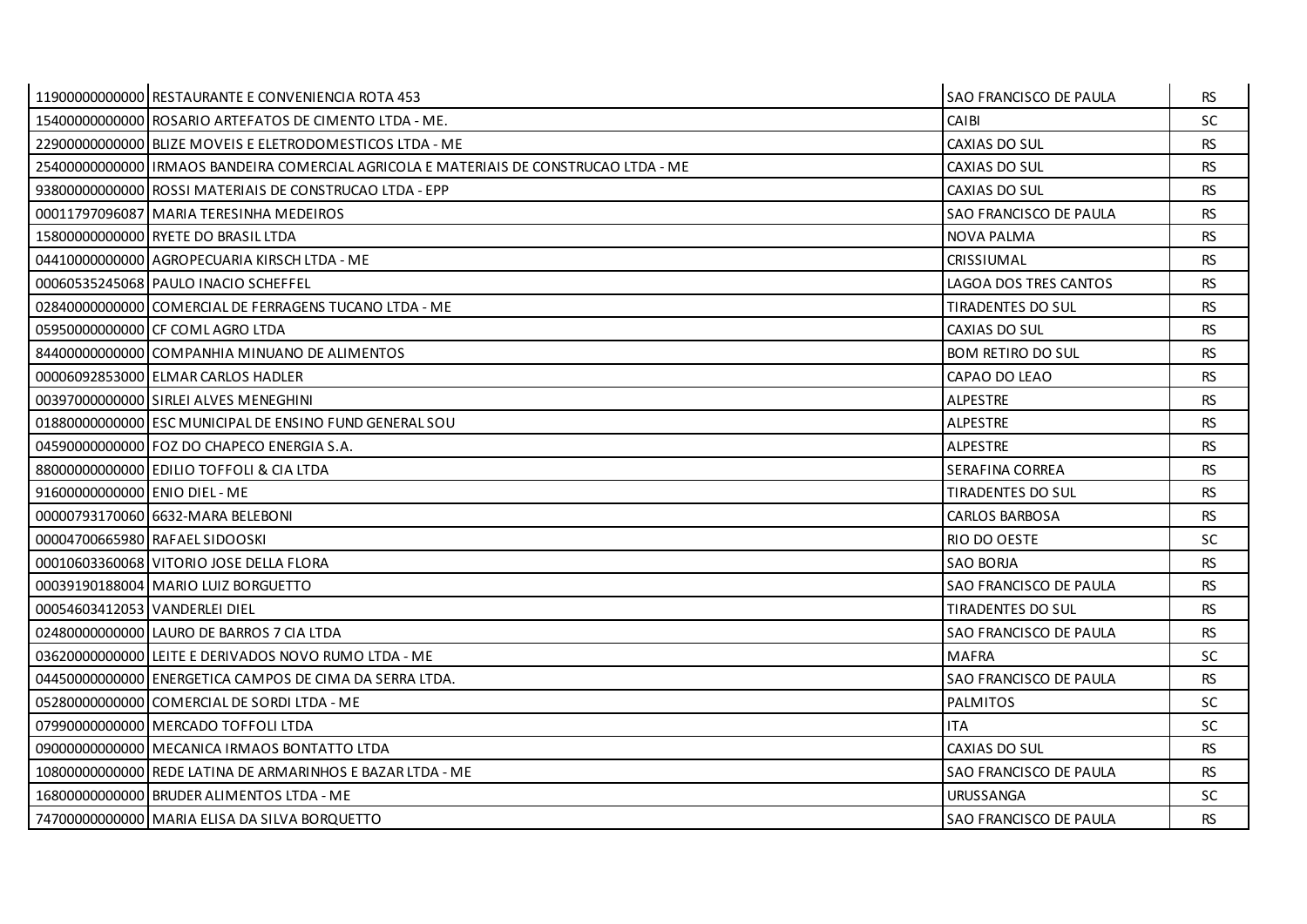| | | | |
|---|---|---|---|
| 11900000000000 | RESTAURANTE E CONVENIENCIA ROTA 453 | SAO FRANCISCO DE PAULA | RS |
| 15400000000000 | ROSARIO ARTEFATOS DE CIMENTO LTDA - ME. | CAIBI | SC |
| 22900000000000 | BLIZE MOVEIS E ELETRODOMESTICOS LTDA - ME | CAXIAS DO SUL | RS |
| 25400000000000 | IRMAOS BANDEIRA COMERCIAL AGRICOLA E MATERIAIS DE CONSTRUCAO LTDA - ME | CAXIAS DO SUL | RS |
| 93800000000000 | ROSSI MATERIAIS DE CONSTRUCAO LTDA - EPP | CAXIAS DO SUL | RS |
| 00011797096087 | MARIA TERESINHA MEDEIROS | SAO FRANCISCO DE PAULA | RS |
| 15800000000000 | RYETE DO BRASIL LTDA | NOVA PALMA | RS |
| 04410000000000 | AGROPECUARIA KIRSCH LTDA - ME | CRISSIUMAL | RS |
| 00060535245068 | PAULO INACIO SCHEFFEL | LAGOA DOS TRES CANTOS | RS |
| 02840000000000 | COMERCIAL DE FERRAGENS TUCANO LTDA - ME | TIRADENTES DO SUL | RS |
| 05950000000000 | CF COML AGRO LTDA | CAXIAS DO SUL | RS |
| 84400000000000 | COMPANHIA MINUANO DE ALIMENTOS | BOM RETIRO DO SUL | RS |
| 00006092853000 | ELMAR CARLOS HADLER | CAPAO DO LEAO | RS |
| 00397000000000 | SIRLEI ALVES MENEGHINI | ALPESTRE | RS |
| 01880000000000 | ESC MUNICIPAL DE ENSINO FUND GENERAL SOU | ALPESTRE | RS |
| 04590000000000 | FOZ DO CHAPECO ENERGIA S.A. | ALPESTRE | RS |
| 88000000000000 | EDILIO TOFFOLI & CIA LTDA | SERAFINA CORREA | RS |
| 91600000000000 | ENIO DIEL - ME | TIRADENTES DO SUL | RS |
| 00000793170060 | 6632-MARA BELEBONI | CARLOS BARBOSA | RS |
| 00004700665980 | RAFAEL SIDOOSKI | RIO DO OESTE | SC |
| 00010603360068 | VITORIO JOSE DELLA FLORA | SAO BORJA | RS |
| 00039190188004 | MARIO LUIZ BORGUETTO | SAO FRANCISCO DE PAULA | RS |
| 00054603412053 | VANDERLEI DIEL | TIRADENTES DO SUL | RS |
| 02480000000000 | LAURO DE BARROS 7 CIA LTDA | SAO FRANCISCO DE PAULA | RS |
| 03620000000000 | LEITE E DERIVADOS NOVO RUMO LTDA - ME | MAFRA | SC |
| 04450000000000 | ENERGETICA CAMPOS DE CIMA DA SERRA LTDA. | SAO FRANCISCO DE PAULA | RS |
| 05280000000000 | COMERCIAL DE SORDI LTDA - ME | PALMITOS | SC |
| 07990000000000 | MERCADO TOFFOLI LTDA | ITA | SC |
| 09000000000000 | MECANICA IRMAOS BONTATTO LTDA | CAXIAS DO SUL | RS |
| 10800000000000 | REDE LATINA DE ARMARINHOS E BAZAR LTDA - ME | SAO FRANCISCO DE PAULA | RS |
| 16800000000000 | BRUDER ALIMENTOS LTDA - ME | URUSSANGA | SC |
| 74700000000000 | MARIA ELISA DA SILVA BORQUETTO | SAO FRANCISCO DE PAULA | RS |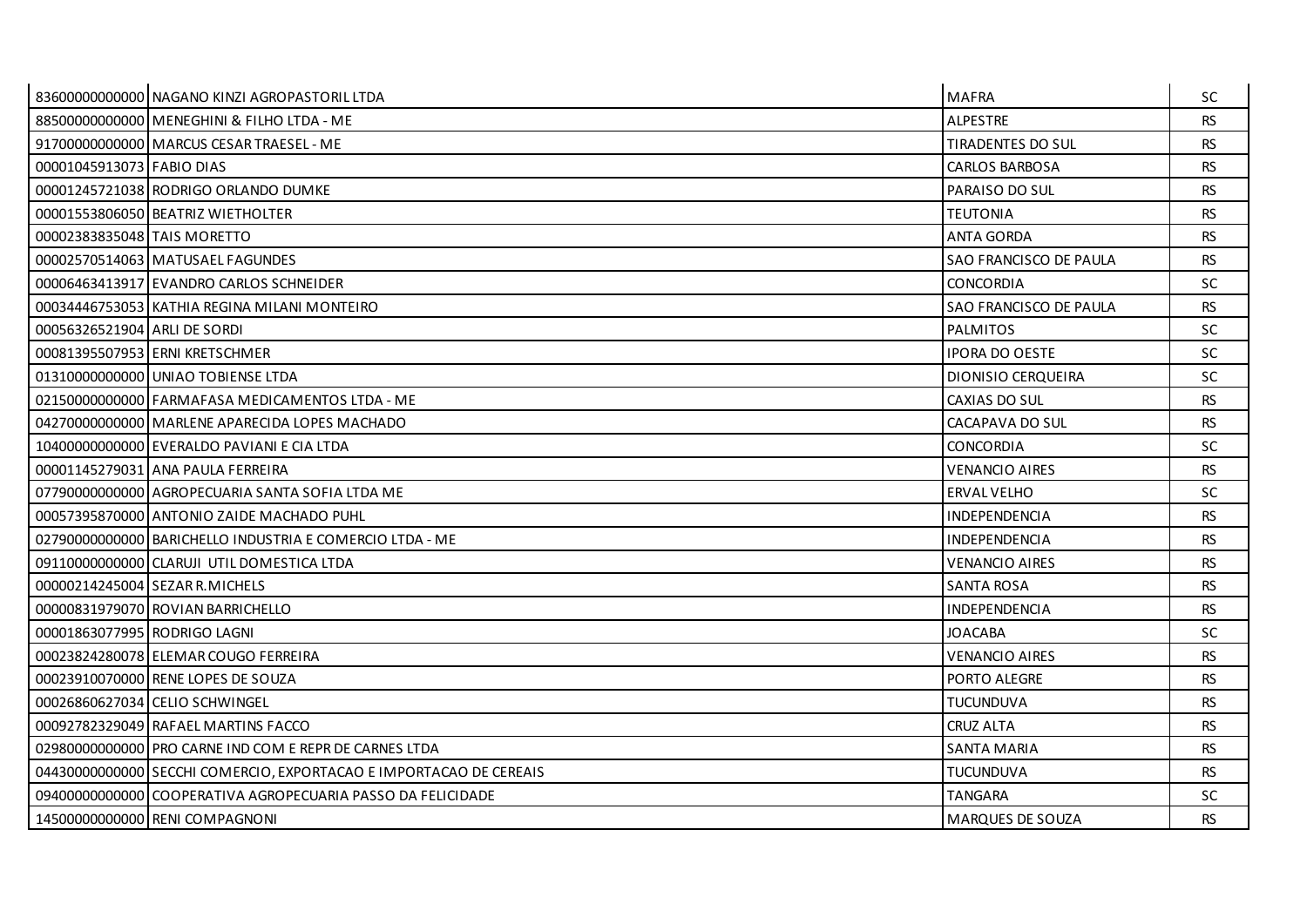| | | | |
|---|---|---|---|
| 83600000000000 | NAGANO KINZI AGROPASTORIL LTDA | MAFRA | SC |
| 88500000000000 | MENEGHINI & FILHO LTDA - ME | ALPESTRE | RS |
| 91700000000000 | MARCUS CESAR TRAESEL - ME | TIRADENTES DO SUL | RS |
| 00001045913073 | FABIO DIAS | CARLOS BARBOSA | RS |
| 00001245721038 | RODRIGO ORLANDO DUMKE | PARAISO DO SUL | RS |
| 00001553806050 | BEATRIZ WIETHOLTER | TEUTONIA | RS |
| 00002383835048 | TAIS MORETTO | ANTA GORDA | RS |
| 00002570514063 | MATUSAEL FAGUNDES | SAO FRANCISCO DE PAULA | RS |
| 00006463413917 | EVANDRO CARLOS SCHNEIDER | CONCORDIA | SC |
| 00034446753053 | KATHIA REGINA MILANI MONTEIRO | SAO FRANCISCO DE PAULA | RS |
| 00056326521904 | ARLI DE SORDI | PALMITOS | SC |
| 00081395507953 | ERNI KRETSCHMER | IPORA DO OESTE | SC |
| 01310000000000 | UNIAO TOBIENSE LTDA | DIONISIO CERQUEIRA | SC |
| 02150000000000 | FARMAFASA MEDICAMENTOS LTDA - ME | CAXIAS DO SUL | RS |
| 04270000000000 | MARLENE APARECIDA LOPES MACHADO | CACAPAVA DO SUL | RS |
| 10400000000000 | EVERALDO PAVIANI E CIA LTDA | CONCORDIA | SC |
| 00001145279031 | ANA PAULA FERREIRA | VENANCIO AIRES | RS |
| 07790000000000 | AGROPECUARIA SANTA SOFIA LTDA ME | ERVAL VELHO | SC |
| 00057395870000 | ANTONIO ZAIDE MACHADO PUHL | INDEPENDENCIA | RS |
| 02790000000000 | BARICHELLO INDUSTRIA E COMERCIO LTDA - ME | INDEPENDENCIA | RS |
| 09110000000000 | CLARUJI UTIL DOMESTICA LTDA | VENANCIO AIRES | RS |
| 00000214245004 | SEZAR R.MICHELS | SANTA ROSA | RS |
| 00000831979070 | ROVIAN BARRICHELLO | INDEPENDENCIA | RS |
| 00001863077995 | RODRIGO LAGNI | JOACABA | SC |
| 00023824280078 | ELEMAR COUGO FERREIRA | VENANCIO AIRES | RS |
| 00023910070000 | RENE LOPES DE SOUZA | PORTO ALEGRE | RS |
| 00026860627034 | CELIO SCHWINGEL | TUCUNDUVA | RS |
| 00092782329049 | RAFAEL MARTINS FACCO | CRUZ ALTA | RS |
| 02980000000000 | PRO CARNE IND COM E REPR DE CARNES LTDA | SANTA MARIA | RS |
| 04430000000000 | SECCHI COMERCIO, EXPORTACAO E IMPORTACAO DE CEREAIS | TUCUNDUVA | RS |
| 09400000000000 | COOPERATIVA AGROPECUARIA PASSO DA FELICIDADE | TANGARA | SC |
| 14500000000000 | RENI COMPAGNONI | MARQUES DE SOUZA | RS |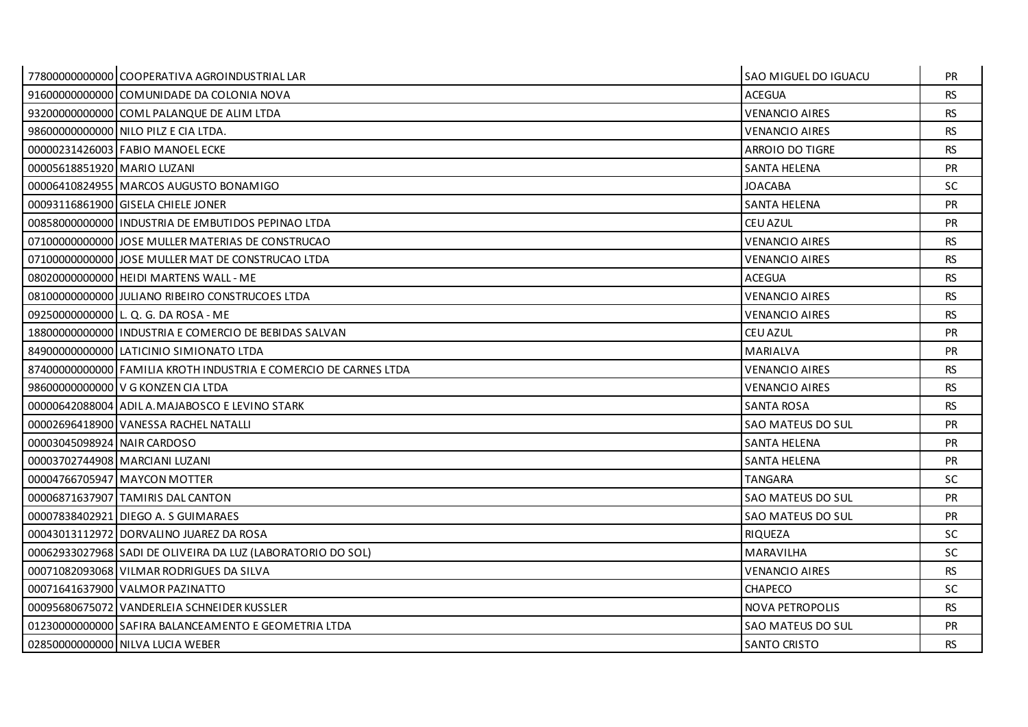| | | | |
|---|---|---|---|
| 77800000000000 | COOPERATIVA AGROINDUSTRIAL LAR | SAO MIGUEL DO IGUACU | PR |
| 91600000000000 | COMUNIDADE DA COLONIA NOVA | ACEGUA | RS |
| 93200000000000 | COML PALANQUE DE ALIM LTDA | VENANCIO AIRES | RS |
| 98600000000000 | NILO PILZ E CIA LTDA. | VENANCIO AIRES | RS |
| 00000231426003 | FABIO MANOEL ECKE | ARROIO DO TIGRE | RS |
| 00005618851920 | MARIO LUZANI | SANTA HELENA | PR |
| 00006410824955 | MARCOS AUGUSTO BONAMIGO | JOACABA | SC |
| 00093116861900 | GISELA CHIELE JONER | SANTA HELENA | PR |
| 00858000000000 | INDUSTRIA DE EMBUTIDOS PEPINAO LTDA | CEU AZUL | PR |
| 07100000000000 | JOSE MULLER MATERIAS DE CONSTRUCAO | VENANCIO AIRES | RS |
| 07100000000000 | JOSE MULLER MAT DE CONSTRUCAO LTDA | VENANCIO AIRES | RS |
| 08020000000000 | HEIDI MARTENS WALL - ME | ACEGUA | RS |
| 08100000000000 | JULIANO RIBEIRO CONSTRUCOES LTDA | VENANCIO AIRES | RS |
| 09250000000000 | L. Q. G. DA ROSA - ME | VENANCIO AIRES | RS |
| 18800000000000 | INDUSTRIA E COMERCIO DE BEBIDAS SALVAN | CEU AZUL | PR |
| 84900000000000 | LATICINIO SIMIONATO LTDA | MARIALVA | PR |
| 87400000000000 | FAMILIA KROTH INDUSTRIA E COMERCIO DE CARNES LTDA | VENANCIO AIRES | RS |
| 98600000000000 | V G KONZEN CIA LTDA | VENANCIO AIRES | RS |
| 00000642088004 | ADIL A.MAJABOSCO E LEVINO STARK | SANTA ROSA | RS |
| 00002696418900 | VANESSA RACHEL NATALLI | SAO MATEUS DO SUL | PR |
| 00003045098924 | NAIR CARDOSO | SANTA HELENA | PR |
| 00003702744908 | MARCIANI LUZANI | SANTA HELENA | PR |
| 00004766705947 | MAYCON MOTTER | TANGARA | SC |
| 00006871637907 | TAMIRIS DAL CANTON | SAO MATEUS DO SUL | PR |
| 00007838402921 | DIEGO A. S GUIMARAES | SAO MATEUS DO SUL | PR |
| 00043013112972 | DORVALINO JUAREZ DA ROSA | RIQUEZA | SC |
| 00062933027968 | SADI DE OLIVEIRA DA LUZ (LABORATORIO DO SOL) | MARAVILHA | SC |
| 00071082093068 | VILMAR RODRIGUES DA SILVA | VENANCIO AIRES | RS |
| 00071641637900 | VALMOR PAZINATTO | CHAPECO | SC |
| 00095680675072 | VANDERLEIA SCHNEIDER KUSSLER | NOVA PETROPOLIS | RS |
| 01230000000000 | SAFIRA BALANCEAMENTO E GEOMETRIA LTDA | SAO MATEUS DO SUL | PR |
| 02850000000000 | NILVA LUCIA WEBER | SANTO CRISTO | RS |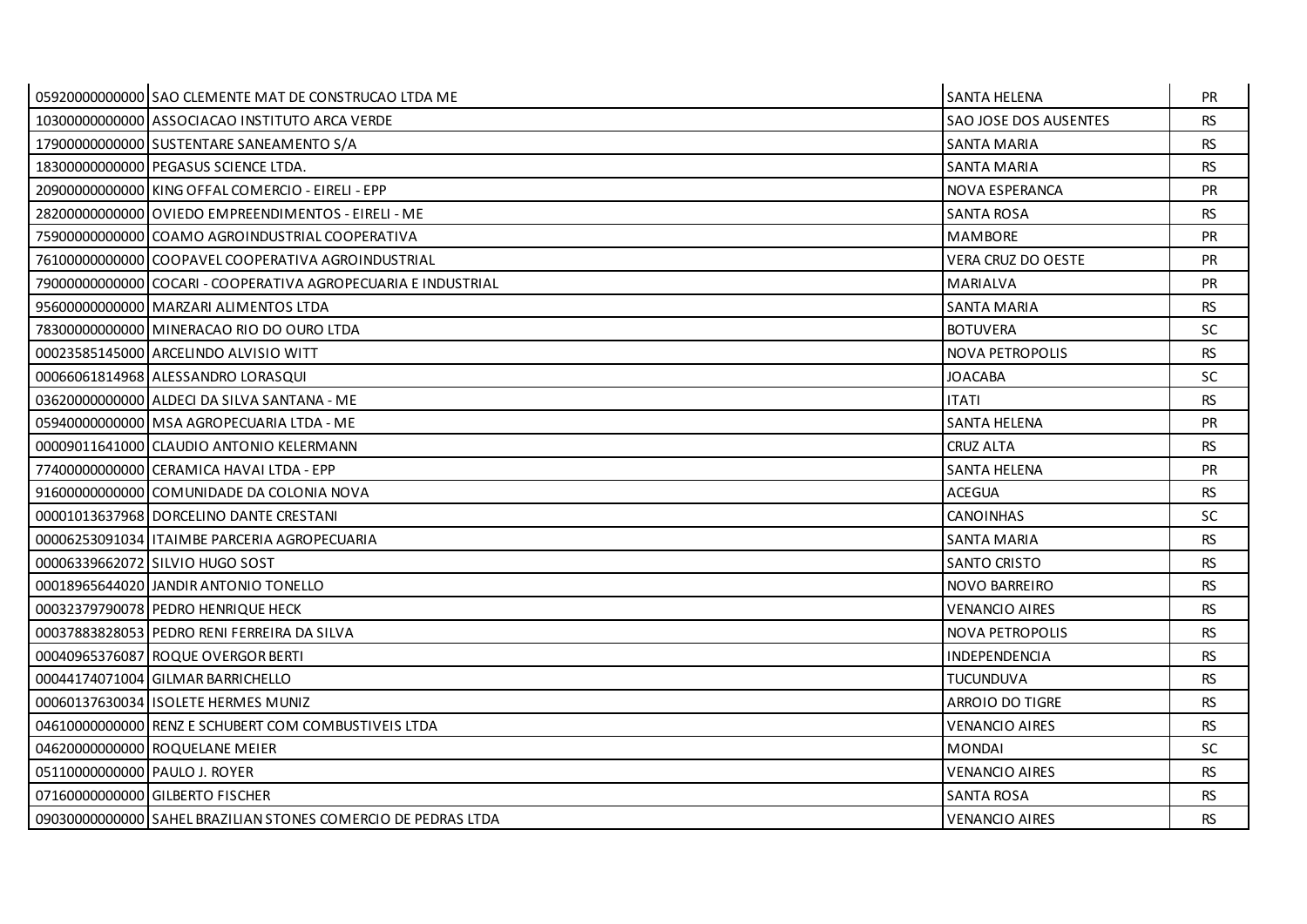| | | | |
|---|---|---|---|
| 05920000000000 | SAO CLEMENTE MAT DE CONSTRUCAO LTDA ME | SANTA HELENA | PR |
| 10300000000000 | ASSOCIACAO INSTITUTO ARCA VERDE | SAO JOSE DOS AUSENTES | RS |
| 17900000000000 | SUSTENTARE SANEAMENTO S/A | SANTA MARIA | RS |
| 18300000000000 | PEGASUS SCIENCE LTDA. | SANTA MARIA | RS |
| 20900000000000 | KING OFFAL COMERCIO - EIRELI - EPP | NOVA ESPERANCA | PR |
| 28200000000000 | OVIEDO EMPREENDIMENTOS - EIRELI - ME | SANTA ROSA | RS |
| 75900000000000 | COAMO AGROINDUSTRIAL COOPERATIVA | MAMBORE | PR |
| 76100000000000 | COOPAVEL COOPERATIVA AGROINDUSTRIAL | VERA CRUZ DO OESTE | PR |
| 79000000000000 | COCARI - COOPERATIVA AGROPECUARIA E INDUSTRIAL | MARIALVA | PR |
| 95600000000000 | MARZARI ALIMENTOS LTDA | SANTA MARIA | RS |
| 78300000000000 | MINERACAO RIO DO OURO LTDA | BOTUVERA | SC |
| 00023585145000 | ARCELINDO ALVISIO WITT | NOVA PETROPOLIS | RS |
| 00066061814968 | ALESSANDRO LORASQUI | JOACABA | SC |
| 03620000000000 | ALDECI DA SILVA SANTANA - ME | ITATI | RS |
| 05940000000000 | MSA AGROPECUARIA LTDA - ME | SANTA HELENA | PR |
| 00009011641000 | CLAUDIO ANTONIO KELERMANN | CRUZ ALTA | RS |
| 77400000000000 | CERAMICA HAVAI LTDA - EPP | SANTA HELENA | PR |
| 91600000000000 | COMUNIDADE DA COLONIA NOVA | ACEGUA | RS |
| 00001013637968 | DORCELINO DANTE CRESTANI | CANOINHAS | SC |
| 00006253091034 | ITAIMBE PARCERIA AGROPECUARIA | SANTA MARIA | RS |
| 00006339662072 | SILVIO HUGO SOST | SANTO CRISTO | RS |
| 00018965644020 | JANDIR ANTONIO TONELLO | NOVO BARREIRO | RS |
| 00032379790078 | PEDRO HENRIQUE HECK | VENANCIO AIRES | RS |
| 00037883828053 | PEDRO RENI FERREIRA DA SILVA | NOVA PETROPOLIS | RS |
| 00040965376087 | ROQUE OVERGOR BERTI | INDEPENDENCIA | RS |
| 00044174071004 | GILMAR BARRICHELLO | TUCUNDUVA | RS |
| 00060137630034 | ISOLETE HERMES MUNIZ | ARROIO DO TIGRE | RS |
| 04610000000000 | RENZ E SCHUBERT COM COMBUSTIVEIS LTDA | VENANCIO AIRES | RS |
| 04620000000000 | ROQUELANE MEIER | MONDAI | SC |
| 05110000000000 | PAULO J. ROYER | VENANCIO AIRES | RS |
| 07160000000000 | GILBERTO FISCHER | SANTA ROSA | RS |
| 09030000000000 | SAHEL BRAZILIAN STONES COMERCIO DE PEDRAS LTDA | VENANCIO AIRES | RS |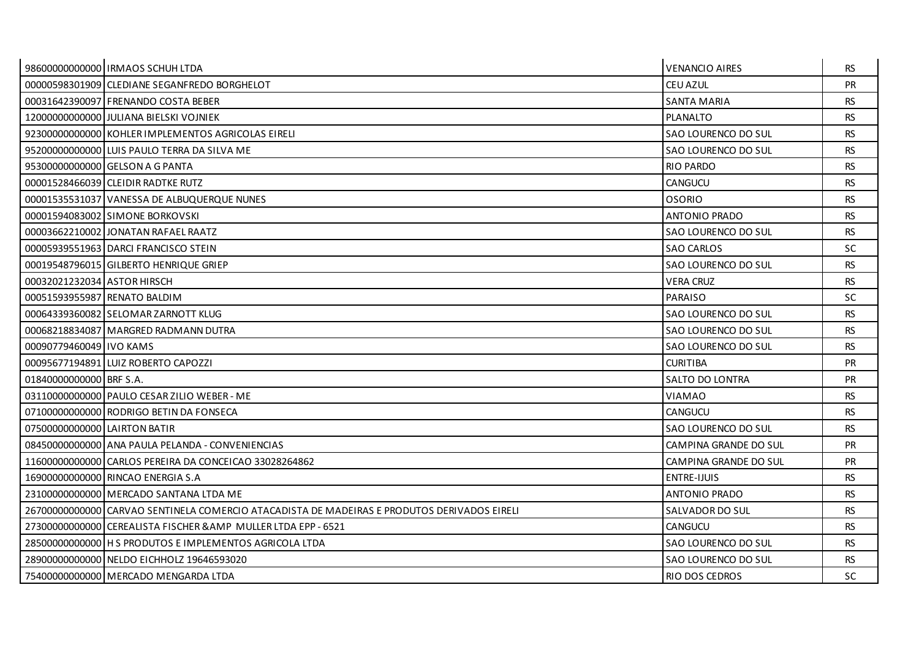| | | | |
|---|---|---|---|
| 98600000000000 | IRMAOS SCHUH LTDA | VENANCIO AIRES | RS |
| 00000598301909 | CLEDIANE SEGANFREDO BORGHELOT | CEU AZUL | PR |
| 00031642390097 | FRENANDO COSTA BEBER | SANTA MARIA | RS |
| 12000000000000 | JULIANA BIELSKI VOJNIEK | PLANALTO | RS |
| 92300000000000 | KOHLER IMPLEMENTOS AGRICOLAS EIRELI | SAO LOURENCO DO SUL | RS |
| 95200000000000 | LUIS PAULO TERRA DA SILVA ME | SAO LOURENCO DO SUL | RS |
| 95300000000000 | GELSON A G PANTA | RIO PARDO | RS |
| 00001528466039 | CLEIDIR RADTKE RUTZ | CANGUCU | RS |
| 00001535531037 | VANESSA DE ALBUQUERQUE NUNES | OSORIO | RS |
| 00001594083002 | SIMONE BORKOVSKI | ANTONIO PRADO | RS |
| 00003662210002 | JONATAN RAFAEL RAATZ | SAO LOURENCO DO SUL | RS |
| 00005939551963 | DARCI FRANCISCO STEIN | SAO CARLOS | SC |
| 00019548796015 | GILBERTO HENRIQUE GRIEP | SAO LOURENCO DO SUL | RS |
| 00032021232034 | ASTOR HIRSCH | VERA CRUZ | RS |
| 00051593955987 | RENATO BALDIM | PARAISO | SC |
| 00064339360082 | SELOMAR ZARNOTT KLUG | SAO LOURENCO DO SUL | RS |
| 00068218834087 | MARGRED RADMANN DUTRA | SAO LOURENCO DO SUL | RS |
| 00090779460049 | IVO KAMS | SAO LOURENCO DO SUL | RS |
| 00095677194891 | LUIZ ROBERTO CAPOZZI | CURITIBA | PR |
| 01840000000000 | BRF S.A. | SALTO DO LONTRA | PR |
| 03110000000000 | PAULO CESAR ZILIO WEBER - ME | VIAMAO | RS |
| 07100000000000 | RODRIGO BETIN DA FONSECA | CANGUCU | RS |
| 07500000000000 | LAIRTON BATIR | SAO LOURENCO DO SUL | RS |
| 08450000000000 | ANA PAULA PELANDA - CONVENIENCIAS | CAMPINA GRANDE DO SUL | PR |
| 11600000000000 | CARLOS PEREIRA DA CONCEICAO 33028264862 | CAMPINA GRANDE DO SUL | PR |
| 16900000000000 | RINCAO ENERGIA S.A | ENTRE-IJUIS | RS |
| 23100000000000 | MERCADO SANTANA LTDA ME | ANTONIO PRADO | RS |
| 26700000000000 | CARVAO SENTINELA COMERCIO ATACADISTA DE MADEIRAS E PRODUTOS DERIVADOS EIRELI | SALVADOR DO SUL | RS |
| 27300000000000 | CEREALISTA FISCHER &AMP MULLER LTDA EPP - 6521 | CANGUCU | RS |
| 28500000000000 | H S PRODUTOS E IMPLEMENTOS AGRICOLA LTDA | SAO LOURENCO DO SUL | RS |
| 28900000000000 | NELDO EICHHOLZ 19646593020 | SAO LOURENCO DO SUL | RS |
| 75400000000000 | MERCADO MENGARDA LTDA | RIO DOS CEDROS | SC |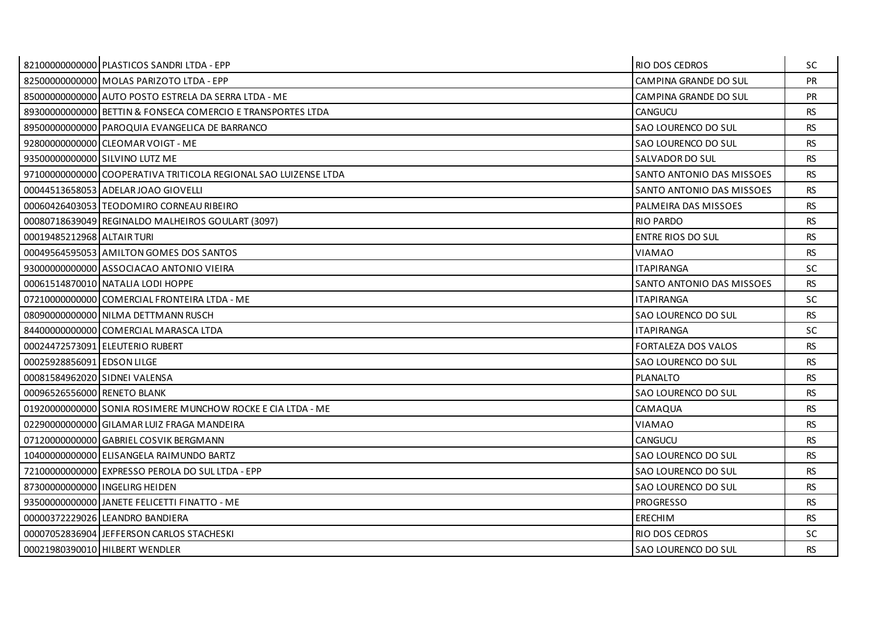| | | | |
|---|---|---|---|
| 82100000000000 | PLASTICOS SANDRI LTDA - EPP | RIO DOS CEDROS | SC |
| 82500000000000 | MOLAS PARIZOTO LTDA - EPP | CAMPINA GRANDE DO SUL | PR |
| 85000000000000 | AUTO POSTO ESTRELA DA SERRA LTDA - ME | CAMPINA GRANDE DO SUL | PR |
| 89300000000000 | BETTIN & FONSECA COMERCIO E TRANSPORTES LTDA | CANGUCU | RS |
| 89500000000000 | PAROQUIA EVANGELICA DE BARRANCO | SAO LOURENCO DO SUL | RS |
| 92800000000000 | CLEOMAR VOIGT - ME | SAO LOURENCO DO SUL | RS |
| 93500000000000 | SILVINO LUTZ ME | SALVADOR DO SUL | RS |
| 97100000000000 | COOPERATIVA TRITICOLA REGIONAL SAO LUIZENSE LTDA | SANTO ANTONIO DAS MISSOES | RS |
| 00044513658053 | ADELAR JOAO GIOVELLI | SANTO ANTONIO DAS MISSOES | RS |
| 00060426403053 | TEODOMIRO CORNEAU RIBEIRO | PALMEIRA DAS MISSOES | RS |
| 00080718639049 | REGINALDO MALHEIROS GOULART (3097) | RIO PARDO | RS |
| 00019485212968 | ALTAIR TURI | ENTRE RIOS DO SUL | RS |
| 00049564595053 | AMILTON GOMES DOS SANTOS | VIAMAO | RS |
| 93000000000000 | ASSOCIACAO ANTONIO VIEIRA | ITAPIRANGA | SC |
| 00061514870010 | NATALIA LODI HOPPE | SANTO ANTONIO DAS MISSOES | RS |
| 07210000000000 | COMERCIAL FRONTEIRA LTDA - ME | ITAPIRANGA | SC |
| 08090000000000 | NILMA DETTMANN RUSCH | SAO LOURENCO DO SUL | RS |
| 84400000000000 | COMERCIAL MARASCA LTDA | ITAPIRANGA | SC |
| 00024472573091 | ELEUTERIO RUBERT | FORTALEZA DOS VALOS | RS |
| 00025928856091 | EDSON LILGE | SAO LOURENCO DO SUL | RS |
| 00081584962020 | SIDNEI VALENSA | PLANALTO | RS |
| 00096526556000 | RENETO BLANK | SAO LOURENCO DO SUL | RS |
| 01920000000000 | SONIA ROSIMERE MUNCHOW ROCKE E CIA LTDA - ME | CAMAQUA | RS |
| 02290000000000 | GILAMAR LUIZ FRAGA MANDEIRA | VIAMAO | RS |
| 07120000000000 | GABRIEL COSVIK BERGMANN | CANGUCU | RS |
| 10400000000000 | ELISANGELA RAIMUNDO BARTZ | SAO LOURENCO DO SUL | RS |
| 72100000000000 | EXPRESSO PEROLA DO SUL LTDA - EPP | SAO LOURENCO DO SUL | RS |
| 87300000000000 | INGELIRG HEIDEN | SAO LOURENCO DO SUL | RS |
| 93500000000000 | JANETE FELICETTI FINATTO - ME | PROGRESSO | RS |
| 00000372229026 | LEANDRO BANDIERA | ERECHIM | RS |
| 00007052836904 | JEFFERSON CARLOS STACHESKI | RIO DOS CEDROS | SC |
| 00021980390010 | HILBERT WENDLER | SAO LOURENCO DO SUL | RS |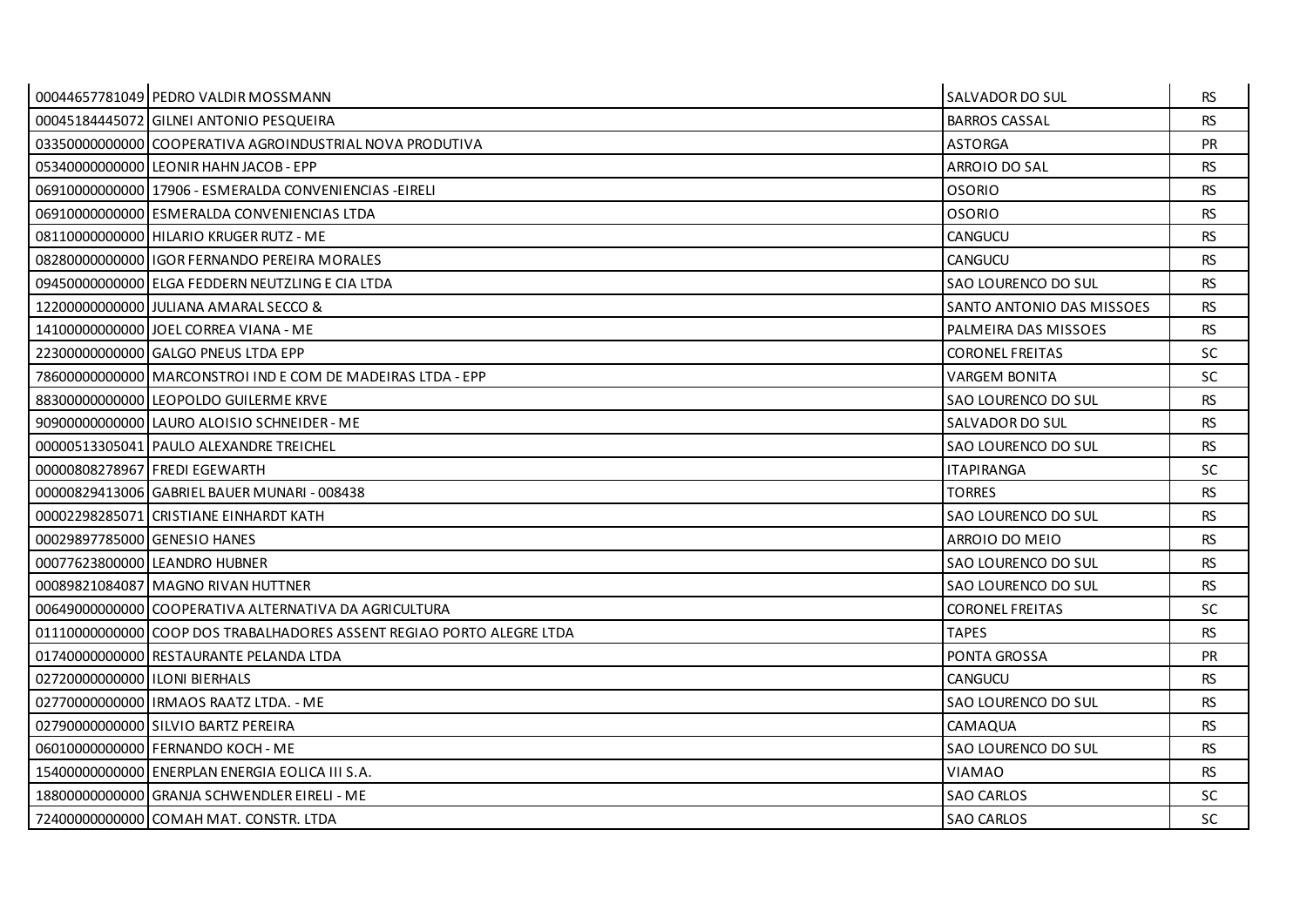| | | | |
|---|---|---|---|
| 00044657781049 | PEDRO VALDIR MOSSMANN | SALVADOR DO SUL | RS |
| 00045184445072 | GILNEI ANTONIO PESQUEIRA | BARROS CASSAL | RS |
| 03350000000000 | COOPERATIVA AGROINDUSTRIAL NOVA PRODUTIVA | ASTORGA | PR |
| 05340000000000 | LEONIR HAHN JACOB - EPP | ARROIO DO SAL | RS |
| 06910000000000 | 17906 - ESMERALDA CONVENIENCIAS -EIRELI | OSORIO | RS |
| 06910000000000 | ESMERALDA CONVENIENCIAS LTDA | OSORIO | RS |
| 08110000000000 | HILARIO KRUGER RUTZ - ME | CANGUCU | RS |
| 08280000000000 | IGOR FERNANDO PEREIRA MORALES | CANGUCU | RS |
| 09450000000000 | ELGA FEDDERN NEUTZLING E CIA LTDA | SAO LOURENCO DO SUL | RS |
| 12200000000000 | JULIANA AMARAL SECCO & | SANTO ANTONIO DAS MISSOES | RS |
| 14100000000000 | JOEL CORREA VIANA - ME | PALMEIRA DAS MISSOES | RS |
| 22300000000000 | GALGO PNEUS LTDA EPP | CORONEL FREITAS | SC |
| 78600000000000 | MARCONSTROI IND E COM DE MADEIRAS LTDA - EPP | VARGEM BONITA | SC |
| 88300000000000 | LEOPOLDO GUILERME KRVE | SAO LOURENCO DO SUL | RS |
| 90900000000000 | LAURO ALOISIO SCHNEIDER - ME | SALVADOR DO SUL | RS |
| 00000513305041 | PAULO ALEXANDRE TREICHEL | SAO LOURENCO DO SUL | RS |
| 00000808278967 | FREDI EGEWARTH | ITAPIRANGA | SC |
| 00000829413006 | GABRIEL BAUER MUNARI - 008438 | TORRES | RS |
| 00002298285071 | CRISTIANE EINHARDT KATH | SAO LOURENCO DO SUL | RS |
| 00029897785000 | GENESIO HANES | ARROIO DO MEIO | RS |
| 00077623800000 | LEANDRO HUBNER | SAO LOURENCO DO SUL | RS |
| 00089821084087 | MAGNO RIVAN HUTTNER | SAO LOURENCO DO SUL | RS |
| 00649000000000 | COOPERATIVA ALTERNATIVA DA AGRICULTURA | CORONEL FREITAS | SC |
| 01110000000000 | COOP DOS TRABALHADORES ASSENT REGIAO PORTO ALEGRE LTDA | TAPES | RS |
| 01740000000000 | RESTAURANTE PELANDA LTDA | PONTA GROSSA | PR |
| 02720000000000 | ILONI BIERHALS | CANGUCU | RS |
| 02770000000000 | IRMAOS RAATZ LTDA. - ME | SAO LOURENCO DO SUL | RS |
| 02790000000000 | SILVIO BARTZ PEREIRA | CAMAQUA | RS |
| 06010000000000 | FERNANDO KOCH - ME | SAO LOURENCO DO SUL | RS |
| 15400000000000 | ENERPLAN ENERGIA EOLICA III S.A. | VIAMAO | RS |
| 18800000000000 | GRANJA SCHWENDLER EIRELI - ME | SAO CARLOS | SC |
| 72400000000000 | COMAH MAT. CONSTR. LTDA | SAO CARLOS | SC |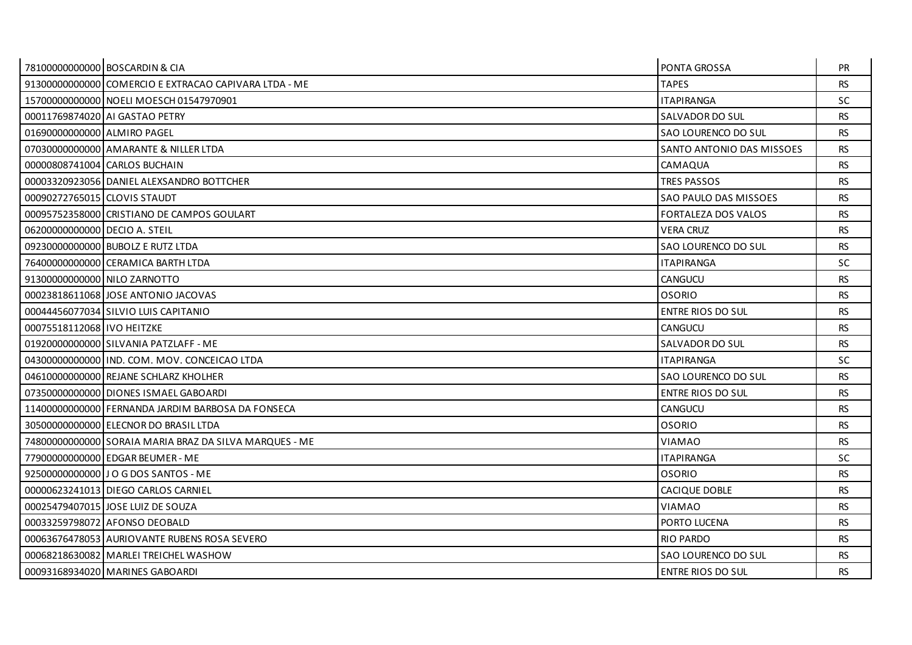| | | | |
|---|---|---|---|
| 78100000000000 | BOSCARDIN & CIA | PONTA GROSSA | PR |
| 91300000000000 | COMERCIO E EXTRACAO CAPIVARA LTDA - ME | TAPES | RS |
| 15700000000000 | NOELI MOESCH 01547970901 | ITAPIRANGA | SC |
| 00011769874020 | AI GASTAO PETRY | SALVADOR DO SUL | RS |
| 01690000000000 | ALMIRO PAGEL | SAO LOURENCO DO SUL | RS |
| 07030000000000 | AMARANTE & NILLER LTDA | SANTO ANTONIO DAS MISSOES | RS |
| 00000808741004 | CARLOS BUCHAIN | CAMAQUA | RS |
| 00003320923056 | DANIEL ALEXSANDRO BOTTCHER | TRES PASSOS | RS |
| 00090272765015 | CLOVIS STAUDT | SAO PAULO DAS MISSOES | RS |
| 00095752358000 | CRISTIANO DE CAMPOS GOULART | FORTALEZA DOS VALOS | RS |
| 06200000000000 | DECIO A. STEIL | VERA CRUZ | RS |
| 09230000000000 | BUBOLZ E RUTZ LTDA | SAO LOURENCO DO SUL | RS |
| 76400000000000 | CERAMICA BARTH LTDA | ITAPIRANGA | SC |
| 91300000000000 | NILO ZARNOTTO | CANGUCU | RS |
| 00023818611068 | JOSE ANTONIO JACOVAS | OSORIO | RS |
| 00044456077034 | SILVIO LUIS CAPITANIO | ENTRE RIOS DO SUL | RS |
| 00075518112068 | IVO HEITZKE | CANGUCU | RS |
| 01920000000000 | SILVANIA PATZLAFF - ME | SALVADOR DO SUL | RS |
| 04300000000000 | IND. COM. MOV. CONCEICAO LTDA | ITAPIRANGA | SC |
| 04610000000000 | REJANE SCHLARZ KHOLHER | SAO LOURENCO DO SUL | RS |
| 07350000000000 | DIONES ISMAEL GABOARDI | ENTRE RIOS DO SUL | RS |
| 11400000000000 | FERNANDA JARDIM BARBOSA DA FONSECA | CANGUCU | RS |
| 30500000000000 | ELECNOR DO BRASIL LTDA | OSORIO | RS |
| 74800000000000 | SORAIA MARIA BRAZ DA SILVA MARQUES - ME | VIAMAO | RS |
| 77900000000000 | EDGAR BEUMER - ME | ITAPIRANGA | SC |
| 92500000000000 | J O G DOS SANTOS - ME | OSORIO | RS |
| 00000623241013 | DIEGO CARLOS CARNIEL | CACIQUE DOBLE | RS |
| 00025479407015 | JOSE LUIZ DE SOUZA | VIAMAO | RS |
| 00033259798072 | AFONSO DEOBALD | PORTO LUCENA | RS |
| 00063676478053 | AURIOVANTE RUBENS ROSA SEVERO | RIO PARDO | RS |
| 00068218630082 | MARLEI TREICHEL WASHOW | SAO LOURENCO DO SUL | RS |
| 00093168934020 | MARINES GABOARDI | ENTRE RIOS DO SUL | RS |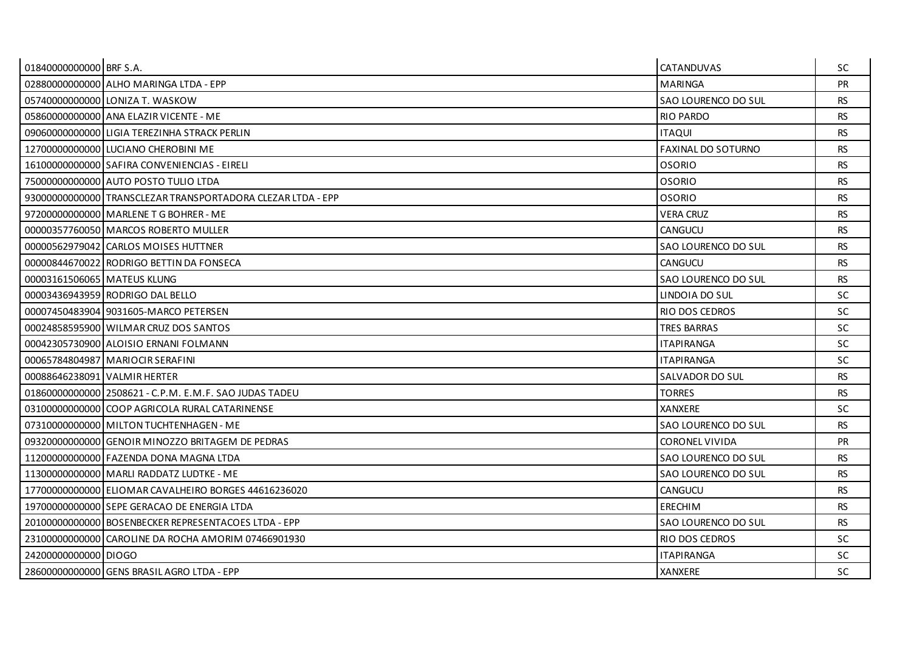| | | | |
|---|---|---|---|
| 01840000000000 | BRF S.A. | CATANDUVAS | SC |
| 02880000000000 | ALHO MARINGA LTDA - EPP | MARINGA | PR |
| 05740000000000 | LONIZA T. WASKOW | SAO LOURENCO DO SUL | RS |
| 05860000000000 | ANA ELAZIR VICENTE - ME | RIO PARDO | RS |
| 09060000000000 | LIGIA TEREZINHA STRACK PERLIN | ITAQUI | RS |
| 12700000000000 | LUCIANO CHEROBINI ME | FAXINAL DO SOTURNO | RS |
| 16100000000000 | SAFIRA CONVENIENCIAS - EIRELI | OSORIO | RS |
| 75000000000000 | AUTO POSTO TULIO LTDA | OSORIO | RS |
| 93000000000000 | TRANSCLEZAR TRANSPORTADORA CLEZAR LTDA - EPP | OSORIO | RS |
| 97200000000000 | MARLENE T G BOHRER - ME | VERA CRUZ | RS |
| 00000357760050 | MARCOS ROBERTO MULLER | CANGUCU | RS |
| 00000562979042 | CARLOS MOISES HUTTNER | SAO LOURENCO DO SUL | RS |
| 00000844670022 | RODRIGO BETTIN DA FONSECA | CANGUCU | RS |
| 00003161506065 | MATEUS KLUNG | SAO LOURENCO DO SUL | RS |
| 00003436943959 | RODRIGO DAL BELLO | LINDOIA DO SUL | SC |
| 00007450483904 | 9031605-MARCO PETERSEN | RIO DOS CEDROS | SC |
| 00024858595900 | WILMAR CRUZ DOS SANTOS | TRES BARRAS | SC |
| 00042305730900 | ALOISIO ERNANI FOLMANN | ITAPIRANGA | SC |
| 00065784804987 | MARIOCIR SERAFINI | ITAPIRANGA | SC |
| 00088646238091 | VALMIR HERTER | SALVADOR DO SUL | RS |
| 01860000000000 | 2508621 - C.P.M. E.M.F. SAO JUDAS TADEU | TORRES | RS |
| 03100000000000 | COOP AGRICOLA RURAL CATARINENSE | XANXERE | SC |
| 07310000000000 | MILTON TUCHTENHAGEN - ME | SAO LOURENCO DO SUL | RS |
| 09320000000000 | GENOIR MINOZZO BRITAGEM DE PEDRAS | CORONEL VIVIDA | PR |
| 11200000000000 | FAZENDA DONA MAGNA LTDA | SAO LOURENCO DO SUL | RS |
| 11300000000000 | MARLI RADDATZ LUDTKE - ME | SAO LOURENCO DO SUL | RS |
| 17700000000000 | ELIOMAR CAVALHEIRO BORGES 44616236020 | CANGUCU | RS |
| 19700000000000 | SEPE GERACAO DE ENERGIA LTDA | ERECHIM | RS |
| 20100000000000 | BOSENBECKER REPRESENTACOES LTDA - EPP | SAO LOURENCO DO SUL | RS |
| 23100000000000 | CAROLINE DA ROCHA AMORIM 07466901930 | RIO DOS CEDROS | SC |
| 24200000000000 | DIOGO | ITAPIRANGA | SC |
| 28600000000000 | GENS BRASIL AGRO LTDA - EPP | XANXERE | SC |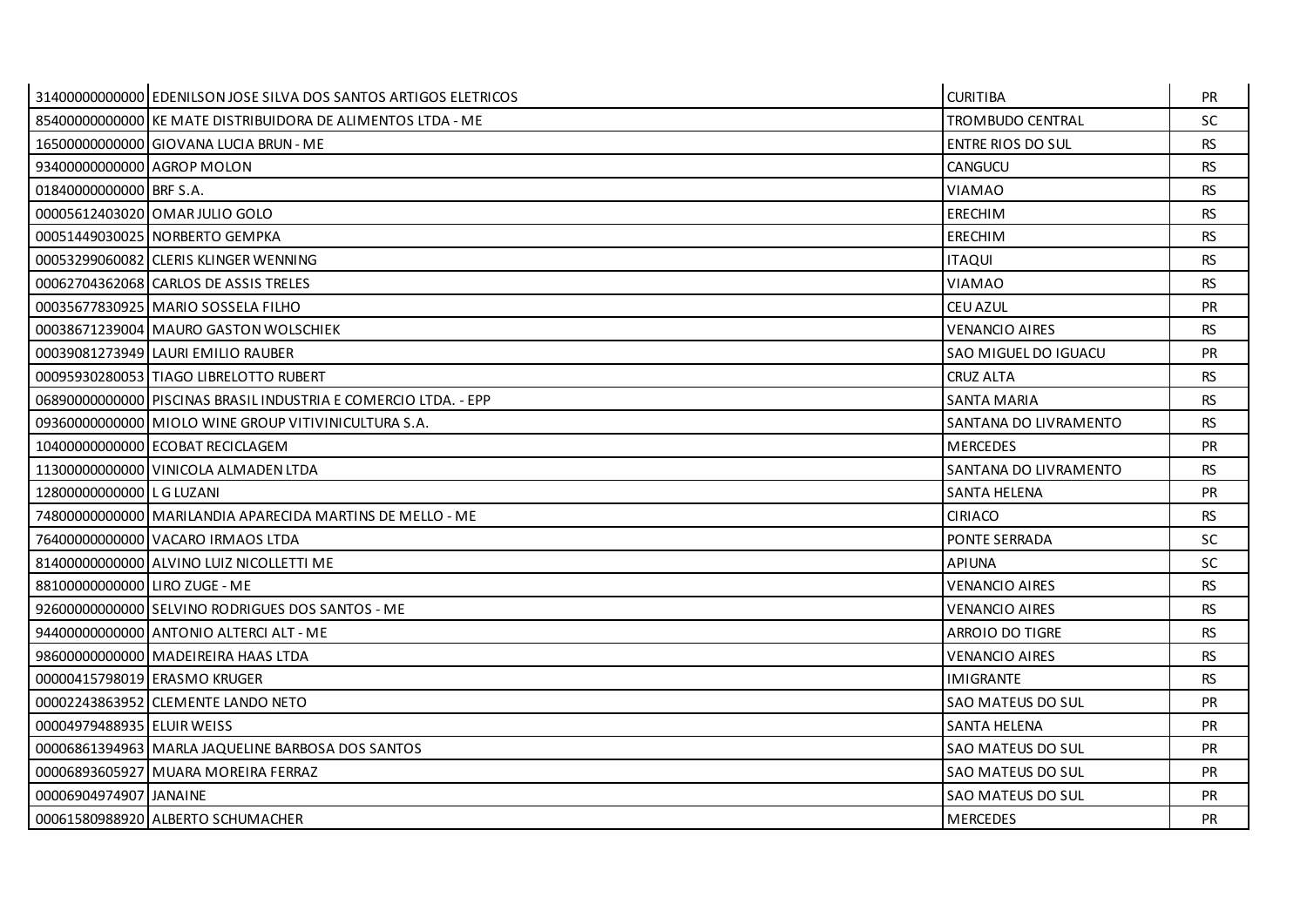| | | | |
|---|---|---|---|
| 31400000000000 | EDENILSON JOSE SILVA DOS SANTOS ARTIGOS ELETRICOS | CURITIBA | PR |
| 85400000000000 | KE MATE DISTRIBUIDORA DE ALIMENTOS LTDA - ME | TROMBUDO CENTRAL | SC |
| 16500000000000 | GIOVANA LUCIA BRUN - ME | ENTRE RIOS DO SUL | RS |
| 93400000000000 | AGROP MOLON | CANGUCU | RS |
| 01840000000000 | BRF S.A. | VIAMAO | RS |
| 00005612403020 | OMAR JULIO GOLO | ERECHIM | RS |
| 00051449030025 | NORBERTO GEMPKA | ERECHIM | RS |
| 00053299060082 | CLERIS KLINGER WENNING | ITAQUI | RS |
| 00062704362068 | CARLOS DE ASSIS TRELES | VIAMAO | RS |
| 00035677830925 | MARIO SOSSELA FILHO | CEU AZUL | PR |
| 00038671239004 | MAURO GASTON WOLSCHIEK | VENANCIO AIRES | RS |
| 00039081273949 | LAURI EMILIO RAUBER | SAO MIGUEL DO IGUACU | PR |
| 00095930280053 | TIAGO LIBRELOTTO RUBERT | CRUZ ALTA | RS |
| 06890000000000 | PISCINAS BRASIL INDUSTRIA E COMERCIO LTDA. - EPP | SANTA MARIA | RS |
| 09360000000000 | MIOLO WINE GROUP VITIVINICULTURA S.A. | SANTANA DO LIVRAMENTO | RS |
| 10400000000000 | ECOBAT RECICLAGEM | MERCEDES | PR |
| 11300000000000 | VINICOLA ALMADEN LTDA | SANTANA DO LIVRAMENTO | RS |
| 12800000000000 | L G LUZANI | SANTA HELENA | PR |
| 74800000000000 | MARILANDIA APARECIDA MARTINS DE MELLO - ME | CIRIACO | RS |
| 76400000000000 | VACARO IRMAOS LTDA | PONTE SERRADA | SC |
| 81400000000000 | ALVINO LUIZ NICOLETTI ME | APIUNA | SC |
| 88100000000000 | LIRO ZUGE - ME | VENANCIO AIRES | RS |
| 92600000000000 | SELVINO RODRIGUES DOS SANTOS - ME | VENANCIO AIRES | RS |
| 94400000000000 | ANTONIO ALTERCI ALT - ME | ARROIO DO TIGRE | RS |
| 98600000000000 | MADEIREIRA HAAS LTDA | VENANCIO AIRES | RS |
| 00000415798019 | ERASMO KRUGER | IMIGRANTE | RS |
| 00002243863952 | CLEMENTE LANDO NETO | SAO MATEUS DO SUL | PR |
| 00004979488935 | ELUIR WEISS | SANTA HELENA | PR |
| 00006861394963 | MARLA JAQUELINE BARBOSA DOS SANTOS | SAO MATEUS DO SUL | PR |
| 00006893605927 | MUARA MOREIRA FERRAZ | SAO MATEUS DO SUL | PR |
| 00006904974907 | JANAINE | SAO MATEUS DO SUL | PR |
| 00061580988920 | ALBERTO SCHUMACHER | MERCEDES | PR |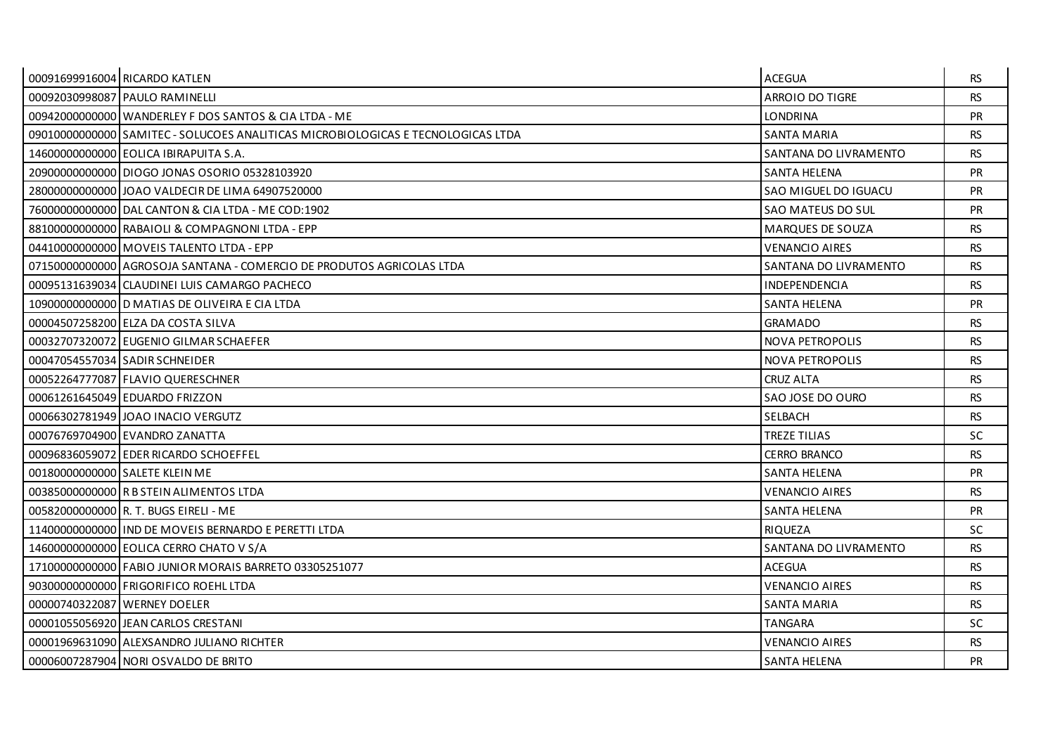| | | | |
|---|---|---|---|
| 00091699916004 | RICARDO KATLEN | ACEGUA | RS |
| 00092030998087 | PAULO RAMINELLI | ARROIO DO TIGRE | RS |
| 00942000000000 | WANDERLEY F DOS SANTOS & CIA LTDA - ME | LONDRINA | PR |
| 09010000000000 | SAMITEC - SOLUCOES ANALITICAS MICROBIOLOGICAS E TECNOLOGICAS LTDA | SANTA MARIA | RS |
| 14600000000000 | EOLICA IBIRAPUITA S.A. | SANTANA DO LIVRAMENTO | RS |
| 20900000000000 | DIOGO JONAS OSORIO 05328103920 | SANTA HELENA | PR |
| 28000000000000 | JOAO VALDECIR DE LIMA 64907520000 | SAO MIGUEL DO IGUACU | PR |
| 76000000000000 | DAL CANTON & CIA LTDA - ME COD:1902 | SAO MATEUS DO SUL | PR |
| 88100000000000 | RABAIOLI & COMPAGNONI LTDA - EPP | MARQUES DE SOUZA | RS |
| 04410000000000 | MOVEIS TALENTO LTDA - EPP | VENANCIO AIRES | RS |
| 07150000000000 | AGROSOJA SANTANA - COMERCIO DE PRODUTOS AGRICOLAS LTDA | SANTANA DO LIVRAMENTO | RS |
| 00095131639034 | CLAUDINEI LUIS CAMARGO PACHECO | INDEPENDENCIA | RS |
| 10900000000000 | D MATIAS DE OLIVEIRA E CIA LTDA | SANTA HELENA | PR |
| 00004507258200 | ELZA DA COSTA SILVA | GRAMADO | RS |
| 00032707320072 | EUGENIO GILMAR SCHAEFER | NOVA PETROPOLIS | RS |
| 00047054557034 | SADIR SCHNEIDER | NOVA PETROPOLIS | RS |
| 00052264777087 | FLAVIO QUERESCHNER | CRUZ ALTA | RS |
| 00061261645049 | EDUARDO FRIZZON | SAO JOSE DO OURO | RS |
| 00066302781949 | JOAO INACIO VERGUTZ | SELBACH | RS |
| 00076769704900 | EVANDRO ZANATTA | TREZE TILIAS | SC |
| 00096836059072 | EDER RICARDO SCHOEFFEL | CERRO BRANCO | RS |
| 00180000000000 | SALETE KLEIN ME | SANTA HELENA | PR |
| 00385000000000 | R B STEIN ALIMENTOS LTDA | VENANCIO AIRES | RS |
| 00582000000000 | R. T. BUGS EIRELI - ME | SANTA HELENA | PR |
| 11400000000000 | IND DE MOVEIS BERNARDO E PERETTI LTDA | RIQUEZA | SC |
| 14600000000000 | EOLICA CERRO CHATO V S/A | SANTANA DO LIVRAMENTO | RS |
| 17100000000000 | FABIO JUNIOR MORAIS BARRETO 03305251077 | ACEGUA | RS |
| 90300000000000 | FRIGORIFICO ROEHL LTDA | VENANCIO AIRES | RS |
| 00000740322087 | WERNEY DOELER | SANTA MARIA | RS |
| 00001055056920 | JEAN CARLOS CRESTANI | TANGARA | SC |
| 00001969631090 | ALEXSANDRO JULIANO RICHTER | VENANCIO AIRES | RS |
| 00006007287904 | NORI OSVALDO DE BRITO | SANTA HELENA | PR |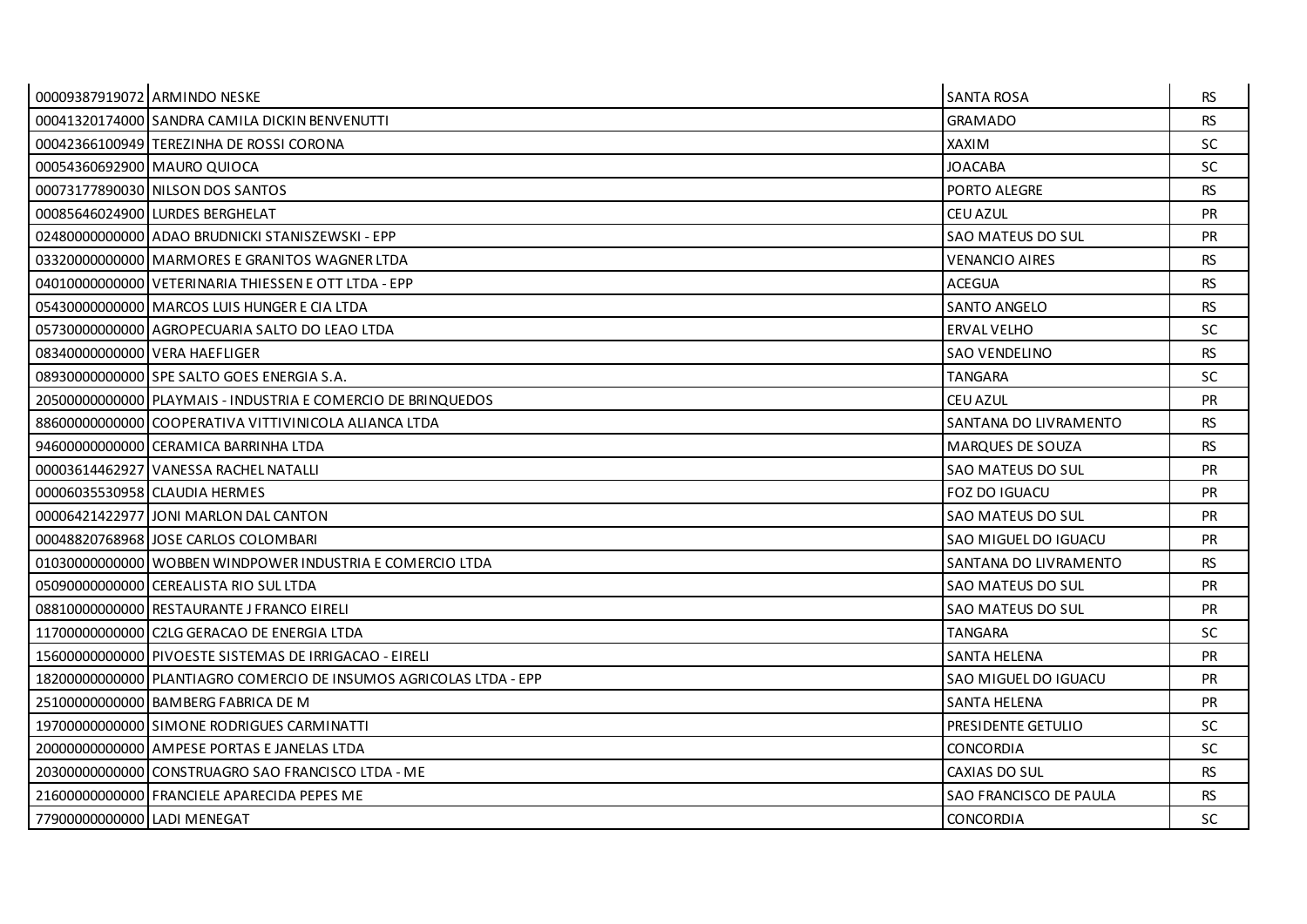| | | | |
|---|---|---|---|
| 00009387919072 | ARMINDO NESKE | SANTA ROSA | RS |
| 00041320174000 | SANDRA CAMILA DICKIN BENVENUTTI | GRAMADO | RS |
| 00042366100949 | TEREZINHA DE ROSSI CORONA | XAXIM | SC |
| 00054360692900 | MAURO QUIOCA | JOACABA | SC |
| 00073177890030 | NILSON DOS SANTOS | PORTO ALEGRE | RS |
| 00085646024900 | LURDES BERGHELAT | CEU AZUL | PR |
| 02480000000000 | ADAO BRUDNICKI STANISZEWSKI - EPP | SAO MATEUS DO SUL | PR |
| 03320000000000 | MARMORES E GRANITOS WAGNER LTDA | VENANCIO AIRES | RS |
| 04010000000000 | VETERINARIA THIESSEN E OTT LTDA - EPP | ACEGUA | RS |
| 05430000000000 | MARCOS LUIS HUNGER E CIA LTDA | SANTO ANGELO | RS |
| 05730000000000 | AGROPECUARIA SALTO DO LEAO LTDA | ERVAL VELHO | SC |
| 08340000000000 | VERA HAEFLIGER | SAO VENDELINO | RS |
| 08930000000000 | SPE SALTO GOES ENERGIA S.A. | TANGARA | SC |
| 20500000000000 | PLAYMAIS - INDUSTRIA E COMERCIO DE BRINQUEDOS | CEU AZUL | PR |
| 88600000000000 | COOPERATIVA VITTIVINICOLA ALIANCA LTDA | SANTANA DO LIVRAMENTO | RS |
| 94600000000000 | CERAMICA BARRINHA LTDA | MARQUES DE SOUZA | RS |
| 00003614462927 | VANESSA RACHEL NATALLI | SAO MATEUS DO SUL | PR |
| 00006035530958 | CLAUDIA HERMES | FOZ DO IGUACU | PR |
| 00006421422977 | JONI MARLON DAL CANTON | SAO MATEUS DO SUL | PR |
| 00048820768968 | JOSE CARLOS COLOMBARI | SAO MIGUEL DO IGUACU | PR |
| 01030000000000 | WOBBEN WINDPOWER INDUSTRIA E COMERCIO LTDA | SANTANA DO LIVRAMENTO | RS |
| 05090000000000 | CEREALISTA RIO SUL LTDA | SAO MATEUS DO SUL | PR |
| 08810000000000 | RESTAURANTE J FRANCO EIRELI | SAO MATEUS DO SUL | PR |
| 11700000000000 | C2LG GERACAO DE ENERGIA LTDA | TANGARA | SC |
| 15600000000000 | PIVOESTE SISTEMAS DE IRRIGACAO - EIRELI | SANTA HELENA | PR |
| 18200000000000 | PLANTIAGRO COMERCIO DE INSUMOS AGRICOLAS LTDA - EPP | SAO MIGUEL DO IGUACU | PR |
| 25100000000000 | BAMBERG FABRICA DE M | SANTA HELENA | PR |
| 19700000000000 | SIMONE RODRIGUES CARMINATTI | PRESIDENTE GETULIO | SC |
| 20000000000000 | AMPESE PORTAS E JANELAS LTDA | CONCORDIA | SC |
| 20300000000000 | CONSTRUAGRO SAO FRANCISCO LTDA - ME | CAXIAS DO SUL | RS |
| 21600000000000 | FRANCIELE APARECIDA PEPES ME | SAO FRANCISCO DE PAULA | RS |
| 77900000000000 | LADI MENEGAT | CONCORDIA | SC |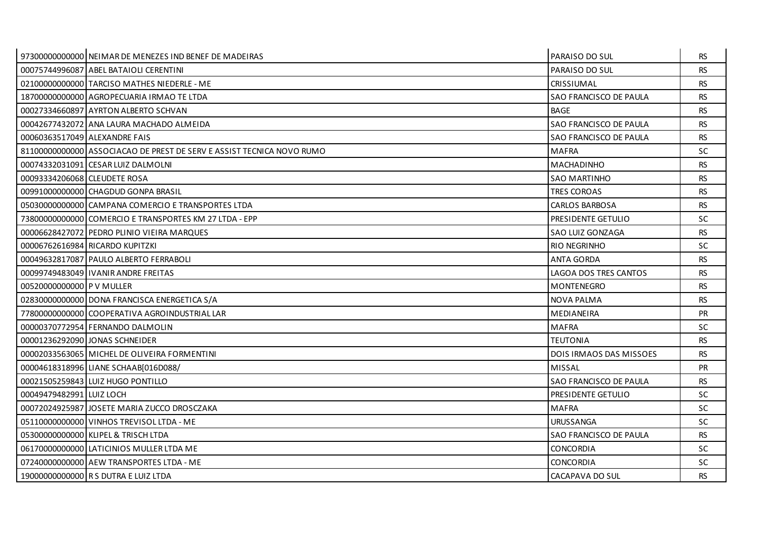| | | | |
|---|---|---|---|
| 97300000000000 | NEIMAR DE MENEZES IND BENEF DE MADEIRAS | PARAISO DO SUL | RS |
| 00075744996087 | ABEL BATAIOLI CERENTINI | PARAISO DO SUL | RS |
| 02100000000000 | TARCISO MATHES NIEDERLE - ME | CRISSIUMAL | RS |
| 18700000000000 | AGROPECUARIA IRMAO TE LTDA | SAO FRANCISCO DE PAULA | RS |
| 00027334660897 | AYRTON ALBERTO SCHVAN | BAGE | RS |
| 00042677432072 | ANA LAURA MACHADO ALMEIDA | SAO FRANCISCO DE PAULA | RS |
| 00060363517049 | ALEXANDRE FAIS | SAO FRANCISCO DE PAULA | RS |
| 81100000000000 | ASSOCIACAO DE PREST DE SERV E ASSIST TECNICA NOVO RUMO | MAFRA | SC |
| 00074332031091 | CESAR LUIZ DALMOLNI | MACHADINHO | RS |
| 00093334206068 | CLEUDETE ROSA | SAO MARTINHO | RS |
| 00991000000000 | CHAGDUD GONPA BRASIL | TRES COROAS | RS |
| 05030000000000 | CAMPANA COMERCIO E TRANSPORTES LTDA | CARLOS BARBOSA | RS |
| 73800000000000 | COMERCIO E TRANSPORTES KM 27 LTDA - EPP | PRESIDENTE GETULIO | SC |
| 00006628427072 | PEDRO PLINIO VIEIRA MARQUES | SAO LUIZ GONZAGA | RS |
| 00006762616984 | RICARDO KUPITZKI | RIO NEGRINHO | SC |
| 00049632817087 | PAULO ALBERTO FERRABOLI | ANTA GORDA | RS |
| 00099749483049 | IVANIR ANDRE FREITAS | LAGOA DOS TRES CANTOS | RS |
| 00520000000000 | P V MULLER | MONTENEGRO | RS |
| 02830000000000 | DONA FRANCISCA ENERGETICA S/A | NOVA PALMA | RS |
| 77800000000000 | COOPERATIVA AGROINDUSTRIAL LAR | MEDIANEIRA | PR |
| 00000370772954 | FERNANDO DALMOLIN | MAFRA | SC |
| 00001236292090 | JONAS SCHNEIDER | TEUTONIA | RS |
| 00002033563065 | MICHEL DE OLIVEIRA FORMENTINI | DOIS IRMAOS DAS MISSOES | RS |
| 00004618318996 | LIANE SCHAAB[016D088/ | MISSAL | PR |
| 00021505259843 | LUIZ HUGO PONTILLO | SAO FRANCISCO DE PAULA | RS |
| 00049479482991 | LUIZ LOCH | PRESIDENTE GETULIO | SC |
| 00072024925987 | JOSETE MARIA ZUCCO DROSCZAKA | MAFRA | SC |
| 05110000000000 | VINHOS TREVISOL LTDA - ME | URUSSANGA | SC |
| 05300000000000 | KLIPEL & TRISCH LTDA | SAO FRANCISCO DE PAULA | RS |
| 06170000000000 | LATICINIOS MULLER LTDA ME | CONCORDIA | SC |
| 07240000000000 | AEW TRANSPORTES LTDA - ME | CONCORDIA | SC |
| 19000000000000 | R S DUTRA E LUIZ LTDA | CACAPAVA DO SUL | RS |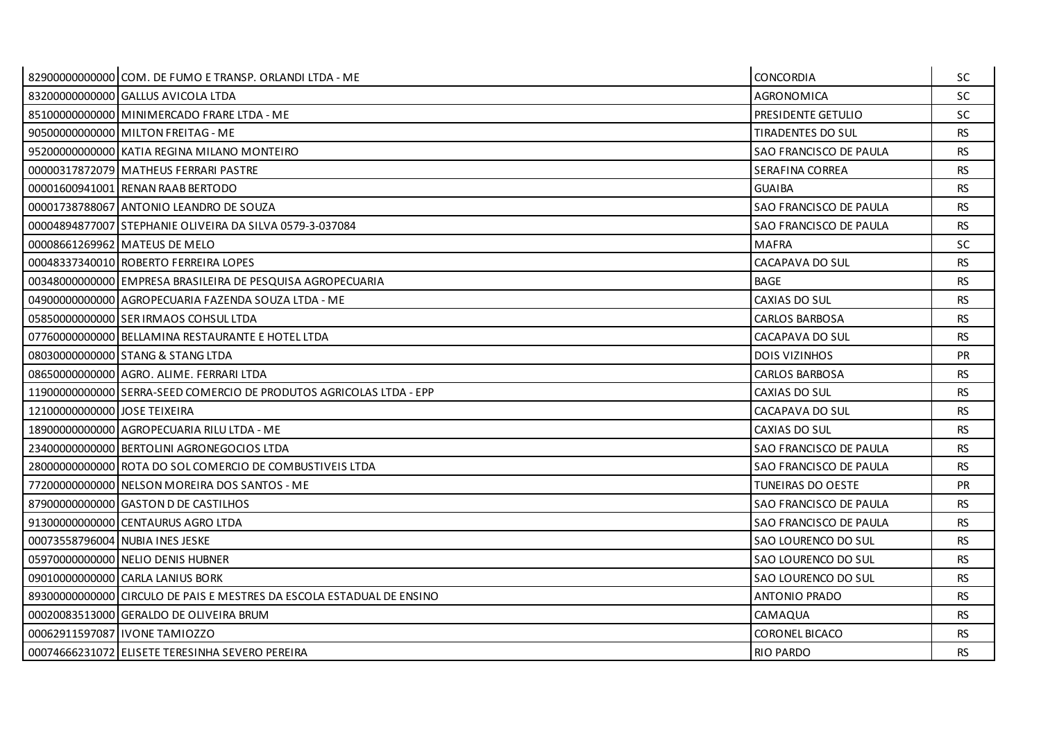| | | | |
|---|---|---|---|
| 82900000000000 | COM. DE FUMO E TRANSP. ORLANDI LTDA - ME | CONCORDIA | SC |
| 83200000000000 | GALLUS AVICOLA LTDA | AGRONOMICA | SC |
| 85100000000000 | MINIMERCADO FRARE LTDA - ME | PRESIDENTE GETULIO | SC |
| 90500000000000 | MILTON FREITAG - ME | TIRADENTES DO SUL | RS |
| 95200000000000 | KATIA REGINA MILANO MONTEIRO | SAO FRANCISCO DE PAULA | RS |
| 00000317872079 | MATHEUS FERRARI PASTRE | SERAFINA CORREA | RS |
| 00001600941001 | RENAN RAAB BERTODO | GUAIBA | RS |
| 00001738788067 | ANTONIO LEANDRO DE SOUZA | SAO FRANCISCO DE PAULA | RS |
| 00004894877007 | STEPHANIE OLIVEIRA DA SILVA 0579-3-037084 | SAO FRANCISCO DE PAULA | RS |
| 00008661269962 | MATEUS DE MELO | MAFRA | SC |
| 00048337340010 | ROBERTO FERREIRA LOPES | CACAPAVA DO SUL | RS |
| 00348000000000 | EMPRESA BRASILEIRA DE PESQUISA AGROPECUARIA | BAGE | RS |
| 04900000000000 | AGROPECUARIA FAZENDA SOUZA LTDA - ME | CAXIAS DO SUL | RS |
| 05850000000000 | SER IRMAOS COHSUL LTDA | CARLOS BARBOSA | RS |
| 07760000000000 | BELLAMINA RESTAURANTE E HOTEL LTDA | CACAPAVA DO SUL | RS |
| 08030000000000 | STANG & STANG LTDA | DOIS VIZINHOS | PR |
| 08650000000000 | AGRO. ALIME. FERRARI LTDA | CARLOS BARBOSA | RS |
| 11900000000000 | SERRA-SEED COMERCIO DE PRODUTOS AGRICOLAS LTDA - EPP | CAXIAS DO SUL | RS |
| 12100000000000 | JOSE TEIXEIRA | CACAPAVA DO SUL | RS |
| 18900000000000 | AGROPECUARIA RILU LTDA - ME | CAXIAS DO SUL | RS |
| 23400000000000 | BERTOLINI AGRONEGOCIOS LTDA | SAO FRANCISCO DE PAULA | RS |
| 28000000000000 | ROTA DO SOL COMERCIO DE COMBUSTIVEIS LTDA | SAO FRANCISCO DE PAULA | RS |
| 77200000000000 | NELSON MOREIRA DOS SANTOS - ME | TUNEIRAS DO OESTE | PR |
| 87900000000000 | GASTON D DE CASTILHOS | SAO FRANCISCO DE PAULA | RS |
| 91300000000000 | CENTAURUS AGRO LTDA | SAO FRANCISCO DE PAULA | RS |
| 00073558796004 | NUBIA INES JESKE | SAO LOURENCO DO SUL | RS |
| 05970000000000 | NELIO DENIS HUBNER | SAO LOURENCO DO SUL | RS |
| 09010000000000 | CARLA LANIUS BORK | SAO LOURENCO DO SUL | RS |
| 89300000000000 | CIRCULO DE PAIS E MESTRES DA ESCOLA ESTADUAL DE ENSINO | ANTONIO PRADO | RS |
| 00020083513000 | GERALDO DE OLIVEIRA BRUM | CAMAQUA | RS |
| 00062911597087 | IVONE TAMIOZZO | CORONEL BICACO | RS |
| 00074666231072 | ELISETE TERESINHA SEVERO PEREIRA | RIO PARDO | RS |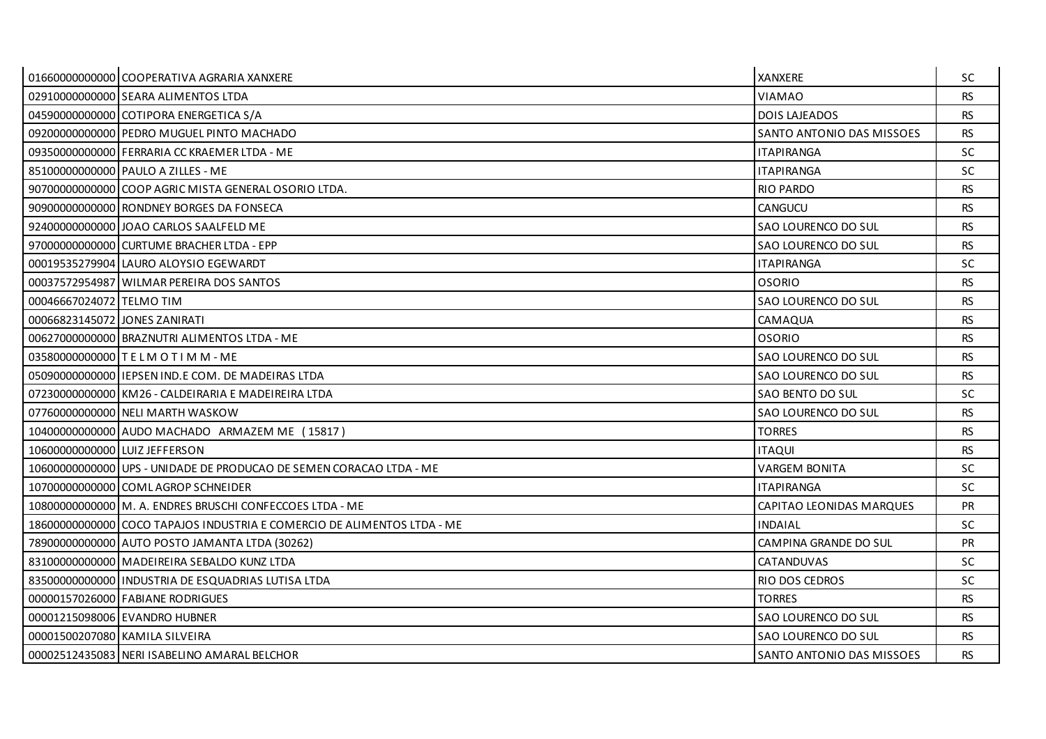| | | | |
|---|---|---|---|
| 01660000000000 | COOPERATIVA AGRARIA XANXERE | XANXERE | SC |
| 02910000000000 | SEARA ALIMENTOS LTDA | VIAMAO | RS |
| 04590000000000 | COTIPORA ENERGETICA S/A | DOIS LAJEADOS | RS |
| 09200000000000 | PEDRO MUGUEL PINTO MACHADO | SANTO ANTONIO DAS MISSOES | RS |
| 09350000000000 | FERRARIA CC KRAEMER LTDA - ME | ITAPIRANGA | SC |
| 85100000000000 | PAULO A ZILLES - ME | ITAPIRANGA | SC |
| 90700000000000 | COOP AGRIC MISTA GENERAL OSORIO LTDA. | RIO PARDO | RS |
| 90900000000000 | RONDNEY BORGES DA FONSECA | CANGUCU | RS |
| 92400000000000 | JOAO CARLOS SAALFELD ME | SAO LOURENCO DO SUL | RS |
| 97000000000000 | CURTUME BRACHER LTDA - EPP | SAO LOURENCO DO SUL | RS |
| 00019535279904 | LAURO ALOYSIO EGEWARDT | ITAPIRANGA | SC |
| 00037572954987 | WILMAR PEREIRA DOS SANTOS | OSORIO | RS |
| 00046667024072 | TELMO TIM | SAO LOURENCO DO SUL | RS |
| 00066823145072 | JONES ZANIRATI | CAMAQUA | RS |
| 00627000000000 | BRAZNUTRI ALIMENTOS LTDA - ME | OSORIO | RS |
| 03580000000000 | T E L M O T I M M - ME | SAO LOURENCO DO SUL | RS |
| 05090000000000 | IEPSEN IND.E COM. DE MADEIRAS LTDA | SAO LOURENCO DO SUL | RS |
| 07230000000000 | KM26 - CALDEIRARIA E MADEIREIRA LTDA | SAO BENTO DO SUL | SC |
| 07760000000000 | NELI MARTH WASKOW | SAO LOURENCO DO SUL | RS |
| 10400000000000 | AUDO MACHADO ARMAZEM ME (15817) | TORRES | RS |
| 10600000000000 | LUIZ JEFFERSON | ITAQUI | RS |
| 10600000000000 | UPS - UNIDADE DE PRODUCAO DE SEMEN CORACAO LTDA - ME | VARGEM BONITA | SC |
| 10700000000000 | COML AGROP SCHNEIDER | ITAPIRANGA | SC |
| 10800000000000 | M. A. ENDRES BRUSCHI CONFECCOES LTDA - ME | CAPITAO LEONIDAS MARQUES | PR |
| 18600000000000 | COCO TAPAJOS INDUSTRIA E COMERCIO DE ALIMENTOS LTDA - ME | INDAIAL | SC |
| 78900000000000 | AUTO POSTO JAMANTA LTDA (30262) | CAMPINA GRANDE DO SUL | PR |
| 83100000000000 | MADEIREIRA SEBALDO KUNZ LTDA | CATANDUVAS | SC |
| 83500000000000 | INDUSTRIA DE ESQUADRIAS LUTISA LTDA | RIO DOS CEDROS | SC |
| 00000157026000 | FABIANE RODRIGUES | TORRES | RS |
| 00001215098006 | EVANDRO HUBNER | SAO LOURENCO DO SUL | RS |
| 00001500207080 | KAMILA SILVEIRA | SAO LOURENCO DO SUL | RS |
| 00002512435083 | NERI ISABELINO AMARAL BELCHOR | SANTO ANTONIO DAS MISSOES | RS |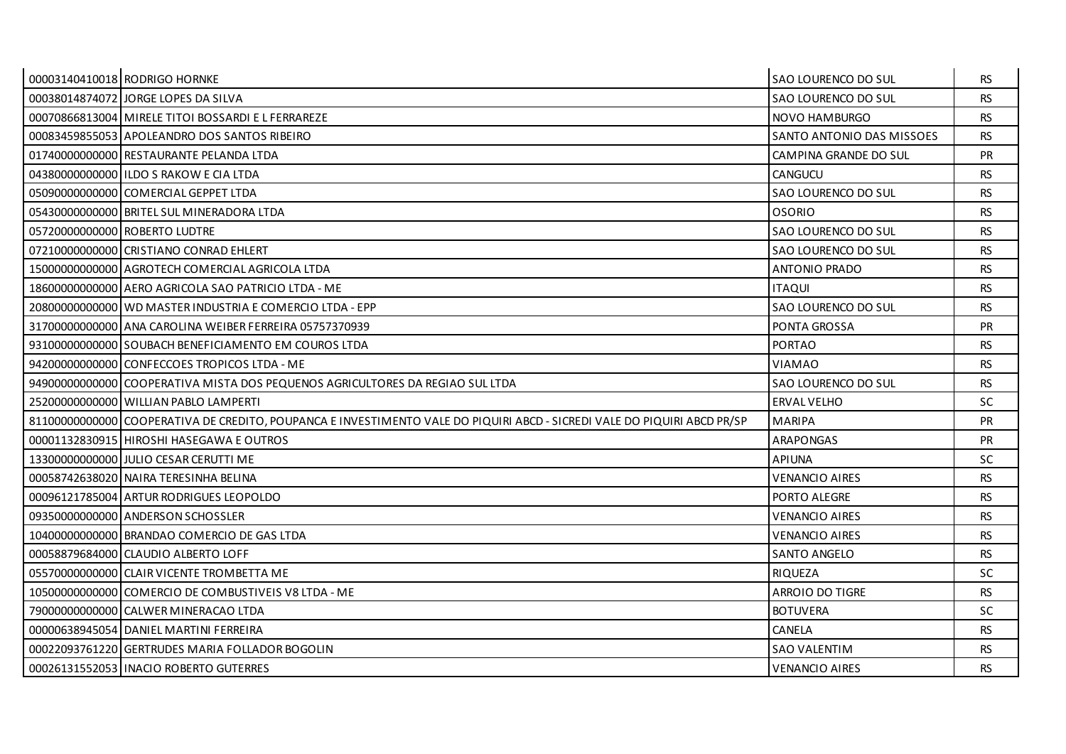| | | | |
|---|---|---|---|
| 00003140410018 | RODRIGO HORNKE | SAO LOURENCO DO SUL | RS |
| 00038014874072 | JORGE LOPES DA SILVA | SAO LOURENCO DO SUL | RS |
| 00070866813004 | MIRELE TITOI BOSSARDI E L FERRAREZE | NOVO HAMBURGO | RS |
| 00083459855053 | APOLEANDRO DOS SANTOS RIBEIRO | SANTO ANTONIO DAS MISSOES | RS |
| 01740000000000 | RESTAURANTE PELANDA LTDA | CAMPINA GRANDE DO SUL | PR |
| 04380000000000 | ILDO S RAKOW E CIA LTDA | CANGUCU | RS |
| 05090000000000 | COMERCIAL GEPPET LTDA | SAO LOURENCO DO SUL | RS |
| 05430000000000 | BRITEL SUL MINERADORA LTDA | OSORIO | RS |
| 05720000000000 | ROBERTO LUDTRE | SAO LOURENCO DO SUL | RS |
| 07210000000000 | CRISTIANO CONRAD EHLERT | SAO LOURENCO DO SUL | RS |
| 15000000000000 | AGROTECH COMERCIAL AGRICOLA LTDA | ANTONIO PRADO | RS |
| 18600000000000 | AERO AGRICOLA SAO PATRICIO LTDA - ME | ITAQUI | RS |
| 20800000000000 | WD MASTER INDUSTRIA E COMERCIO LTDA - EPP | SAO LOURENCO DO SUL | RS |
| 31700000000000 | ANA CAROLINA WEIBER FERREIRA 05757370939 | PONTA GROSSA | PR |
| 93100000000000 | SOUBACH BENEFICIAMENTO EM COUROS LTDA | PORTAO | RS |
| 94200000000000 | CONFECCOES TROPICOS LTDA - ME | VIAMAO | RS |
| 94900000000000 | COOPERATIVA MISTA DOS PEQUENOS AGRICULTORES DA REGIAO SUL LTDA | SAO LOURENCO DO SUL | RS |
| 25200000000000 | WILLIAN PABLO LAMPERTI | ERVAL VELHO | SC |
| 81100000000000 | COOPERATIVA DE CREDITO, POUPANCA E INVESTIMENTO VALE DO PIQUIRI ABCD - SICREDI VALE DO PIQUIRI ABCD PR/SP | MARIPA | PR |
| 00001132830915 | HIROSHI HASEGAWA E OUTROS | ARAPONGAS | PR |
| 13300000000000 | JULIO CESAR CERUTTI ME | APIUNA | SC |
| 00058742638020 | NAIRA TERESINHA BELINA | VENANCIO AIRES | RS |
| 00096121785004 | ARTUR RODRIGUES LEOPOLDO | PORTO ALEGRE | RS |
| 09350000000000 | ANDERSON SCHOSSLER | VENANCIO AIRES | RS |
| 10400000000000 | BRANDAO COMERCIO DE GAS LTDA | VENANCIO AIRES | RS |
| 00058879684000 | CLAUDIO ALBERTO LOFF | SANTO ANGELO | RS |
| 05570000000000 | CLAIR VICENTE TROMBETTA ME | RIQUEZA | SC |
| 10500000000000 | COMERCIO DE COMBUSTIVEIS V8 LTDA - ME | ARROIO DO TIGRE | RS |
| 79000000000000 | CALWER MINERACAO LTDA | BOTUVERA | SC |
| 00000638945054 | DANIEL MARTINI FERREIRA | CANELA | RS |
| 00022093761220 | GERTRUDES MARIA FOLLADOR BOGOLIN | SAO VALENTIM | RS |
| 00026131552053 | INACIO ROBERTO GUTERRES | VENANCIO AIRES | RS |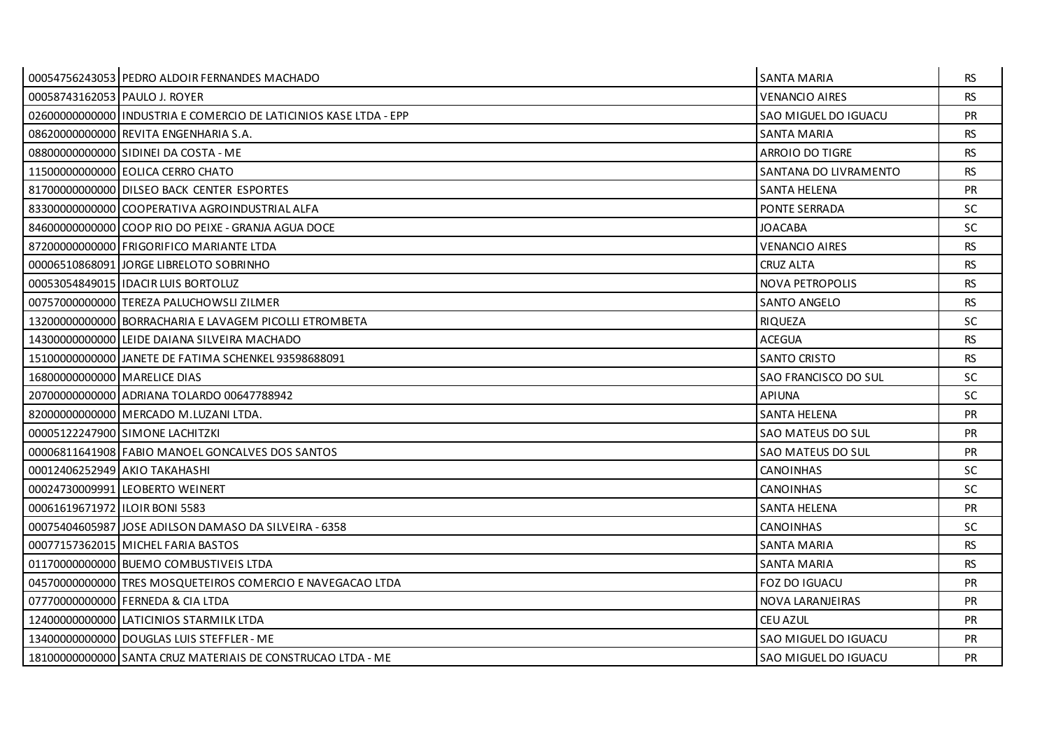| | | | |
|---|---|---|---|
| 00054756243053 | PEDRO ALDOIR FERNANDES MACHADO | SANTA MARIA | RS |
| 00058743162053 | PAULO J. ROYER | VENANCIO AIRES | RS |
| 02600000000000 | INDUSTRIA E COMERCIO DE LATICINIOS KASE LTDA - EPP | SAO MIGUEL DO IGUACU | PR |
| 08620000000000 | REVITA ENGENHARIA S.A. | SANTA MARIA | RS |
| 08800000000000 | SIDINEI DA COSTA - ME | ARROIO DO TIGRE | RS |
| 11500000000000 | EOLICA CERRO CHATO | SANTANA DO LIVRAMENTO | RS |
| 81700000000000 | DILSEO BACK CENTER ESPORTES | SANTA HELENA | PR |
| 83300000000000 | COOPERATIVA AGROINDUSTRIAL ALFA | PONTE SERRADA | SC |
| 84600000000000 | COOP RIO DO PEIXE - GRANJA AGUA DOCE | JOACABA | SC |
| 87200000000000 | FRIGORIFICO MARIANTE LTDA | VENANCIO AIRES | RS |
| 00006510868091 | JORGE LIBRELOTO SOBRINHO | CRUZ ALTA | RS |
| 00053054849015 | IDACIR LUIS BORTOLUZ | NOVA PETROPOLIS | RS |
| 00757000000000 | TEREZA PALUCHOWSLI ZILMER | SANTO ANGELO | RS |
| 13200000000000 | BORRACHARIA E LAVAGEM PICOLLI ETROMBETA | RIQUEZA | SC |
| 14300000000000 | LEIDE DAIANA SILVEIRA MACHADO | ACEGUA | RS |
| 15100000000000 | JANETE DE FATIMA SCHENKEL 93598688091 | SANTO CRISTO | RS |
| 16800000000000 | MARELICE DIAS | SAO FRANCISCO DO SUL | SC |
| 20700000000000 | ADRIANA TOLARDO 00647788942 | APIUNA | SC |
| 82000000000000 | MERCADO M.LUZANI LTDA. | SANTA HELENA | PR |
| 00005122247900 | SIMONE LACHITZKI | SAO MATEUS DO SUL | PR |
| 00006811641908 | FABIO MANOEL GONCALVES DOS SANTOS | SAO MATEUS DO SUL | PR |
| 00012406252949 | AKIO TAKAHASHI | CANOINHAS | SC |
| 00024730009991 | LEOBERTO WEINERT | CANOINHAS | SC |
| 00061619671972 | ILOIR BONI 5583 | SANTA HELENA | PR |
| 00075404605987 | JOSE ADILSON DAMASO DA SILVEIRA - 6358 | CANOINHAS | SC |
| 00077157362015 | MICHEL FARIA BASTOS | SANTA MARIA | RS |
| 01170000000000 | BUEMO COMBUSTIVEIS LTDA | SANTA MARIA | RS |
| 04570000000000 | TRES MOSQUETEIROS COMERCIO E NAVEGACAO LTDA | FOZ DO IGUACU | PR |
| 07770000000000 | FERNEDA & CIA LTDA | NOVA LARANJEIRAS | PR |
| 12400000000000 | LATICINIOS STARMILK LTDA | CEU AZUL | PR |
| 13400000000000 | DOUGLAS LUIS STEFFLER - ME | SAO MIGUEL DO IGUACU | PR |
| 18100000000000 | SANTA CRUZ MATERIAIS DE CONSTRUCAO LTDA - ME | SAO MIGUEL DO IGUACU | PR |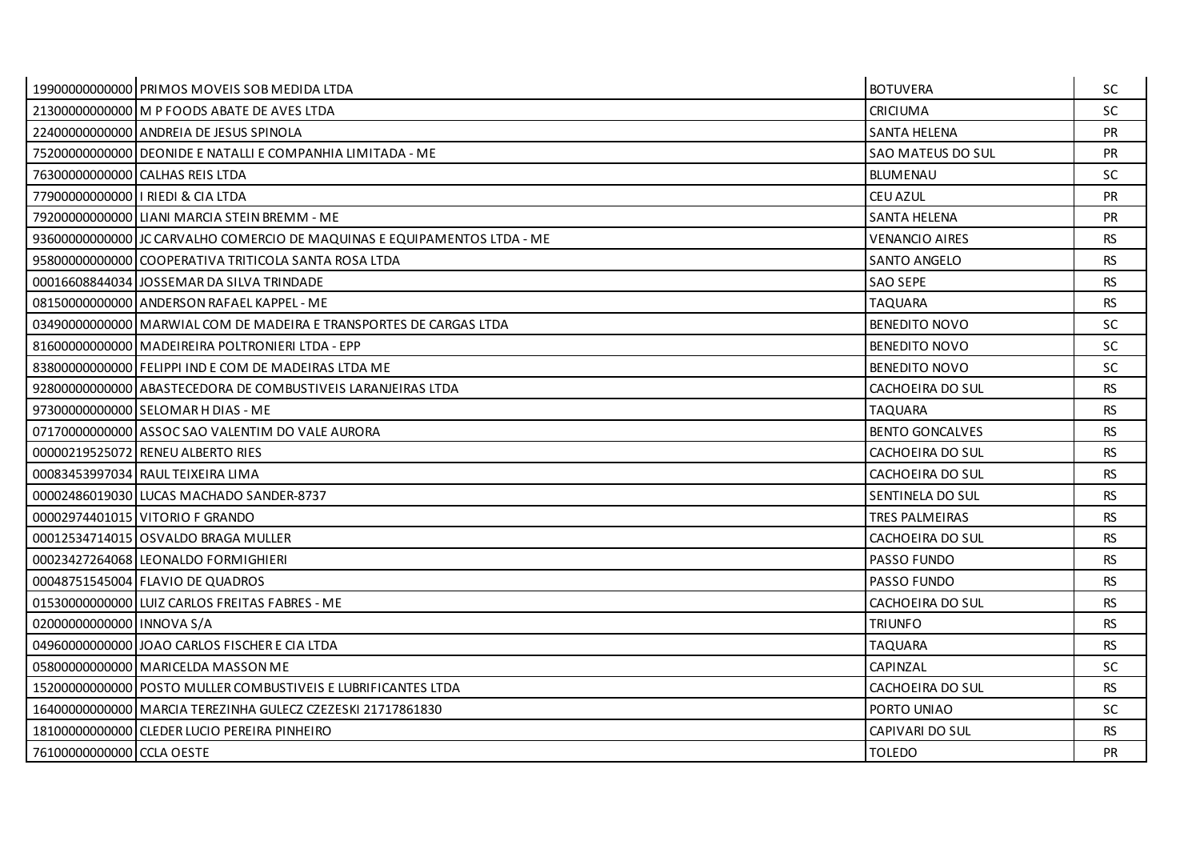| | | | |
|---|---|---|---|
| 19900000000000 | PRIMOS MOVEIS SOB MEDIDA LTDA | BOTUVERA | SC |
| 21300000000000 | M P FOODS ABATE DE AVES LTDA | CRICIUMA | SC |
| 22400000000000 | ANDREIA DE JESUS SPINOLA | SANTA HELENA | PR |
| 75200000000000 | DEONIDE E NATALLI E COMPANHIA LIMITADA - ME | SAO MATEUS DO SUL | PR |
| 76300000000000 | CALHAS REIS LTDA | BLUMENAU | SC |
| 77900000000000 | I RIEDI & CIA LTDA | CEU AZUL | PR |
| 79200000000000 | LIANI MARCIA STEIN BREMM - ME | SANTA HELENA | PR |
| 93600000000000 | JC CARVALHO COMERCIO DE MAQUINAS E EQUIPAMENTOS LTDA - ME | VENANCIO AIRES | RS |
| 95800000000000 | COOPERATIVA TRITICOLA SANTA ROSA LTDA | SANTO ANGELO | RS |
| 00016608844034 | JOSSEMAR DA SILVA TRINDADE | SAO SEPE | RS |
| 08150000000000 | ANDERSON RAFAEL KAPPEL - ME | TAQUARA | RS |
| 03490000000000 | MARWIAL COM DE MADEIRA E TRANSPORTES DE CARGAS LTDA | BENEDITO NOVO | SC |
| 81600000000000 | MADEIREIRA POLTRONIERI LTDA - EPP | BENEDITO NOVO | SC |
| 83800000000000 | FELIPPI IND E COM DE MADEIRAS LTDA ME | BENEDITO NOVO | SC |
| 92800000000000 | ABASTECEDORA DE COMBUSTIVEIS LARANJEIRAS LTDA | CACHOEIRA DO SUL | RS |
| 97300000000000 | SELOMAR H DIAS - ME | TAQUARA | RS |
| 07170000000000 | ASSOC SAO VALENTIM DO VALE AURORA | BENTO GONCALVES | RS |
| 00000219525072 | RENEU ALBERTO RIES | CACHOEIRA DO SUL | RS |
| 00083453997034 | RAUL TEIXEIRA LIMA | CACHOEIRA DO SUL | RS |
| 00002486019030 | LUCAS MACHADO SANDER-8737 | SENTINELA DO SUL | RS |
| 00002974401015 | VITORIO F GRANDO | TRES PALMEIRAS | RS |
| 00012534714015 | OSVALDO BRAGA MULLER | CACHOEIRA DO SUL | RS |
| 00023427264068 | LEONALDO FORMIGHIERI | PASSO FUNDO | RS |
| 00048751545004 | FLAVIO DE QUADROS | PASSO FUNDO | RS |
| 01530000000000 | LUIZ CARLOS FREITAS FABRES - ME | CACHOEIRA DO SUL | RS |
| 02000000000000 | INNOVA S/A | TRIUNFO | RS |
| 04960000000000 | JOAO CARLOS FISCHER E CIA LTDA | TAQUARA | RS |
| 05800000000000 | MARICELDA MASSON ME | CAPINZAL | SC |
| 15200000000000 | POSTO MULLER COMBUSTIVEIS E LUBRIFICANTES LTDA | CACHOEIRA DO SUL | RS |
| 16400000000000 | MARCIA TEREZINHA GULECZ CZEZESKI 21717861830 | PORTO UNIAO | SC |
| 18100000000000 | CLEDER LUCIO PEREIRA PINHEIRO | CAPIVARI DO SUL | RS |
| 76100000000000 | CCLA OESTE | TOLEDO | PR |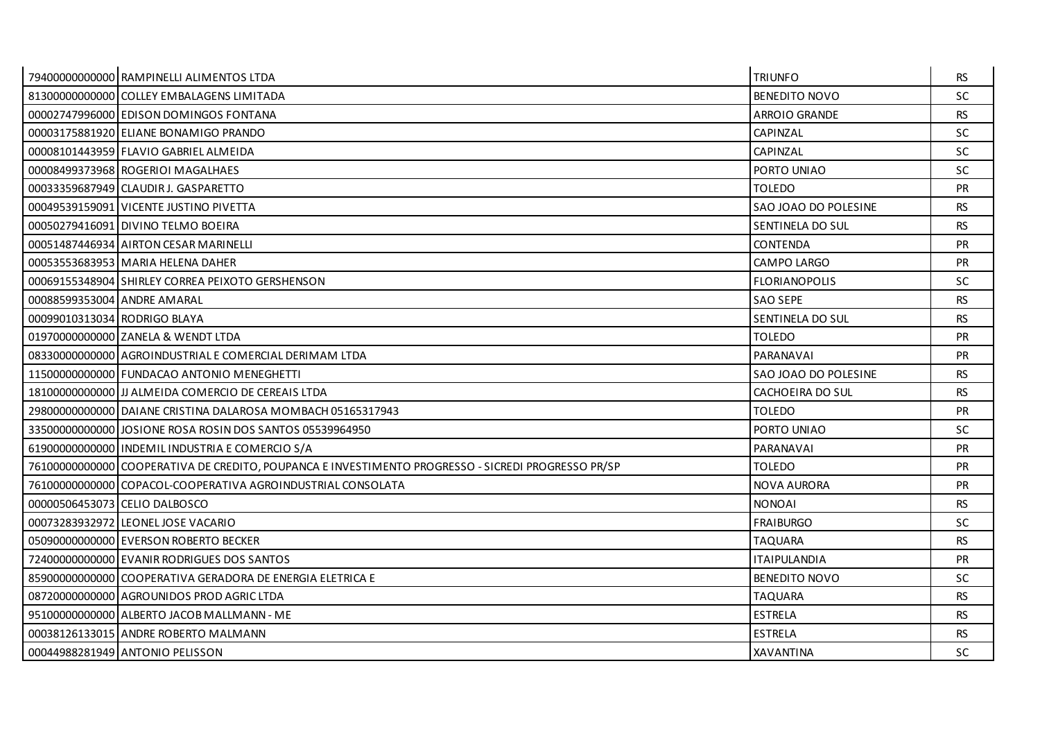| | | | |
|---|---|---|---|
| 79400000000000 | RAMPINELLI ALIMENTOS LTDA | TRIUNFO | RS |
| 81300000000000 | COLLEY EMBALAGENS LIMITADA | BENEDITO NOVO | SC |
| 00002747996000 | EDISON DOMINGOS FONTANA | ARROIO GRANDE | RS |
| 00003175881920 | ELIANE BONAMIGO PRANDO | CAPINZAL | SC |
| 00008101443959 | FLAVIO GABRIEL ALMEIDA | CAPINZAL | SC |
| 00008499373968 | ROGERIOI MAGALHAES | PORTO UNIAO | SC |
| 00033359687949 | CLAUDIR J. GASPARETTO | TOLEDO | PR |
| 00049539159091 | VICENTE JUSTINO PIVETTA | SAO JOAO DO POLESINE | RS |
| 00050279416091 | DIVINO TELMO BOEIRA | SENTINELA DO SUL | RS |
| 00051487446934 | AIRTON CESAR MARINELLI | CONTENDA | PR |
| 00053553683953 | MARIA HELENA DAHER | CAMPO LARGO | PR |
| 00069155348904 | SHIRLEY CORREA PEIXOTO GERSHENSON | FLORIANOPOLIS | SC |
| 00088599353004 | ANDRE AMARAL | SAO SEPE | RS |
| 00099010313034 | RODRIGO BLAYA | SENTINELA DO SUL | RS |
| 01970000000000 | ZANELA & WENDT LTDA | TOLEDO | PR |
| 08330000000000 | AGROINDUSTRIAL E COMERCIAL DERIMAM LTDA | PARANAVAI | PR |
| 11500000000000 | FUNDACAO ANTONIO MENEGHETTI | SAO JOAO DO POLESINE | RS |
| 18100000000000 | JJ ALMEIDA COMERCIO DE CEREAIS LTDA | CACHOEIRA DO SUL | RS |
| 29800000000000 | DAIANE CRISTINA DALAROSA MOMBACH 05165317943 | TOLEDO | PR |
| 33500000000000 | JOSIONE ROSA ROSIN DOS SANTOS 05539964950 | PORTO UNIAO | SC |
| 61900000000000 | INDEMIL INDUSTRIA E COMERCIO S/A | PARANAVAI | PR |
| 76100000000000 | COOPERATIVA DE CREDITO, POUPANCA E INVESTIMENTO PROGRESSO - SICREDI PROGRESSO PR/SP | TOLEDO | PR |
| 76100000000000 | COPACOL-COOPERATIVA AGROINDUSTRIAL CONSOLATA | NOVA AURORA | PR |
| 00000506453073 | CELIO DALBOSCO | NONOAI | RS |
| 00073283932972 | LEONEL JOSE VACARIO | FRAIBURGO | SC |
| 05090000000000 | EVERSON ROBERTO BECKER | TAQUARA | RS |
| 72400000000000 | EVANIR RODRIGUES DOS SANTOS | ITAIPULANDIA | PR |
| 85900000000000 | COOPERATIVA GERADORA DE ENERGIA ELETRICA E | BENEDITO NOVO | SC |
| 08720000000000 | AGROUNIDOS PROD AGRIC LTDA | TAQUARA | RS |
| 95100000000000 | ALBERTO JACOB MALLMANN - ME | ESTRELA | RS |
| 00038126133015 | ANDRE ROBERTO MALMANN | ESTRELA | RS |
| 00044988281949 | ANTONIO PELISSON | XAVANTINA | SC |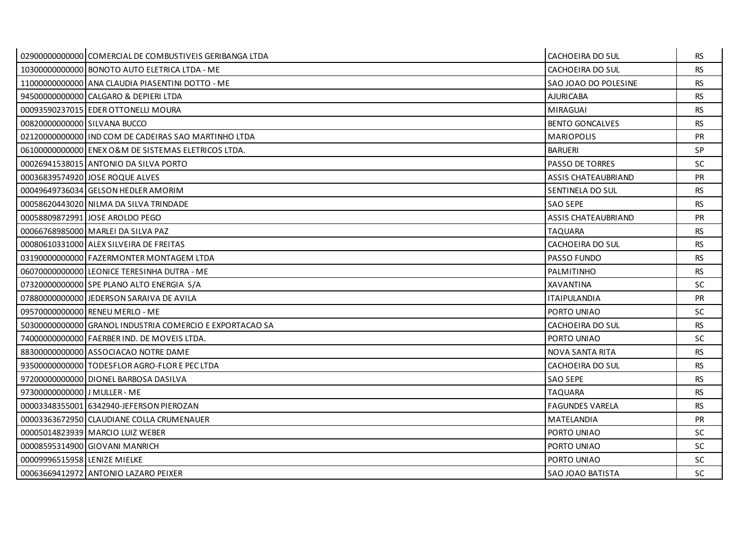| | | | |
|---|---|---|---|
| 02900000000000 | COMERCIAL DE COMBUSTIVEIS GERIBANGA LTDA | CACHOEIRA DO SUL | RS |
| 10300000000000 | BONOTO AUTO ELETRICA LTDA - ME | CACHOEIRA DO SUL | RS |
| 11000000000000 | ANA CLAUDIA PIASENTINI DOTTO - ME | SAO JOAO DO POLESINE | RS |
| 94500000000000 | CALGARO & DEPIERI LTDA | AJURICABA | RS |
| 00093590237015 | EDER OTTONELLI MOURA | MIRAGUAI | RS |
| 00820000000000 | SILVANA BUCCO | BENTO GONCALVES | RS |
| 02120000000000 | IND COM DE CADEIRAS SAO MARTINHO LTDA | MARIOPOLIS | PR |
| 06100000000000 | ENEX O&M DE SISTEMAS ELETRICOS LTDA. | BARUERI | SP |
| 00026941538015 | ANTONIO DA SILVA PORTO | PASSO DE TORRES | SC |
| 00036839574920 | JOSE ROQUE ALVES | ASSIS CHATEAUBRIAND | PR |
| 00049649736034 | GELSON HEDLER AMORIM | SENTINELA DO SUL | RS |
| 00058620443020 | NILMA DA SILVA TRINDADE | SAO SEPE | RS |
| 00058809872991 | JOSE AROLDO PEGO | ASSIS CHATEAUBRIAND | PR |
| 00066768985000 | MARLEI DA SILVA PAZ | TAQUARA | RS |
| 00080610331000 | ALEX SILVEIRA DE FREITAS | CACHOEIRA DO SUL | RS |
| 03190000000000 | FAZERMONTER MONTAGEM LTDA | PASSO FUNDO | RS |
| 06070000000000 | LEONICE TERESINHA DUTRA - ME | PALMITINHO | RS |
| 07320000000000 | SPE PLANO ALTO ENERGIA S/A | XAVANTINA | SC |
| 07880000000000 | JEDERSON SARAIVA DE AVILA | ITAIPULANDIA | PR |
| 09570000000000 | RENEU MERLO - ME | PORTO UNIAO | SC |
| 50300000000000 | GRANOL INDUSTRIA COMERCIO E EXPORTACAO SA | CACHOEIRA DO SUL | RS |
| 74000000000000 | FAERBER IND. DE MOVEIS LTDA. | PORTO UNIAO | SC |
| 88300000000000 | ASSOCIACAO NOTRE DAME | NOVA SANTA RITA | RS |
| 93500000000000 | TODESFLOR AGRO-FLOR E PEC LTDA | CACHOEIRA DO SUL | RS |
| 97200000000000 | DIONEL BARBOSA DASILVA | SAO SEPE | RS |
| 97300000000000 | J MULLER - ME | TAQUARA | RS |
| 00003348355001 | 6342940-JEFERSON PIEROZAN | FAGUNDES VARELA | RS |
| 00003363672950 | CLAUDIANE COLLA CRUMENAUER | MATELANDIA | PR |
| 00005014823939 | MARCIO LUIZ WEBER | PORTO UNIAO | SC |
| 00008595314900 | GIOVANI MANRICH | PORTO UNIAO | SC |
| 00009996515958 | LENIZE MIELKE | PORTO UNIAO | SC |
| 00063669412972 | ANTONIO LAZARO PEIXER | SAO JOAO BATISTA | SC |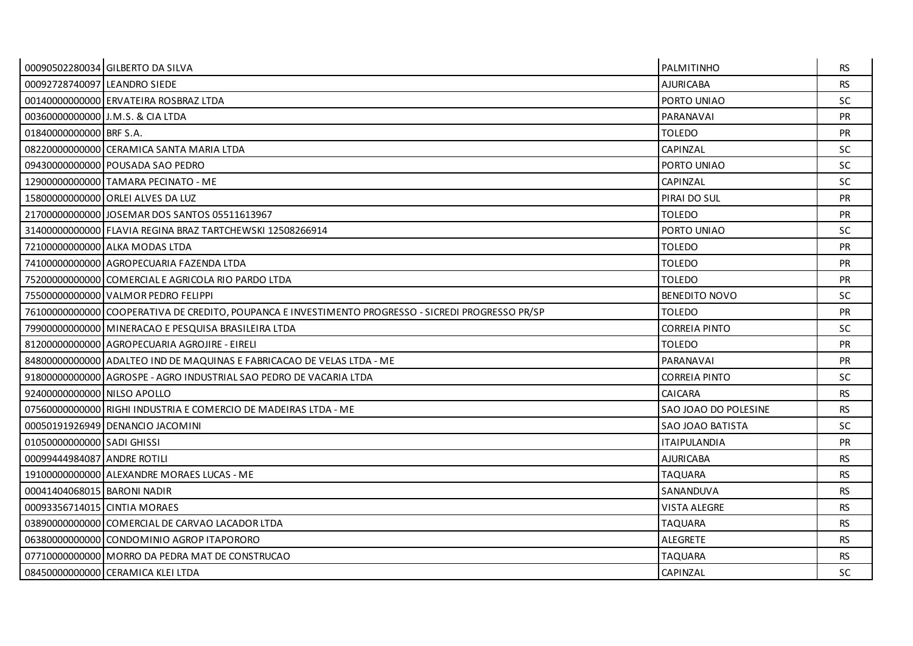| | | | |
|---|---|---|---|
| 00090502280034 | GILBERTO DA SILVA | PALMITINHO | RS |
| 00092728740097 | LEANDRO SIEDE | AJURICABA | RS |
| 00140000000000 | ERVATEIRA ROSBRAZ LTDA | PORTO UNIAO | SC |
| 00360000000000 | J.M.S. & CIA LTDA | PARANAVAI | PR |
| 01840000000000 | BRF S.A. | TOLEDO | PR |
| 08220000000000 | CERAMICA SANTA MARIA LTDA | CAPINZAL | SC |
| 09430000000000 | POUSADA SAO PEDRO | PORTO UNIAO | SC |
| 12900000000000 | TAMARA PECINATO - ME | CAPINZAL | SC |
| 15800000000000 | ORLEI ALVES DA LUZ | PIRAI DO SUL | PR |
| 21700000000000 | JOSEMAR DOS SANTOS 05511613967 | TOLEDO | PR |
| 31400000000000 | FLAVIA REGINA BRAZ TARTCHEWSKI 12508266914 | PORTO UNIAO | SC |
| 72100000000000 | ALKA MODAS LTDA | TOLEDO | PR |
| 74100000000000 | AGROPECUARIA FAZENDA LTDA | TOLEDO | PR |
| 75200000000000 | COMERCIAL E AGRICOLA RIO PARDO LTDA | TOLEDO | PR |
| 75500000000000 | VALMOR PEDRO FELIPPI | BENEDITO NOVO | SC |
| 76100000000000 | COOPERATIVA DE CREDITO, POUPANCA E INVESTIMENTO PROGRESSO - SICREDI PROGRESSO PR/SP | TOLEDO | PR |
| 79900000000000 | MINERACAO E PESQUISA BRASILEIRA LTDA | CORREIA PINTO | SC |
| 81200000000000 | AGROPECUARIA AGROJIRE - EIRELI | TOLEDO | PR |
| 84800000000000 | ADALTEO IND DE MAQUINAS E FABRICACAO DE VELAS LTDA - ME | PARANAVAI | PR |
| 91800000000000 | AGROSPE - AGRO INDUSTRIAL SAO PEDRO DE VACARIA LTDA | CORREIA PINTO | SC |
| 92400000000000 | NILSO APOLLO | CAICARA | RS |
| 07560000000000 | RIGHI INDUSTRIA E COMERCIO DE MADEIRAS LTDA - ME | SAO JOAO DO POLESINE | RS |
| 00050191926949 | DENANCIO JACOMINI | SAO JOAO BATISTA | SC |
| 01050000000000 | SADI GHISSI | ITAIPULANDIA | PR |
| 00099444984087 | ANDRE ROTILI | AJURICABA | RS |
| 19100000000000 | ALEXANDRE MORAES LUCAS - ME | TAQUARA | RS |
| 00041404068015 | BARONI NADIR | SANANDUVA | RS |
| 00093356714015 | CINTIA MORAES | VISTA ALEGRE | RS |
| 03890000000000 | COMERCIAL DE CARVAO LACADOR LTDA | TAQUARA | RS |
| 06380000000000 | CONDOMINIO AGROP ITAPORORO | ALEGRETE | RS |
| 07710000000000 | MORRO DA PEDRA MAT DE CONSTRUCAO | TAQUARA | RS |
| 08450000000000 | CERAMICA KLEI LTDA | CAPINZAL | SC |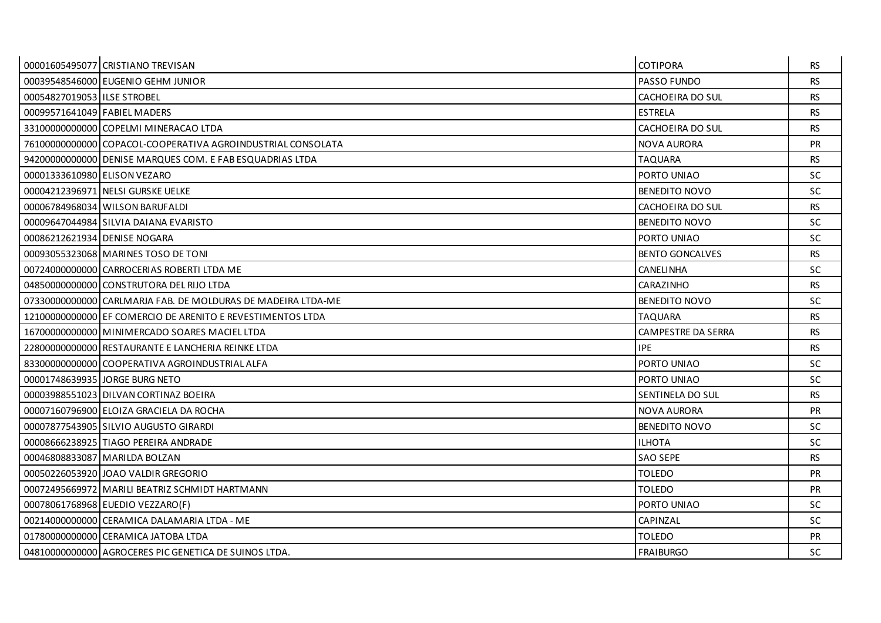| | | | |
|---|---|---|---|
| 00001605495077 | CRISTIANO TREVISAN | COTIPORA | RS |
| 00039548546000 | EUGENIO GEHM JUNIOR | PASSO FUNDO | RS |
| 00054827019053 | ILSE STROBEL | CACHOEIRA DO SUL | RS |
| 00099571641049 | FABIEL MADERS | ESTRELA | RS |
| 33100000000000 | COPELMI MINERACAO LTDA | CACHOEIRA DO SUL | RS |
| 76100000000000 | COPACOL-COOPERATIVA AGROINDUSTRIAL CONSOLATA | NOVA AURORA | PR |
| 94200000000000 | DENISE MARQUES COM. E FAB ESQUADRIAS LTDA | TAQUARA | RS |
| 00001333610980 | ELISON VEZARO | PORTO UNIAO | SC |
| 00004212396971 | NELSI GURSKE UELKE | BENEDITO NOVO | SC |
| 00006784968034 | WILSON BARUFALDI | CACHOEIRA DO SUL | RS |
| 00009647044984 | SILVIA DAIANA EVARISTO | BENEDITO NOVO | SC |
| 00086212621934 | DENISE NOGARA | PORTO UNIAO | SC |
| 00093055323068 | MARINES TOSO DE TONI | BENTO GONCALVES | RS |
| 00724000000000 | CARROCERIAS ROBERTI LTDA ME | CANELINHA | SC |
| 04850000000000 | CONSTRUTORA DEL RIJO LTDA | CARAZINHO | RS |
| 07330000000000 | CARLMARJA FAB. DE MOLDURAS DE MADEIRA LTDA-ME | BENEDITO NOVO | SC |
| 12100000000000 | EF COMERCIO DE ARENITO E REVESTIMENTOS LTDA | TAQUARA | RS |
| 16700000000000 | MINIMERCADO SOARES MACIEL LTDA | CAMPESTRE DA SERRA | RS |
| 22800000000000 | RESTAURANTE E LANCHERIA REINKE LTDA | IPE | RS |
| 83300000000000 | COOPERATIVA AGROINDUSTRIAL ALFA | PORTO UNIAO | SC |
| 00001748639935 | JORGE BURG NETO | PORTO UNIAO | SC |
| 00003988551023 | DILVAN CORTINAZ BOEIRA | SENTINELA DO SUL | RS |
| 00007160796900 | ELOIZA GRACIELA DA ROCHA | NOVA AURORA | PR |
| 00007877543905 | SILVIO AUGUSTO GIRARDI | BENEDITO NOVO | SC |
| 00008666238925 | TIAGO PEREIRA ANDRADE | ILHOTA | SC |
| 00046808833087 | MARILDA BOLZAN | SAO SEPE | RS |
| 00050226053920 | JOAO VALDIR GREGORIO | TOLEDO | PR |
| 00072495669972 | MARILI BEATRIZ SCHMIDT HARTMANN | TOLEDO | PR |
| 00078061768968 | EUEDIO VEZZARO(F) | PORTO UNIAO | SC |
| 00214000000000 | CERAMICA DALAMARIA LTDA - ME | CAPINZAL | SC |
| 01780000000000 | CERAMICA JATOBA LTDA | TOLEDO | PR |
| 04810000000000 | AGROCERES PIC GENETICA DE SUINOS LTDA. | FRAIBURGO | SC |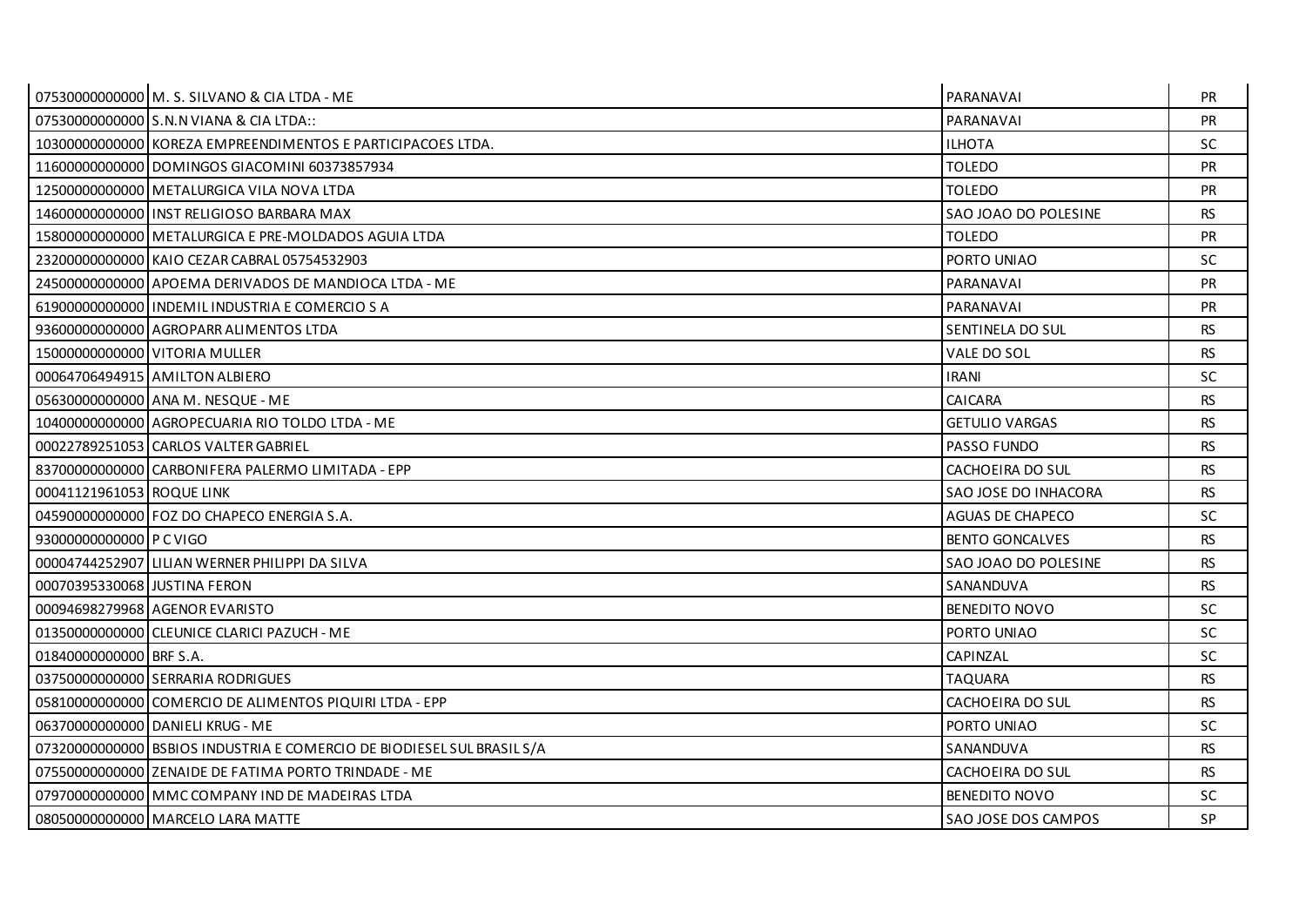| | | | |
|---|---|---|---|
| 07530000000000 | M. S. SILVANO & CIA LTDA - ME | PARANAVAI | PR |
| 07530000000000 | S.N.N VIANA & CIA LTDA:: | PARANAVAI | PR |
| 10300000000000 | KOREZA EMPREENDIMENTOS E PARTICIPACOES LTDA. | ILHOTA | SC |
| 11600000000000 | DOMINGOS GIACOMINI 60373857934 | TOLEDO | PR |
| 12500000000000 | METALURGICA VILA NOVA LTDA | TOLEDO | PR |
| 14600000000000 | INST RELIGIOSO BARBARA MAX | SAO JOAO DO POLESINE | RS |
| 15800000000000 | METALURGICA E PRE-MOLDADOS AGUIA LTDA | TOLEDO | PR |
| 23200000000000 | KAIO CEZAR CABRAL 05754532903 | PORTO UNIAO | SC |
| 24500000000000 | APOEMA DERIVADOS DE MANDIOCA LTDA - ME | PARANAVAI | PR |
| 61900000000000 | INDEMIL INDUSTRIA E COMERCIO S A | PARANAVAI | PR |
| 93600000000000 | AGROPARR ALIMENTOS LTDA | SENTINELA DO SUL | RS |
| 15000000000000 | VITORIA MULLER | VALE DO SOL | RS |
| 00064706494915 | AMILTON ALBIERO | IRANI | SC |
| 05630000000000 | ANA M. NESQUE - ME | CAICARA | RS |
| 10400000000000 | AGROPECUARIA RIO TOLDO LTDA - ME | GETULIO VARGAS | RS |
| 00022789251053 | CARLOS VALTER GABRIEL | PASSO FUNDO | RS |
| 83700000000000 | CARBONIFERA PALERMO LIMITADA - EPP | CACHOEIRA DO SUL | RS |
| 00041121961053 | ROQUE LINK | SAO JOSE DO INHACORA | RS |
| 04590000000000 | FOZ DO CHAPECO ENERGIA S.A. | AGUAS DE CHAPECO | SC |
| 93000000000000 | P C VIGO | BENTO GONCALVES | RS |
| 00004744252907 | LILIAN WERNER PHILIPPI DA SILVA | SAO JOAO DO POLESINE | RS |
| 00070395330068 | JUSTINA FERON | SANANDUVA | RS |
| 00094698279968 | AGENOR EVARISTO | BENEDITO NOVO | SC |
| 01350000000000 | CLEUNICE CLARICI PAZUCH - ME | PORTO UNIAO | SC |
| 01840000000000 | BRF S.A. | CAPINZAL | SC |
| 03750000000000 | SERRARIA RODRIGUES | TAQUARA | RS |
| 05810000000000 | COMERCIO DE ALIMENTOS PIQUIRI LTDA - EPP | CACHOEIRA DO SUL | RS |
| 06370000000000 | DANIELI KRUG - ME | PORTO UNIAO | SC |
| 07320000000000 | BSBIOS INDUSTRIA E COMERCIO DE BIODIESEL SUL BRASIL S/A | SANANDUVA | RS |
| 07550000000000 | ZENAIDE DE FATIMA PORTO TRINDADE - ME | CACHOEIRA DO SUL | RS |
| 07970000000000 | MMC COMPANY IND DE MADEIRAS LTDA | BENEDITO NOVO | SC |
| 08050000000000 | MARCELO LARA MATTE | SAO JOSE DOS CAMPOS | SP |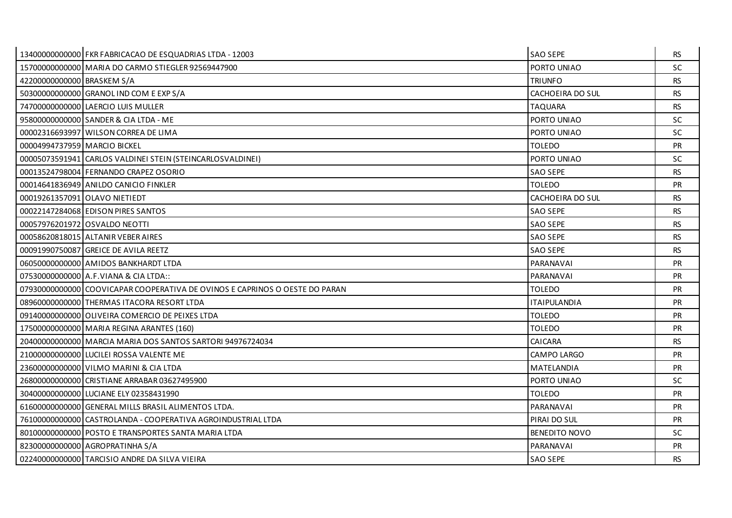| | | | |
|---|---|---|---|
| 13400000000000 | FKR FABRICACAO DE ESQUADRIAS LTDA - 12003 | SAO SEPE | RS |
| 15700000000000 | MARIA DO CARMO STIEGLER 92569447900 | PORTO UNIAO | SC |
| 42200000000000 | BRASKEM S/A | TRIUNFO | RS |
| 50300000000000 | GRANOL IND COM E EXP S/A | CACHOEIRA DO SUL | RS |
| 74700000000000 | LAERCIO LUIS MULLER | TAQUARA | RS |
| 95800000000000 | SANDER & CIA LTDA - ME | PORTO UNIAO | SC |
| 00002316693997 | WILSON CORREA DE LIMA | PORTO UNIAO | SC |
| 00004994737959 | MARCIO BICKEL | TOLEDO | PR |
| 00005073591941 | CARLOS VALDINEI STEIN (STEINCARLOSVALDINEI) | PORTO UNIAO | SC |
| 00013524798004 | FERNANDO CRAPEZ OSORIO | SAO SEPE | RS |
| 00014641836949 | ANILDO CANICIO FINKLER | TOLEDO | PR |
| 00019261357091 | OLAVO NIETIEDT | CACHOEIRA DO SUL | RS |
| 00022147284068 | EDISON PIRES SANTOS | SAO SEPE | RS |
| 00057976201972 | OSVALDO NEOTTI | SAO SEPE | RS |
| 00058620818015 | ALTANIR VEBER AIRES | SAO SEPE | RS |
| 00091990750087 | GREICE DE AVILA REETZ | SAO SEPE | RS |
| 06050000000000 | AMIDOS BANKHARDT LTDA | PARANAVAI | PR |
| 07530000000000 | A.F.VIANA & CIA LTDA:: | PARANAVAI | PR |
| 07930000000000 | COOVICAPAR COOPERATIVA DE OVINOS E CAPRINOS O OESTE DO PARAN | TOLEDO | PR |
| 08960000000000 | THERMAS ITACORA RESORT LTDA | ITAIPULANDIA | PR |
| 09140000000000 | OLIVEIRA COMERCIO DE PEIXES LTDA | TOLEDO | PR |
| 17500000000000 | MARIA REGINA ARANTES (160) | TOLEDO | PR |
| 20400000000000 | MARCIA MARIA DOS SANTOS SARTORI 94976724034 | CAICARA | RS |
| 21000000000000 | LUCILEI ROSSA VALENTE ME | CAMPO LARGO | PR |
| 23600000000000 | VILMO MARINI & CIA LTDA | MATELANDIA | PR |
| 26800000000000 | CRISTIANE ARRABAR 03627495900 | PORTO UNIAO | SC |
| 30400000000000 | LUCIANE ELY 02358431990 | TOLEDO | PR |
| 61600000000000 | GENERAL MILLS BRASIL ALIMENTOS LTDA. | PARANAVAI | PR |
| 76100000000000 | CASTROLANDA - COOPERATIVA AGROINDUSTRIAL LTDA | PIRAI DO SUL | PR |
| 80100000000000 | POSTO E TRANSPORTES SANTA MARIA LTDA | BENEDITO NOVO | SC |
| 82300000000000 | AGROPRATINHA S/A | PARANAVAI | PR |
| 02240000000000 | TARCISIO ANDRE DA SILVA VIEIRA | SAO SEPE | RS |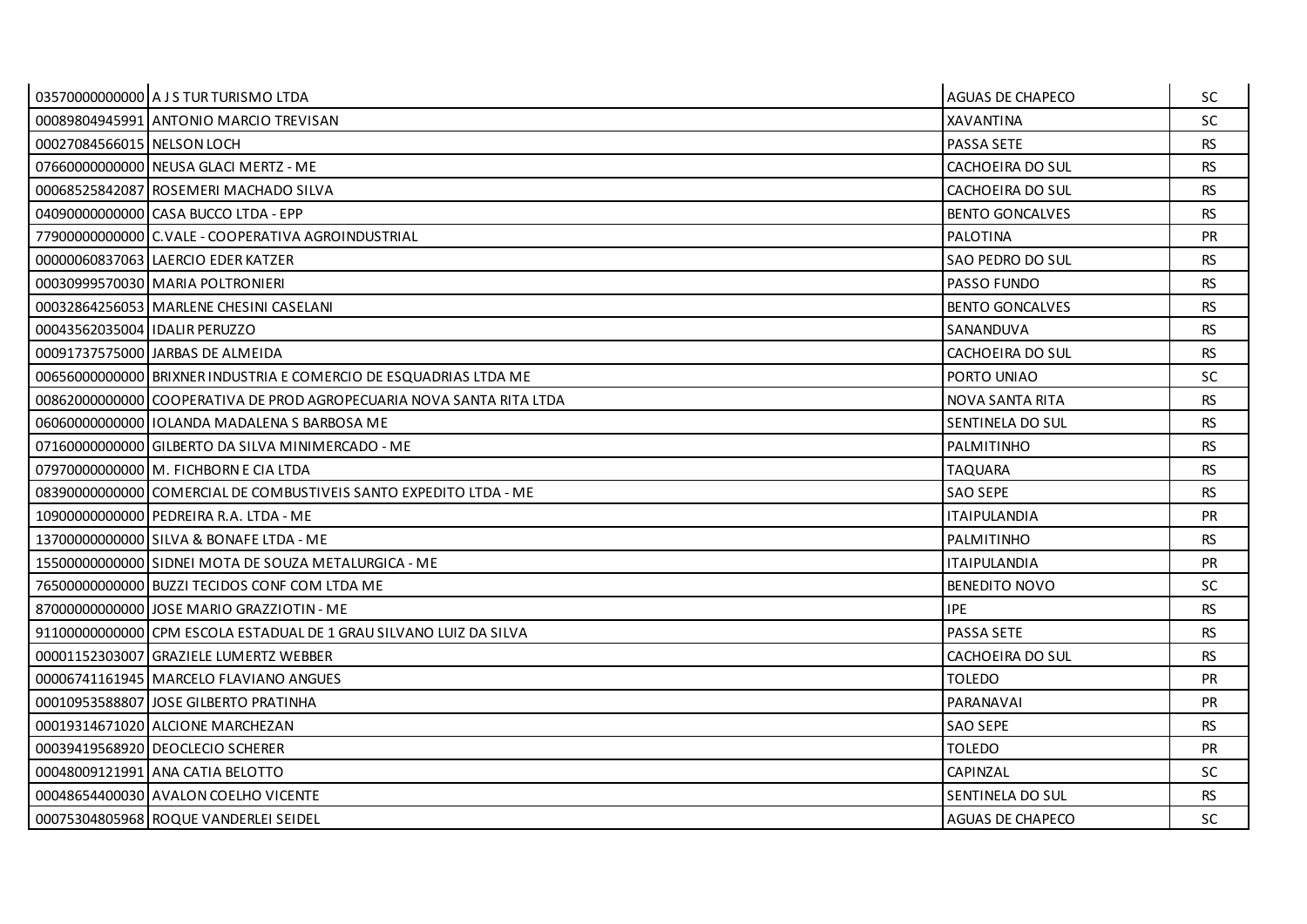| | | | |
|---|---|---|---|
| 03570000000000 | A J S TUR TURISMO LTDA | AGUAS DE CHAPECO | SC |
| 00089804945991 | ANTONIO MARCIO TREVISAN | XAVANTINA | SC |
| 00027084566015 | NELSON LOCH | PASSA SETE | RS |
| 07660000000000 | NEUSA GLACI MERTZ - ME | CACHOEIRA DO SUL | RS |
| 00068525842087 | ROSEMERI MACHADO SILVA | CACHOEIRA DO SUL | RS |
| 04090000000000 | CASA BUCCO LTDA - EPP | BENTO GONCALVES | RS |
| 77900000000000 | C.VALE - COOPERATIVA AGROINDUSTRIAL | PALOTINA | PR |
| 00000060837063 | LAERCIO EDER KATZER | SAO PEDRO DO SUL | RS |
| 00030999570030 | MARIA POLTRONIERI | PASSO FUNDO | RS |
| 00032864256053 | MARLENE CHESINI CASELANI | BENTO GONCALVES | RS |
| 00043562035004 | IDALIR PERUZZO | SANANDUVA | RS |
| 00091737575000 | JARBAS DE ALMEIDA | CACHOEIRA DO SUL | RS |
| 00656000000000 | BRIXNER INDUSTRIA E COMERCIO DE ESQUADRIAS LTDA ME | PORTO UNIAO | SC |
| 00862000000000 | COOPERATIVA DE PROD AGROPECUARIA NOVA SANTA RITA LTDA | NOVA SANTA RITA | RS |
| 06060000000000 | IOLANDA MADALENA S BARBOSA ME | SENTINELA DO SUL | RS |
| 07160000000000 | GILBERTO DA SILVA MINIMERCADO - ME | PALMITINHO | RS |
| 07970000000000 | M. FICHBORN E CIA LTDA | TAQUARA | RS |
| 08390000000000 | COMERCIAL DE COMBUSTIVEIS SANTO EXPEDITO LTDA - ME | SAO SEPE | RS |
| 10900000000000 | PEDREIRA R.A. LTDA - ME | ITAIPULANDIA | PR |
| 13700000000000 | SILVA & BONAFE LTDA - ME | PALMITINHO | RS |
| 15500000000000 | SIDNEI MOTA DE SOUZA METALURGICA - ME | ITAIPULANDIA | PR |
| 76500000000000 | BUZZI TECIDOS CONF COM LTDA ME | BENEDITO NOVO | SC |
| 87000000000000 | JOSE MARIO GRAZZIOTIN - ME | IPE | RS |
| 91100000000000 | CPM ESCOLA ESTADUAL DE 1 GRAU SILVANO LUIZ DA SILVA | PASSA SETE | RS |
| 00001152303007 | GRAZIELE LUMERTZ WEBBER | CACHOEIRA DO SUL | RS |
| 00006741161945 | MARCELO FLAVIANO ANGUES | TOLEDO | PR |
| 00010953588807 | JOSE GILBERTO PRATINHA | PARANAVAI | PR |
| 00019314671020 | ALCIONE MARCHEZAN | SAO SEPE | RS |
| 00039419568920 | DEOCLECIO SCHERER | TOLEDO | PR |
| 00048009121991 | ANA CATIA BELOTTO | CAPINZAL | SC |
| 00048654400030 | AVALON COELHO VICENTE | SENTINELA DO SUL | RS |
| 00075304805968 | ROQUE VANDERLEI SEIDEL | AGUAS DE CHAPECO | SC |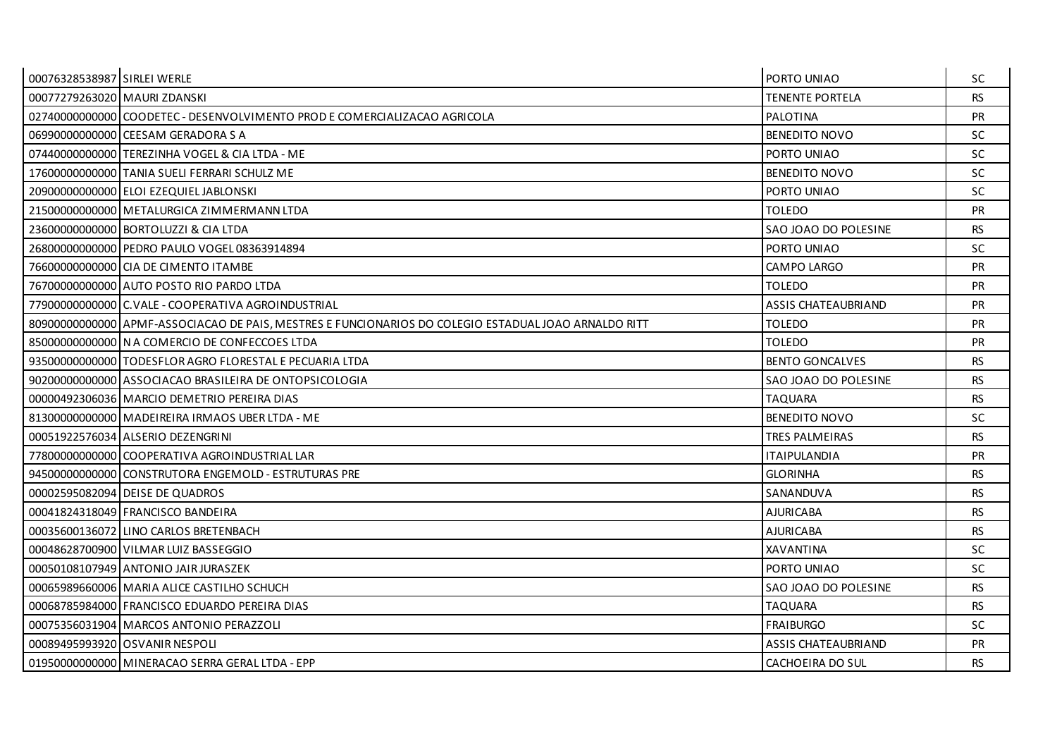| | | | |
|---|---|---|---|
| 00076328538987 | SIRLEI WERLE | PORTO UNIAO | SC |
| 00077279263020 | MAURI ZDANSKI | TENENTE PORTELA | RS |
| 02740000000000 | COODETEC - DESENVOLVIMENTO PROD E COMERCIALIZACAO AGRICOLA | PALOTINA | PR |
| 06990000000000 | CEESAM GERADORA S A | BENEDITO NOVO | SC |
| 07440000000000 | TEREZINHA VOGEL & CIA LTDA - ME | PORTO UNIAO | SC |
| 17600000000000 | TANIA SUELI FERRARI SCHULZ ME | BENEDITO NOVO | SC |
| 20900000000000 | ELOI EZEQUIEL JABLONSKI | PORTO UNIAO | SC |
| 21500000000000 | METALURGICA ZIMMERMANN LTDA | TOLEDO | PR |
| 23600000000000 | BORTOLUZZI & CIA LTDA | SAO JOAO DO POLESINE | RS |
| 26800000000000 | PEDRO PAULO VOGEL 08363914894 | PORTO UNIAO | SC |
| 76600000000000 | CIA DE CIMENTO ITAMBE | CAMPO LARGO | PR |
| 76700000000000 | AUTO POSTO RIO PARDO LTDA | TOLEDO | PR |
| 77900000000000 | C.VALE - COOPERATIVA AGROINDUSTRIAL | ASSIS CHATEAUBRIAND | PR |
| 80900000000000 | APMF-ASSOCIACAO DE PAIS, MESTRES E FUNCIONARIOS DO COLEGIO ESTADUAL JOAO ARNALDO RITT | TOLEDO | PR |
| 85000000000000 | N A COMERCIO DE CONFECCOES LTDA | TOLEDO | PR |
| 93500000000000 | TODESFLOR AGRO FLORESTAL E PECUARIA LTDA | BENTO GONCALVES | RS |
| 90200000000000 | ASSOCIACAO BRASILEIRA DE ONTOPSICOLOGIA | SAO JOAO DO POLESINE | RS |
| 00000492306036 | MARCIO DEMETRIO PEREIRA DIAS | TAQUARA | RS |
| 81300000000000 | MADEIREIRA IRMAOS UBER LTDA - ME | BENEDITO NOVO | SC |
| 00051922576034 | ALSERIO DEZENGRINI | TRES PALMEIRAS | RS |
| 77800000000000 | COOPERATIVA AGROINDUSTRIAL LAR | ITAIPULANDIA | PR |
| 94500000000000 | CONSTRUTORA ENGEMOLD - ESTRUTURAS PRE | GLORINHA | RS |
| 00002595082094 | DEISE DE QUADROS | SANANDUVA | RS |
| 00041824318049 | FRANCISCO BANDEIRA | AJURICABA | RS |
| 00035600136072 | LINO CARLOS BRETENBACH | AJURICABA | RS |
| 00048628700900 | VILMAR LUIZ BASSEGGIO | XAVANTINA | SC |
| 00050108107949 | ANTONIO JAIR JURASZEK | PORTO UNIAO | SC |
| 00065989660006 | MARIA ALICE CASTILHO SCHUCH | SAO JOAO DO POLESINE | RS |
| 00068785984000 | FRANCISCO EDUARDO PEREIRA DIAS | TAQUARA | RS |
| 00075356031904 | MARCOS ANTONIO PERAZZOLI | FRAIBURGO | SC |
| 00089495993920 | OSVANIR NESPOLI | ASSIS CHATEAUBRIAND | PR |
| 01950000000000 | MINERACAO SERRA GERAL LTDA - EPP | CACHOEIRA DO SUL | RS |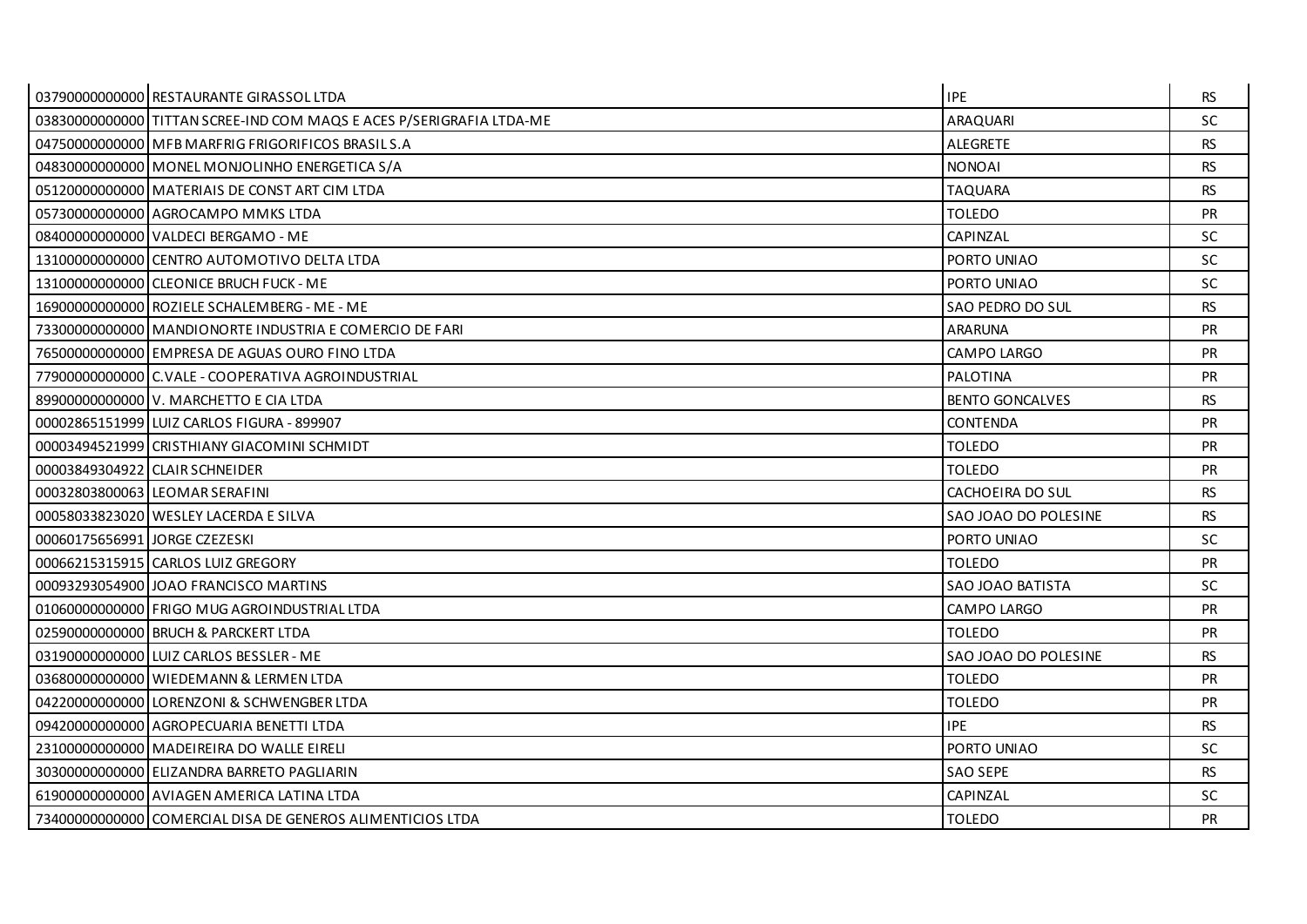| | | | |
|---|---|---|---|
| 03790000000000 | RESTAURANTE GIRASSOL LTDA | IPE | RS |
| 03830000000000 | TITTAN SCREE-IND COM MAQS E ACES P/SERIGRAFIA LTDA-ME | ARAQUARI | SC |
| 04750000000000 | MFB MARFRIG FRIGORIFICOS BRASIL S.A | ALEGRETE | RS |
| 04830000000000 | MONEL MONJOLINHO ENERGETICA S/A | NONOAI | RS |
| 05120000000000 | MATERIAIS DE CONST ART CIM LTDA | TAQUARA | RS |
| 05730000000000 | AGROCAMPO MMKS LTDA | TOLEDO | PR |
| 08400000000000 | VALDECI BERGAMO - ME | CAPINZAL | SC |
| 13100000000000 | CENTRO AUTOMOTIVO DELTA LTDA | PORTO UNIAO | SC |
| 13100000000000 | CLEONICE BRUCH FUCK - ME | PORTO UNIAO | SC |
| 16900000000000 | ROZIELE SCHALEMBERG - ME - ME | SAO PEDRO DO SUL | RS |
| 73300000000000 | MANDIONORTE INDUSTRIA E COMERCIO DE FARI | ARARUNA | PR |
| 76500000000000 | EMPRESA DE AGUAS OURO FINO LTDA | CAMPO LARGO | PR |
| 77900000000000 | C.VALE - COOPERATIVA AGROINDUSTRIAL | PALOTINA | PR |
| 89900000000000 | V. MARCHETTO E CIA LTDA | BENTO GONCALVES | RS |
| 00002865151999 | LUIZ CARLOS FIGURA - 899907 | CONTENDA | PR |
| 00003494521999 | CRISTHIANY GIACOMINI SCHMIDT | TOLEDO | PR |
| 00003849304922 | CLAIR SCHNEIDER | TOLEDO | PR |
| 00032803800063 | LEOMAR SERAFINI | CACHOEIRA DO SUL | RS |
| 00058033823020 | WESLEY LACERDA E SILVA | SAO JOAO DO POLESINE | RS |
| 00060175656991 | JORGE CZEZESKI | PORTO UNIAO | SC |
| 00066215315915 | CARLOS LUIZ GREGORY | TOLEDO | PR |
| 00093293054900 | JOAO FRANCISCO MARTINS | SAO JOAO BATISTA | SC |
| 01060000000000 | FRIGO MUG AGROINDUSTRIAL LTDA | CAMPO LARGO | PR |
| 02590000000000 | BRUCH & PARCKERT LTDA | TOLEDO | PR |
| 03190000000000 | LUIZ CARLOS BESSLER - ME | SAO JOAO DO POLESINE | RS |
| 03680000000000 | WIEDEMANN & LERMEN LTDA | TOLEDO | PR |
| 04220000000000 | LORENZONI & SCHWENGBER LTDA | TOLEDO | PR |
| 09420000000000 | AGROPECUARIA BENETTI LTDA | IPE | RS |
| 23100000000000 | MADEIREIRA DO WALLE EIRELI | PORTO UNIAO | SC |
| 30300000000000 | ELIZANDRA BARRETO PAGLIARIN | SAO SEPE | RS |
| 61900000000000 | AVIAGEN AMERICA LATINA LTDA | CAPINZAL | SC |
| 73400000000000 | COMERCIAL DISA DE GENEROS ALIMENTICIOS LTDA | TOLEDO | PR |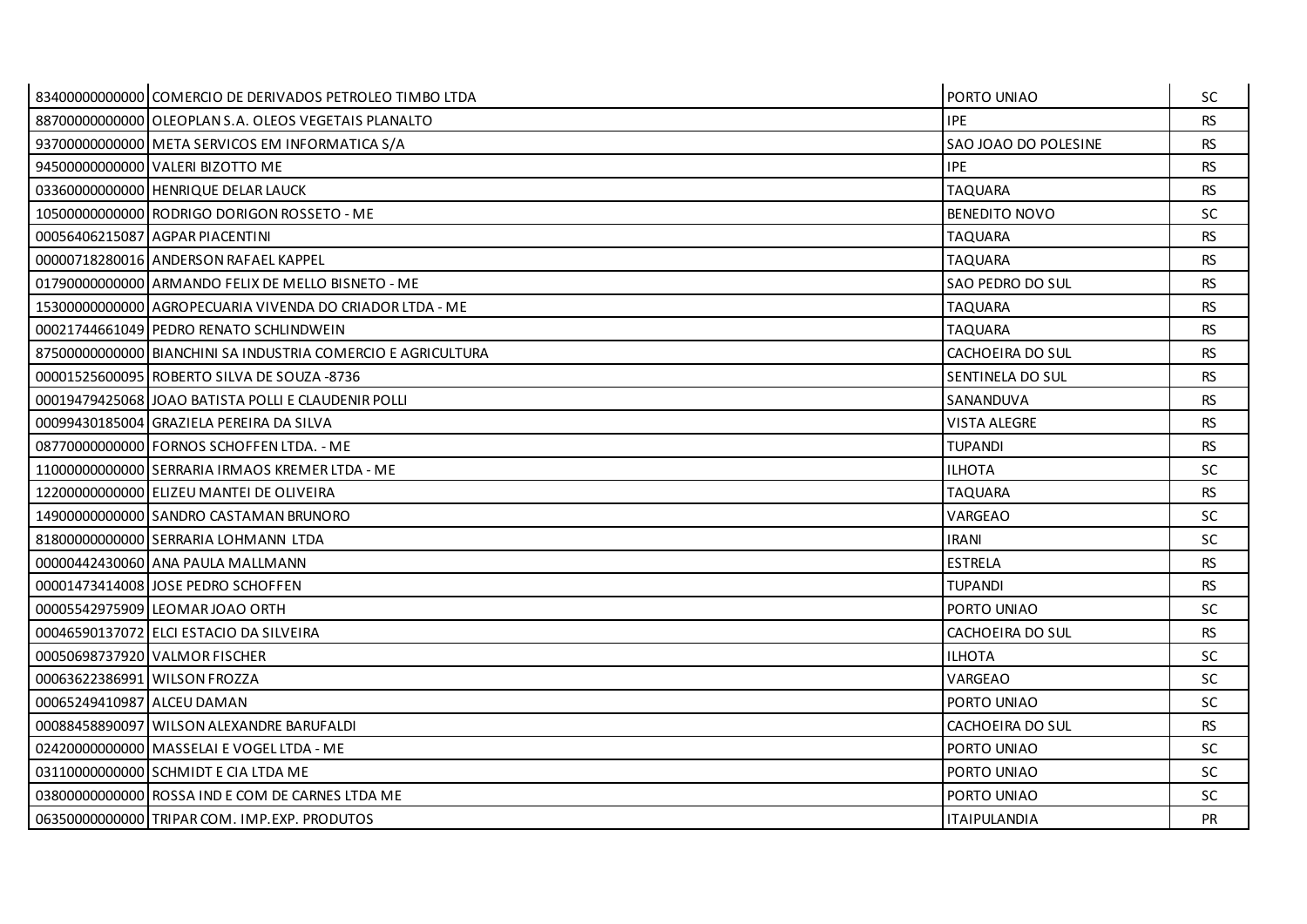| | | | |
|---|---|---|---|
| 83400000000000 | COMERCIO DE DERIVADOS PETROLEO TIMBO LTDA | PORTO UNIAO | SC |
| 88700000000000 | OLEOPLAN S.A. OLEOS VEGETAIS PLANALTO | IPE | RS |
| 93700000000000 | META SERVICOS EM INFORMATICA S/A | SAO JOAO DO POLESINE | RS |
| 94500000000000 | VALERI BIZOTTO ME | IPE | RS |
| 03360000000000 | HENRIQUE DELAR LAUCK | TAQUARA | RS |
| 10500000000000 | RODRIGO DORIGON ROSSETO - ME | BENEDITO NOVO | SC |
| 00056406215087 | AGPAR PIACENTINI | TAQUARA | RS |
| 00000718280016 | ANDERSON RAFAEL KAPPEL | TAQUARA | RS |
| 01790000000000 | ARMANDO FELIX DE MELLO BISNETO - ME | SAO PEDRO DO SUL | RS |
| 15300000000000 | AGROPECUARIA VIVENDA DO CRIADOR LTDA - ME | TAQUARA | RS |
| 00021744661049 | PEDRO RENATO SCHLINDWEIN | TAQUARA | RS |
| 87500000000000 | BIANCHINI SA INDUSTRIA COMERCIO E AGRICULTURA | CACHOEIRA DO SUL | RS |
| 00001525600095 | ROBERTO SILVA DE SOUZA -8736 | SENTINELA DO SUL | RS |
| 00019479425068 | JOAO BATISTA POLLI E CLAUDENIR POLLI | SANANDUVA | RS |
| 00099430185004 | GRAZIELA PEREIRA DA SILVA | VISTA ALEGRE | RS |
| 08770000000000 | FORNOS SCHOFFEN LTDA. - ME | TUPANDI | RS |
| 11000000000000 | SERRARIA IRMAOS KREMER LTDA - ME | ILHOTA | SC |
| 12200000000000 | ELIZEU MANTEI DE OLIVEIRA | TAQUARA | RS |
| 14900000000000 | SANDRO CASTAMAN BRUNORO | VARGEAO | SC |
| 81800000000000 | SERRARIA LOHMANN LTDA | IRANI | SC |
| 00000442430060 | ANA PAULA MALLMANN | ESTRELA | RS |
| 00001473414008 | JOSE PEDRO SCHOFFEN | TUPANDI | RS |
| 00005542975909 | LEOMAR JOAO ORTH | PORTO UNIAO | SC |
| 00046590137072 | ELCI ESTACIO DA SILVEIRA | CACHOEIRA DO SUL | RS |
| 00050698737920 | VALMOR FISCHER | ILHOTA | SC |
| 00063622386991 | WILSON FROZZA | VARGEAO | SC |
| 00065249410987 | ALCEU DAMAN | PORTO UNIAO | SC |
| 00088458890097 | WILSON ALEXANDRE BARUFALDI | CACHOEIRA DO SUL | RS |
| 02420000000000 | MASSELAI E VOGEL LTDA - ME | PORTO UNIAO | SC |
| 03110000000000 | SCHMIDT E CIA LTDA ME | PORTO UNIAO | SC |
| 03800000000000 | ROSSA IND E COM DE CARNES LTDA ME | PORTO UNIAO | SC |
| 06350000000000 | TRIPAR COM. IMP.EXP. PRODUTOS | ITAIPULANDIA | PR |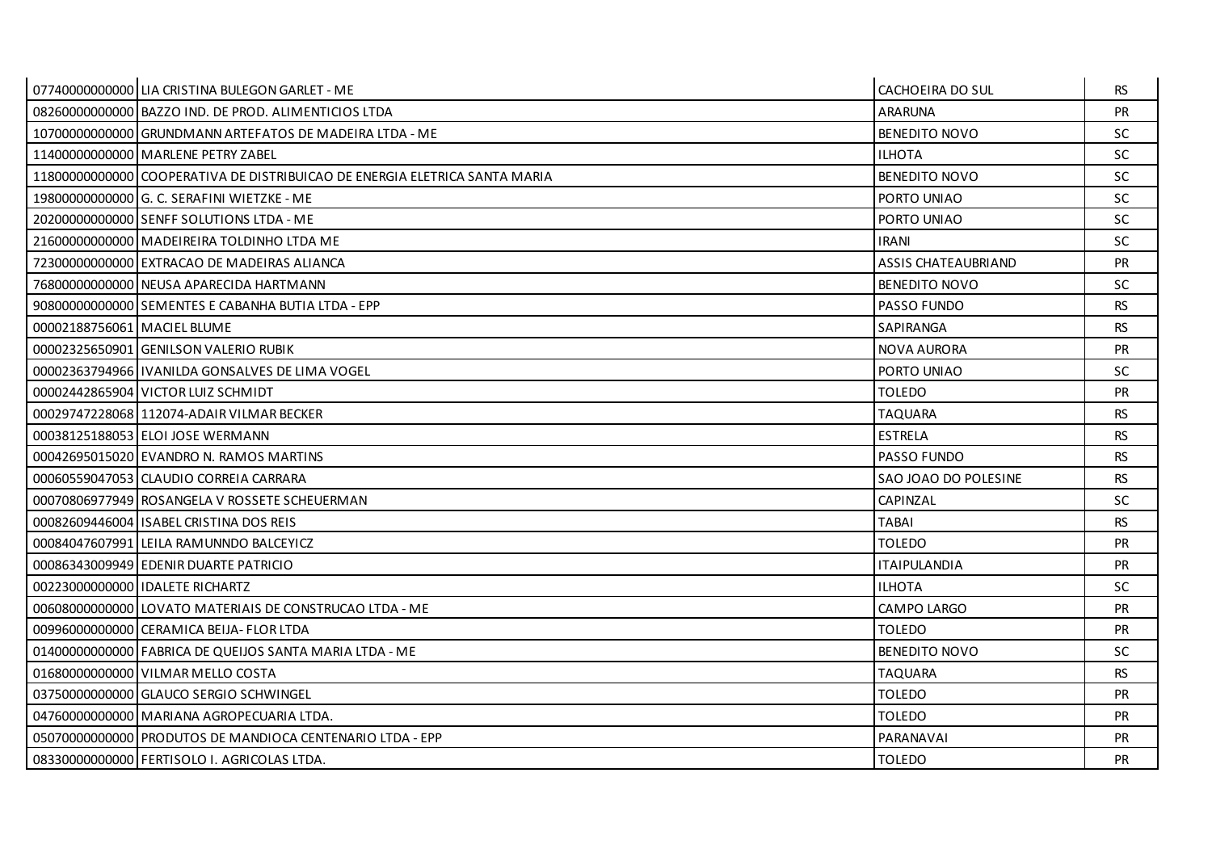| | | | |
|---|---|---|---|
| 07740000000000 | LIA CRISTINA BULEGON GARLET - ME | CACHOEIRA DO SUL | RS |
| 08260000000000 | BAZZO IND. DE PROD. ALIMENTICIOS LTDA | ARARUNA | PR |
| 10700000000000 | GRUNDMANN ARTEFATOS DE MADEIRA LTDA - ME | BENEDITO NOVO | SC |
| 11400000000000 | MARLENE PETRY ZABEL | ILHOTA | SC |
| 11800000000000 | COOPERATIVA DE DISTRIBUICAO DE ENERGIA ELETRICA SANTA MARIA | BENEDITO NOVO | SC |
| 19800000000000 | G. C. SERAFINI WIETZKE - ME | PORTO UNIAO | SC |
| 20200000000000 | SENFF SOLUTIONS LTDA - ME | PORTO UNIAO | SC |
| 21600000000000 | MADEIREIRA TOLDINHO LTDA ME | IRANI | SC |
| 72300000000000 | EXTRACAO DE MADEIRAS ALIANCA | ASSIS CHATEAUBRIAND | PR |
| 76800000000000 | NEUSA APARECIDA HARTMANN | BENEDITO NOVO | SC |
| 90800000000000 | SEMENTES E CABANHA BUTIA LTDA - EPP | PASSO FUNDO | RS |
| 00002188756061 | MACIEL BLUME | SAPIRANGA | RS |
| 00002325650901 | GENILSON VALERIO RUBIK | NOVA AURORA | PR |
| 00002363794966 | IVANILDA GONSALVES DE LIMA VOGEL | PORTO UNIAO | SC |
| 00002442865904 | VICTOR LUIZ SCHMIDT | TOLEDO | PR |
| 00029747228068 | 112074-ADAIR VILMAR BECKER | TAQUARA | RS |
| 00038125188053 | ELOI JOSE WERMANN | ESTRELA | RS |
| 00042695015020 | EVANDRO N. RAMOS MARTINS | PASSO FUNDO | RS |
| 00060559047053 | CLAUDIO CORREIA CARRARA | SAO JOAO DO POLESINE | RS |
| 00070806977949 | ROSANGELA V ROSSETE SCHEUERMAN | CAPINZAL | SC |
| 00082609446004 | ISABEL CRISTINA DOS REIS | TABAI | RS |
| 00084047607991 | LEILA RAMUNNDO BALCEYICZ | TOLEDO | PR |
| 00086343009949 | EDENIR DUARTE PATRICIO | ITAIPULANDIA | PR |
| 00223000000000 | IDALETE RICHARTZ | ILHOTA | SC |
| 00608000000000 | LOVATO MATERIAIS DE CONSTRUCAO LTDA - ME | CAMPO LARGO | PR |
| 00996000000000 | CERAMICA BEIJA- FLOR LTDA | TOLEDO | PR |
| 01400000000000 | FABRICA DE QUEIJOS SANTA MARIA LTDA - ME | BENEDITO NOVO | SC |
| 01680000000000 | VILMAR MELLO COSTA | TAQUARA | RS |
| 03750000000000 | GLAUCO SERGIO SCHWINGEL | TOLEDO | PR |
| 04760000000000 | MARIANA AGROPECUARIA LTDA. | TOLEDO | PR |
| 05070000000000 | PRODUTOS DE MANDIOCA CENTENARIO LTDA - EPP | PARANAVAI | PR |
| 08330000000000 | FERTISOLO I. AGRICOLAS LTDA. | TOLEDO | PR |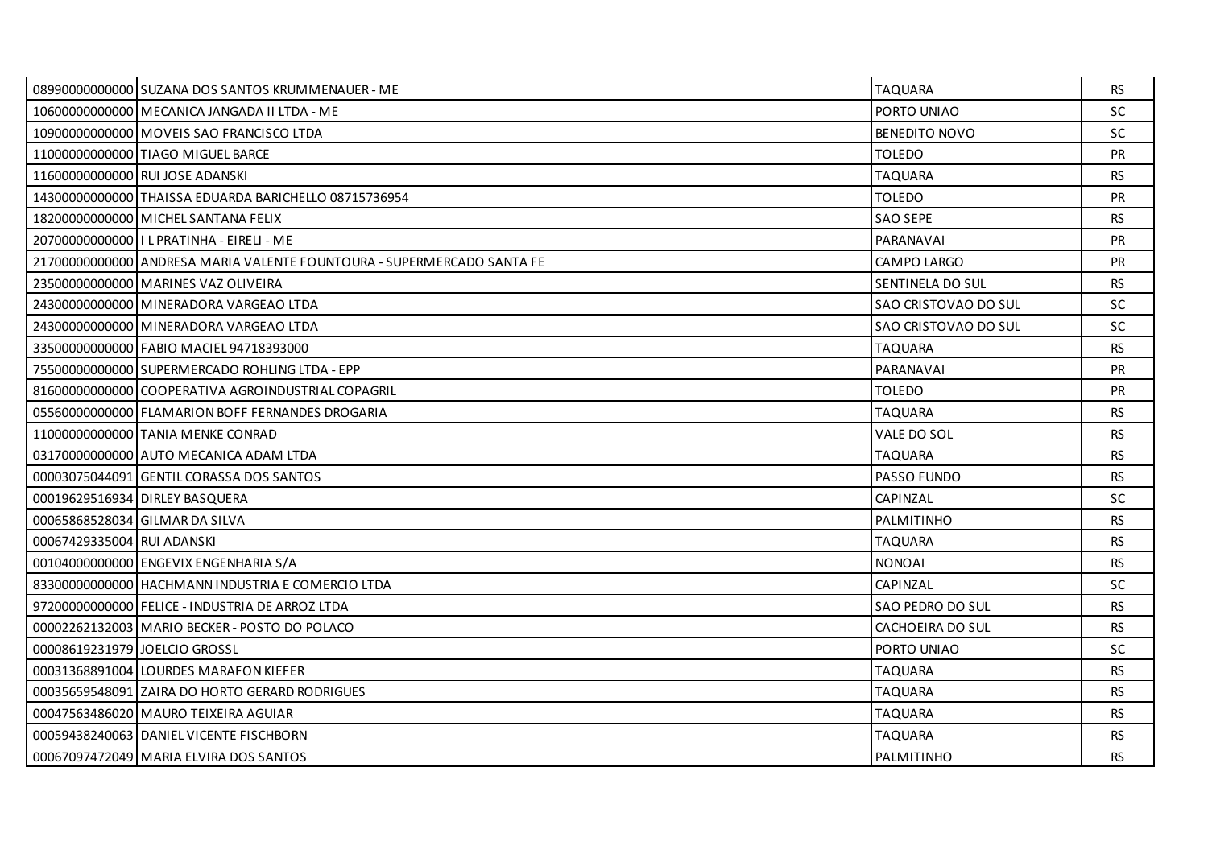| | | | |
|---|---|---|---|
| 08990000000000 | SUZANA DOS SANTOS KRUMMENAUER - ME | TAQUARA | RS |
| 10600000000000 | MECANICA JANGADA II LTDA - ME | PORTO UNIAO | SC |
| 10900000000000 | MOVEIS SAO FRANCISCO LTDA | BENEDITO NOVO | SC |
| 11000000000000 | TIAGO MIGUEL BARCE | TOLEDO | PR |
| 11600000000000 | RUI JOSE ADANSKI | TAQUARA | RS |
| 14300000000000 | THAISSA EDUARDA BARICHELLO 08715736954 | TOLEDO | PR |
| 18200000000000 | MICHEL SANTANA FELIX | SAO SEPE | RS |
| 20700000000000 | I L PRATINHA - EIRELI - ME | PARANAVAI | PR |
| 21700000000000 | ANDRESA MARIA VALENTE FOUNTOURA - SUPERMERCADO SANTA FE | CAMPO LARGO | PR |
| 23500000000000 | MARINES VAZ OLIVEIRA | SENTINELA DO SUL | RS |
| 24300000000000 | MINERADORA VARGEAO LTDA | SAO CRISTOVAO DO SUL | SC |
| 24300000000000 | MINERADORA VARGEAO LTDA | SAO CRISTOVAO DO SUL | SC |
| 33500000000000 | FABIO MACIEL 94718393000 | TAQUARA | RS |
| 75500000000000 | SUPERMERCADO ROHLING LTDA - EPP | PARANAVAI | PR |
| 81600000000000 | COOPERATIVA AGROINDUSTRIAL COPAGRIL | TOLEDO | PR |
| 05560000000000 | FLAMARION BOFF FERNANDES DROGARIA | TAQUARA | RS |
| 11000000000000 | TANIA MENKE CONRAD | VALE DO SOL | RS |
| 03170000000000 | AUTO MECANICA ADAM LTDA | TAQUARA | RS |
| 00003075044091 | GENTIL CORASSA DOS SANTOS | PASSO FUNDO | RS |
| 00019629516934 | DIRLEY BASQUERA | CAPINZAL | SC |
| 00065868528034 | GILMAR DA SILVA | PALMITINHO | RS |
| 00067429335004 | RUI ADANSKI | TAQUARA | RS |
| 00104000000000 | ENGEVIX ENGENHARIA S/A | NONOAI | RS |
| 83300000000000 | HACHMANN INDUSTRIA E COMERCIO LTDA | CAPINZAL | SC |
| 97200000000000 | FELICE - INDUSTRIA DE ARROZ LTDA | SAO PEDRO DO SUL | RS |
| 00002262132003 | MARIO BECKER - POSTO DO POLACO | CACHOEIRA DO SUL | RS |
| 00008619231979 | JOELCIO GROSSL | PORTO UNIAO | SC |
| 00031368891004 | LOURDES MARAFON KIEFER | TAQUARA | RS |
| 00035659548091 | ZAIRA DO HORTO GERARD RODRIGUES | TAQUARA | RS |
| 00047563486020 | MAURO TEIXEIRA AGUIAR | TAQUARA | RS |
| 00059438240063 | DANIEL VICENTE FISCHBORN | TAQUARA | RS |
| 00067097472049 | MARIA ELVIRA DOS SANTOS | PALMITINHO | RS |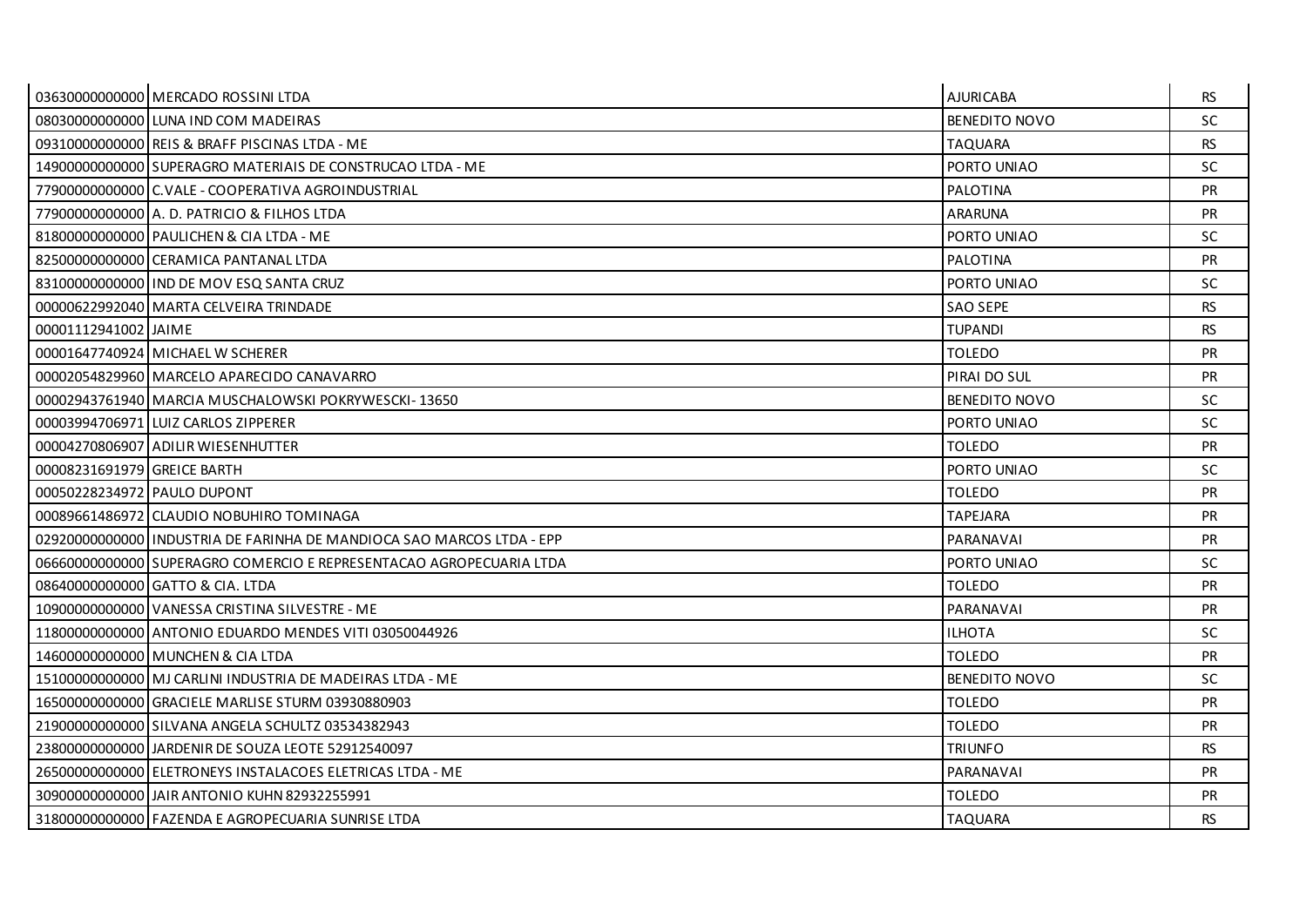| | | | |
|---|---|---|---|
| 03630000000000 | MERCADO ROSSINI LTDA | AJURICABA | RS |
| 08030000000000 | LUNA IND COM MADEIRAS | BENEDITO NOVO | SC |
| 09310000000000 | REIS & BRAFF PISCINAS LTDA - ME | TAQUARA | RS |
| 14900000000000 | SUPERAGRO MATERIAIS DE CONSTRUCAO LTDA - ME | PORTO UNIAO | SC |
| 77900000000000 | C.VALE - COOPERATIVA AGROINDUSTRIAL | PALOTINA | PR |
| 77900000000000 | A. D. PATRICIO & FILHOS LTDA | ARARUNA | PR |
| 81800000000000 | PAULICHEN & CIA LTDA - ME | PORTO UNIAO | SC |
| 82500000000000 | CERAMICA PANTANAL LTDA | PALOTINA | PR |
| 83100000000000 | IND DE MOV ESQ SANTA CRUZ | PORTO UNIAO | SC |
| 00000622992040 | MARTA CELVEIRA TRINDADE | SAO SEPE | RS |
| 00001112941002 | JAIME | TUPANDI | RS |
| 00001647740924 | MICHAEL W SCHERER | TOLEDO | PR |
| 00002054829960 | MARCELO APARECIDO CANAVARRO | PIRAI DO SUL | PR |
| 00002943761940 | MARCIA MUSCHALOWSKI POKRYWESCKI- 13650 | BENEDITO NOVO | SC |
| 00003994706971 | LUIZ CARLOS ZIPPERER | PORTO UNIAO | SC |
| 00004270806907 | ADILIR WIESENHUTTER | TOLEDO | PR |
| 00008231691979 | GREICE BARTH | PORTO UNIAO | SC |
| 00050228234972 | PAULO DUPONT | TOLEDO | PR |
| 00089661486972 | CLAUDIO NOBUHIRO TOMINAGA | TAPEJARA | PR |
| 02920000000000 | INDUSTRIA DE FARINHA DE MANDIOCA SAO MARCOS LTDA - EPP | PARANAVAI | PR |
| 06660000000000 | SUPERAGRO COMERCIO E REPRESENTACAO AGROPECUARIA LTDA | PORTO UNIAO | SC |
| 08640000000000 | GATTO & CIA. LTDA | TOLEDO | PR |
| 10900000000000 | VANESSA CRISTINA SILVESTRE - ME | PARANAVAI | PR |
| 11800000000000 | ANTONIO EDUARDO MENDES VITI 03050044926 | ILHOTA | SC |
| 14600000000000 | MUNCHEN & CIA LTDA | TOLEDO | PR |
| 15100000000000 | MJ CARLINI INDUSTRIA DE MADEIRAS LTDA - ME | BENEDITO NOVO | SC |
| 16500000000000 | GRACIELE MARLISE STURM 03930880903 | TOLEDO | PR |
| 21900000000000 | SILVANA ANGELA SCHULTZ 03534382943 | TOLEDO | PR |
| 23800000000000 | JARDENIR DE SOUZA LEOTE 52912540097 | TRIUNFO | RS |
| 26500000000000 | ELETRONEYS INSTALACOES ELETRICAS LTDA - ME | PARANAVAI | PR |
| 30900000000000 | JAIR ANTONIO KUHN 82932255991 | TOLEDO | PR |
| 31800000000000 | FAZENDA E AGROPECUARIA SUNRISE LTDA | TAQUARA | RS |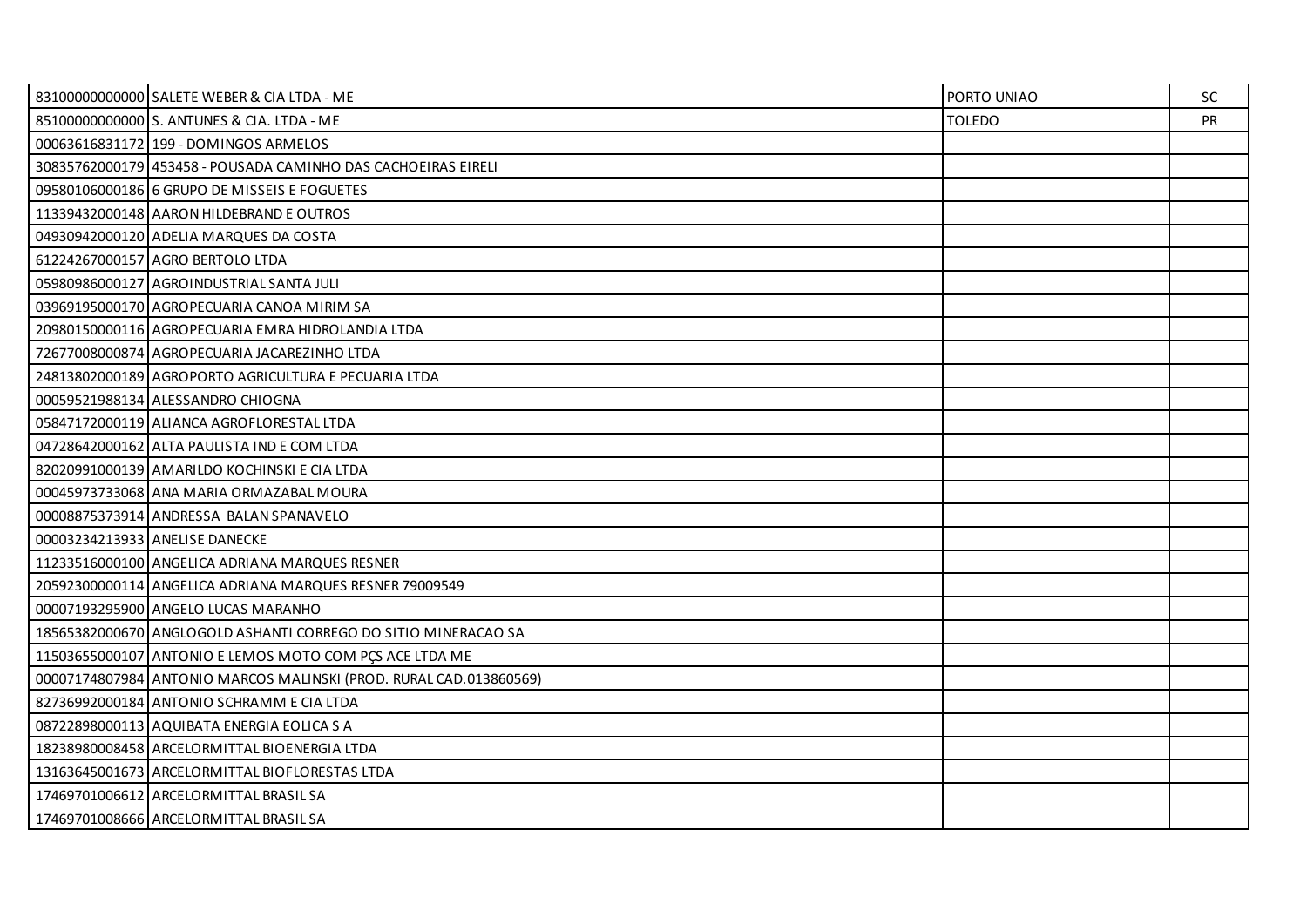| | | | |
|---|---|---|---|
| 83100000000000 | SALETE WEBER & CIA LTDA - ME | PORTO UNIAO | SC |
| 85100000000000 | S. ANTUNES & CIA. LTDA - ME | TOLEDO | PR |
| 00063616831172 | 199 - DOMINGOS ARMELOS | | |
| 30835762000179 | 453458 - POUSADA CAMINHO DAS CACHOEIRAS EIRELI | | |
| 09580106000186 | 6 GRUPO DE MISSEIS E FOGUETES | | |
| 11339432000148 | AARON HILDEBRAND E OUTROS | | |
| 04930942000120 | ADELIA MARQUES DA COSTA | | |
| 61224267000157 | AGRO BERTOLO LTDA | | |
| 05980986000127 | AGROINDUSTRIAL SANTA JULI | | |
| 03969195000170 | AGROPECUARIA CANOA MIRIM SA | | |
| 20980150000116 | AGROPECUARIA EMRA HIDROLANDIA LTDA | | |
| 72677008000874 | AGROPECUARIA JACAREZINHO LTDA | | |
| 24813802000189 | AGROPORTO AGRICULTURA E PECUARIA LTDA | | |
| 00059521988134 | ALESSANDRO CHIOGNA | | |
| 05847172000119 | ALIANCA AGROFLORESTAL LTDA | | |
| 04728642000162 | ALTA PAULISTA IND E COM LTDA | | |
| 82020991000139 | AMARILDO KOCHINSKI E CIA LTDA | | |
| 00045973733068 | ANA MARIA ORMAZABAL MOURA | | |
| 00008875373914 | ANDRESSA BALAN SPANAVELO | | |
| 00003234213933 | ANELISE DANECKE | | |
| 11233516000100 | ANGELICA ADRIANA MARQUES RESNER | | |
| 20592300000114 | ANGELICA ADRIANA MARQUES RESNER 79009549 | | |
| 00007193295900 | ANGELO LUCAS MARANHO | | |
| 18565382000670 | ANGLOGOLD ASHANTI CORREGO DO SITIO MINERACAO SA | | |
| 11503655000107 | ANTONIO E LEMOS MOTO COM PÇS ACE LTDA ME | | |
| 00007174807984 | ANTONIO MARCOS MALINSKI (PROD. RURAL CAD.013860569) | | |
| 82736992000184 | ANTONIO SCHRAMM E CIA LTDA | | |
| 08722898000113 | AQUIBATA ENERGIA EOLICA S A | | |
| 18238980008458 | ARCELORMITTAL BIOENERGIA LTDA | | |
| 13163645001673 | ARCELORMITTAL BIOFLORESTAS LTDA | | |
| 17469701006612 | ARCELORMITTAL BRASIL SA | | |
| 17469701008666 | ARCELORMITTAL BRASIL SA | | |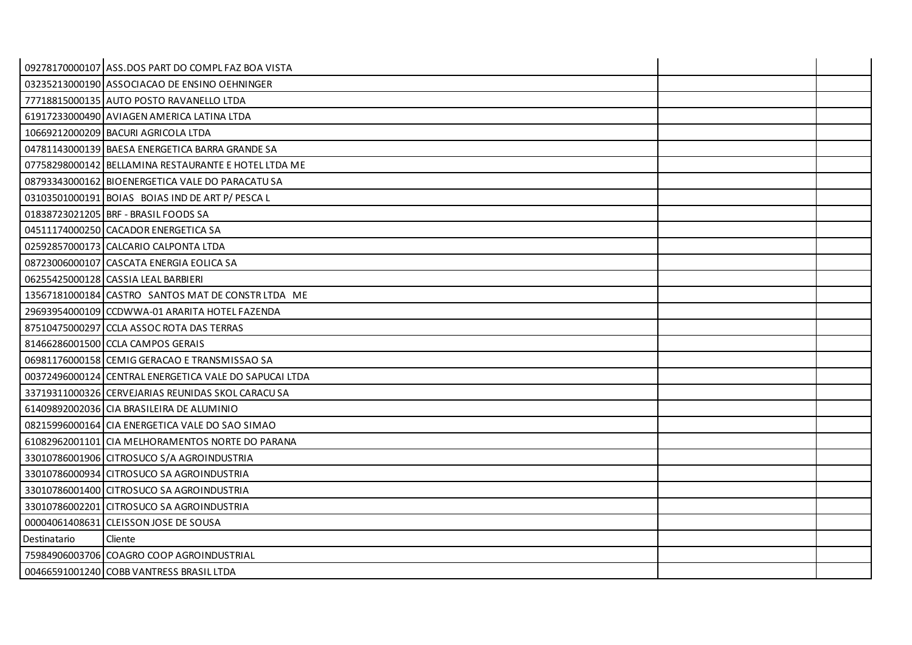| | | | |
|---|---|---|---|
| 09278170000107 | ASS.DOS PART DO COMPL FAZ BOA VISTA | | |
| 03235213000190 | ASSOCIACAO DE ENSINO OEHNINGER | | |
| 77718815000135 | AUTO POSTO RAVANELLO LTDA | | |
| 61917233000490 | AVIAGEN AMERICA LATINA LTDA | | |
| 10669212000209 | BACURI AGRICOLA LTDA | | |
| 04781143000139 | BAESA ENERGETICA BARRA GRANDE SA | | |
| 07758298000142 | BELLAMINA RESTAURANTE E HOTEL LTDA ME | | |
| 08793343000162 | BIOENERGETICA VALE DO PARACATU SA | | |
| 03103501000191 | BOIAS BOIAS IND DE ART P/ PESCA L | | |
| 01838723021205 | BRF - BRASIL FOODS SA | | |
| 04511174000250 | CACADOR ENERGETICA SA | | |
| 02592857000173 | CALCARIO CALPONTA LTDA | | |
| 08723006000107 | CASCATA ENERGIA EOLICA SA | | |
| 06255425000128 | CASSIA LEAL BARBIERI | | |
| 13567181000184 | CASTRO SANTOS MAT DE CONSTR LTDA ME | | |
| 29693954000109 | CCDWWA-01 ARARITA HOTEL FAZENDA | | |
| 87510475000297 | CCLA ASSOC ROTA DAS TERRAS | | |
| 81466286001500 | CCLA CAMPOS GERAIS | | |
| 06981176000158 | CEMIG GERACAO E TRANSMISSAO SA | | |
| 00372496000124 | CENTRAL ENERGETICA VALE DO SAPUCAI LTDA | | |
| 33719311000326 | CERVEJARIAS REUNIDAS SKOL CARACU SA | | |
| 61409892002036 | CIA BRASILEIRA DE ALUMINIO | | |
| 08215996000164 | CIA ENERGETICA VALE DO SAO SIMAO | | |
| 61082962001101 | CIA MELHORAMENTOS NORTE DO PARANA | | |
| 33010786001906 | CITROSUCO S/A AGROINDUSTRIA | | |
| 33010786000934 | CITROSUCO SA AGROINDUSTRIA | | |
| 33010786001400 | CITROSUCO SA AGROINDUSTRIA | | |
| 33010786002201 | CITROSUCO SA AGROINDUSTRIA | | |
| 00004061408631 | CLEISSON JOSE DE SOUSA | | |
| Destinatario | Cliente | | |
| 75984906003706 | COAGRO COOP AGROINDUSTRIAL | | |
| 00466591001240 | COBB VANTRESS BRASIL LTDA | | |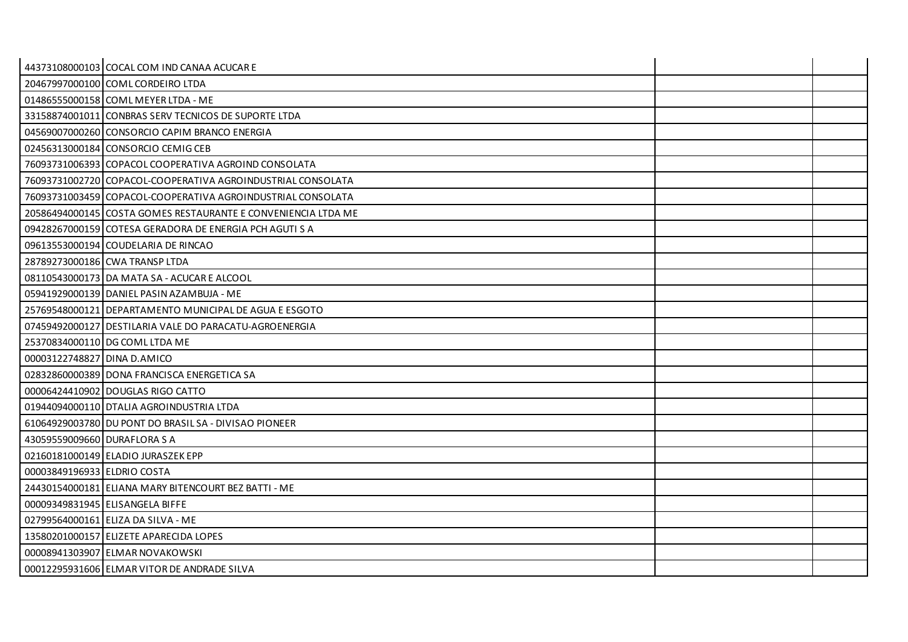| | | | |
|---|---|---|---|
| 44373108000103 | COCAL COM IND CANAA ACUCAR E | | |
| 20467997000100 | COML CORDEIRO LTDA | | |
| 01486555000158 | COML MEYER LTDA - ME | | |
| 33158874001011 | CONBRAS SERV TECNICOS DE SUPORTE LTDA | | |
| 04569007000260 | CONSORCIO CAPIM BRANCO ENERGIA | | |
| 02456313000184 | CONSORCIO CEMIG CEB | | |
| 76093731006393 | COPACOL COOPERATIVA AGROIND CONSOLATA | | |
| 76093731002720 | COPACOL-COOPERATIVA AGROINDUSTRIAL CONSOLATA | | |
| 76093731003459 | COPACOL-COOPERATIVA AGROINDUSTRIAL CONSOLATA | | |
| 20586494000145 | COSTA GOMES RESTAURANTE E CONVENIENCIA LTDA ME | | |
| 09428267000159 | COTESA GERADORA DE ENERGIA PCH AGUTI S A | | |
| 09613553000194 | COUDELARIA DE RINCAO | | |
| 28789273000186 | CWA TRANSP LTDA | | |
| 08110543000173 | DA MATA SA - ACUCAR E ALCOOL | | |
| 05941929000139 | DANIEL PASIN AZAMBUJA - ME | | |
| 25769548000121 | DEPARTAMENTO MUNICIPAL DE AGUA E ESGOTO | | |
| 07459492000127 | DESTILARIA VALE DO PARACATU-AGROENERGIA | | |
| 25370834000110 | DG COML LTDA ME | | |
| 00003122748827 | DINA D.AMICO | | |
| 02832860000389 | DONA FRANCISCA ENERGETICA SA | | |
| 00006424410902 | DOUGLAS RIGO CATTO | | |
| 01944094000110 | DTALIA AGROINDUSTRIA LTDA | | |
| 61064929003780 | DU PONT DO BRASIL SA - DIVISAO PIONEER | | |
| 43059559009660 | DURAFLORA S A | | |
| 02160181000149 | ELADIO JURASZEK EPP | | |
| 00003849196933 | ELDRIO COSTA | | |
| 24430154000181 | ELIANA MARY BITENCOURT BEZ BATTI - ME | | |
| 00009349831945 | ELISANGELA BIFFE | | |
| 02799564000161 | ELIZA DA SILVA - ME | | |
| 13580201000157 | ELIZETE APARECIDA LOPES | | |
| 00008941303907 | ELMAR NOVAKOWSKI | | |
| 00012295931606 | ELMAR VITOR DE ANDRADE SILVA | | |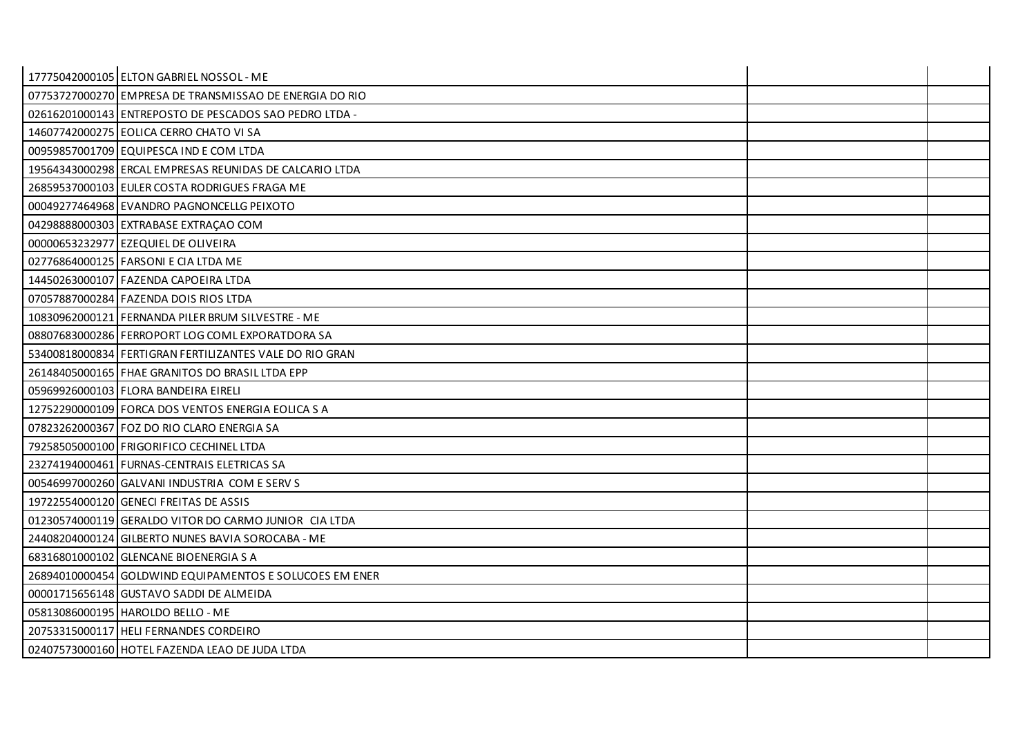| | | | |
|---|---|---|---|
| 17775042000105 | ELTON GABRIEL NOSSOL - ME | | |
| 07753727000270 | EMPRESA DE TRANSMISSAO DE ENERGIA DO RIO | | |
| 02616201000143 | ENTREPOSTO DE PESCADOS SAO PEDRO LTDA - | | |
| 14607742000275 | EOLICA CERRO CHATO VI SA | | |
| 00959857001709 | EQUIPESCA IND E COM LTDA | | |
| 19564343000298 | ERCAL EMPRESAS REUNIDAS DE CALCARIO LTDA | | |
| 26859537000103 | EULER COSTA RODRIGUES FRAGA ME | | |
| 00049277464968 | EVANDRO PAGNONCELLG PEIXOTO | | |
| 04298888000303 | EXTRABASE EXTRAÇAO COM | | |
| 00000653232977 | EZEQUIEL DE OLIVEIRA | | |
| 02776864000125 | FARSONI E CIA LTDA ME | | |
| 14450263000107 | FAZENDA CAPOEIRA LTDA | | |
| 07057887000284 | FAZENDA DOIS RIOS LTDA | | |
| 10830962000121 | FERNANDA PILER BRUM SILVESTRE - ME | | |
| 08807683000286 | FERROPORT LOG COML EXPORATDORA SA | | |
| 53400818000834 | FERTIGRAN FERTILIZANTES VALE DO RIO GRAN | | |
| 26148405000165 | FHAE GRANITOS DO BRASIL LTDA EPP | | |
| 05969926000103 | FLORA BANDEIRA EIRELI | | |
| 12752290000109 | FORCA DOS VENTOS ENERGIA EOLICA S A | | |
| 07823262000367 | FOZ DO RIO CLARO ENERGIA SA | | |
| 79258505000100 | FRIGORIFICO CECHINEL LTDA | | |
| 23274194000461 | FURNAS-CENTRAIS ELETRICAS SA | | |
| 00546997000260 | GALVANI INDUSTRIA COM E SERV S | | |
| 19722554000120 | GENECI FREITAS DE ASSIS | | |
| 01230574000119 | GERALDO VITOR DO CARMO JUNIOR CIA LTDA | | |
| 24408204000124 | GILBERTO NUNES BAVIA SOROCABA - ME | | |
| 68316801000102 | GLENCANE BIOENERGIA S A | | |
| 26894010000454 | GOLDWIND EQUIPAMENTOS E SOLUCOES EM ENER | | |
| 00001715656148 | GUSTAVO SADDI DE ALMEIDA | | |
| 05813086000195 | HAROLDO BELLO - ME | | |
| 20753315000117 | HELI FERNANDES CORDEIRO | | |
| 02407573000160 | HOTEL FAZENDA LEAO DE JUDA LTDA | | |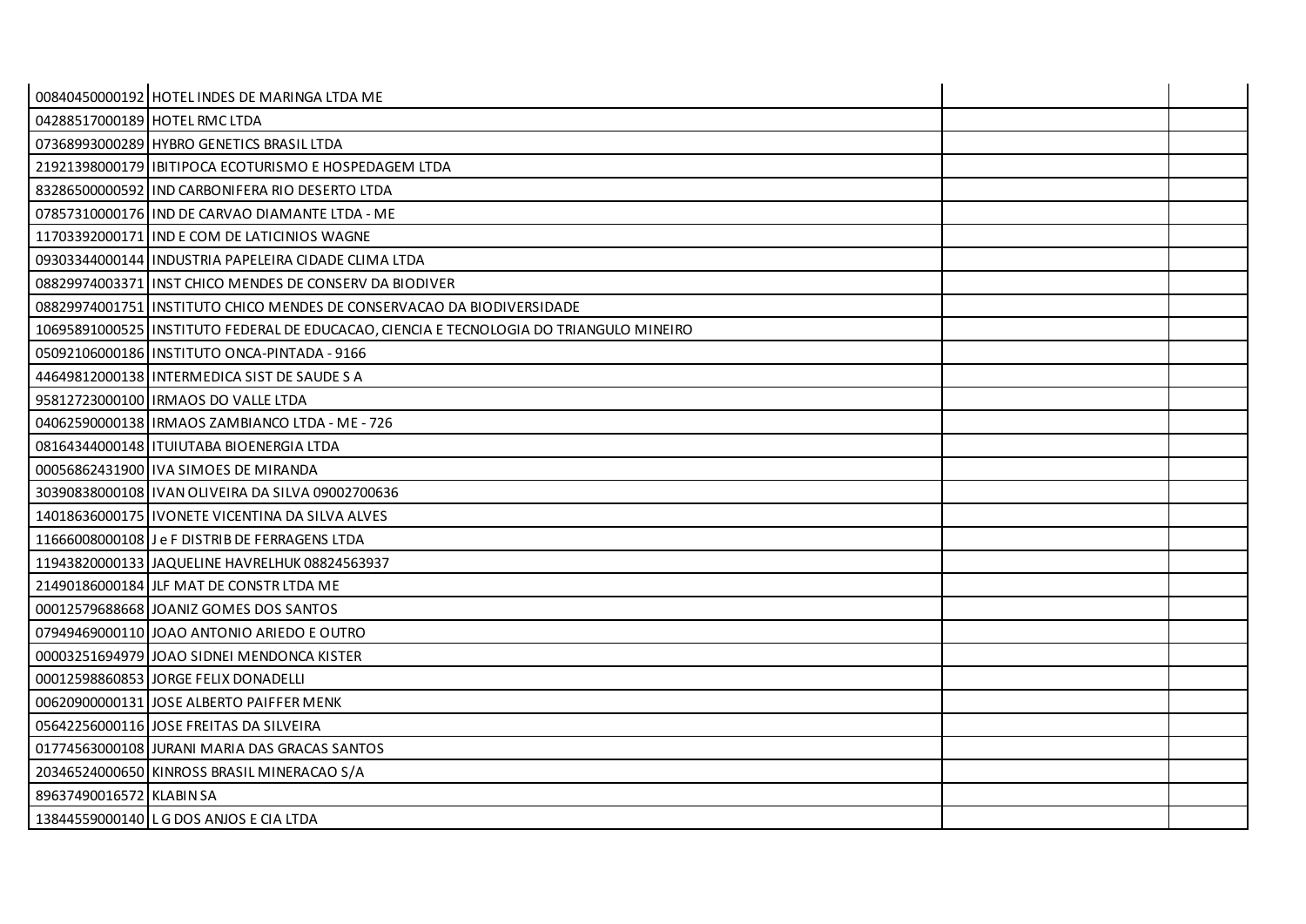| | | | |
|---|---|---|---|
| 00840450000192 | HOTEL INDES DE MARINGA LTDA ME | | |
| 04288517000189 | HOTEL RMC LTDA | | |
| 07368993000289 | HYBRO GENETICS BRASIL LTDA | | |
| 21921398000179 | IBITIPOCA ECOTURISMO E HOSPEDAGEM LTDA | | |
| 83286500000592 | IND CARBONIFERA RIO DESERTO LTDA | | |
| 07857310000176 | IND DE CARVAO DIAMANTE LTDA - ME | | |
| 11703392000171 | IND E COM DE LATICINIOS WAGNE | | |
| 09303344000144 | INDUSTRIA PAPELEIRA CIDADE CLIMA LTDA | | |
| 08829974003371 | INST CHICO MENDES DE CONSERV DA BIODIVER | | |
| 08829974001751 | INSTITUTO CHICO MENDES DE CONSERVACAO DA BIODIVERSIDADE | | |
| 10695891000525 | INSTITUTO FEDERAL DE EDUCACAO, CIENCIA E TECNOLOGIA DO TRIANGULO MINEIRO | | |
| 05092106000186 | INSTITUTO ONCA-PINTADA - 9166 | | |
| 44649812000138 | INTERMEDICA SIST DE SAUDE S A | | |
| 95812723000100 | IRMAOS DO VALLE LTDA | | |
| 04062590000138 | IRMAOS ZAMBIANCO LTDA - ME - 726 | | |
| 08164344000148 | ITUIUTABA BIOENERGIA LTDA | | |
| 00056862431900 | IVA SIMOES DE MIRANDA | | |
| 30390838000108 | IVAN OLIVEIRA DA SILVA 09002700636 | | |
| 14018636000175 | IVONETE VICENTINA DA SILVA ALVES | | |
| 11666008000108 | J e F DISTRIB DE FERRAGENS LTDA | | |
| 11943820000133 | JAQUELINE HAVRELHUK 08824563937 | | |
| 21490186000184 | JLF MAT DE CONSTR LTDA ME | | |
| 00012579688668 | JOANIZ GOMES DOS SANTOS | | |
| 07949469000110 | JOAO ANTONIO ARIEDO E OUTRO | | |
| 00003251694979 | JOAO SIDNEI MENDONCA KISTER | | |
| 00012598860853 | JORGE FELIX DONADELLI | | |
| 00620900000131 | JOSE ALBERTO PAIFFER MENK | | |
| 05642256000116 | JOSE FREITAS DA SILVEIRA | | |
| 01774563000108 | JURANI MARIA DAS GRACAS SANTOS | | |
| 20346524000650 | KINROSS BRASIL MINERACAO S/A | | |
| 89637490016572 | KLABIN SA | | |
| 13844559000140 | L G DOS ANJOS E CIA LTDA | | |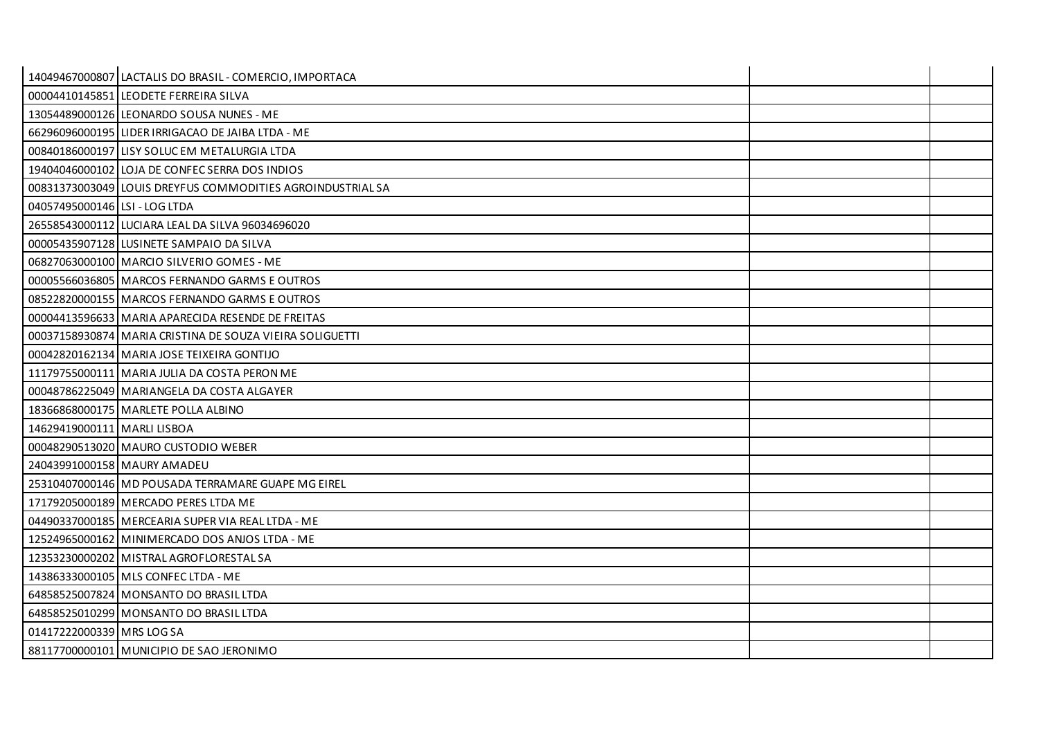| | | | |
|---|---|---|---|
| 14049467000807 | LACTALIS DO BRASIL - COMERCIO, IMPORTACA | | |
| 00004410145851 | LEODETE FERREIRA SILVA | | |
| 13054489000126 | LEONARDO SOUSA NUNES - ME | | |
| 66296096000195 | LIDER IRRIGACAO DE JAIBA LTDA - ME | | |
| 00840186000197 | LISY SOLUC EM METALURGIA LTDA | | |
| 19404046000102 | LOJA DE CONFEC SERRA DOS INDIOS | | |
| 00831373003049 | LOUIS DREYFUS COMMODITIES AGROINDUSTRIAL SA | | |
| 04057495000146 | LSI - LOG LTDA | | |
| 26558543000112 | LUCIARA LEAL DA SILVA 96034696020 | | |
| 00005435907128 | LUSINETE SAMPAIO DA SILVA | | |
| 06827063000100 | MARCIO SILVERIO GOMES - ME | | |
| 00005566036805 | MARCOS FERNANDO GARMS E OUTROS | | |
| 08522820000155 | MARCOS FERNANDO GARMS E OUTROS | | |
| 00004413596633 | MARIA APARECIDA RESENDE DE FREITAS | | |
| 00037158930874 | MARIA CRISTINA DE SOUZA VIEIRA SOLIGUETTI | | |
| 00042820162134 | MARIA JOSE TEIXEIRA GONTIJO | | |
| 11179755000111 | MARIA JULIA DA COSTA PERON ME | | |
| 00048786225049 | MARIANGELA DA COSTA ALGAYER | | |
| 18366868000175 | MARLETE POLLA ALBINO | | |
| 14629419000111 | MARLI LISBOA | | |
| 00048290513020 | MAURO CUSTODIO WEBER | | |
| 24043991000158 | MAURY AMADEU | | |
| 25310407000146 | MD POUSADA TERRAMARE GUAPE MG EIREL | | |
| 17179205000189 | MERCADO PERES LTDA ME | | |
| 04490337000185 | MERCEARIA SUPER VIA REAL LTDA - ME | | |
| 12524965000162 | MINIMERCADO DOS ANJOS LTDA - ME | | |
| 12353230000202 | MISTRAL AGROFLORESTAL SA | | |
| 14386333000105 | MLS CONFEC LTDA - ME | | |
| 64858525007824 | MONSANTO DO BRASIL LTDA | | |
| 64858525010299 | MONSANTO DO BRASIL LTDA | | |
| 01417222000339 | MRS LOG SA | | |
| 88117700000101 | MUNICIPIO DE SAO JERONIMO | | |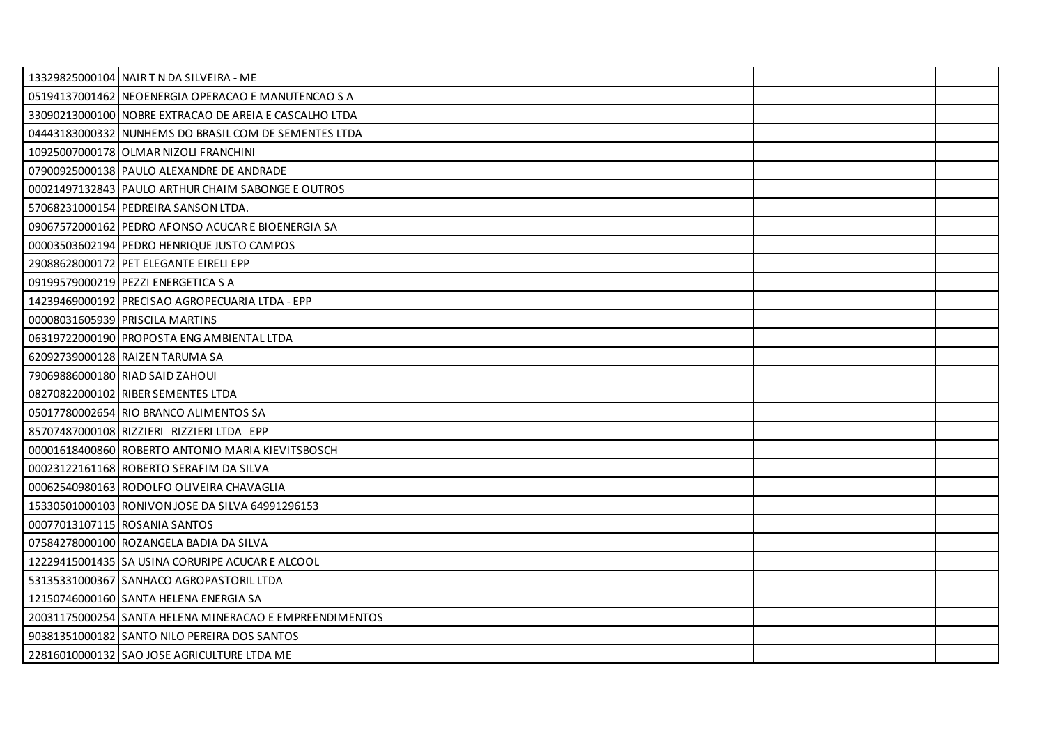| | | | |
|---|---|---|---|
| 13329825000104 | NAIR T N DA SILVEIRA - ME | | |
| 05194137001462 | NEOENERGIA OPERACAO E MANUTENCAO S A | | |
| 33090213000100 | NOBRE EXTRACAO DE AREIA E CASCALHO LTDA | | |
| 04443183000332 | NUNHEMS DO BRASIL COM DE SEMENTES LTDA | | |
| 10925007000178 | OLMAR NIZOLI FRANCHINI | | |
| 07900925000138 | PAULO ALEXANDRE DE ANDRADE | | |
| 00021497132843 | PAULO ARTHUR CHAIM SABONGE E OUTROS | | |
| 57068231000154 | PEDREIRA SANSON LTDA. | | |
| 09067572000162 | PEDRO AFONSO ACUCAR E BIOENERGIA SA | | |
| 00003503602194 | PEDRO HENRIQUE JUSTO CAMPOS | | |
| 29088628000172 | PET ELEGANTE EIRELI EPP | | |
| 09199579000219 | PEZZI ENERGETICA S A | | |
| 14239469000192 | PRECISAO AGROPECUARIA LTDA - EPP | | |
| 00008031605939 | PRISCILA MARTINS | | |
| 06319722000190 | PROPOSTA ENG AMBIENTAL LTDA | | |
| 62092739000128 | RAIZEN TARUMA SA | | |
| 79069886000180 | RIAD SAID ZAHOUI | | |
| 08270822000102 | RIBER SEMENTES LTDA | | |
| 05017780002654 | RIO BRANCO ALIMENTOS SA | | |
| 85707487000108 | RIZZIERI RIZZIERI LTDA EPP | | |
| 00001618400860 | ROBERTO ANTONIO MARIA KIEVITSBOSCH | | |
| 00023122161168 | ROBERTO SERAFIM DA SILVA | | |
| 00062540980163 | RODOLFO OLIVEIRA CHAVAGLIA | | |
| 15330501000103 | RONIVON JOSE DA SILVA 64991296153 | | |
| 00077013107115 | ROSANIA SANTOS | | |
| 07584278000100 | ROZANGELA BADIA DA SILVA | | |
| 12229415001435 | SA USINA CORURIPE ACUCAR E ALCOOL | | |
| 53135331000367 | SANHACO AGROPASTORIL LTDA | | |
| 12150746000160 | SANTA HELENA ENERGIA SA | | |
| 20031175000254 | SANTA HELENA MINERACAO E EMPREENDIMENTOS | | |
| 90381351000182 | SANTO NILO PEREIRA DOS SANTOS | | |
| 22816010000132 | SAO JOSE AGRICULTURE LTDA ME | | |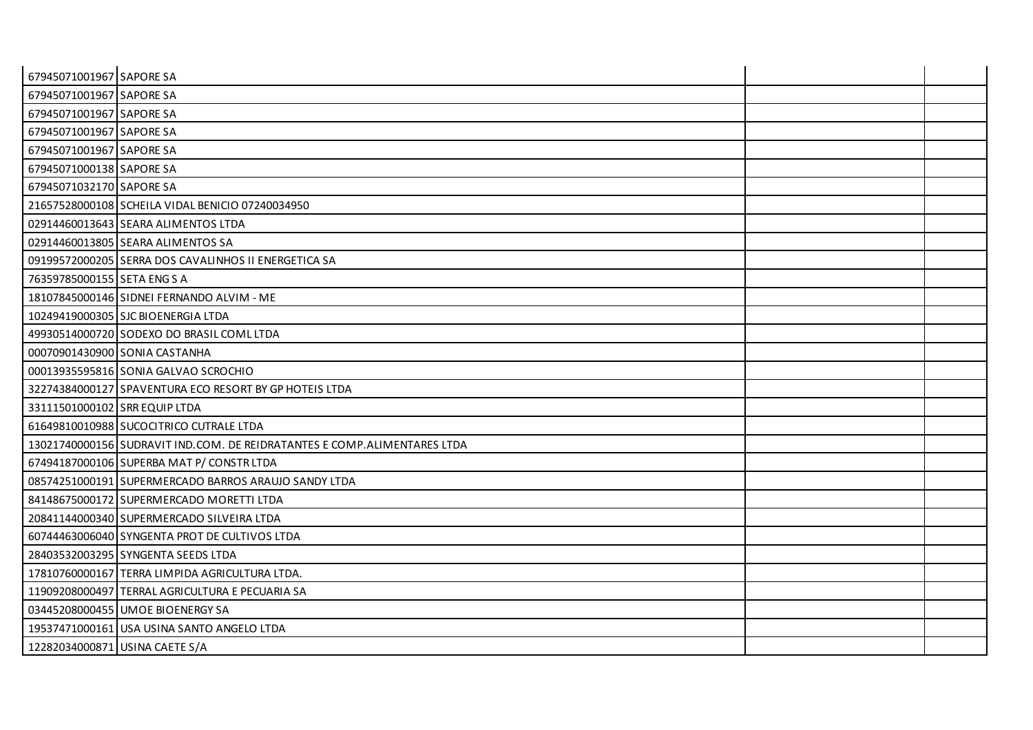| | | | |
|---|---|---|---|
| 67945071001967 | SAPORE SA | | |
| 67945071001967 | SAPORE SA | | |
| 67945071001967 | SAPORE SA | | |
| 67945071001967 | SAPORE SA | | |
| 67945071001967 | SAPORE SA | | |
| 67945071000138 | SAPORE SA | | |
| 67945071032170 | SAPORE SA | | |
| 21657528000108 | SCHEILA VIDAL BENICIO 07240034950 | | |
| 02914460013643 | SEARA ALIMENTOS LTDA | | |
| 02914460013805 | SEARA ALIMENTOS SA | | |
| 09199572000205 | SERRA DOS CAVALINHOS II ENERGETICA SA | | |
| 76359785000155 | SETA ENG S A | | |
| 18107845000146 | SIDNEI FERNANDO ALVIM - ME | | |
| 10249419000305 | SJC BIOENERGIA LTDA | | |
| 49930514000720 | SODEXO DO BRASIL COML LTDA | | |
| 00070901430900 | SONIA CASTANHA | | |
| 00013935595816 | SONIA GALVAO SCROCHIO | | |
| 32274384000127 | SPAVENTURA ECO RESORT BY GP HOTEIS LTDA | | |
| 33111501000102 | SRR EQUIP LTDA | | |
| 61649810010988 | SUCOCITRICO CUTRALE LTDA | | |
| 13021740000156 | SUDRAVIT IND.COM. DE REIDRATANTES E COMP.ALIMENTARES LTDA | | |
| 67494187000106 | SUPERBA MAT P/ CONSTR LTDA | | |
| 08574251000191 | SUPERMERCADO BARROS ARAUJO SANDY LTDA | | |
| 84148675000172 | SUPERMERCADO MORETTI LTDA | | |
| 20841144000340 | SUPERMERCADO SILVEIRA LTDA | | |
| 60744463006040 | SYNGENTA PROT DE CULTIVOS LTDA | | |
| 28403532003295 | SYNGENTA SEEDS LTDA | | |
| 17810760000167 | TERRA LIMPIDA AGRICULTURA LTDA. | | |
| 11909208000497 | TERRAL AGRICULTURA E PECUARIA SA | | |
| 03445208000455 | UMOE BIOENERGY SA | | |
| 19537471000161 | USA USINA SANTO ANGELO LTDA | | |
| 12282034000871 | USINA CAETE S/A | | |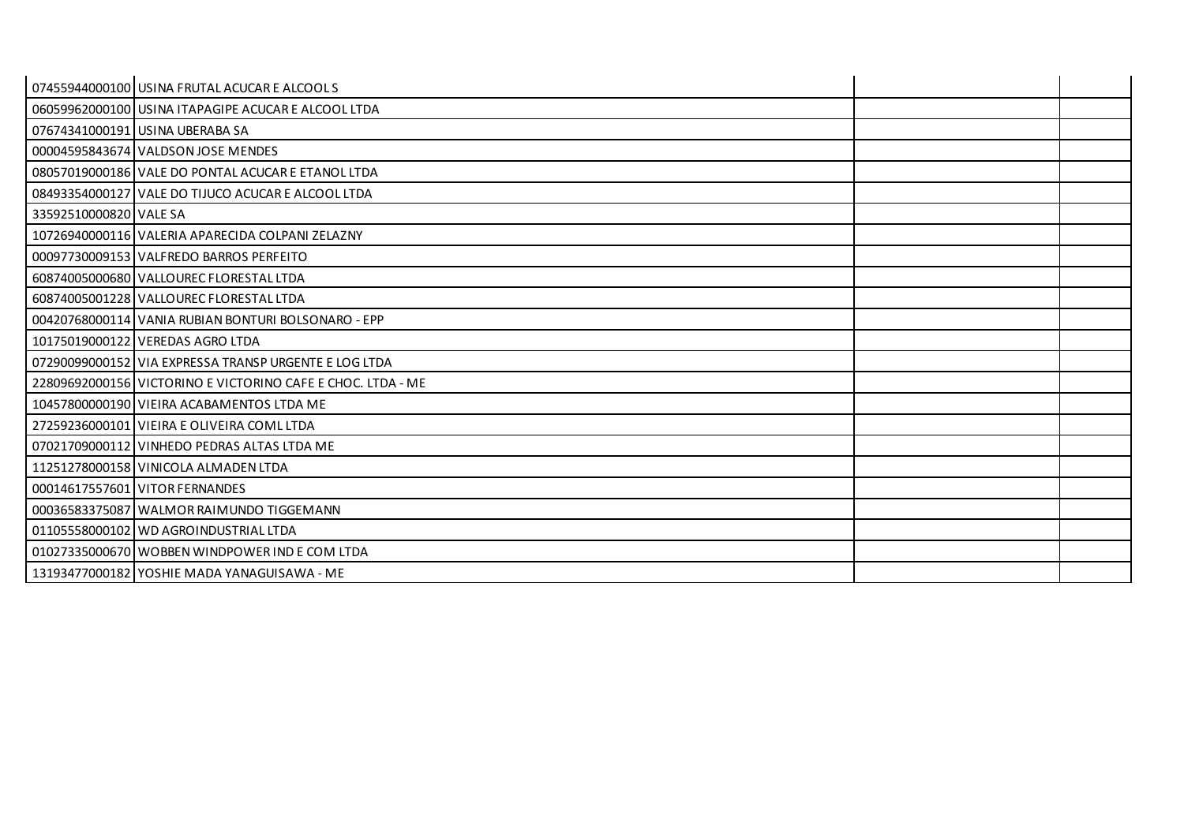| | | | |
|---|---|---|---|
| 07455944000100 | USINA FRUTAL ACUCAR E ALCOOL S | | |
| 06059962000100 | USINA ITAPAGIPE ACUCAR E ALCOOL LTDA | | |
| 07674341000191 | USINA UBERABA SA | | |
| 00004595843674 | VALDSON JOSE MENDES | | |
| 08057019000186 | VALE DO PONTAL ACUCAR E ETANOL LTDA | | |
| 08493354000127 | VALE DO TIJUCO ACUCAR E ALCOOL LTDA | | |
| 33592510000820 | VALE SA | | |
| 10726940000116 | VALERIA APARECIDA COLPANI ZELAZNY | | |
| 00097730009153 | VALFREDO BARROS PERFEITO | | |
| 60874005000680 | VALLOUREC FLORESTAL LTDA | | |
| 60874005001228 | VALLOUREC FLORESTAL LTDA | | |
| 00420768000114 | VANIA RUBIAN BONTURI BOLSONARO - EPP | | |
| 10175019000122 | VEREDAS AGRO LTDA | | |
| 07290099000152 | VIA EXPRESSA TRANSP URGENTE E LOG LTDA | | |
| 22809692000156 | VICTORINO E VICTORINO CAFE E CHOC. LTDA - ME | | |
| 10457800000190 | VIEIRA ACABAMENTOS LTDA ME | | |
| 27259236000101 | VIEIRA E OLIVEIRA COML LTDA | | |
| 07021709000112 | VINHEDO PEDRAS ALTAS LTDA ME | | |
| 11251278000158 | VINICOLA ALMADEN LTDA | | |
| 00014617557601 | VITOR FERNANDES | | |
| 00036583375087 | WALMOR RAIMUNDO TIGGEMANN | | |
| 01105558000102 | WD AGROINDUSTRIAL LTDA | | |
| 01027335000670 | WOBBEN WINDPOWER IND E COM LTDA | | |
| 13193477000182 | YOSHIE MADA YANAGUISAWA - ME | | |